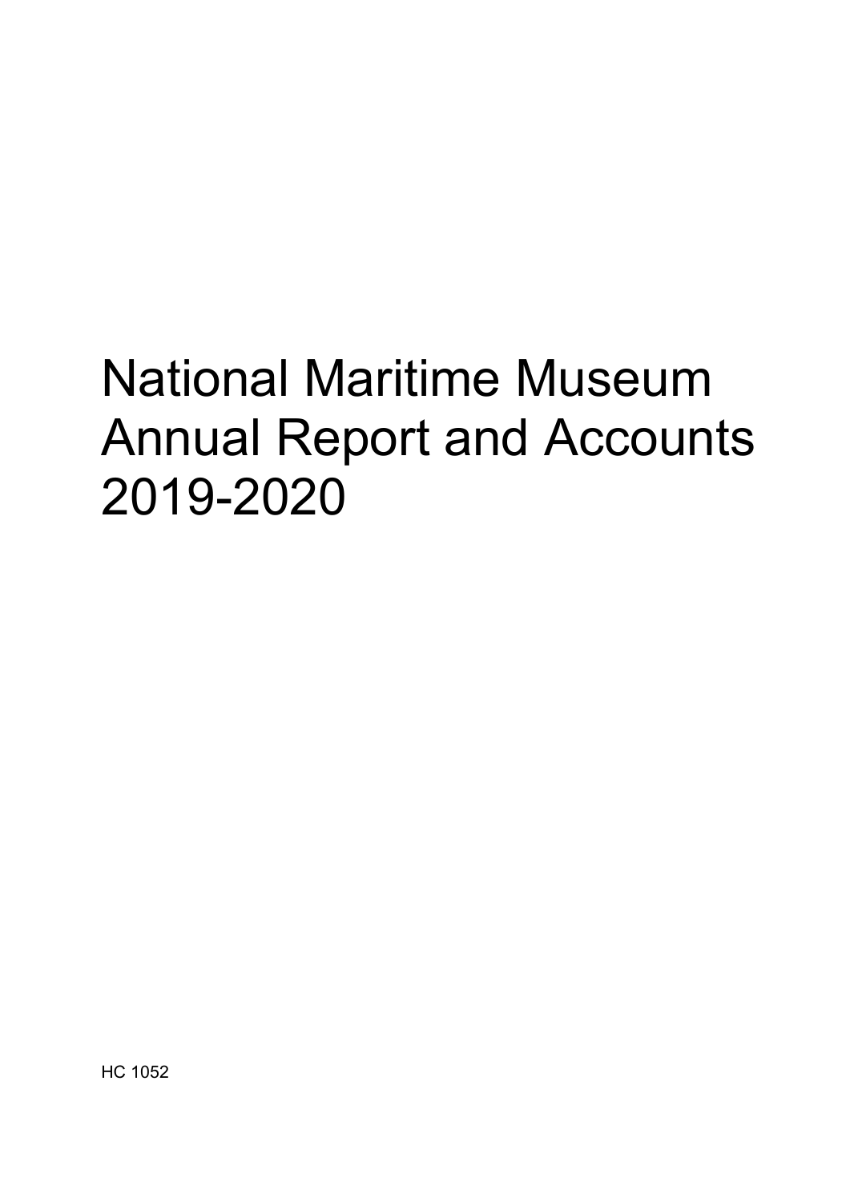# National Maritime Museum Annual Report and Accounts 2019-2020

HC 1052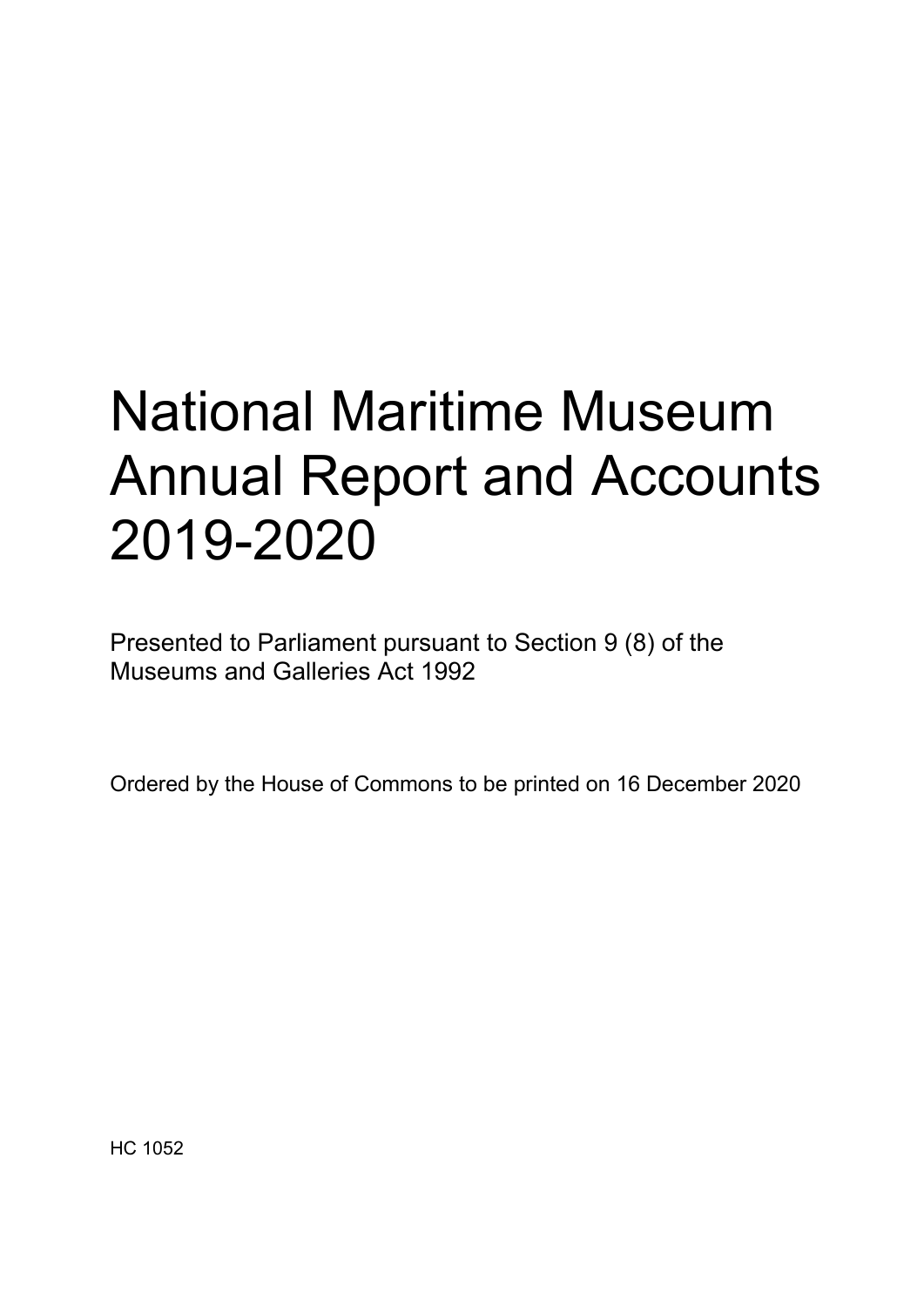# National Maritime Museum Annual Report and Accounts 2019-2020

Presented to Parliament pursuant to Section 9 (8) of the Museums and Galleries Act 1992

Ordered by the House of Commons to be printed on 16 December 2020

HC 1052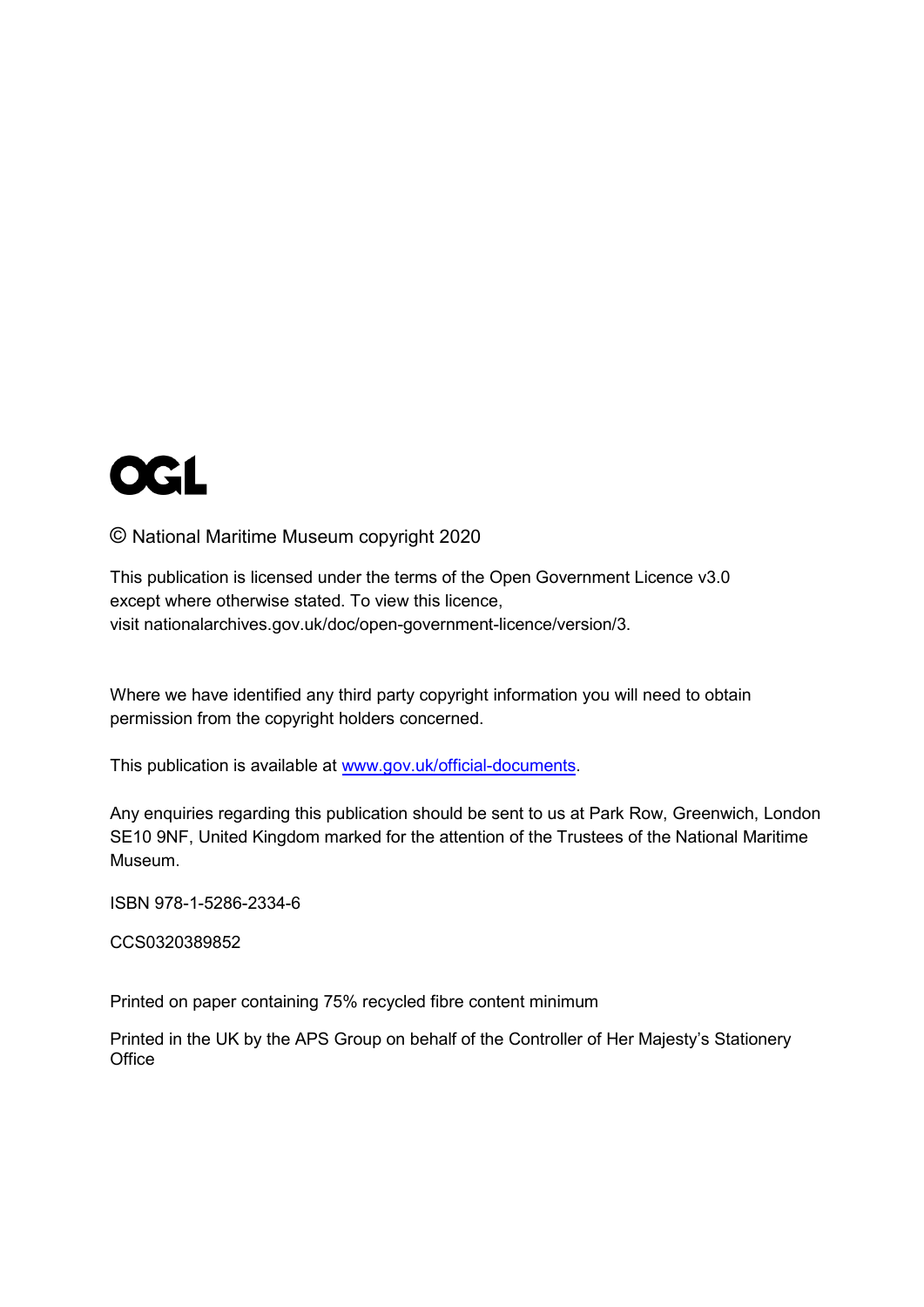OGL

© National Maritime Museum copyright 2020

This publication is licensed under the terms of the Open Government Licence v3.0 except where otherwise stated. To view this licence, visit nationalarchives.gov.uk/doc/open-government-licence/version/3.

Where we have identified any third party copyright information you will need to obtain permission from the copyright holders concerned.

This publication is available at [www.gov.uk/official-documents](http://www.gov.uk/official-documents).

Any enquiries regarding this publication should be sent to us at Park Row, Greenwich, London SE10 9NF, United Kingdom marked for the attention of the Trustees of the National Maritime Museum.

ISBN 978-1-5286-2334-6

CCS0320389852

Printed on paper containing 75% recycled fibre content minimum

Printed in the UK by the APS Group on behalf of the Controller of Her Majesty's Stationery Office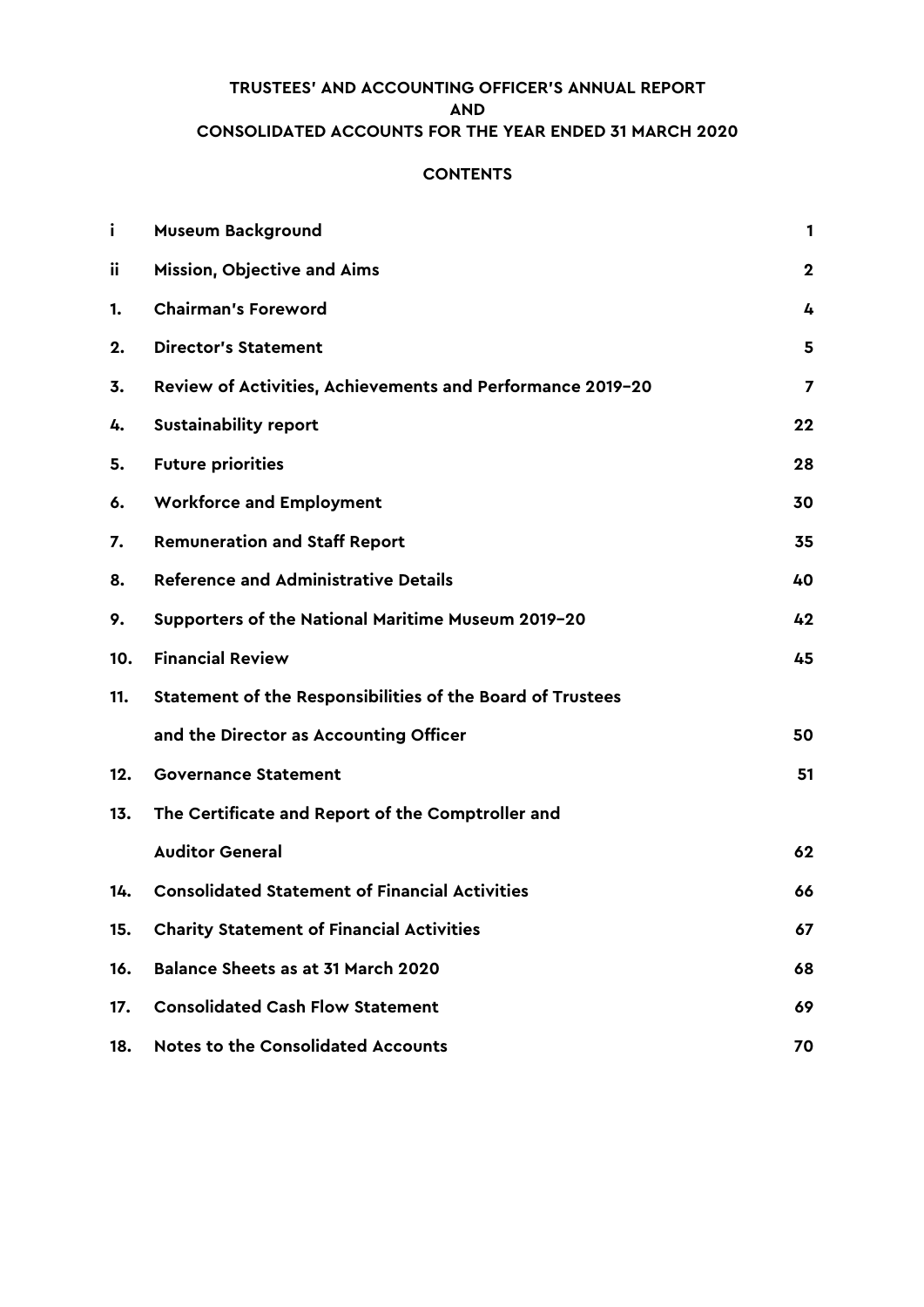# TRUSTEES' AND ACCOUNTING OFFICER'S ANNUAL REPORT AND CONSOLIDATED ACCOUNTS FOR THE YEAR ENDED 31 MARCH 2020

## CONTENTS

| | | |
|---|---|---|
| i | **Museum Background** | 1 |
| ii | **Mission, Objective and Aims** | 2 |
| 1. | **Chairman's Foreword** | 4 |
| 2. | **Director's Statement** | 5 |
| 3. | **Review of Activities, Achievements and Performance 2019-20** | 7 |
| 4. | **Sustainability report** | 22 |
| 5. | **Future priorities** | 28 |
| 6. | **Workforce and Employment** | 30 |
| 7. | **Remuneration and Staff Report** | 35 |
| 8. | **Reference and Administrative Details** | 40 |
| 9. | **Supporters of the National Maritime Museum 2019-20** | 42 |
| 10. | **Financial Review** | 45 |
| 11. | **Statement of the Responsibilities of the Board of Trustees and the Director as Accounting Officer** | 50 |
| 12. | **Governance Statement** | 51 |
| 13. | **The Certificate and Report of the Comptroller and Auditor General** | 62 |
| 14. | **Consolidated Statement of Financial Activities** | 66 |
| 15. | **Charity Statement of Financial Activities** | 67 |
| 16. | **Balance Sheets as at 31 March 2020** | 68 |
| 17. | **Consolidated Cash Flow Statement** | 69 |
| 18. | **Notes to the Consolidated Accounts** | 70 |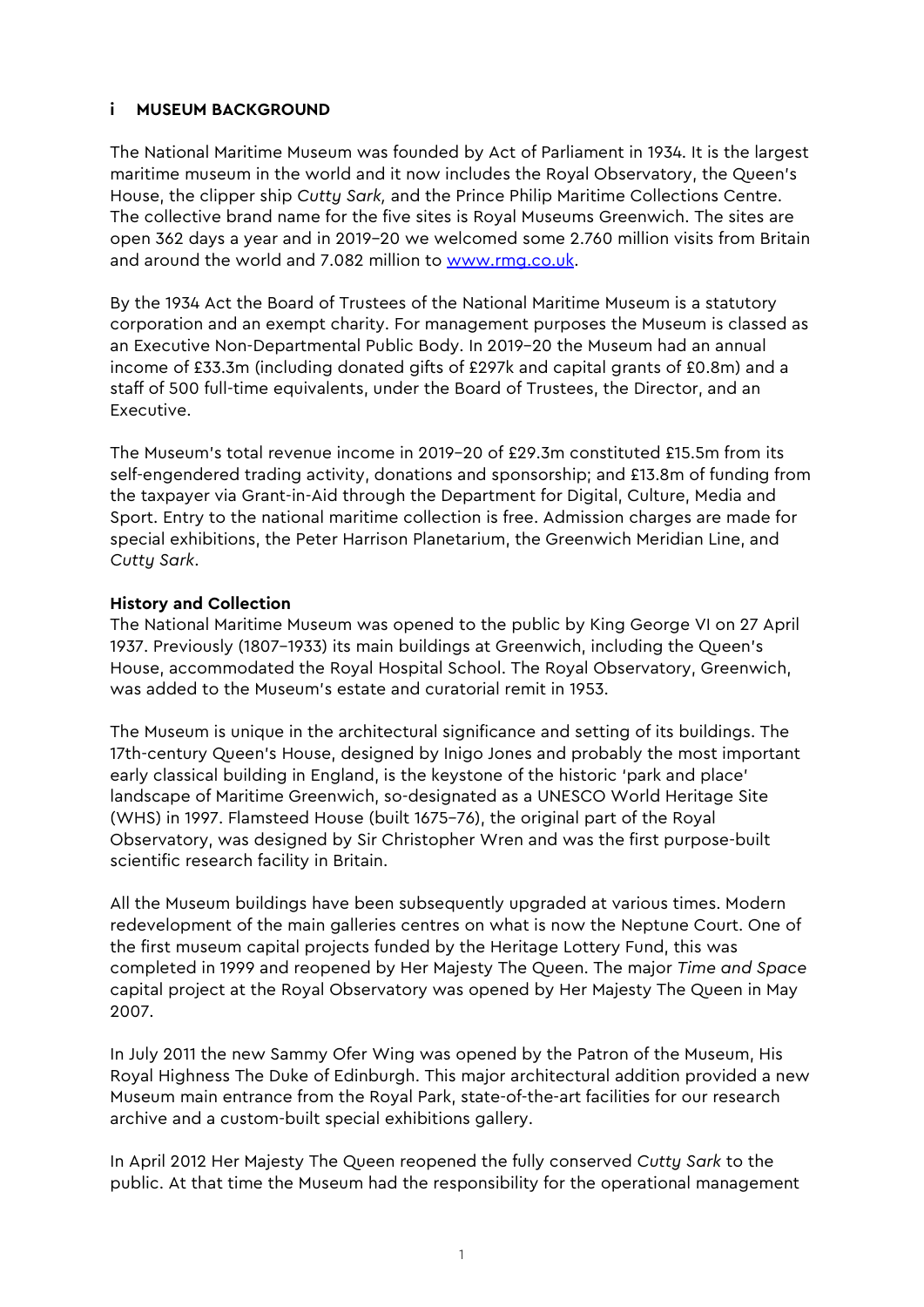## i MUSEUM BACKGROUND

The National Maritime Museum was founded by Act of Parliament in 1934. It is the largest maritime museum in the world and it now includes the Royal Observatory, the Queen's House, the clipper ship *Cutty Sark,* and the Prince Philip Maritime Collections Centre. The collective brand name for the five sites is Royal Museums Greenwich. The sites are open 362 days a year and in 2019–20 we welcomed some 2.760 million visits from Britain and around the world and 7.082 million to www.rmg.co.uk.

By the 1934 Act the Board of Trustees of the National Maritime Museum is a statutory corporation and an exempt charity. For management purposes the Museum is classed as an Executive Non-Departmental Public Body. In 2019–20 the Museum had an annual income of £33.3m (including donated gifts of £297k and capital grants of £0.8m) and a staff of 500 full-time equivalents, under the Board of Trustees, the Director, and an Executive.

The Museum's total revenue income in 2019–20 of £29.3m constituted £15.5m from its self-engendered trading activity, donations and sponsorship; and £13.8m of funding from the taxpayer via Grant-in-Aid through the Department for Digital, Culture, Media and Sport. Entry to the national maritime collection is free. Admission charges are made for special exhibitions, the Peter Harrison Planetarium, the Greenwich Meridian Line, and *Cutty Sark*.

**History and Collection**

The National Maritime Museum was opened to the public by King George VI on 27 April 1937. Previously (1807–1933) its main buildings at Greenwich, including the Queen's House, accommodated the Royal Hospital School. The Royal Observatory, Greenwich, was added to the Museum's estate and curatorial remit in 1953.

The Museum is unique in the architectural significance and setting of its buildings. The 17th-century Queen's House, designed by Inigo Jones and probably the most important early classical building in England, is the keystone of the historic 'park and place' landscape of Maritime Greenwich, so-designated as a UNESCO World Heritage Site (WHS) in 1997. Flamsteed House (built 1675–76), the original part of the Royal Observatory, was designed by Sir Christopher Wren and was the first purpose-built scientific research facility in Britain.

All the Museum buildings have been subsequently upgraded at various times. Modern redevelopment of the main galleries centres on what is now the Neptune Court. One of the first museum capital projects funded by the Heritage Lottery Fund, this was completed in 1999 and reopened by Her Majesty The Queen. The major *Time and Space* capital project at the Royal Observatory was opened by Her Majesty The Queen in May 2007.

In July 2011 the new Sammy Ofer Wing was opened by the Patron of the Museum, His Royal Highness The Duke of Edinburgh. This major architectural addition provided a new Museum main entrance from the Royal Park, state-of-the-art facilities for our research archive and a custom-built special exhibitions gallery.

In April 2012 Her Majesty The Queen reopened the fully conserved *Cutty Sark* to the public. At that time the Museum had the responsibility for the operational management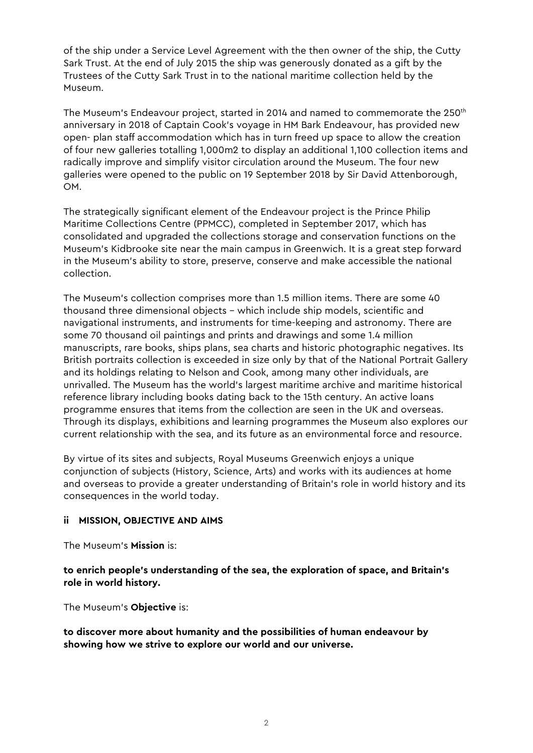of the ship under a Service Level Agreement with the then owner of the ship, the Cutty Sark Trust. At the end of July 2015 the ship was generously donated as a gift by the Trustees of the Cutty Sark Trust in to the national maritime collection held by the Museum.

The Museum's Endeavour project, started in 2014 and named to commemorate the 250th anniversary in 2018 of Captain Cook's voyage in HM Bark Endeavour, has provided new open- plan staff accommodation which has in turn freed up space to allow the creation of four new galleries totalling 1,000m2 to display an additional 1,100 collection items and radically improve and simplify visitor circulation around the Museum. The four new galleries were opened to the public on 19 September 2018 by Sir David Attenborough, OM.

The strategically significant element of the Endeavour project is the Prince Philip Maritime Collections Centre (PPMCC), completed in September 2017, which has consolidated and upgraded the collections storage and conservation functions on the Museum's Kidbrooke site near the main campus in Greenwich. It is a great step forward in the Museum's ability to store, preserve, conserve and make accessible the national collection.

The Museum's collection comprises more than 1.5 million items. There are some 40 thousand three dimensional objects – which include ship models, scientific and navigational instruments, and instruments for time-keeping and astronomy. There are some 70 thousand oil paintings and prints and drawings and some 1.4 million manuscripts, rare books, ships plans, sea charts and historic photographic negatives. Its British portraits collection is exceeded in size only by that of the National Portrait Gallery and its holdings relating to Nelson and Cook, among many other individuals, are unrivalled. The Museum has the world's largest maritime archive and maritime historical reference library including books dating back to the 15th century. An active loans programme ensures that items from the collection are seen in the UK and overseas. Through its displays, exhibitions and learning programmes the Museum also explores our current relationship with the sea, and its future as an environmental force and resource.

By virtue of its sites and subjects, Royal Museums Greenwich enjoys a unique conjunction of subjects (History, Science, Arts) and works with its audiences at home and overseas to provide a greater understanding of Britain's role in world history and its consequences in the world today.

### ii MISSION, OBJECTIVE AND AIMS

The Museum's **Mission** is:

**to enrich people's understanding of the sea, the exploration of space, and Britain's role in world history.**

The Museum's **Objective** is:

**to discover more about humanity and the possibilities of human endeavour by showing how we strive to explore our world and our universe.**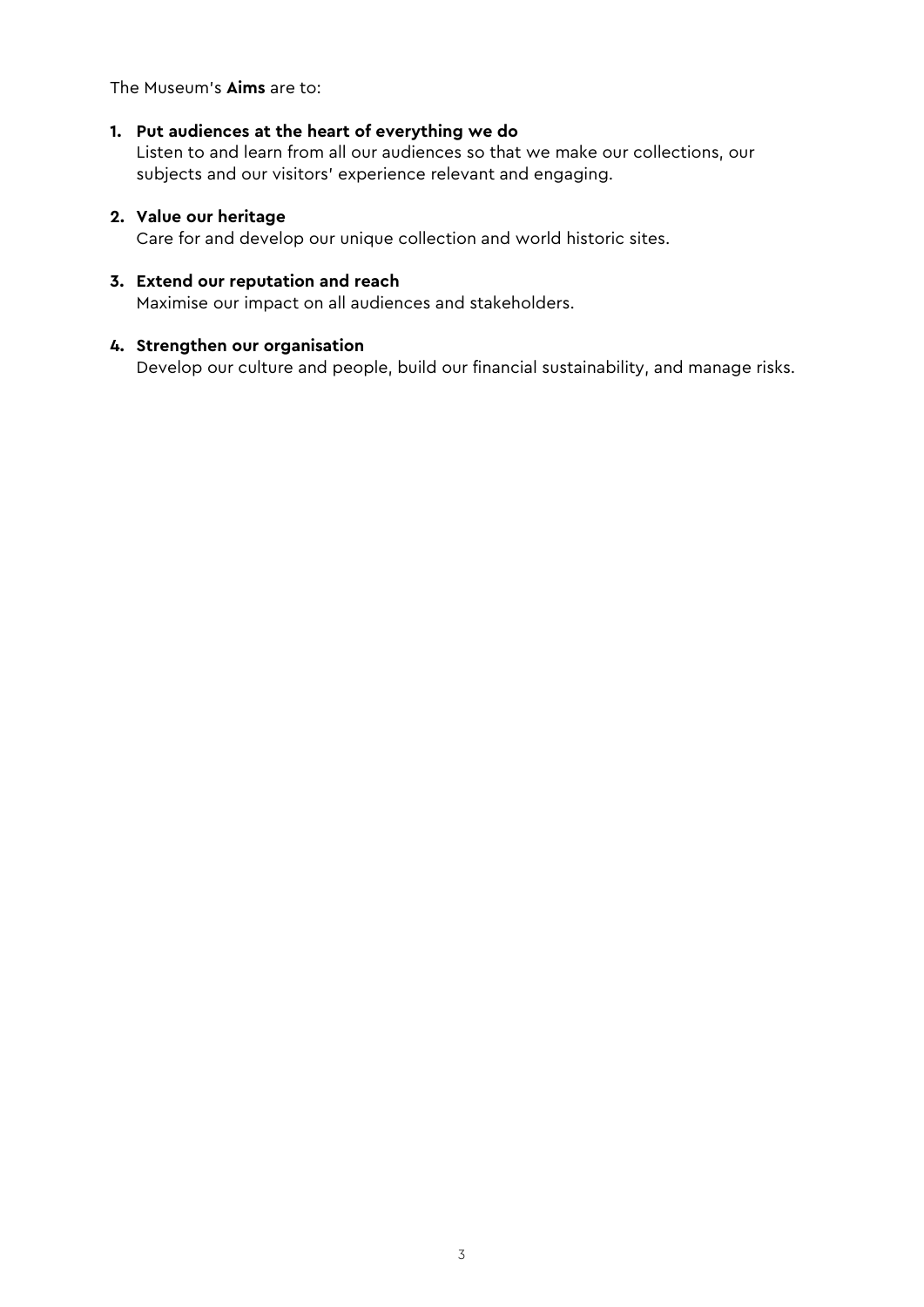The Museum's **Aims** are to:

1. **Put audiences at the heart of everything we do**
   Listen to and learn from all our audiences so that we make our collections, our subjects and our visitors' experience relevant and engaging.

2. **Value our heritage**
   Care for and develop our unique collection and world historic sites.

3. **Extend our reputation and reach**
   Maximise our impact on all audiences and stakeholders.

4. **Strengthen our organisation**
   Develop our culture and people, build our financial sustainability, and manage risks.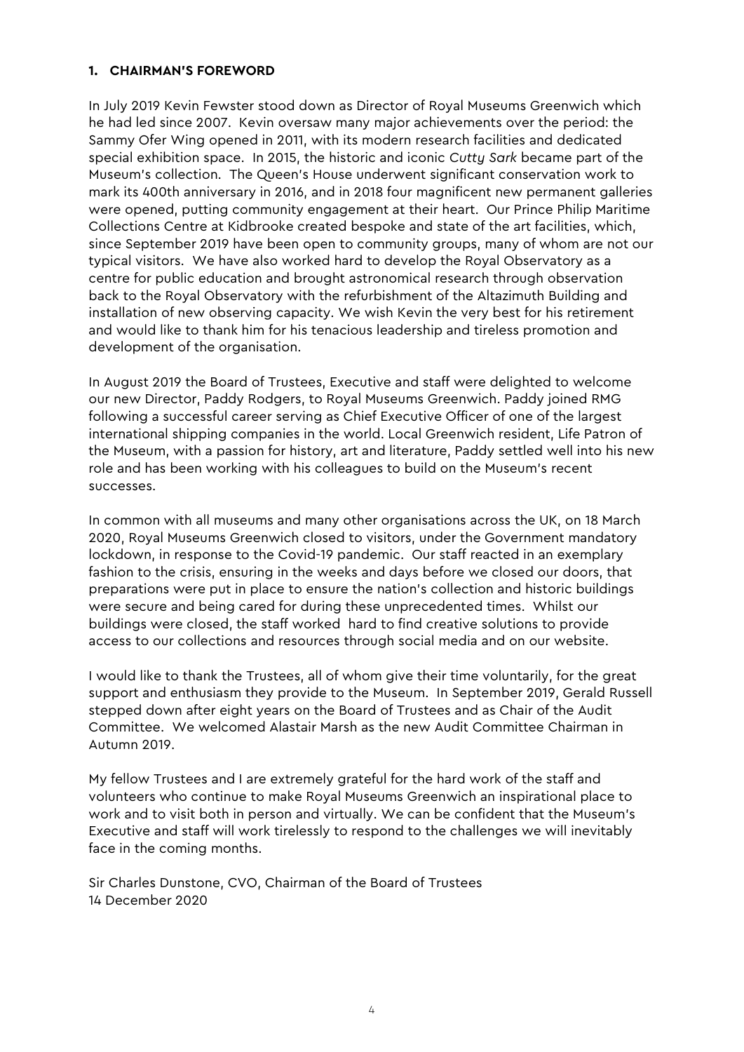## 1. CHAIRMAN'S FOREWORD

In July 2019 Kevin Fewster stood down as Director of Royal Museums Greenwich which he had led since 2007. Kevin oversaw many major achievements over the period: the Sammy Ofer Wing opened in 2011, with its modern research facilities and dedicated special exhibition space. In 2015, the historic and iconic *Cutty Sark* became part of the Museum's collection. The Queen's House underwent significant conservation work to mark its 400th anniversary in 2016, and in 2018 four magnificent new permanent galleries were opened, putting community engagement at their heart. Our Prince Philip Maritime Collections Centre at Kidbrooke created bespoke and state of the art facilities, which, since September 2019 have been open to community groups, many of whom are not our typical visitors. We have also worked hard to develop the Royal Observatory as a centre for public education and brought astronomical research through observation back to the Royal Observatory with the refurbishment of the Altazimuth Building and installation of new observing capacity. We wish Kevin the very best for his retirement and would like to thank him for his tenacious leadership and tireless promotion and development of the organisation.

In August 2019 the Board of Trustees, Executive and staff were delighted to welcome our new Director, Paddy Rodgers, to Royal Museums Greenwich. Paddy joined RMG following a successful career serving as Chief Executive Officer of one of the largest international shipping companies in the world. Local Greenwich resident, Life Patron of the Museum, with a passion for history, art and literature, Paddy settled well into his new role and has been working with his colleagues to build on the Museum's recent successes.

In common with all museums and many other organisations across the UK, on 18 March 2020, Royal Museums Greenwich closed to visitors, under the Government mandatory lockdown, in response to the Covid-19 pandemic. Our staff reacted in an exemplary fashion to the crisis, ensuring in the weeks and days before we closed our doors, that preparations were put in place to ensure the nation's collection and historic buildings were secure and being cared for during these unprecedented times. Whilst our buildings were closed, the staff worked hard to find creative solutions to provide access to our collections and resources through social media and on our website.

I would like to thank the Trustees, all of whom give their time voluntarily, for the great support and enthusiasm they provide to the Museum. In September 2019, Gerald Russell stepped down after eight years on the Board of Trustees and as Chair of the Audit Committee. We welcomed Alastair Marsh as the new Audit Committee Chairman in Autumn 2019.

My fellow Trustees and I are extremely grateful for the hard work of the staff and volunteers who continue to make Royal Museums Greenwich an inspirational place to work and to visit both in person and virtually. We can be confident that the Museum's Executive and staff will work tirelessly to respond to the challenges we will inevitably face in the coming months.

Sir Charles Dunstone, CVO, Chairman of the Board of Trustees
14 December 2020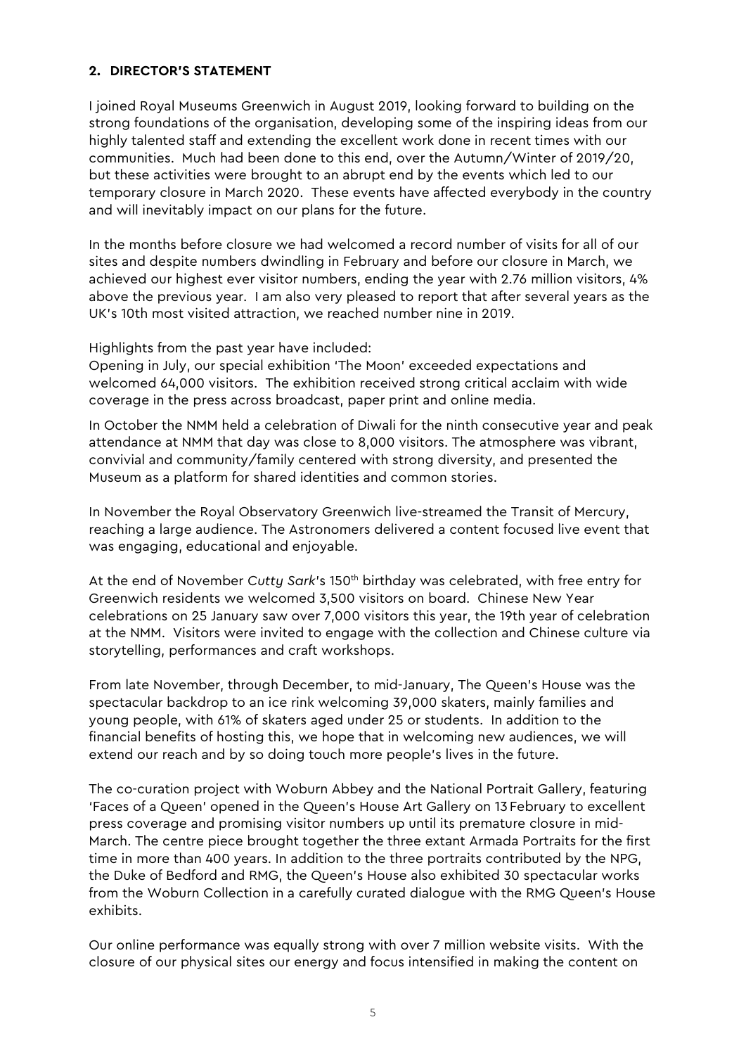## 2. DIRECTOR'S STATEMENT

I joined Royal Museums Greenwich in August 2019, looking forward to building on the strong foundations of the organisation, developing some of the inspiring ideas from our highly talented staff and extending the excellent work done in recent times with our communities. Much had been done to this end, over the Autumn/Winter of 2019/20, but these activities were brought to an abrupt end by the events which led to our temporary closure in March 2020. These events have affected everybody in the country and will inevitably impact on our plans for the future.

In the months before closure we had welcomed a record number of visits for all of our sites and despite numbers dwindling in February and before our closure in March, we achieved our highest ever visitor numbers, ending the year with 2.76 million visitors, 4% above the previous year. I am also very pleased to report that after several years as the UK's 10th most visited attraction, we reached number nine in 2019.

Highlights from the past year have included:
Opening in July, our special exhibition 'The Moon' exceeded expectations and welcomed 64,000 visitors. The exhibition received strong critical acclaim with wide coverage in the press across broadcast, paper print and online media.

In October the NMM held a celebration of Diwali for the ninth consecutive year and peak attendance at NMM that day was close to 8,000 visitors. The atmosphere was vibrant, convivial and community/family centered with strong diversity, and presented the Museum as a platform for shared identities and common stories.

In November the Royal Observatory Greenwich live-streamed the Transit of Mercury, reaching a large audience. The Astronomers delivered a content focused live event that was engaging, educational and enjoyable.

At the end of November *Cutty Sark*'s 150th birthday was celebrated, with free entry for Greenwich residents we welcomed 3,500 visitors on board. Chinese New Year celebrations on 25 January saw over 7,000 visitors this year, the 19th year of celebration at the NMM. Visitors were invited to engage with the collection and Chinese culture via storytelling, performances and craft workshops.

From late November, through December, to mid-January, The Queen's House was the spectacular backdrop to an ice rink welcoming 39,000 skaters, mainly families and young people, with 61% of skaters aged under 25 or students. In addition to the financial benefits of hosting this, we hope that in welcoming new audiences, we will extend our reach and by so doing touch more people's lives in the future.

The co-curation project with Woburn Abbey and the National Portrait Gallery, featuring 'Faces of a Queen' opened in the Queen's House Art Gallery on 13 February to excellent press coverage and promising visitor numbers up until its premature closure in mid-March. The centre piece brought together the three extant Armada Portraits for the first time in more than 400 years. In addition to the three portraits contributed by the NPG, the Duke of Bedford and RMG, the Queen's House also exhibited 30 spectacular works from the Woburn Collection in a carefully curated dialogue with the RMG Queen's House exhibits.

Our online performance was equally strong with over 7 million website visits. With the closure of our physical sites our energy and focus intensified in making the content on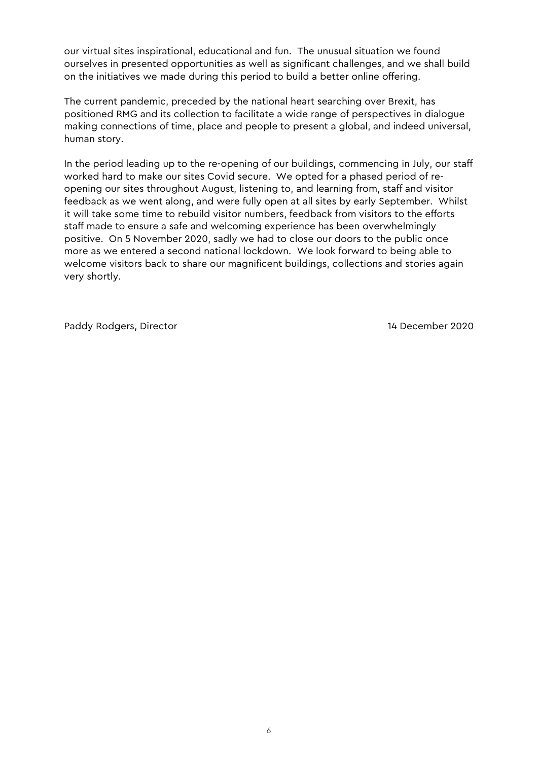our virtual sites inspirational, educational and fun. The unusual situation we found ourselves in presented opportunities as well as significant challenges, and we shall build on the initiatives we made during this period to build a better online offering.

The current pandemic, preceded by the national heart searching over Brexit, has positioned RMG and its collection to facilitate a wide range of perspectives in dialogue making connections of time, place and people to present a global, and indeed universal, human story.

In the period leading up to the re-opening of our buildings, commencing in July, our staff worked hard to make our sites Covid secure. We opted for a phased period of re-opening our sites throughout August, listening to, and learning from, staff and visitor feedback as we went along, and were fully open at all sites by early September. Whilst it will take some time to rebuild visitor numbers, feedback from visitors to the efforts staff made to ensure a safe and welcoming experience has been overwhelmingly positive. On 5 November 2020, sadly we had to close our doors to the public once more as we entered a second national lockdown. We look forward to being able to welcome visitors back to share our magnificent buildings, collections and stories again very shortly.

Paddy Rodgers, Director

14 December 2020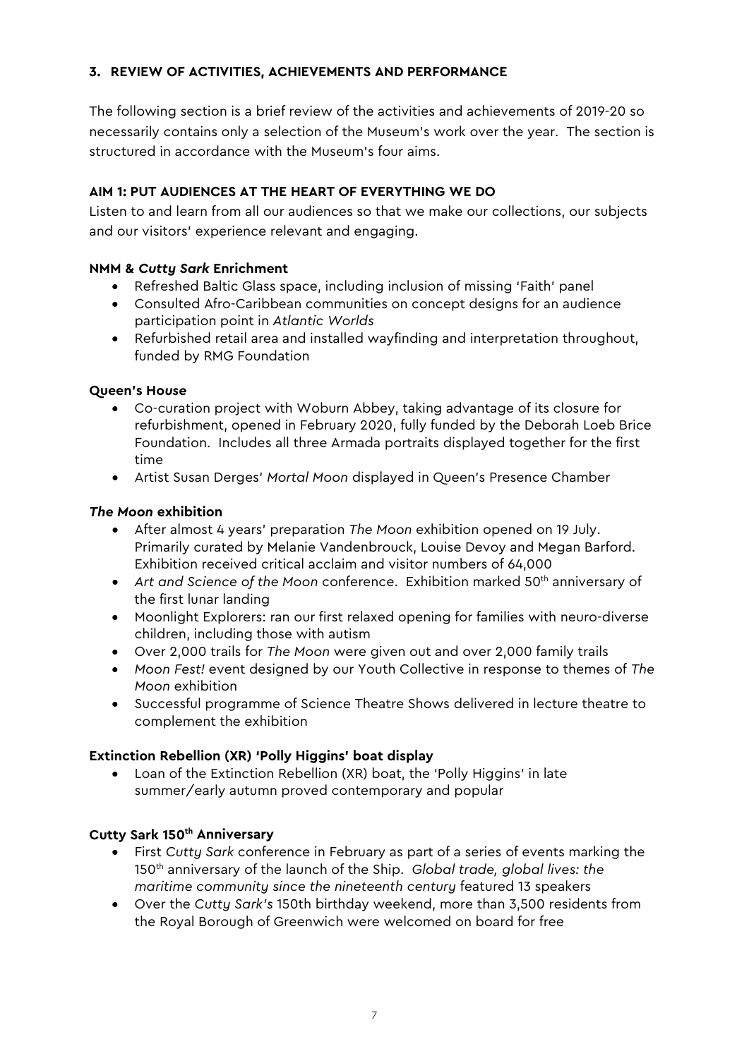## 3. REVIEW OF ACTIVITIES, ACHIEVEMENTS AND PERFORMANCE

The following section is a brief review of the activities and achievements of 2019-20 so necessarily contains only a selection of the Museum's work over the year. The section is structured in accordance with the Museum's four aims.

### AIM 1: PUT AUDIENCES AT THE HEART OF EVERYTHING WE DO

Listen to and learn from all our audiences so that we make our collections, our subjects and our visitors' experience relevant and engaging.

**NMM & *Cutty Sark* Enrichment**

- Refreshed Baltic Glass space, including inclusion of missing 'Faith' panel
- Consulted Afro-Caribbean communities on concept designs for an audience participation point in *Atlantic Worlds*
- Refurbished retail area and installed wayfinding and interpretation throughout, funded by RMG Foundation

**Queen's Ho*use***

- Co-curation project with Woburn Abbey, taking advantage of its closure for refurbishment, opened in February 2020, fully funded by the Deborah Loeb Brice Foundation. Includes all three Armada portraits displayed together for the first time
- Artist Susan Derges' *Mortal Moon* displayed in Queen's Presence Chamber

***The Moon* exhibition**

- After almost 4 years' preparation *The Moon* exhibition opened on 19 July. Primarily curated by Melanie Vandenbrouck, Louise Devoy and Megan Barford. Exhibition received critical acclaim and visitor numbers of 64,000
- *Art and Science of the Moon* conference. Exhibition marked 50th anniversary of the first lunar landing
- Moonlight Explorers: ran our first relaxed opening for families with neuro-diverse children, including those with autism
- Over 2,000 trails for *The Moon* were given out and over 2,000 family trails
- *Moon Fest!* event designed by our Youth Collective in response to themes of *The Moon* exhibition
- Successful programme of Science Theatre Shows delivered in lecture theatre to complement the exhibition

**Extinction Rebellion (XR) 'Polly Higgins' boat display**

- Loan of the Extinction Rebellion (XR) boat, the 'Polly Higgins' in late summer/early autumn proved contemporary and popular

**Cutty Sark 150th Anniversary**

- First *Cutty Sark* conference in February as part of a series of events marking the 150th anniversary of the launch of the Ship. *Global trade, global lives: the maritime community since the nineteenth century* featured 13 speakers
- Over the *Cutty Sark's* 150th birthday weekend, more than 3,500 residents from the Royal Borough of Greenwich were welcomed on board for free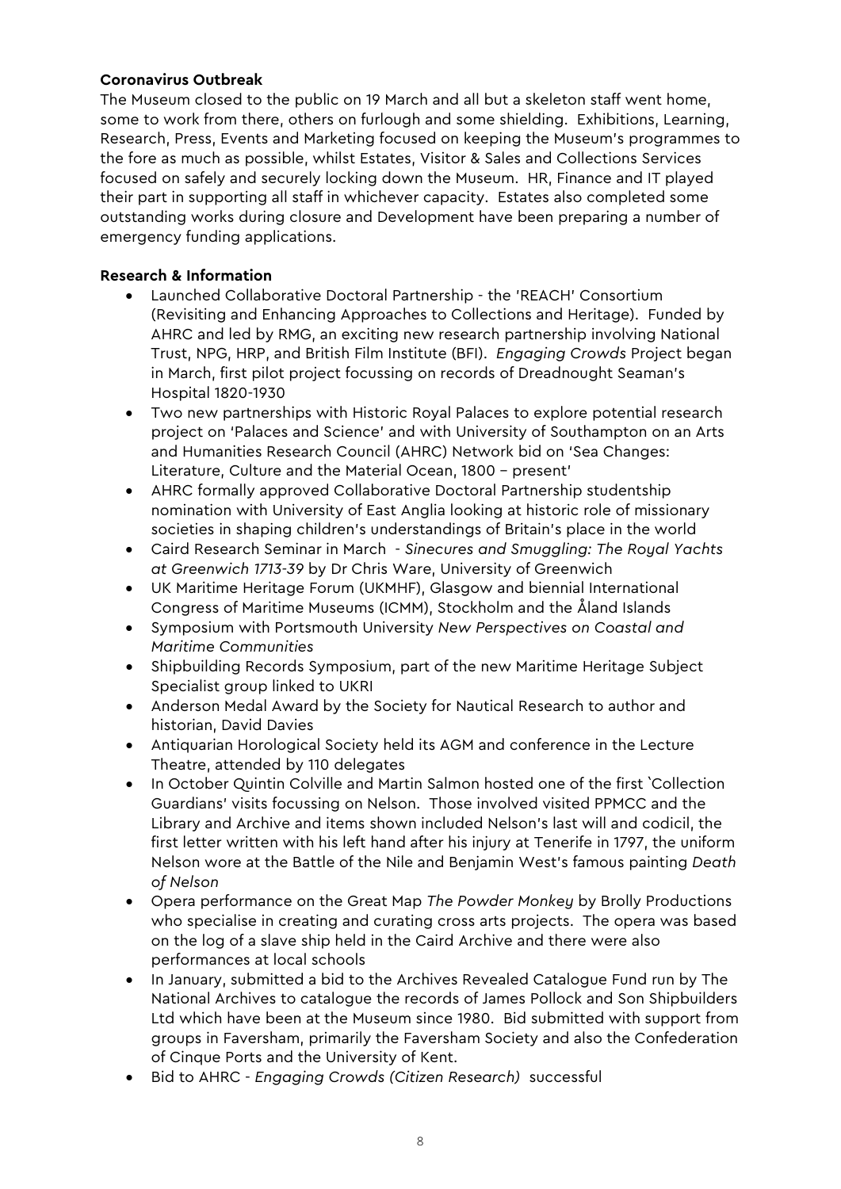**Coronavirus Outbreak**

The Museum closed to the public on 19 March and all but a skeleton staff went home, some to work from there, others on furlough and some shielding. Exhibitions, Learning, Research, Press, Events and Marketing focused on keeping the Museum's programmes to the fore as much as possible, whilst Estates, Visitor & Sales and Collections Services focused on safely and securely locking down the Museum. HR, Finance and IT played their part in supporting all staff in whichever capacity. Estates also completed some outstanding works during closure and Development have been preparing a number of emergency funding applications.

**Research & Information**

- Launched Collaborative Doctoral Partnership - the 'REACH' Consortium (Revisiting and Enhancing Approaches to Collections and Heritage). Funded by AHRC and led by RMG, an exciting new research partnership involving National Trust, NPG, HRP, and British Film Institute (BFI). *Engaging Crowds* Project began in March, first pilot project focussing on records of Dreadnought Seaman's Hospital 1820-1930
- Two new partnerships with Historic Royal Palaces to explore potential research project on 'Palaces and Science' and with University of Southampton on an Arts and Humanities Research Council (AHRC) Network bid on 'Sea Changes: Literature, Culture and the Material Ocean, 1800 – present'
- AHRC formally approved Collaborative Doctoral Partnership studentship nomination with University of East Anglia looking at historic role of missionary societies in shaping children's understandings of Britain's place in the world
- Caird Research Seminar in March - *Sinecures and Smuggling: The Royal Yachts at Greenwich 1713-39* by Dr Chris Ware, University of Greenwich
- UK Maritime Heritage Forum (UKMHF), Glasgow and biennial International Congress of Maritime Museums (ICMM), Stockholm and the Åland Islands
- Symposium with Portsmouth University *New Perspectives on Coastal and Maritime Communities*
- Shipbuilding Records Symposium, part of the new Maritime Heritage Subject Specialist group linked to UKRI
- Anderson Medal Award by the Society for Nautical Research to author and historian, David Davies
- Antiquarian Horological Society held its AGM and conference in the Lecture Theatre, attended by 110 delegates
- In October Quintin Colville and Martin Salmon hosted one of the first `Collection Guardians' visits focussing on Nelson. Those involved visited PPMCC and the Library and Archive and items shown included Nelson's last will and codicil, the first letter written with his left hand after his injury at Tenerife in 1797, the uniform Nelson wore at the Battle of the Nile and Benjamin West's famous painting *Death of Nelson*
- Opera performance on the Great Map *The Powder Monkey* by Brolly Productions who specialise in creating and curating cross arts projects. The opera was based on the log of a slave ship held in the Caird Archive and there were also performances at local schools
- In January, submitted a bid to the Archives Revealed Catalogue Fund run by The National Archives to catalogue the records of James Pollock and Son Shipbuilders Ltd which have been at the Museum since 1980. Bid submitted with support from groups in Faversham, primarily the Faversham Society and also the Confederation of Cinque Ports and the University of Kent.
- Bid to AHRC - *Engaging Crowds (Citizen Research)* successful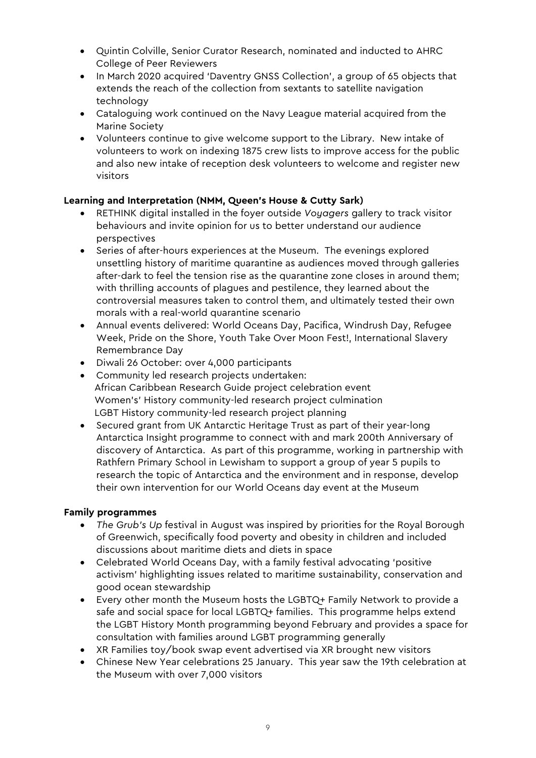- Quintin Colville, Senior Curator Research, nominated and inducted to AHRC College of Peer Reviewers
- In March 2020 acquired 'Daventry GNSS Collection', a group of 65 objects that extends the reach of the collection from sextants to satellite navigation technology
- Cataloguing work continued on the Navy League material acquired from the Marine Society
- Volunteers continue to give welcome support to the Library. New intake of volunteers to work on indexing 1875 crew lists to improve access for the public and also new intake of reception desk volunteers to welcome and register new visitors

**Learning and Interpretation (NMM, Queen's House & Cutty Sark)**

- RETHINK digital installed in the foyer outside *Voyagers* gallery to track visitor behaviours and invite opinion for us to better understand our audience perspectives
- Series of after-hours experiences at the Museum. The evenings explored unsettling history of maritime quarantine as audiences moved through galleries after-dark to feel the tension rise as the quarantine zone closes in around them; with thrilling accounts of plagues and pestilence, they learned about the controversial measures taken to control them, and ultimately tested their own morals with a real-world quarantine scenario
- Annual events delivered: World Oceans Day, Pacifica, Windrush Day, Refugee Week, Pride on the Shore, Youth Take Over Moon Fest!, International Slavery Remembrance Day
- Diwali 26 October: over 4,000 participants
- Community led research projects undertaken:
  African Caribbean Research Guide project celebration event
  Women's' History community-led research project culmination
  LGBT History community-led research project planning
- Secured grant from UK Antarctic Heritage Trust as part of their year-long Antarctica Insight programme to connect with and mark 200th Anniversary of discovery of Antarctica. As part of this programme, working in partnership with Rathfern Primary School in Lewisham to support a group of year 5 pupils to research the topic of Antarctica and the environment and in response, develop their own intervention for our World Oceans day event at the Museum

**Family programmes**

- *The Grub's Up* festival in August was inspired by priorities for the Royal Borough of Greenwich, specifically food poverty and obesity in children and included discussions about maritime diets and diets in space
- Celebrated World Oceans Day, with a family festival advocating 'positive activism' highlighting issues related to maritime sustainability, conservation and good ocean stewardship
- Every other month the Museum hosts the LGBTQ+ Family Network to provide a safe and social space for local LGBTQ+ families. This programme helps extend the LGBT History Month programming beyond February and provides a space for consultation with families around LGBT programming generally
- XR Families toy/book swap event advertised via XR brought new visitors
- Chinese New Year celebrations 25 January. This year saw the 19th celebration at the Museum with over 7,000 visitors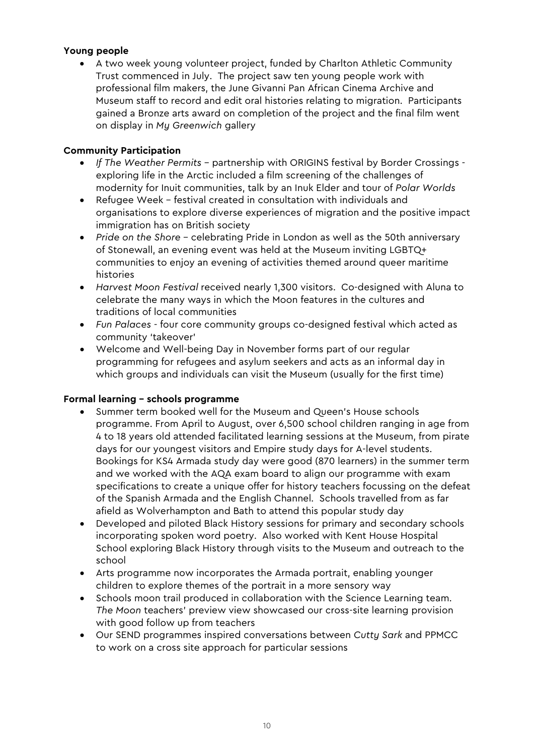**Young people**

- A two week young volunteer project, funded by Charlton Athletic Community Trust commenced in July. The project saw ten young people work with professional film makers, the June Givanni Pan African Cinema Archive and Museum staff to record and edit oral histories relating to migration. Participants gained a Bronze arts award on completion of the project and the final film went on display in *My Greenwich* gallery

**Community Participation**

- *If The Weather Permits* – partnership with ORIGINS festival by Border Crossings - exploring life in the Arctic included a film screening of the challenges of modernity for Inuit communities, talk by an Inuk Elder and tour of *Polar Worlds*
- Refugee Week – festival created in consultation with individuals and organisations to explore diverse experiences of migration and the positive impact immigration has on British society
- *Pride on the Shore* – celebrating Pride in London as well as the 50th anniversary of Stonewall, an evening event was held at the Museum inviting LGBTQ+ communities to enjoy an evening of activities themed around queer maritime histories
- *Harvest Moon Festival* received nearly 1,300 visitors. Co-designed with Aluna to celebrate the many ways in which the Moon features in the cultures and traditions of local communities
- *Fun Palaces* - four core community groups co-designed festival which acted as community 'takeover'
- Welcome and Well-being Day in November forms part of our regular programming for refugees and asylum seekers and acts as an informal day in which groups and individuals can visit the Museum (usually for the first time)

**Formal learning – schools programme**

- Summer term booked well for the Museum and Queen's House schools programme. From April to August, over 6,500 school children ranging in age from 4 to 18 years old attended facilitated learning sessions at the Museum, from pirate days for our youngest visitors and Empire study days for A-level students. Bookings for KS4 Armada study day were good (870 learners) in the summer term and we worked with the AQA exam board to align our programme with exam specifications to create a unique offer for history teachers focussing on the defeat of the Spanish Armada and the English Channel. Schools travelled from as far afield as Wolverhampton and Bath to attend this popular study day
- Developed and piloted Black History sessions for primary and secondary schools incorporating spoken word poetry. Also worked with Kent House Hospital School exploring Black History through visits to the Museum and outreach to the school
- Arts programme now incorporates the Armada portrait, enabling younger children to explore themes of the portrait in a more sensory way
- Schools moon trail produced in collaboration with the Science Learning team. *The Moon* teachers' preview view showcased our cross-site learning provision with good follow up from teachers
- Our SEND programmes inspired conversations between *Cutty Sark* and PPMCC to work on a cross site approach for particular sessions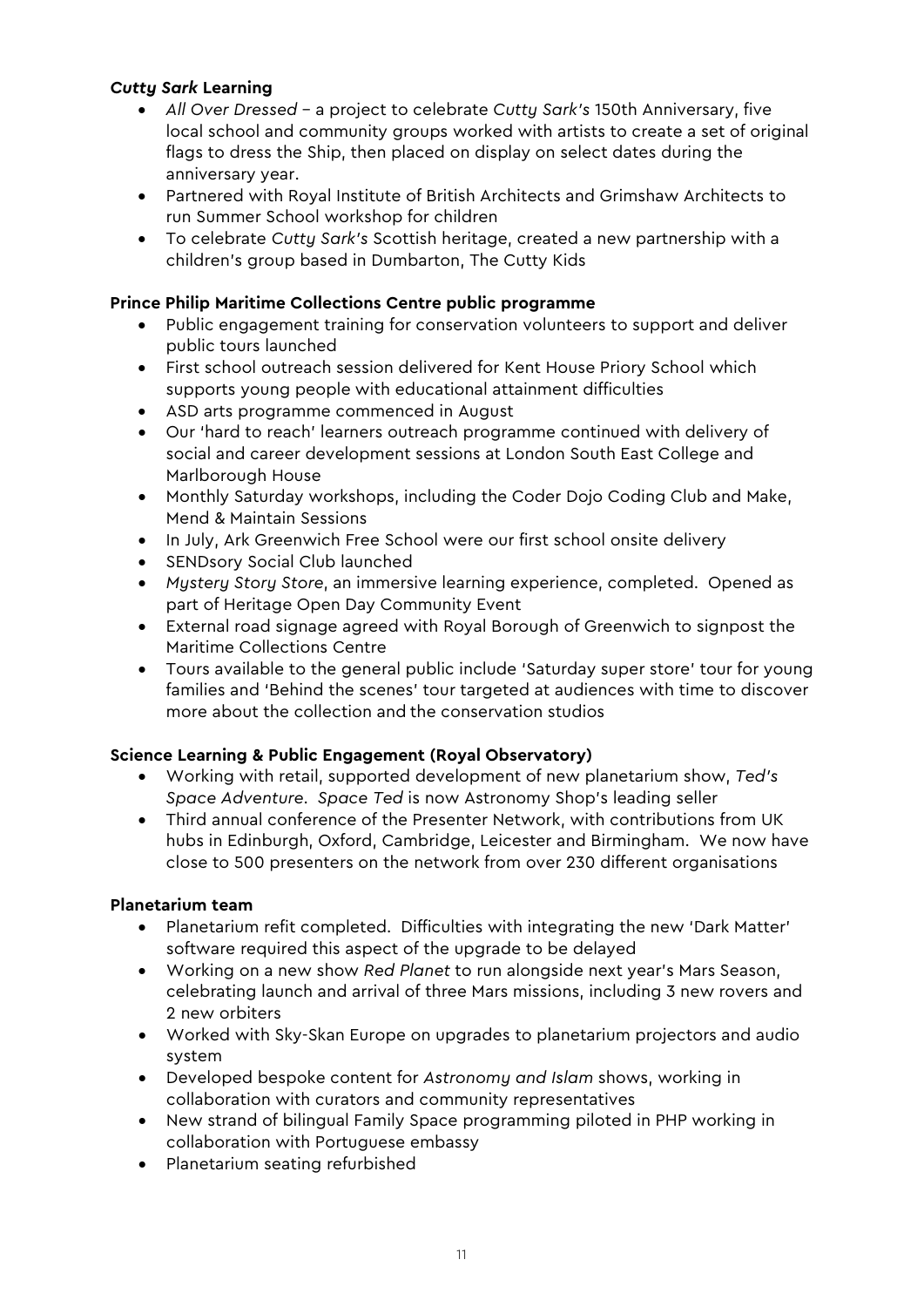***Cutty Sark* Learning**

- *All Over Dressed* – a project to celebrate *Cutty Sark's* 150th Anniversary, five local school and community groups worked with artists to create a set of original flags to dress the Ship, then placed on display on select dates during the anniversary year.
- Partnered with Royal Institute of British Architects and Grimshaw Architects to run Summer School workshop for children
- To celebrate *Cutty Sark's* Scottish heritage, created a new partnership with a children's group based in Dumbarton, The Cutty Kids

**Prince Philip Maritime Collections Centre public programme**

- Public engagement training for conservation volunteers to support and deliver public tours launched
- First school outreach session delivered for Kent House Priory School which supports young people with educational attainment difficulties
- ASD arts programme commenced in August
- Our 'hard to reach' learners outreach programme continued with delivery of social and career development sessions at London South East College and Marlborough House
- Monthly Saturday workshops, including the Coder Dojo Coding Club and Make, Mend & Maintain Sessions
- In July, Ark Greenwich Free School were our first school onsite delivery
- SENDsory Social Club launched
- *Mystery Story Store*, an immersive learning experience, completed. Opened as part of Heritage Open Day Community Event
- External road signage agreed with Royal Borough of Greenwich to signpost the Maritime Collections Centre
- Tours available to the general public include 'Saturday super store' tour for young families and 'Behind the scenes' tour targeted at audiences with time to discover more about the collection and the conservation studios

**Science Learning & Public Engagement (Royal Observatory)**

- Working with retail, supported development of new planetarium show, *Ted's Space Adventure*. *Space Ted* is now Astronomy Shop's leading seller
- Third annual conference of the Presenter Network, with contributions from UK hubs in Edinburgh, Oxford, Cambridge, Leicester and Birmingham. We now have close to 500 presenters on the network from over 230 different organisations

**Planetarium team**

- Planetarium refit completed. Difficulties with integrating the new 'Dark Matter' software required this aspect of the upgrade to be delayed
- Working on a new show *Red Planet* to run alongside next year's Mars Season, celebrating launch and arrival of three Mars missions, including 3 new rovers and 2 new orbiters
- Worked with Sky-Skan Europe on upgrades to planetarium projectors and audio system
- Developed bespoke content for *Astronomy and Islam* shows, working in collaboration with curators and community representatives
- New strand of bilingual Family Space programming piloted in PHP working in collaboration with Portuguese embassy
- Planetarium seating refurbished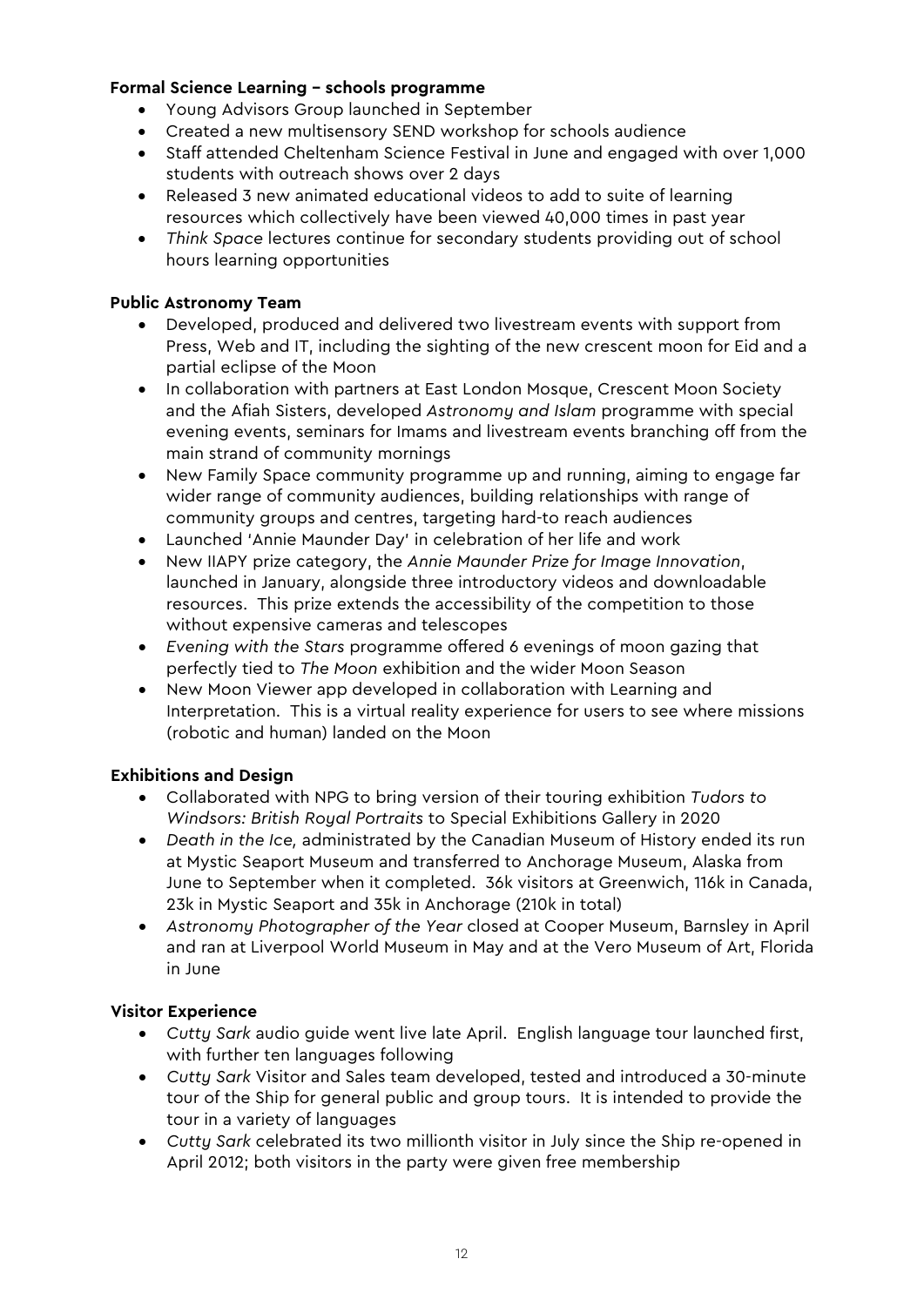**Formal Science Learning – schools programme**

- Young Advisors Group launched in September
- Created a new multisensory SEND workshop for schools audience
- Staff attended Cheltenham Science Festival in June and engaged with over 1,000 students with outreach shows over 2 days
- Released 3 new animated educational videos to add to suite of learning resources which collectively have been viewed 40,000 times in past year
- *Think Space* lectures continue for secondary students providing out of school hours learning opportunities

**Public Astronomy Team**

- Developed, produced and delivered two livestream events with support from Press, Web and IT, including the sighting of the new crescent moon for Eid and a partial eclipse of the Moon
- In collaboration with partners at East London Mosque, Crescent Moon Society and the Afiah Sisters, developed *Astronomy and Islam* programme with special evening events, seminars for Imams and livestream events branching off from the main strand of community mornings
- New Family Space community programme up and running, aiming to engage far wider range of community audiences, building relationships with range of community groups and centres, targeting hard-to reach audiences
- Launched 'Annie Maunder Day' in celebration of her life and work
- New IIAPY prize category, the *Annie Maunder Prize for Image Innovation*, launched in January, alongside three introductory videos and downloadable resources. This prize extends the accessibility of the competition to those without expensive cameras and telescopes
- *Evening with the Stars* programme offered 6 evenings of moon gazing that perfectly tied to *The Moon* exhibition and the wider Moon Season
- New Moon Viewer app developed in collaboration with Learning and Interpretation. This is a virtual reality experience for users to see where missions (robotic and human) landed on the Moon

**Exhibitions and Design**

- Collaborated with NPG to bring version of their touring exhibition *Tudors to Windsors: British Royal Portraits* to Special Exhibitions Gallery in 2020
- *Death in the Ice,* administrated by the Canadian Museum of History ended its run at Mystic Seaport Museum and transferred to Anchorage Museum, Alaska from June to September when it completed. 36k visitors at Greenwich, 116k in Canada, 23k in Mystic Seaport and 35k in Anchorage (210k in total)
- *Astronomy Photographer of the Year* closed at Cooper Museum, Barnsley in April and ran at Liverpool World Museum in May and at the Vero Museum of Art, Florida in June

**Visitor Experience**

- *Cutty Sark* audio guide went live late April. English language tour launched first, with further ten languages following
- *Cutty Sark* Visitor and Sales team developed, tested and introduced a 30-minute tour of the Ship for general public and group tours. It is intended to provide the tour in a variety of languages
- *Cutty Sark* celebrated its two millionth visitor in July since the Ship re-opened in April 2012; both visitors in the party were given free membership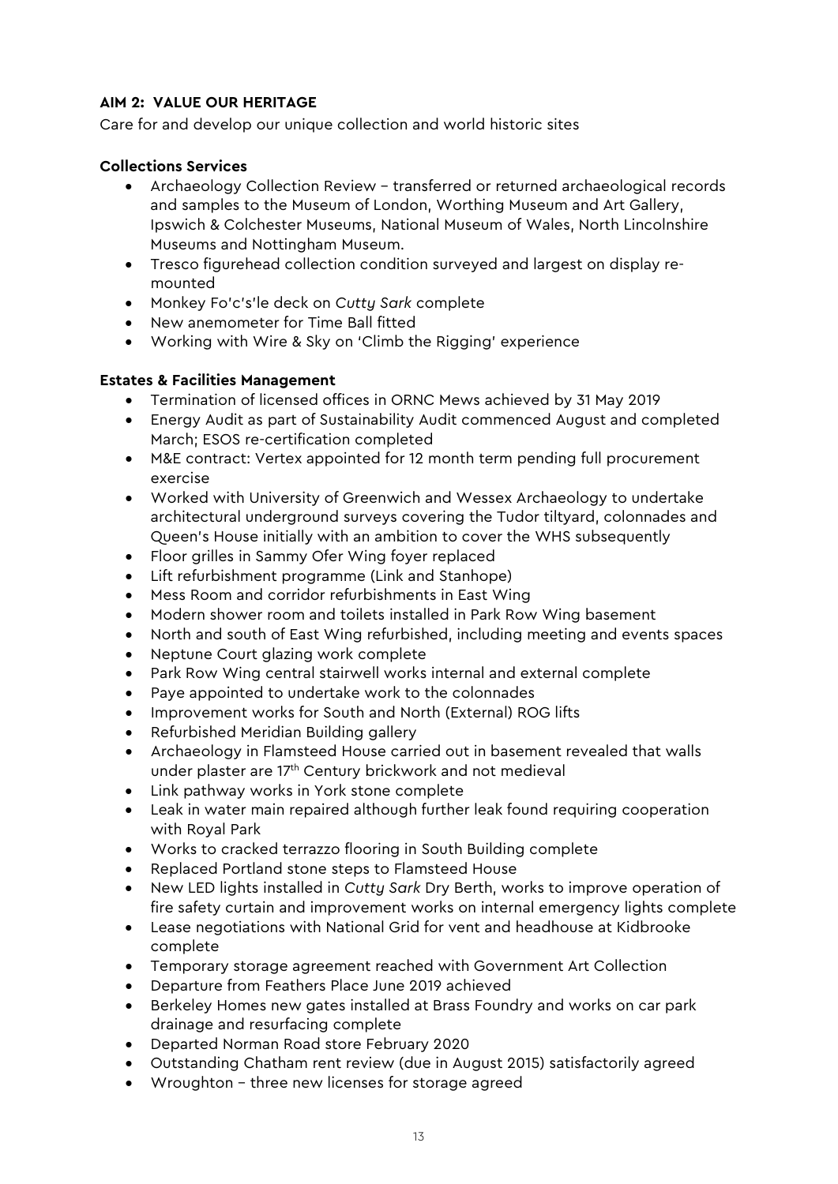**AIM 2: VALUE OUR HERITAGE**

Care for and develop our unique collection and world historic sites

**Collections Services**

- Archaeology Collection Review – transferred or returned archaeological records and samples to the Museum of London, Worthing Museum and Art Gallery, Ipswich & Colchester Museums, National Museum of Wales, North Lincolnshire Museums and Nottingham Museum.
- Tresco figurehead collection condition surveyed and largest on display re-mounted
- Monkey Fo'c's'le deck on *Cutty Sark* complete
- New anemometer for Time Ball fitted
- Working with Wire & Sky on 'Climb the Rigging' experience

**Estates & Facilities Management**

- Termination of licensed offices in ORNC Mews achieved by 31 May 2019
- Energy Audit as part of Sustainability Audit commenced August and completed March; ESOS re-certification completed
- M&E contract: Vertex appointed for 12 month term pending full procurement exercise
- Worked with University of Greenwich and Wessex Archaeology to undertake architectural underground surveys covering the Tudor tiltyard, colonnades and Queen's House initially with an ambition to cover the WHS subsequently
- Floor grilles in Sammy Ofer Wing foyer replaced
- Lift refurbishment programme (Link and Stanhope)
- Mess Room and corridor refurbishments in East Wing
- Modern shower room and toilets installed in Park Row Wing basement
- North and south of East Wing refurbished, including meeting and events spaces
- Neptune Court glazing work complete
- Park Row Wing central stairwell works internal and external complete
- Paye appointed to undertake work to the colonnades
- Improvement works for South and North (External) ROG lifts
- Refurbished Meridian Building gallery
- Archaeology in Flamsteed House carried out in basement revealed that walls under plaster are 17th Century brickwork and not medieval
- Link pathway works in York stone complete
- Leak in water main repaired although further leak found requiring cooperation with Royal Park
- Works to cracked terrazzo flooring in South Building complete
- Replaced Portland stone steps to Flamsteed House
- New LED lights installed in *Cutty Sark* Dry Berth, works to improve operation of fire safety curtain and improvement works on internal emergency lights complete
- Lease negotiations with National Grid for vent and headhouse at Kidbrooke complete
- Temporary storage agreement reached with Government Art Collection
- Departure from Feathers Place June 2019 achieved
- Berkeley Homes new gates installed at Brass Foundry and works on car park drainage and resurfacing complete
- Departed Norman Road store February 2020
- Outstanding Chatham rent review (due in August 2015) satisfactorily agreed
- Wroughton – three new licenses for storage agreed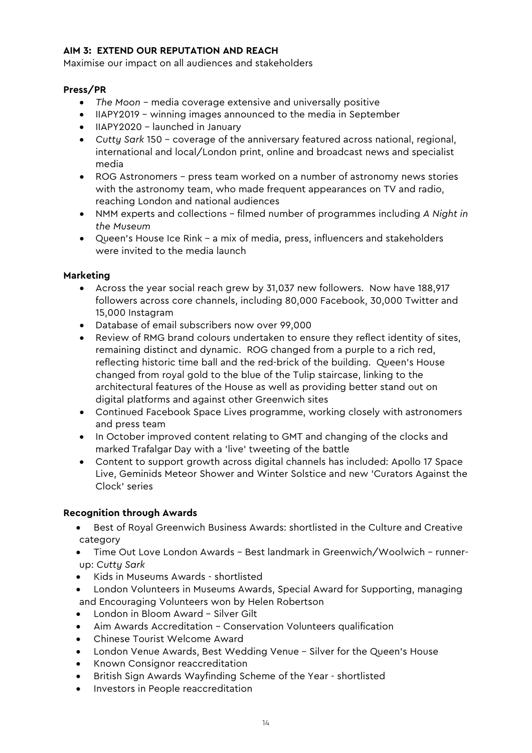**AIM 3: EXTEND OUR REPUTATION AND REACH**

Maximise our impact on all audiences and stakeholders

**Press/PR**

- *The Moon* – media coverage extensive and universally positive
- IIAPY2019 – winning images announced to the media in September
- IIAPY2020 – launched in January
- *Cutty Sark* 150 – coverage of the anniversary featured across national, regional, international and local/London print, online and broadcast news and specialist media
- ROG Astronomers – press team worked on a number of astronomy news stories with the astronomy team, who made frequent appearances on TV and radio, reaching London and national audiences
- NMM experts and collections – filmed number of programmes including *A Night in the Museum*
- Queen's House Ice Rink – a mix of media, press, influencers and stakeholders were invited to the media launch

**Marketing**

- Across the year social reach grew by 31,037 new followers. Now have 188,917 followers across core channels, including 80,000 Facebook, 30,000 Twitter and 15,000 Instagram
- Database of email subscribers now over 99,000
- Review of RMG brand colours undertaken to ensure they reflect identity of sites, remaining distinct and dynamic. ROG changed from a purple to a rich red, reflecting historic time ball and the red-brick of the building. Queen's House changed from royal gold to the blue of the Tulip staircase, linking to the architectural features of the House as well as providing better stand out on digital platforms and against other Greenwich sites
- Continued Facebook Space Lives programme, working closely with astronomers and press team
- In October improved content relating to GMT and changing of the clocks and marked Trafalgar Day with a 'live' tweeting of the battle
- Content to support growth across digital channels has included: Apollo 17 Space Live, Geminids Meteor Shower and Winter Solstice and new 'Curators Against the Clock' series

**Recognition through Awards**

- Best of Royal Greenwich Business Awards: shortlisted in the Culture and Creative category
- Time Out Love London Awards – Best landmark in Greenwich/Woolwich – runner-up: *Cutty Sark*
- Kids in Museums Awards - shortlisted
- London Volunteers in Museums Awards, Special Award for Supporting, managing and Encouraging Volunteers won by Helen Robertson
- London in Bloom Award – Silver Gilt
- Aim Awards Accreditation – Conservation Volunteers qualification
- Chinese Tourist Welcome Award
- London Venue Awards, Best Wedding Venue – Silver for the Queen's House
- Known Consignor reaccreditation
- British Sign Awards Wayfinding Scheme of the Year - shortlisted
- Investors in People reaccreditation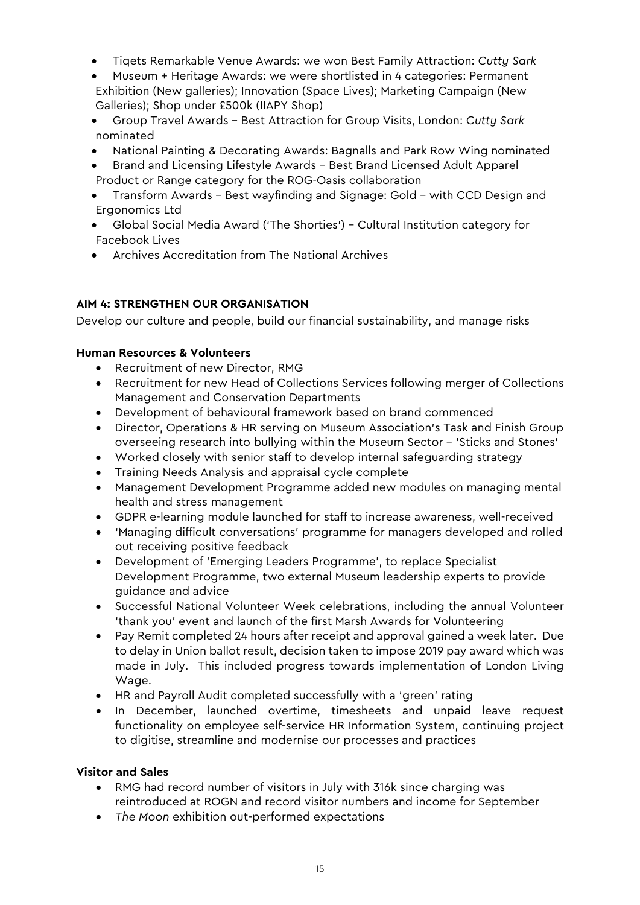- Tiqets Remarkable Venue Awards: we won Best Family Attraction: *Cutty Sark*
- Museum + Heritage Awards: we were shortlisted in 4 categories: Permanent Exhibition (New galleries); Innovation (Space Lives); Marketing Campaign (New Galleries); Shop under £500k (IIAPY Shop)
- Group Travel Awards – Best Attraction for Group Visits, London: *Cutty Sark* nominated
- National Painting & Decorating Awards: Bagnalls and Park Row Wing nominated
- Brand and Licensing Lifestyle Awards – Best Brand Licensed Adult Apparel Product or Range category for the ROG-Oasis collaboration
- Transform Awards – Best wayfinding and Signage: Gold – with CCD Design and Ergonomics Ltd
- Global Social Media Award ('The Shorties') – Cultural Institution category for Facebook Lives
- Archives Accreditation from The National Archives

**AIM 4: STRENGTHEN OUR ORGANISATION**

Develop our culture and people, build our financial sustainability, and manage risks

**Human Resources & Volunteers**

- Recruitment of new Director, RMG
- Recruitment for new Head of Collections Services following merger of Collections Management and Conservation Departments
- Development of behavioural framework based on brand commenced
- Director, Operations & HR serving on Museum Association's Task and Finish Group overseeing research into bullying within the Museum Sector – 'Sticks and Stones'
- Worked closely with senior staff to develop internal safeguarding strategy
- Training Needs Analysis and appraisal cycle complete
- Management Development Programme added new modules on managing mental health and stress management
- GDPR e-learning module launched for staff to increase awareness, well-received
- 'Managing difficult conversations' programme for managers developed and rolled out receiving positive feedback
- Development of 'Emerging Leaders Programme', to replace Specialist Development Programme, two external Museum leadership experts to provide guidance and advice
- Successful National Volunteer Week celebrations, including the annual Volunteer 'thank you' event and launch of the first Marsh Awards for Volunteering
- Pay Remit completed 24 hours after receipt and approval gained a week later. Due to delay in Union ballot result, decision taken to impose 2019 pay award which was made in July. This included progress towards implementation of London Living Wage.
- HR and Payroll Audit completed successfully with a 'green' rating
- In December, launched overtime, timesheets and unpaid leave request functionality on employee self-service HR Information System, continuing project to digitise, streamline and modernise our processes and practices

**Visitor and Sales**

- RMG had record number of visitors in July with 316k since charging was reintroduced at ROGN and record visitor numbers and income for September
- *The Moon* exhibition out-performed expectations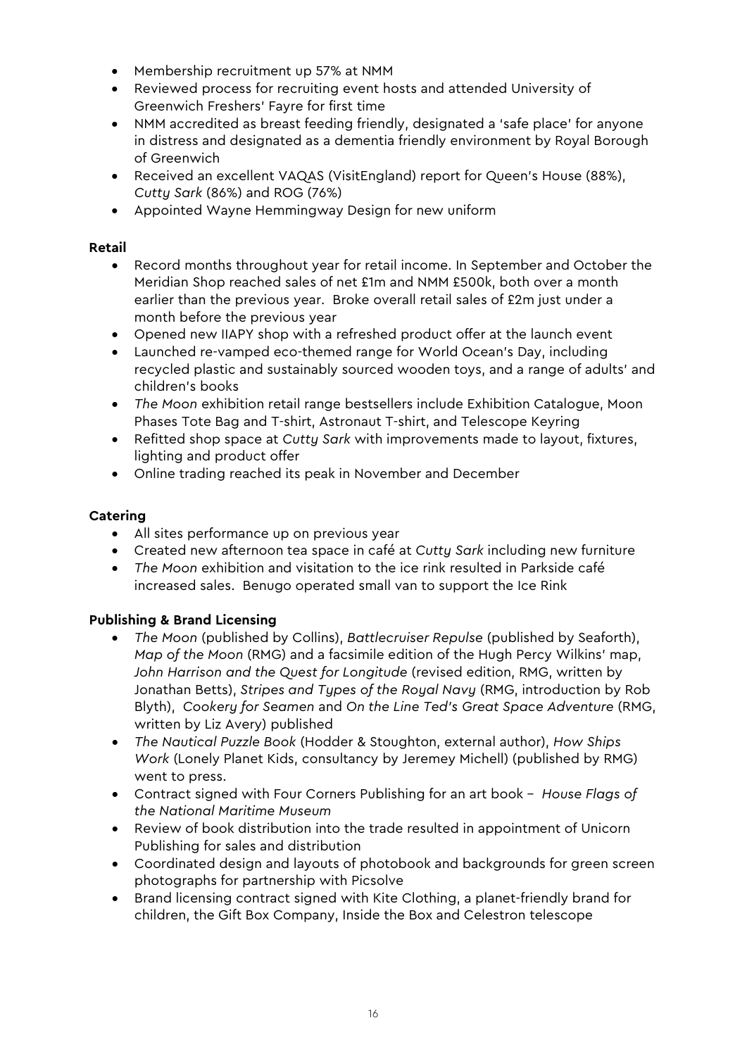- Membership recruitment up 57% at NMM
- Reviewed process for recruiting event hosts and attended University of Greenwich Freshers' Fayre for first time
- NMM accredited as breast feeding friendly, designated a 'safe place' for anyone in distress and designated as a dementia friendly environment by Royal Borough of Greenwich
- Received an excellent VAQAS (VisitEngland) report for Queen's House (88%), *Cutty Sark* (86%) and ROG (76%)
- Appointed Wayne Hemmingway Design for new uniform

**Retail**

- Record months throughout year for retail income. In September and October the Meridian Shop reached sales of net £1m and NMM £500k, both over a month earlier than the previous year. Broke overall retail sales of £2m just under a month before the previous year
- Opened new IIAPY shop with a refreshed product offer at the launch event
- Launched re-vamped eco-themed range for World Ocean's Day, including recycled plastic and sustainably sourced wooden toys, and a range of adults' and children's books
- *The Moon* exhibition retail range bestsellers include Exhibition Catalogue, Moon Phases Tote Bag and T-shirt, Astronaut T-shirt, and Telescope Keyring
- Refitted shop space at *Cutty Sark* with improvements made to layout, fixtures, lighting and product offer
- Online trading reached its peak in November and December

**Catering**

- All sites performance up on previous year
- Created new afternoon tea space in café at *Cutty Sark* including new furniture
- *The Moon* exhibition and visitation to the ice rink resulted in Parkside café increased sales. Benugo operated small van to support the Ice Rink

**Publishing & Brand Licensing**

- *The Moon* (published by Collins), *Battlecruiser Repulse* (published by Seaforth), *Map of the Moon* (RMG) and a facsimile edition of the Hugh Percy Wilkins' map, *John Harrison and the Quest for Longitude* (revised edition, RMG, written by Jonathan Betts), *Stripes and Types of the Royal Navy* (RMG, introduction by Rob Blyth), *Cookery for Seamen* and *On the Line Ted's Great Space Adventure* (RMG, written by Liz Avery) published
- *The Nautical Puzzle Book* (Hodder & Stoughton, external author), *How Ships Work* (Lonely Planet Kids, consultancy by Jeremey Michell) (published by RMG) went to press.
- Contract signed with Four Corners Publishing for an art book – *House Flags of the National Maritime Museum*
- Review of book distribution into the trade resulted in appointment of Unicorn Publishing for sales and distribution
- Coordinated design and layouts of photobook and backgrounds for green screen photographs for partnership with Picsolve
- Brand licensing contract signed with Kite Clothing, a planet-friendly brand for children, the Gift Box Company, Inside the Box and Celestron telescope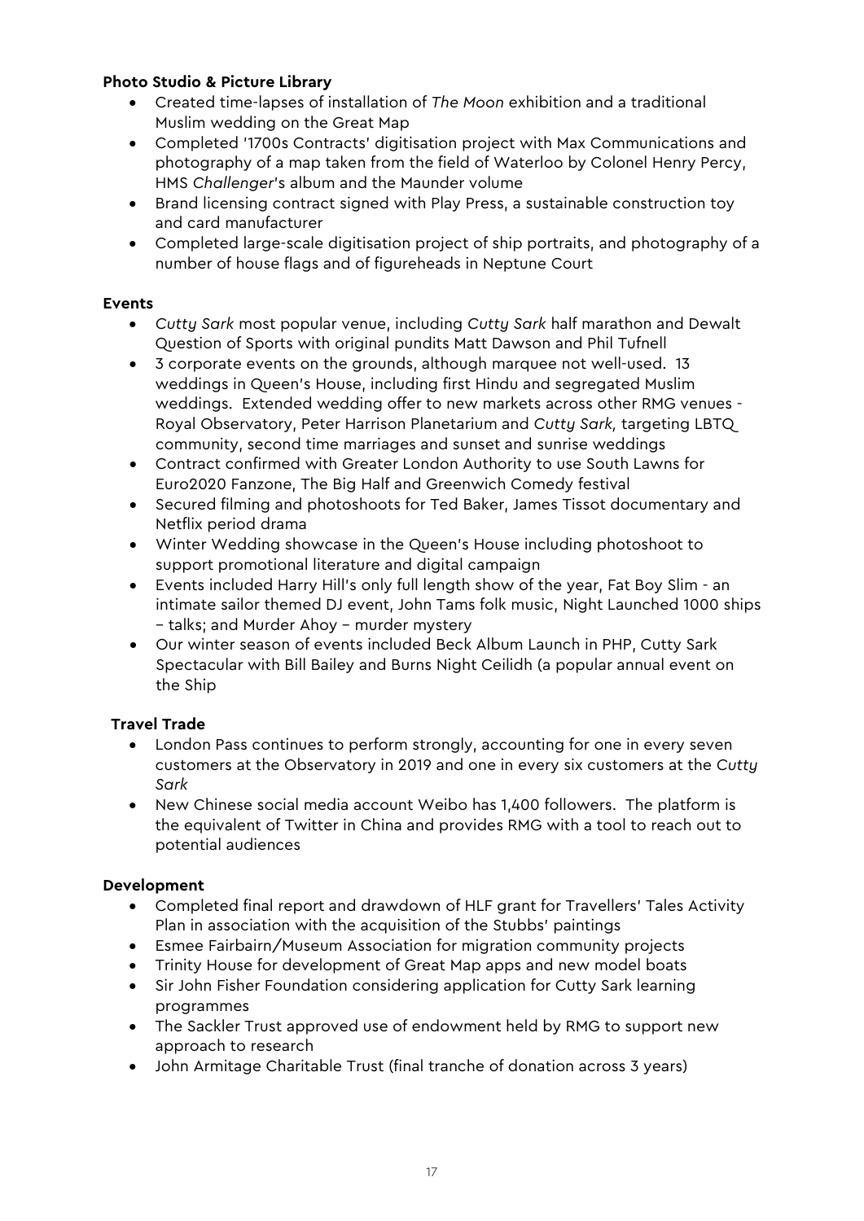**Photo Studio & Picture Library**

- Created time-lapses of installation of *The Moon* exhibition and a traditional Muslim wedding on the Great Map
- Completed '1700s Contracts' digitisation project with Max Communications and photography of a map taken from the field of Waterloo by Colonel Henry Percy, HMS *Challenger*'s album and the Maunder volume
- Brand licensing contract signed with Play Press, a sustainable construction toy and card manufacturer
- Completed large-scale digitisation project of ship portraits, and photography of a number of house flags and of figureheads in Neptune Court

**Events**

- *Cutty Sark* most popular venue, including *Cutty Sark* half marathon and Dewalt Question of Sports with original pundits Matt Dawson and Phil Tufnell
- 3 corporate events on the grounds, although marquee not well-used. 13 weddings in Queen's House, including first Hindu and segregated Muslim weddings. Extended wedding offer to new markets across other RMG venues - Royal Observatory, Peter Harrison Planetarium and *Cutty Sark,* targeting LBTQ community, second time marriages and sunset and sunrise weddings
- Contract confirmed with Greater London Authority to use South Lawns for Euro2020 Fanzone, The Big Half and Greenwich Comedy festival
- Secured filming and photoshoots for Ted Baker, James Tissot documentary and Netflix period drama
- Winter Wedding showcase in the Queen's House including photoshoot to support promotional literature and digital campaign
- Events included Harry Hill's only full length show of the year, Fat Boy Slim - an intimate sailor themed DJ event, John Tams folk music, Night Launched 1000 ships – talks; and Murder Ahoy – murder mystery
- Our winter season of events included Beck Album Launch in PHP, Cutty Sark Spectacular with Bill Bailey and Burns Night Ceilidh (a popular annual event on the Ship

**Travel Trade**

- London Pass continues to perform strongly, accounting for one in every seven customers at the Observatory in 2019 and one in every six customers at the *Cutty Sark*
- New Chinese social media account Weibo has 1,400 followers. The platform is the equivalent of Twitter in China and provides RMG with a tool to reach out to potential audiences

**Development**

- Completed final report and drawdown of HLF grant for Travellers' Tales Activity Plan in association with the acquisition of the Stubbs' paintings
- Esmee Fairbairn/Museum Association for migration community projects
- Trinity House for development of Great Map apps and new model boats
- Sir John Fisher Foundation considering application for Cutty Sark learning programmes
- The Sackler Trust approved use of endowment held by RMG to support new approach to research
- John Armitage Charitable Trust (final tranche of donation across 3 years)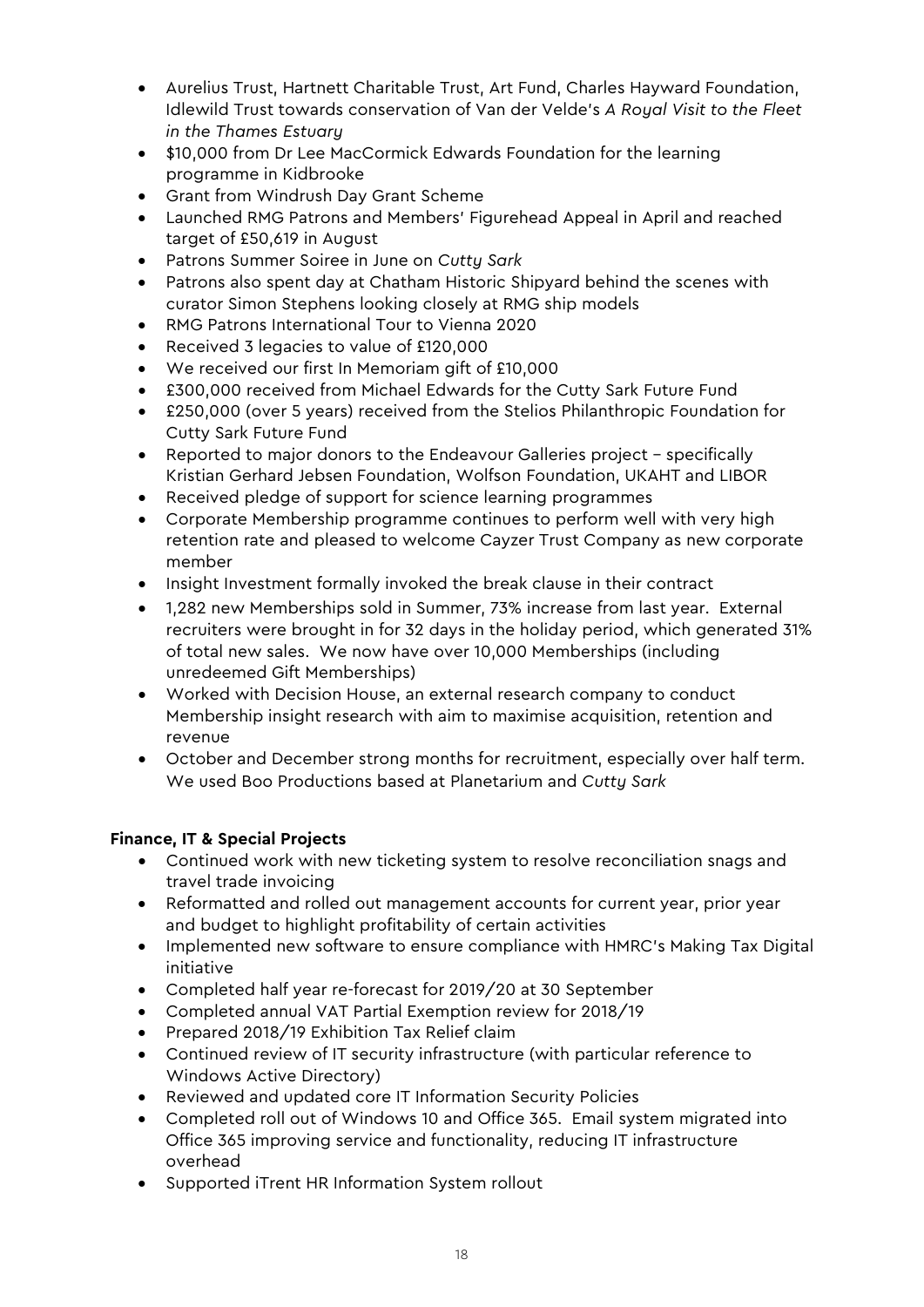- Aurelius Trust, Hartnett Charitable Trust, Art Fund, Charles Hayward Foundation, Idlewild Trust towards conservation of Van der Velde's *A Royal Visit to the Fleet in the Thames Estuary*
- $10,000 from Dr Lee MacCormick Edwards Foundation for the learning programme in Kidbrooke
- Grant from Windrush Day Grant Scheme
- Launched RMG Patrons and Members' Figurehead Appeal in April and reached target of £50,619 in August
- Patrons Summer Soiree in June on *Cutty Sark*
- Patrons also spent day at Chatham Historic Shipyard behind the scenes with curator Simon Stephens looking closely at RMG ship models
- RMG Patrons International Tour to Vienna 2020
- Received 3 legacies to value of £120,000
- We received our first In Memoriam gift of £10,000
- £300,000 received from Michael Edwards for the Cutty Sark Future Fund
- £250,000 (over 5 years) received from the Stelios Philanthropic Foundation for Cutty Sark Future Fund
- Reported to major donors to the Endeavour Galleries project – specifically Kristian Gerhard Jebsen Foundation, Wolfson Foundation, UKAHT and LIBOR
- Received pledge of support for science learning programmes
- Corporate Membership programme continues to perform well with very high retention rate and pleased to welcome Cayzer Trust Company as new corporate member
- Insight Investment formally invoked the break clause in their contract
- 1,282 new Memberships sold in Summer, 73% increase from last year. External recruiters were brought in for 32 days in the holiday period, which generated 31% of total new sales. We now have over 10,000 Memberships (including unredeemed Gift Memberships)
- Worked with Decision House, an external research company to conduct Membership insight research with aim to maximise acquisition, retention and revenue
- October and December strong months for recruitment, especially over half term. We used Boo Productions based at Planetarium and *Cutty Sark*

**Finance, IT & Special Projects**

- Continued work with new ticketing system to resolve reconciliation snags and travel trade invoicing
- Reformatted and rolled out management accounts for current year, prior year and budget to highlight profitability of certain activities
- Implemented new software to ensure compliance with HMRC's Making Tax Digital initiative
- Completed half year re-forecast for 2019/20 at 30 September
- Completed annual VAT Partial Exemption review for 2018/19
- Prepared 2018/19 Exhibition Tax Relief claim
- Continued review of IT security infrastructure (with particular reference to Windows Active Directory)
- Reviewed and updated core IT Information Security Policies
- Completed roll out of Windows 10 and Office 365. Email system migrated into Office 365 improving service and functionality, reducing IT infrastructure overhead
- Supported iTrent HR Information System rollout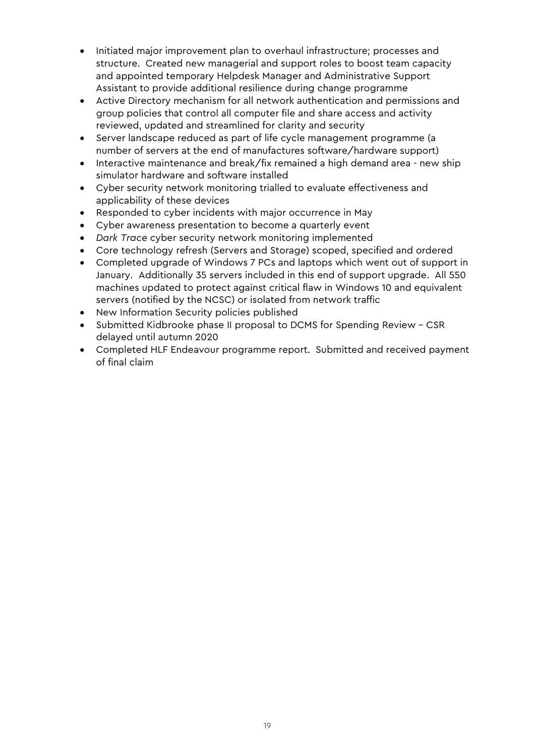- Initiated major improvement plan to overhaul infrastructure; processes and structure. Created new managerial and support roles to boost team capacity and appointed temporary Helpdesk Manager and Administrative Support Assistant to provide additional resilience during change programme
- Active Directory mechanism for all network authentication and permissions and group policies that control all computer file and share access and activity reviewed, updated and streamlined for clarity and security
- Server landscape reduced as part of life cycle management programme (a number of servers at the end of manufactures software/hardware support)
- Interactive maintenance and break/fix remained a high demand area - new ship simulator hardware and software installed
- Cyber security network monitoring trialled to evaluate effectiveness and applicability of these devices
- Responded to cyber incidents with major occurrence in May
- Cyber awareness presentation to become a quarterly event
- *Dark Trace* cyber security network monitoring implemented
- Core technology refresh (Servers and Storage) scoped, specified and ordered
- Completed upgrade of Windows 7 PCs and laptops which went out of support in January. Additionally 35 servers included in this end of support upgrade. All 550 machines updated to protect against critical flaw in Windows 10 and equivalent servers (notified by the NCSC) or isolated from network traffic
- New Information Security policies published
- Submitted Kidbrooke phase II proposal to DCMS for Spending Review – CSR delayed until autumn 2020
- Completed HLF Endeavour programme report. Submitted and received payment of final claim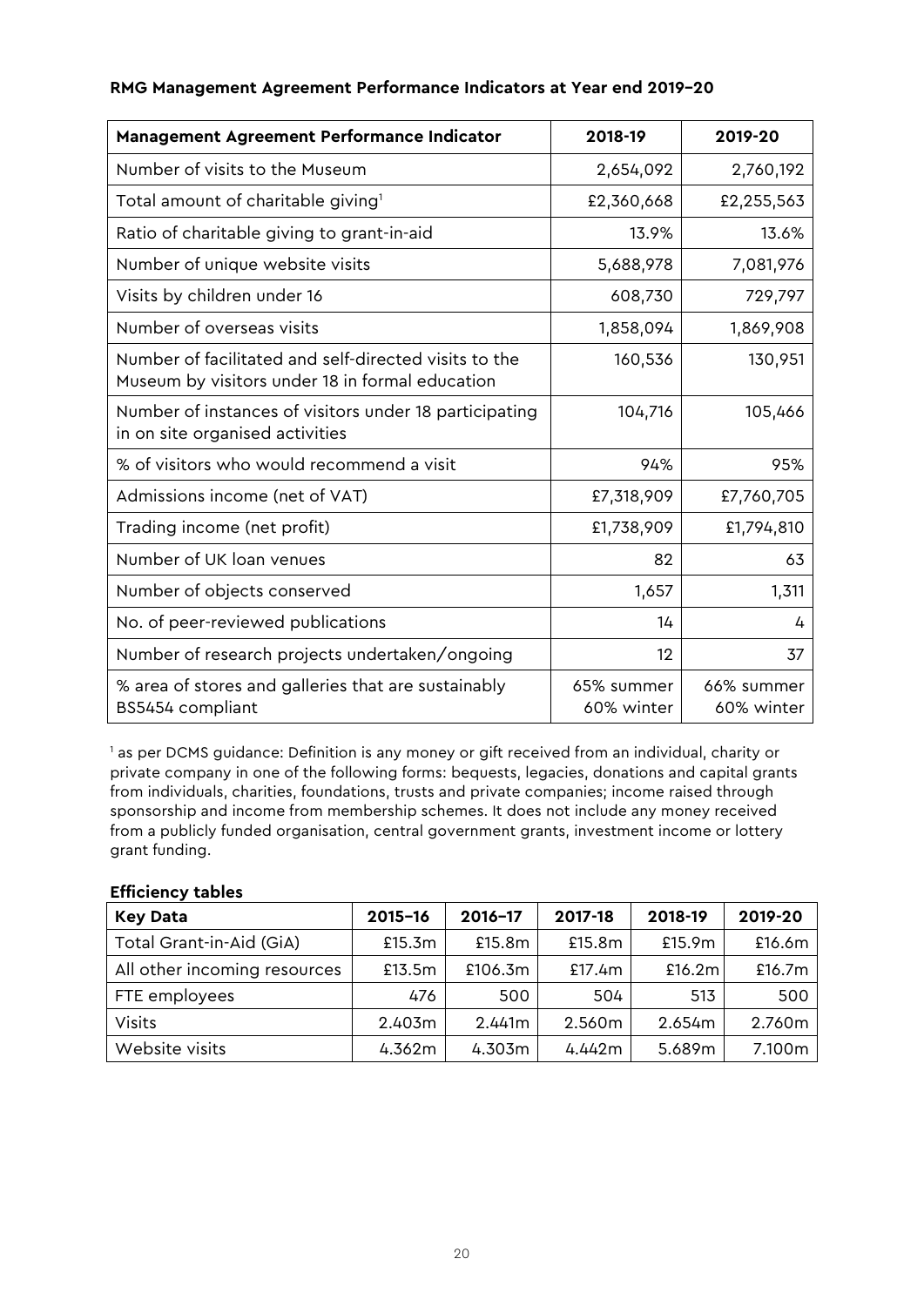**RMG Management Agreement Performance Indicators at Year end 2019–20**

| Management Agreement Performance Indicator | 2018-19 | 2019-20 |
| --- | --- | --- |
| Number of visits to the Museum | 2,654,092 | 2,760,192 |
| Total amount of charitable giving[1] | £2,360,668 | £2,255,563 |
| Ratio of charitable giving to grant-in-aid | 13.9% | 13.6% |
| Number of unique website visits | 5,688,978 | 7,081,976 |
| Visits by children under 16 | 608,730 | 729,797 |
| Number of overseas visits | 1,858,094 | 1,869,908 |
| Number of facilitated and self-directed visits to the Museum by visitors under 18 in formal education | 160,536 | 130,951 |
| Number of instances of visitors under 18 participating in on site organised activities | 104,716 | 105,466 |
| % of visitors who would recommend a visit | 94% | 95% |
| Admissions income (net of VAT) | £7,318,909 | £7,760,705 |
| Trading income (net profit) | £1,738,909 | £1,794,810 |
| Number of UK loan venues | 82 | 63 |
| Number of objects conserved | 1,657 | 1,311 |
| No. of peer-reviewed publications | 14 | 4 |
| Number of research projects undertaken/ongoing | 12 | 37 |
| % area of stores and galleries that are sustainably BS5454 compliant | 65% summer 60% winter | 66% summer 60% winter |

[1] as per DCMS guidance: Definition is any money or gift received from an individual, charity or private company in one of the following forms: bequests, legacies, donations and capital grants from individuals, charities, foundations, trusts and private companies; income raised through sponsorship and income from membership schemes. It does not include any money received from a publicly funded organisation, central government grants, investment income or lottery grant funding.

**Efficiency tables**

| Key Data | 2015–16 | 2016–17 | 2017-18 | 2018-19 | 2019-20 |
| --- | --- | --- | --- | --- | --- |
| Total Grant-in-Aid (GiA) | £15.3m | £15.8m | £15.8m | £15.9m | £16.6m |
| All other incoming resources | £13.5m | £106.3m | £17.4m | £16.2m | £16.7m |
| FTE employees | 476 | 500 | 504 | 513 | 500 |
| Visits | 2.403m | 2.441m | 2.560m | 2.654m | 2.760m |
| Website visits | 4.362m | 4.303m | 4.442m | 5.689m | 7.100m |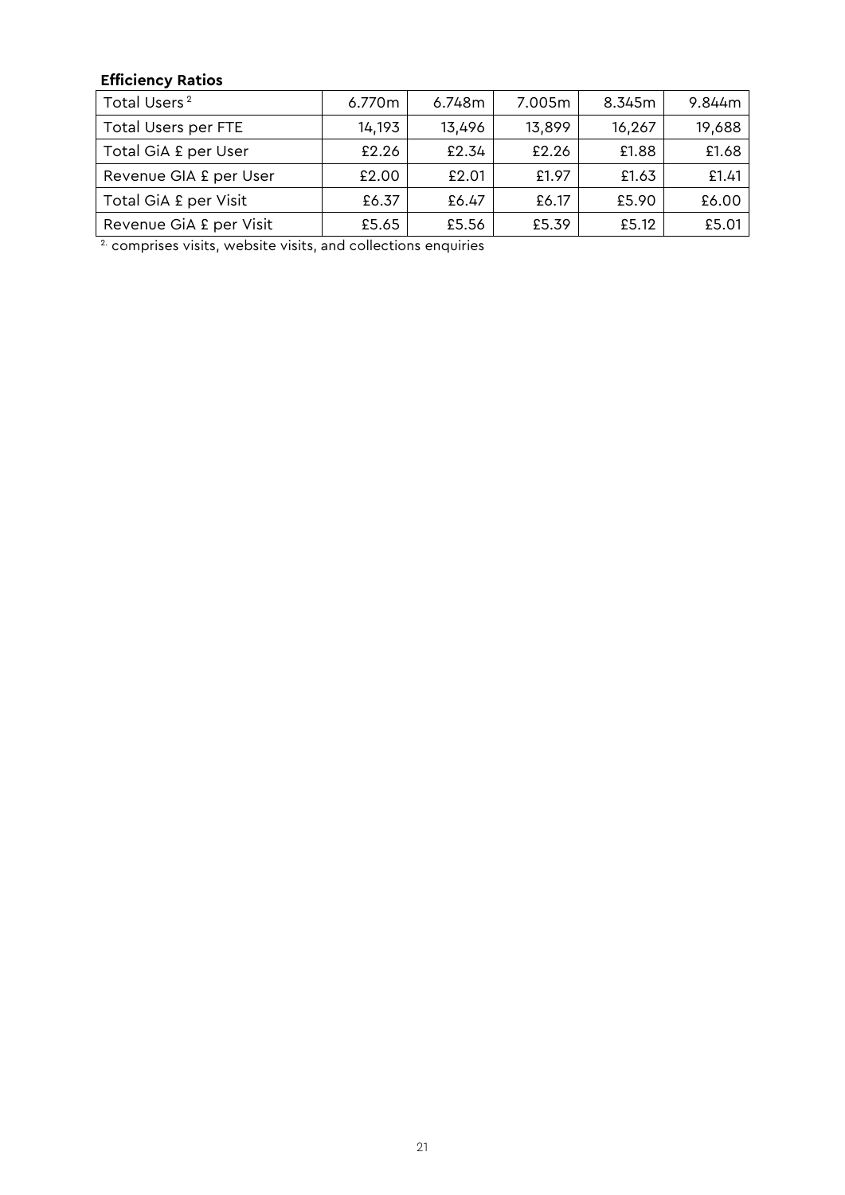**Efficiency Ratios**

| | | | | | |
|---|---|---|---|---|---|
| Total Users [2] | 6.770m | 6.748m | 7.005m | 8.345m | 9.844m |
| Total Users per FTE | 14,193 | 13,496 | 13,899 | 16,267 | 19,688 |
| Total GiA £ per User | £2.26 | £2.34 | £2.26 | £1.88 | £1.68 |
| Revenue GIA £ per User | £2.00 | £2.01 | £1.97 | £1.63 | £1.41 |
| Total GiA £ per Visit | £6.37 | £6.47 | £6.17 | £5.90 | £6.00 |
| Revenue GiA £ per Visit | £5.65 | £5.56 | £5.39 | £5.12 | £5.01 |

[2.] comprises visits, website visits, and collections enquiries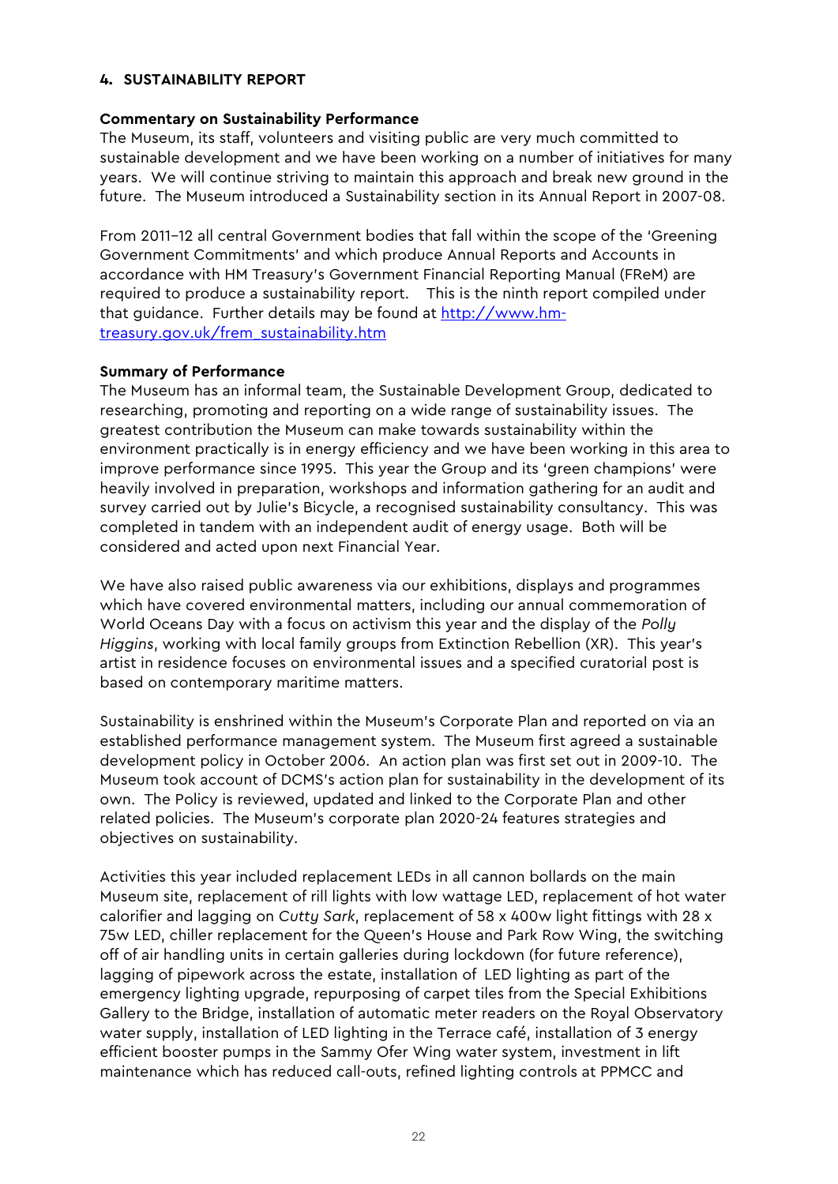## 4. SUSTAINABILITY REPORT

### Commentary on Sustainability Performance

The Museum, its staff, volunteers and visiting public are very much committed to sustainable development and we have been working on a number of initiatives for many years. We will continue striving to maintain this approach and break new ground in the future. The Museum introduced a Sustainability section in its Annual Report in 2007-08.

From 2011–12 all central Government bodies that fall within the scope of the 'Greening Government Commitments' and which produce Annual Reports and Accounts in accordance with HM Treasury's Government Financial Reporting Manual (FReM) are required to produce a sustainability report. This is the ninth report compiled under that guidance. Further details may be found at [http://www.hm-treasury.gov.uk/frem_sustainability.htm](http://www.hm-treasury.gov.uk/frem_sustainability.htm)

### Summary of Performance

The Museum has an informal team, the Sustainable Development Group, dedicated to researching, promoting and reporting on a wide range of sustainability issues. The greatest contribution the Museum can make towards sustainability within the environment practically is in energy efficiency and we have been working in this area to improve performance since 1995. This year the Group and its 'green champions' were heavily involved in preparation, workshops and information gathering for an audit and survey carried out by Julie's Bicycle, a recognised sustainability consultancy. This was completed in tandem with an independent audit of energy usage. Both will be considered and acted upon next Financial Year.

We have also raised public awareness via our exhibitions, displays and programmes which have covered environmental matters, including our annual commemoration of World Oceans Day with a focus on activism this year and the display of the *Polly Higgins*, working with local family groups from Extinction Rebellion (XR). This year's artist in residence focuses on environmental issues and a specified curatorial post is based on contemporary maritime matters.

Sustainability is enshrined within the Museum's Corporate Plan and reported on via an established performance management system. The Museum first agreed a sustainable development policy in October 2006. An action plan was first set out in 2009-10. The Museum took account of DCMS's action plan for sustainability in the development of its own. The Policy is reviewed, updated and linked to the Corporate Plan and other related policies. The Museum's corporate plan 2020-24 features strategies and objectives on sustainability.

Activities this year included replacement LEDs in all cannon bollards on the main Museum site, replacement of rill lights with low wattage LED, replacement of hot water calorifier and lagging on *Cutty Sark*, replacement of 58 x 400w light fittings with 28 x 75w LED, chiller replacement for the Queen's House and Park Row Wing, the switching off of air handling units in certain galleries during lockdown (for future reference), lagging of pipework across the estate, installation of LED lighting as part of the emergency lighting upgrade, repurposing of carpet tiles from the Special Exhibitions Gallery to the Bridge, installation of automatic meter readers on the Royal Observatory water supply, installation of LED lighting in the Terrace café, installation of 3 energy efficient booster pumps in the Sammy Ofer Wing water system, investment in lift maintenance which has reduced call-outs, refined lighting controls at PPMCC and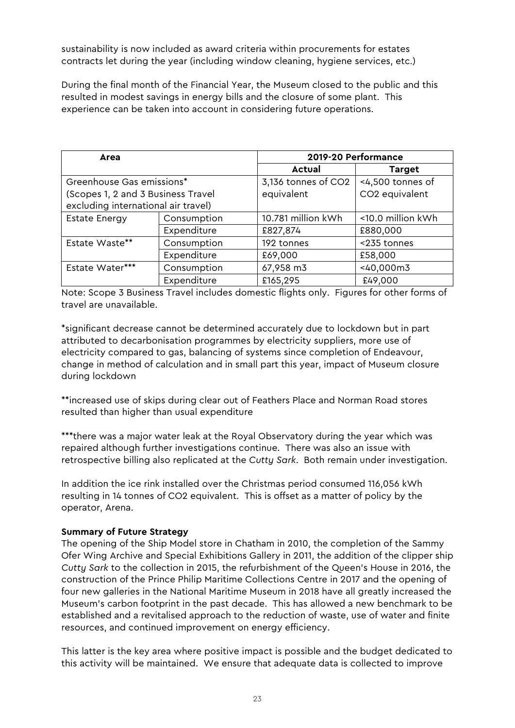sustainability is now included as award criteria within procurements for estates contracts let during the year (including window cleaning, hygiene services, etc.)

During the final month of the Financial Year, the Museum closed to the public and this resulted in modest savings in energy bills and the closure of some plant. This experience can be taken into account in considering future operations.

| Area | | 2019-20 Performance | |
|---|---|---|---|
| | | Actual | Target |
| Greenhouse Gas emissions* (Scopes 1, 2 and 3 Business Travel excluding international air travel) | | 3,136 tonnes of $CO_2$ equivalent | <4,500 tonnes of $CO_2$ equivalent |
| Estate Energy | Consumption | 10.781 million kWh | <10.0 million kWh |
| | Expenditure | £827,874 | £880,000 |
| Estate Waste** | Consumption | 192 tonnes | <235 tonnes |
| | Expenditure | £69,000 | £58,000 |
| Estate Water*** | Consumption | 67,958 m3 | <40,000m3 |
| | Expenditure | £165,295 | £49,000 |

Note: Scope 3 Business Travel includes domestic flights only. Figures for other forms of travel are unavailable.

*significant decrease cannot be determined accurately due to lockdown but in part attributed to decarbonisation programmes by electricity suppliers, more use of electricity compared to gas, balancing of systems since completion of Endeavour, change in method of calculation and in small part this year, impact of Museum closure during lockdown

**increased use of skips during clear out of Feathers Place and Norman Road stores resulted than higher than usual expenditure

***there was a major water leak at the Royal Observatory during the year which was repaired although further investigations continue. There was also an issue with retrospective billing also replicated at the *Cutty Sark*. Both remain under investigation.

In addition the ice rink installed over the Christmas period consumed 116,056 kWh resulting in 14 tonnes of $CO_2$ equivalent. This is offset as a matter of policy by the operator, Arena.

**Summary of Future Strategy**

The opening of the Ship Model store in Chatham in 2010, the completion of the Sammy Ofer Wing Archive and Special Exhibitions Gallery in 2011, the addition of the clipper ship *Cutty Sark* to the collection in 2015, the refurbishment of the Queen's House in 2016, the construction of the Prince Philip Maritime Collections Centre in 2017 and the opening of four new galleries in the National Maritime Museum in 2018 have all greatly increased the Museum's carbon footprint in the past decade. This has allowed a new benchmark to be established and a revitalised approach to the reduction of waste, use of water and finite resources, and continued improvement on energy efficiency.

This latter is the key area where positive impact is possible and the budget dedicated to this activity will be maintained. We ensure that adequate data is collected to improve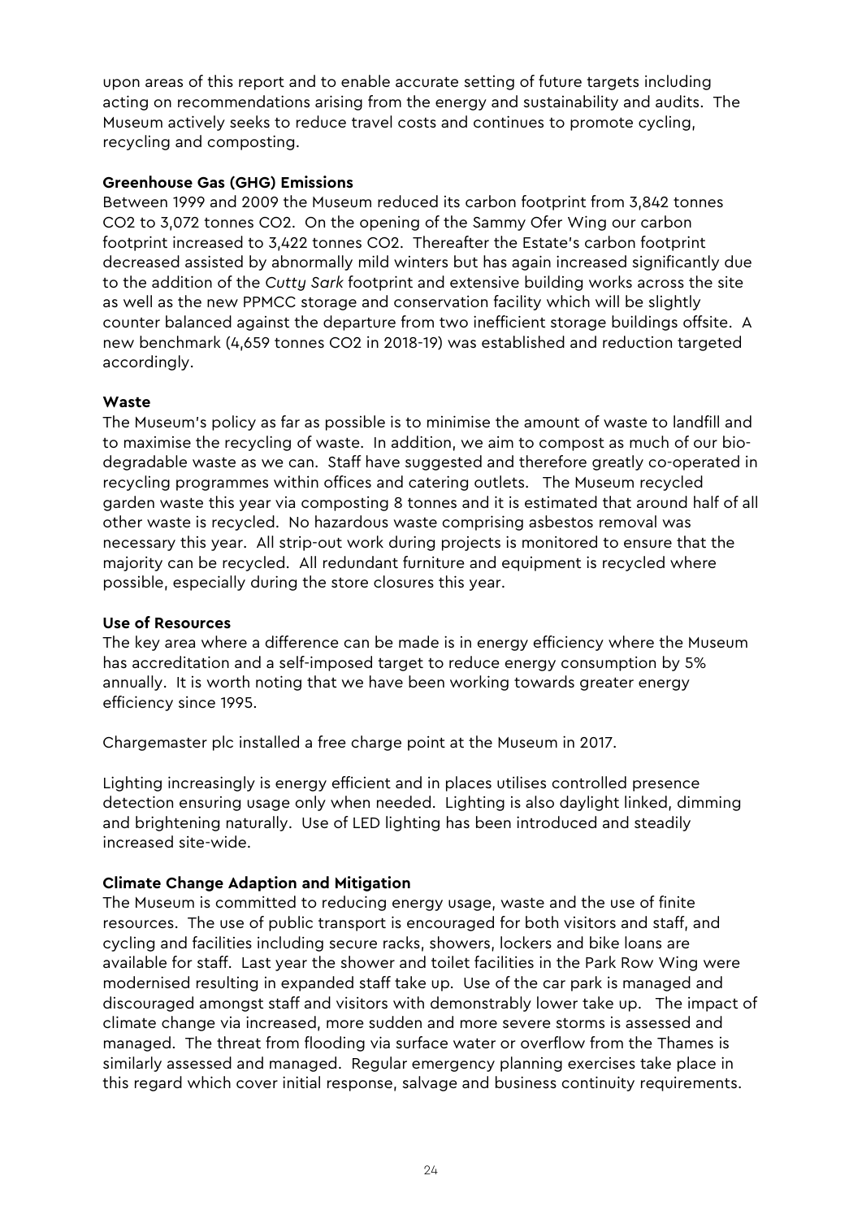upon areas of this report and to enable accurate setting of future targets including acting on recommendations arising from the energy and sustainability and audits. The Museum actively seeks to reduce travel costs and continues to promote cycling, recycling and composting.

**Greenhouse Gas (GHG) Emissions**

Between 1999 and 2009 the Museum reduced its carbon footprint from 3,842 tonnes $CO_2$ to 3,072 tonnes $CO_2$. On the opening of the Sammy Ofer Wing our carbon footprint increased to 3,422 tonnes $CO_2$. Thereafter the Estate's carbon footprint decreased assisted by abnormally mild winters but has again increased significantly due to the addition of the *Cutty Sark* footprint and extensive building works across the site as well as the new PPMCC storage and conservation facility which will be slightly counter balanced against the departure from two inefficient storage buildings offsite. A new benchmark (4,659 tonnes $CO_2$ in 2018-19) was established and reduction targeted accordingly.

**Waste**

The Museum's policy as far as possible is to minimise the amount of waste to landfill and to maximise the recycling of waste. In addition, we aim to compost as much of our bio-degradable waste as we can. Staff have suggested and therefore greatly co-operated in recycling programmes within offices and catering outlets. The Museum recycled garden waste this year via composting 8 tonnes and it is estimated that around half of all other waste is recycled. No hazardous waste comprising asbestos removal was necessary this year. All strip-out work during projects is monitored to ensure that the majority can be recycled. All redundant furniture and equipment is recycled where possible, especially during the store closures this year.

**Use of Resources**

The key area where a difference can be made is in energy efficiency where the Museum has accreditation and a self-imposed target to reduce energy consumption by 5% annually. It is worth noting that we have been working towards greater energy efficiency since 1995.

Chargemaster plc installed a free charge point at the Museum in 2017.

Lighting increasingly is energy efficient and in places utilises controlled presence detection ensuring usage only when needed. Lighting is also daylight linked, dimming and brightening naturally. Use of LED lighting has been introduced and steadily increased site-wide.

**Climate Change Adaption and Mitigation**

The Museum is committed to reducing energy usage, waste and the use of finite resources. The use of public transport is encouraged for both visitors and staff, and cycling and facilities including secure racks, showers, lockers and bike loans are available for staff. Last year the shower and toilet facilities in the Park Row Wing were modernised resulting in expanded staff take up. Use of the car park is managed and discouraged amongst staff and visitors with demonstrably lower take up. The impact of climate change via increased, more sudden and more severe storms is assessed and managed. The threat from flooding via surface water or overflow from the Thames is similarly assessed and managed. Regular emergency planning exercises take place in this regard which cover initial response, salvage and business continuity requirements.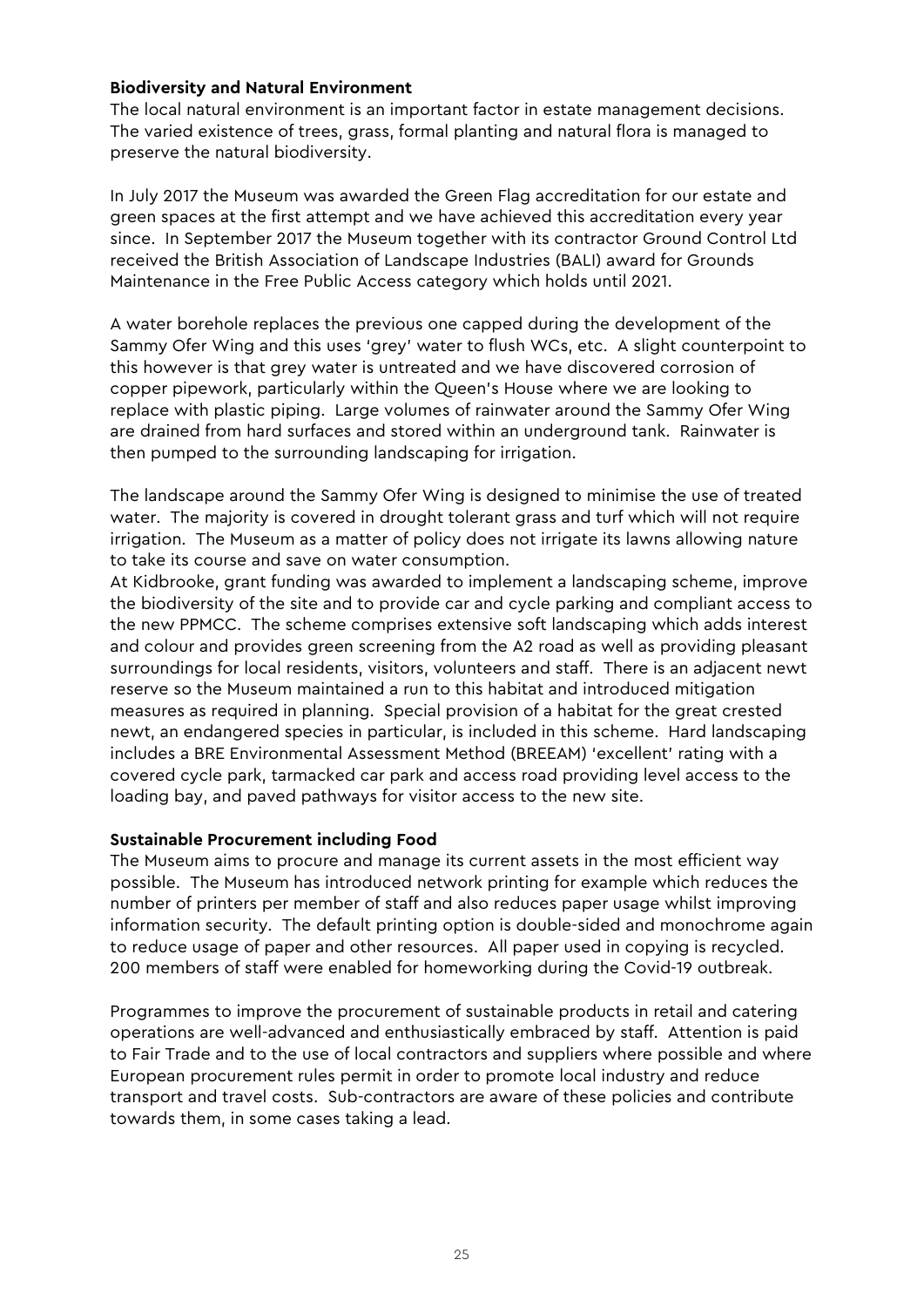**Biodiversity and Natural Environment**

The local natural environment is an important factor in estate management decisions. The varied existence of trees, grass, formal planting and natural flora is managed to preserve the natural biodiversity.

In July 2017 the Museum was awarded the Green Flag accreditation for our estate and green spaces at the first attempt and we have achieved this accreditation every year since. In September 2017 the Museum together with its contractor Ground Control Ltd received the British Association of Landscape Industries (BALI) award for Grounds Maintenance in the Free Public Access category which holds until 2021.

A water borehole replaces the previous one capped during the development of the Sammy Ofer Wing and this uses 'grey' water to flush WCs, etc. A slight counterpoint to this however is that grey water is untreated and we have discovered corrosion of copper pipework, particularly within the Queen's House where we are looking to replace with plastic piping. Large volumes of rainwater around the Sammy Ofer Wing are drained from hard surfaces and stored within an underground tank. Rainwater is then pumped to the surrounding landscaping for irrigation.

The landscape around the Sammy Ofer Wing is designed to minimise the use of treated water. The majority is covered in drought tolerant grass and turf which will not require irrigation. The Museum as a matter of policy does not irrigate its lawns allowing nature to take its course and save on water consumption.

At Kidbrooke, grant funding was awarded to implement a landscaping scheme, improve the biodiversity of the site and to provide car and cycle parking and compliant access to the new PPMCC. The scheme comprises extensive soft landscaping which adds interest and colour and provides green screening from the A2 road as well as providing pleasant surroundings for local residents, visitors, volunteers and staff. There is an adjacent newt reserve so the Museum maintained a run to this habitat and introduced mitigation measures as required in planning. Special provision of a habitat for the great crested newt, an endangered species in particular, is included in this scheme. Hard landscaping includes a BRE Environmental Assessment Method (BREEAM) 'excellent' rating with a covered cycle park, tarmacked car park and access road providing level access to the loading bay, and paved pathways for visitor access to the new site.

**Sustainable Procurement including Food**

The Museum aims to procure and manage its current assets in the most efficient way possible. The Museum has introduced network printing for example which reduces the number of printers per member of staff and also reduces paper usage whilst improving information security. The default printing option is double-sided and monochrome again to reduce usage of paper and other resources. All paper used in copying is recycled. 200 members of staff were enabled for homeworking during the Covid-19 outbreak.

Programmes to improve the procurement of sustainable products in retail and catering operations are well-advanced and enthusiastically embraced by staff. Attention is paid to Fair Trade and to the use of local contractors and suppliers where possible and where European procurement rules permit in order to promote local industry and reduce transport and travel costs. Sub-contractors are aware of these policies and contribute towards them, in some cases taking a lead.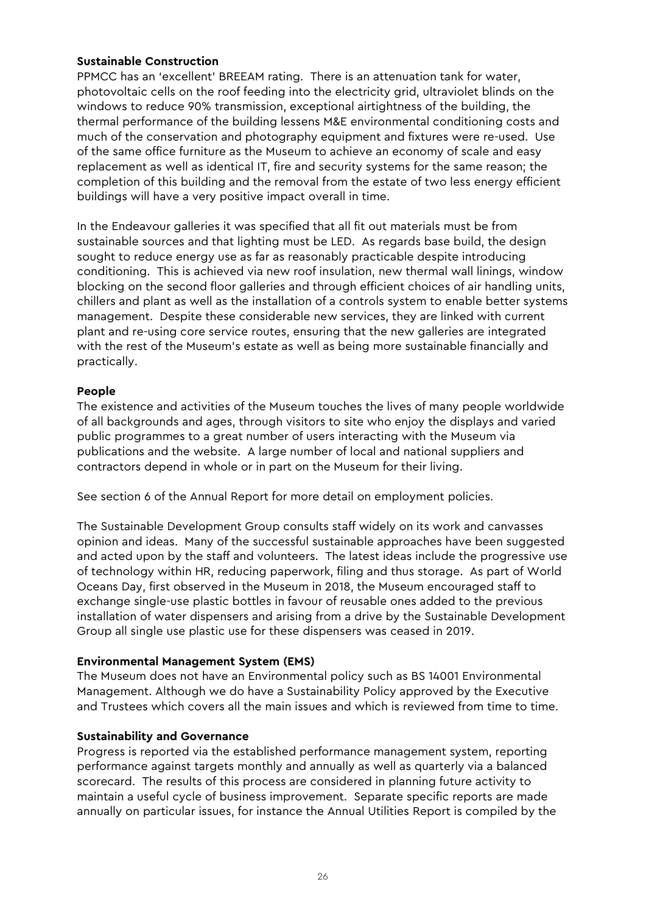**Sustainable Construction**

PPMCC has an 'excellent' BREEAM rating. There is an attenuation tank for water, photovoltaic cells on the roof feeding into the electricity grid, ultraviolet blinds on the windows to reduce 90% transmission, exceptional airtightness of the building, the thermal performance of the building lessens M&E environmental conditioning costs and much of the conservation and photography equipment and fixtures were re-used. Use of the same office furniture as the Museum to achieve an economy of scale and easy replacement as well as identical IT, fire and security systems for the same reason; the completion of this building and the removal from the estate of two less energy efficient buildings will have a very positive impact overall in time.

In the Endeavour galleries it was specified that all fit out materials must be from sustainable sources and that lighting must be LED. As regards base build, the design sought to reduce energy use as far as reasonably practicable despite introducing conditioning. This is achieved via new roof insulation, new thermal wall linings, window blocking on the second floor galleries and through efficient choices of air handling units, chillers and plant as well as the installation of a controls system to enable better systems management. Despite these considerable new services, they are linked with current plant and re-using core service routes, ensuring that the new galleries are integrated with the rest of the Museum's estate as well as being more sustainable financially and practically.

**People**

The existence and activities of the Museum touches the lives of many people worldwide of all backgrounds and ages, through visitors to site who enjoy the displays and varied public programmes to a great number of users interacting with the Museum via publications and the website. A large number of local and national suppliers and contractors depend in whole or in part on the Museum for their living.

See section 6 of the Annual Report for more detail on employment policies.

The Sustainable Development Group consults staff widely on its work and canvasses opinion and ideas. Many of the successful sustainable approaches have been suggested and acted upon by the staff and volunteers. The latest ideas include the progressive use of technology within HR, reducing paperwork, filing and thus storage. As part of World Oceans Day, first observed in the Museum in 2018, the Museum encouraged staff to exchange single-use plastic bottles in favour of reusable ones added to the previous installation of water dispensers and arising from a drive by the Sustainable Development Group all single use plastic use for these dispensers was ceased in 2019.

**Environmental Management System (EMS)**

The Museum does not have an Environmental policy such as BS 14001 Environmental Management. Although we do have a Sustainability Policy approved by the Executive and Trustees which covers all the main issues and which is reviewed from time to time.

**Sustainability and Governance**

Progress is reported via the established performance management system, reporting performance against targets monthly and annually as well as quarterly via a balanced scorecard. The results of this process are considered in planning future activity to maintain a useful cycle of business improvement. Separate specific reports are made annually on particular issues, for instance the Annual Utilities Report is compiled by the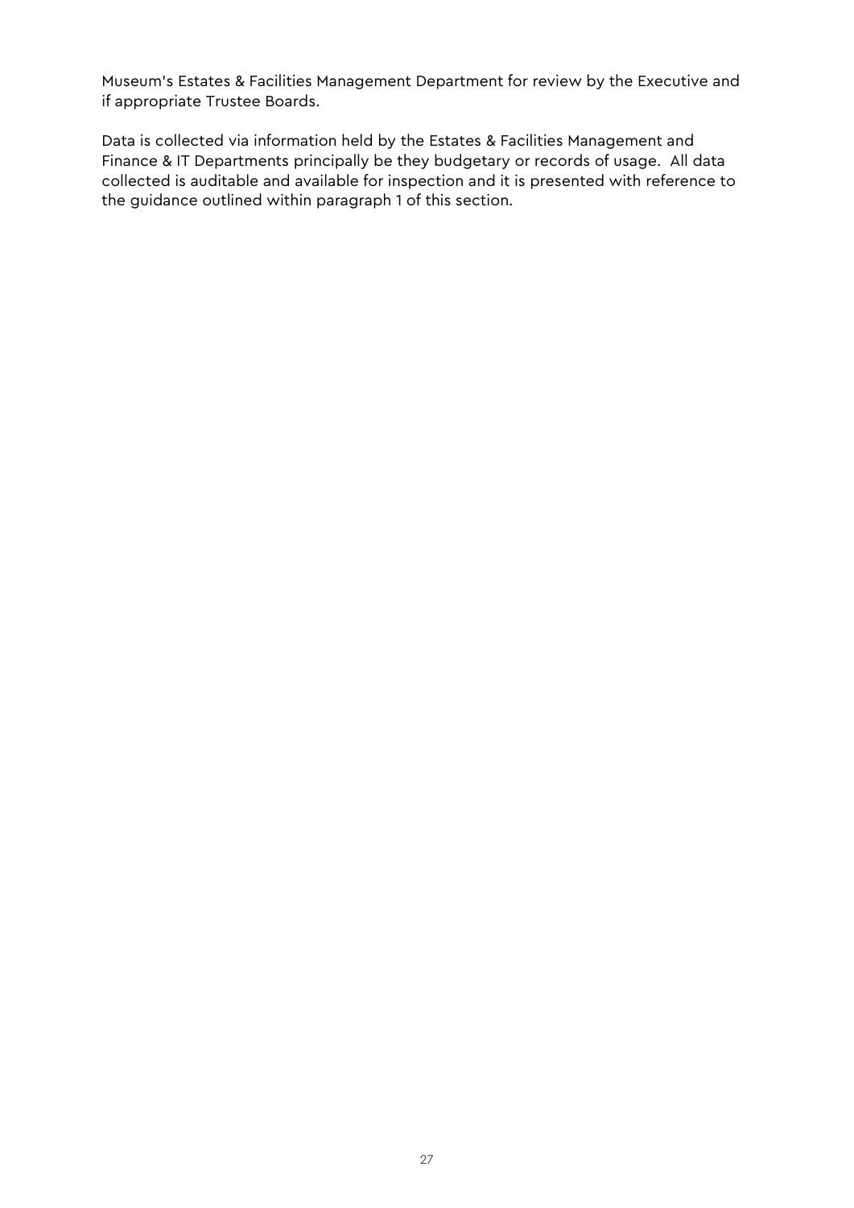Museum's Estates & Facilities Management Department for review by the Executive and if appropriate Trustee Boards.

Data is collected via information held by the Estates & Facilities Management and Finance & IT Departments principally be they budgetary or records of usage.  All data collected is auditable and available for inspection and it is presented with reference to the guidance outlined within paragraph 1 of this section.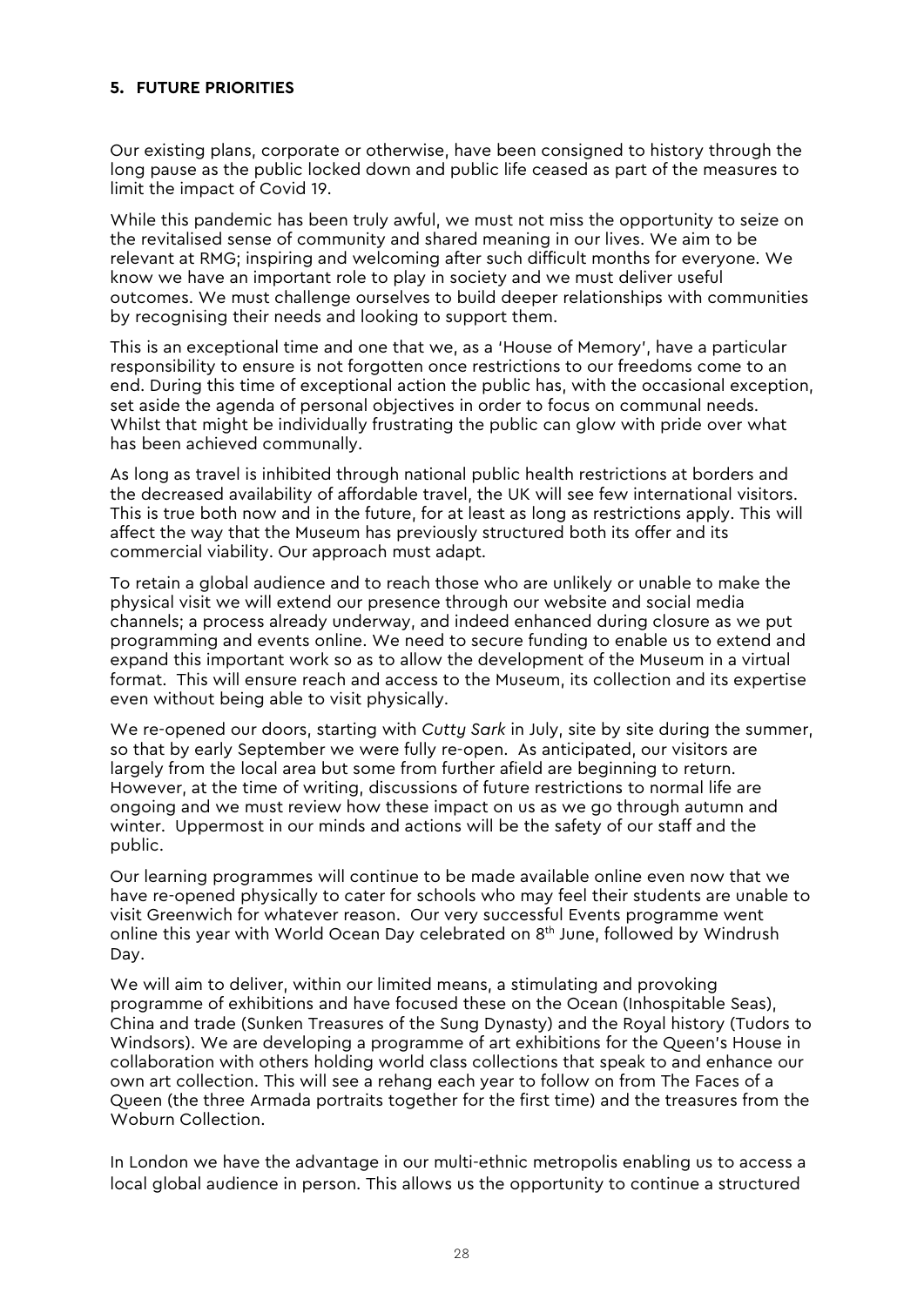## 5. FUTURE PRIORITIES

Our existing plans, corporate or otherwise, have been consigned to history through the long pause as the public locked down and public life ceased as part of the measures to limit the impact of Covid 19.

While this pandemic has been truly awful, we must not miss the opportunity to seize on the revitalised sense of community and shared meaning in our lives. We aim to be relevant at RMG; inspiring and welcoming after such difficult months for everyone. We know we have an important role to play in society and we must deliver useful outcomes. We must challenge ourselves to build deeper relationships with communities by recognising their needs and looking to support them.

This is an exceptional time and one that we, as a 'House of Memory', have a particular responsibility to ensure is not forgotten once restrictions to our freedoms come to an end. During this time of exceptional action the public has, with the occasional exception, set aside the agenda of personal objectives in order to focus on communal needs. Whilst that might be individually frustrating the public can glow with pride over what has been achieved communally.

As long as travel is inhibited through national public health restrictions at borders and the decreased availability of affordable travel, the UK will see few international visitors. This is true both now and in the future, for at least as long as restrictions apply. This will affect the way that the Museum has previously structured both its offer and its commercial viability. Our approach must adapt.

To retain a global audience and to reach those who are unlikely or unable to make the physical visit we will extend our presence through our website and social media channels; a process already underway, and indeed enhanced during closure as we put programming and events online. We need to secure funding to enable us to extend and expand this important work so as to allow the development of the Museum in a virtual format. This will ensure reach and access to the Museum, its collection and its expertise even without being able to visit physically.

We re-opened our doors, starting with *Cutty Sark* in July, site by site during the summer, so that by early September we were fully re-open. As anticipated, our visitors are largely from the local area but some from further afield are beginning to return. However, at the time of writing, discussions of future restrictions to normal life are ongoing and we must review how these impact on us as we go through autumn and winter. Uppermost in our minds and actions will be the safety of our staff and the public.

Our learning programmes will continue to be made available online even now that we have re-opened physically to cater for schools who may feel their students are unable to visit Greenwich for whatever reason. Our very successful Events programme went online this year with World Ocean Day celebrated on 8th June, followed by Windrush Day.

We will aim to deliver, within our limited means, a stimulating and provoking programme of exhibitions and have focused these on the Ocean (Inhospitable Seas), China and trade (Sunken Treasures of the Sung Dynasty) and the Royal history (Tudors to Windsors). We are developing a programme of art exhibitions for the Queen's House in collaboration with others holding world class collections that speak to and enhance our own art collection. This will see a rehang each year to follow on from The Faces of a Queen (the three Armada portraits together for the first time) and the treasures from the Woburn Collection.

In London we have the advantage in our multi-ethnic metropolis enabling us to access a local global audience in person. This allows us the opportunity to continue a structured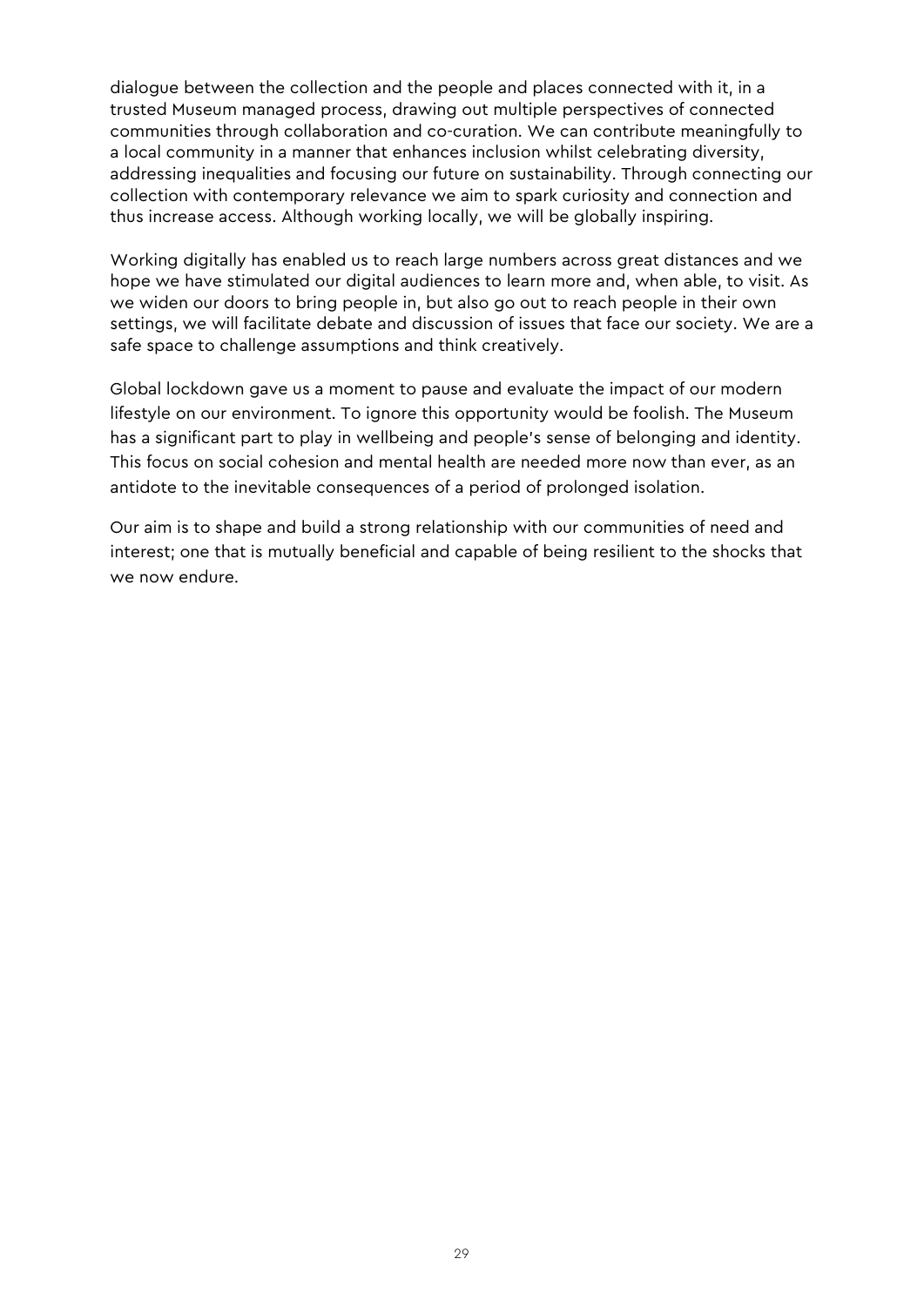dialogue between the collection and the people and places connected with it, in a trusted Museum managed process, drawing out multiple perspectives of connected communities through collaboration and co-curation. We can contribute meaningfully to a local community in a manner that enhances inclusion whilst celebrating diversity, addressing inequalities and focusing our future on sustainability. Through connecting our collection with contemporary relevance we aim to spark curiosity and connection and thus increase access. Although working locally, we will be globally inspiring.

Working digitally has enabled us to reach large numbers across great distances and we hope we have stimulated our digital audiences to learn more and, when able, to visit. As we widen our doors to bring people in, but also go out to reach people in their own settings, we will facilitate debate and discussion of issues that face our society. We are a safe space to challenge assumptions and think creatively.

Global lockdown gave us a moment to pause and evaluate the impact of our modern lifestyle on our environment. To ignore this opportunity would be foolish. The Museum has a significant part to play in wellbeing and people's sense of belonging and identity. This focus on social cohesion and mental health are needed more now than ever, as an antidote to the inevitable consequences of a period of prolonged isolation.

Our aim is to shape and build a strong relationship with our communities of need and interest; one that is mutually beneficial and capable of being resilient to the shocks that we now endure.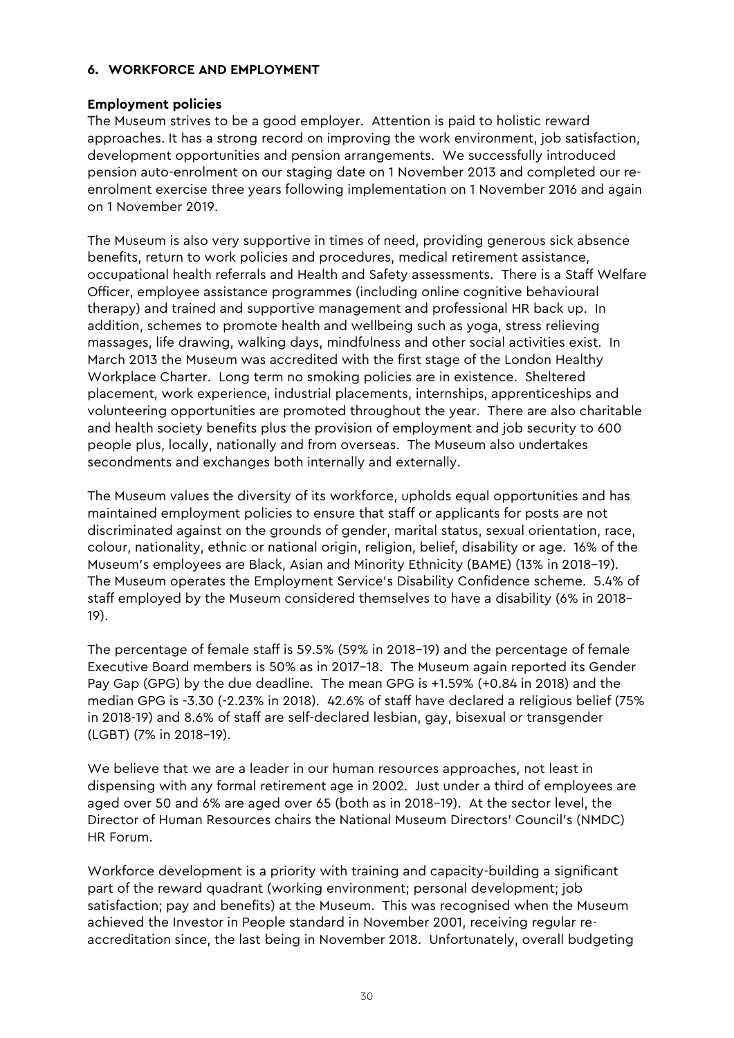## 6. WORKFORCE AND EMPLOYMENT

### Employment policies

The Museum strives to be a good employer. Attention is paid to holistic reward approaches. It has a strong record on improving the work environment, job satisfaction, development opportunities and pension arrangements. We successfully introduced pension auto-enrolment on our staging date on 1 November 2013 and completed our re-enrolment exercise three years following implementation on 1 November 2016 and again on 1 November 2019.

The Museum is also very supportive in times of need, providing generous sick absence benefits, return to work policies and procedures, medical retirement assistance, occupational health referrals and Health and Safety assessments. There is a Staff Welfare Officer, employee assistance programmes (including online cognitive behavioural therapy) and trained and supportive management and professional HR back up. In addition, schemes to promote health and wellbeing such as yoga, stress relieving massages, life drawing, walking days, mindfulness and other social activities exist. In March 2013 the Museum was accredited with the first stage of the London Healthy Workplace Charter. Long term no smoking policies are in existence. Sheltered placement, work experience, industrial placements, internships, apprenticeships and volunteering opportunities are promoted throughout the year. There are also charitable and health society benefits plus the provision of employment and job security to 600 people plus, locally, nationally and from overseas. The Museum also undertakes secondments and exchanges both internally and externally.

The Museum values the diversity of its workforce, upholds equal opportunities and has maintained employment policies to ensure that staff or applicants for posts are not discriminated against on the grounds of gender, marital status, sexual orientation, race, colour, nationality, ethnic or national origin, religion, belief, disability or age. 16% of the Museum's employees are Black, Asian and Minority Ethnicity (BAME) (13% in 2018–19). The Museum operates the Employment Service's Disability Confidence scheme. 5.4% of staff employed by the Museum considered themselves to have a disability (6% in 2018–19).

The percentage of female staff is 59.5% (59% in 2018–19) and the percentage of female Executive Board members is 50% as in 2017–18. The Museum again reported its Gender Pay Gap (GPG) by the due deadline. The mean GPG is +1.59% (+0.84 in 2018) and the median GPG is -3.30 (-2.23% in 2018). 42.6% of staff have declared a religious belief (75% in 2018-19) and 8.6% of staff are self-declared lesbian, gay, bisexual or transgender (LGBT) (7% in 2018–19).

We believe that we are a leader in our human resources approaches, not least in dispensing with any formal retirement age in 2002. Just under a third of employees are aged over 50 and 6% are aged over 65 (both as in 2018–19). At the sector level, the Director of Human Resources chairs the National Museum Directors' Council's (NMDC) HR Forum.

Workforce development is a priority with training and capacity-building a significant part of the reward quadrant (working environment; personal development; job satisfaction; pay and benefits) at the Museum. This was recognised when the Museum achieved the Investor in People standard in November 2001, receiving regular re-accreditation since, the last being in November 2018. Unfortunately, overall budgeting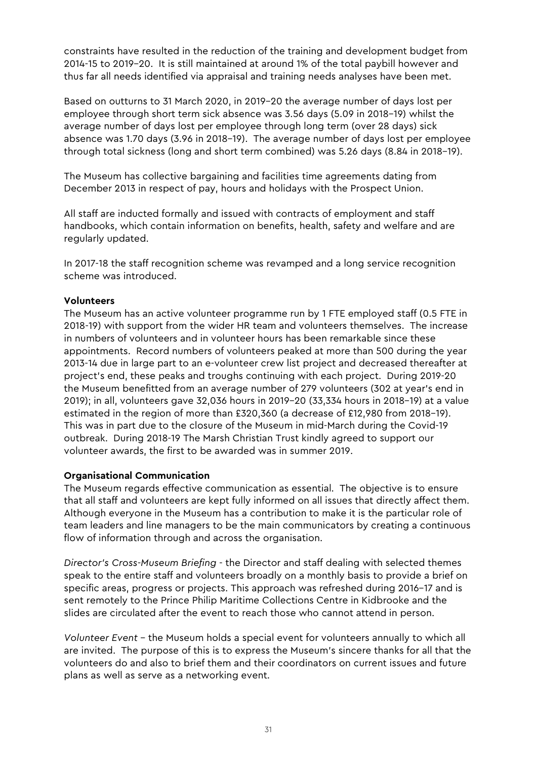constraints have resulted in the reduction of the training and development budget from 2014-15 to 2019–20. It is still maintained at around 1% of the total paybill however and thus far all needs identified via appraisal and training needs analyses have been met.

Based on outturns to 31 March 2020, in 2019–20 the average number of days lost per employee through short term sick absence was 3.56 days (5.09 in 2018–19) whilst the average number of days lost per employee through long term (over 28 days) sick absence was 1.70 days (3.96 in 2018–19). The average number of days lost per employee through total sickness (long and short term combined) was 5.26 days (8.84 in 2018–19).

The Museum has collective bargaining and facilities time agreements dating from December 2013 in respect of pay, hours and holidays with the Prospect Union.

All staff are inducted formally and issued with contracts of employment and staff handbooks, which contain information on benefits, health, safety and welfare and are regularly updated.

In 2017-18 the staff recognition scheme was revamped and a long service recognition scheme was introduced.

**Volunteers**

The Museum has an active volunteer programme run by 1 FTE employed staff (0.5 FTE in 2018-19) with support from the wider HR team and volunteers themselves. The increase in numbers of volunteers and in volunteer hours has been remarkable since these appointments. Record numbers of volunteers peaked at more than 500 during the year 2013-14 due in large part to an e-volunteer crew list project and decreased thereafter at project's end, these peaks and troughs continuing with each project. During 2019-20 the Museum benefitted from an average number of 279 volunteers (302 at year's end in 2019); in all, volunteers gave 32,036 hours in 2019–20 (33,334 hours in 2018–19) at a value estimated in the region of more than £320,360 (a decrease of £12,980 from 2018–19). This was in part due to the closure of the Museum in mid-March during the Covid-19 outbreak. During 2018-19 The Marsh Christian Trust kindly agreed to support our volunteer awards, the first to be awarded was in summer 2019.

**Organisational Communication**

The Museum regards effective communication as essential. The objective is to ensure that all staff and volunteers are kept fully informed on all issues that directly affect them. Although everyone in the Museum has a contribution to make it is the particular role of team leaders and line managers to be the main communicators by creating a continuous flow of information through and across the organisation.

*Director's Cross-Museum Briefing* - the Director and staff dealing with selected themes speak to the entire staff and volunteers broadly on a monthly basis to provide a brief on specific areas, progress or projects. This approach was refreshed during 2016–17 and is sent remotely to the Prince Philip Maritime Collections Centre in Kidbrooke and the slides are circulated after the event to reach those who cannot attend in person.

*Volunteer Event* – the Museum holds a special event for volunteers annually to which all are invited. The purpose of this is to express the Museum's sincere thanks for all that the volunteers do and also to brief them and their coordinators on current issues and future plans as well as serve as a networking event.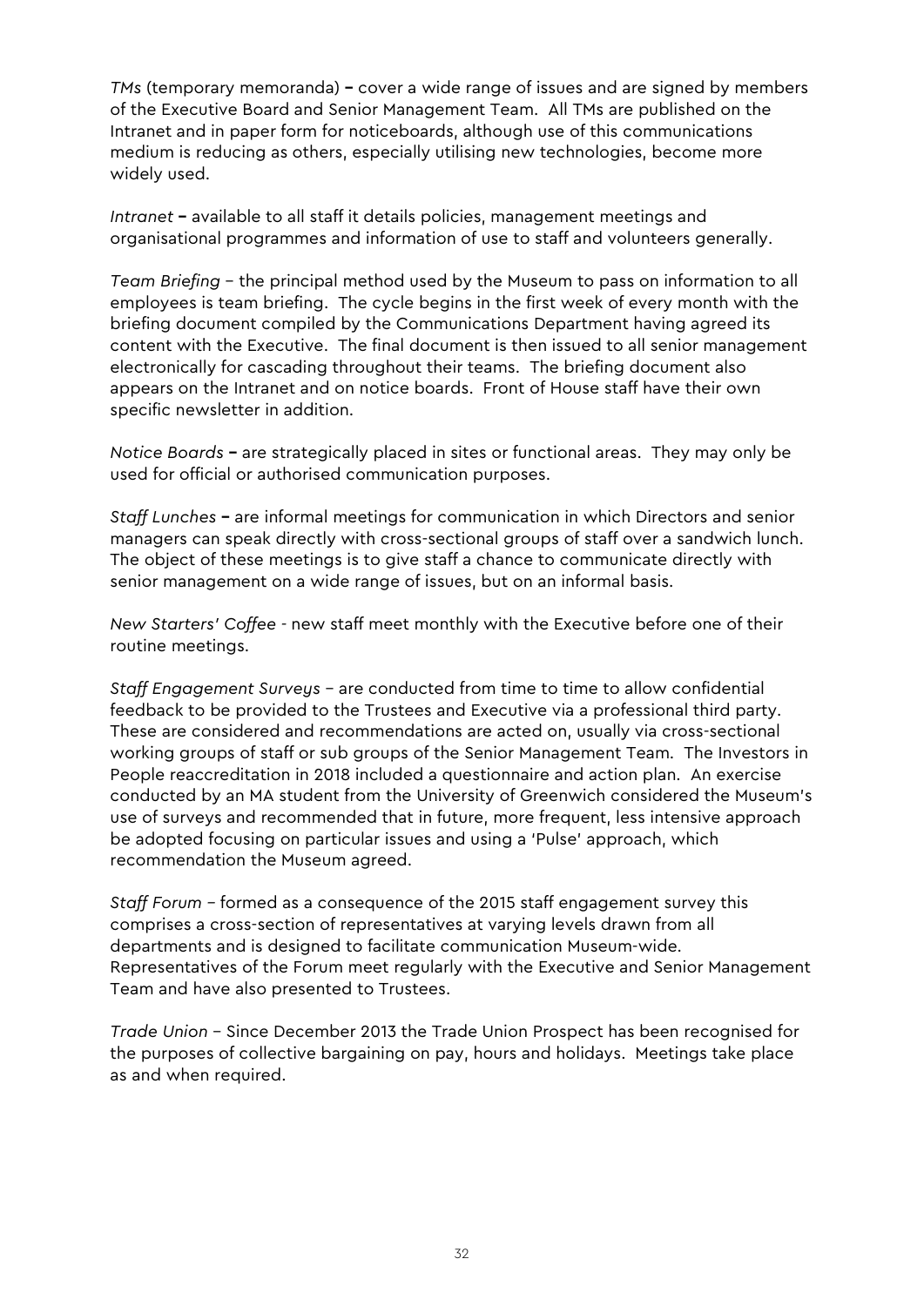*TMs* (temporary memoranda) **–** cover a wide range of issues and are signed by members of the Executive Board and Senior Management Team. All TMs are published on the Intranet and in paper form for noticeboards, although use of this communications medium is reducing as others, especially utilising new technologies, become more widely used.

*Intranet* **–** available to all staff it details policies, management meetings and organisational programmes and information of use to staff and volunteers generally.

*Team Briefing* – the principal method used by the Museum to pass on information to all employees is team briefing. The cycle begins in the first week of every month with the briefing document compiled by the Communications Department having agreed its content with the Executive. The final document is then issued to all senior management electronically for cascading throughout their teams. The briefing document also appears on the Intranet and on notice boards. Front of House staff have their own specific newsletter in addition.

*Notice Boards* **–** are strategically placed in sites or functional areas. They may only be used for official or authorised communication purposes.

*Staff Lunches* **–** are informal meetings for communication in which Directors and senior managers can speak directly with cross-sectional groups of staff over a sandwich lunch. The object of these meetings is to give staff a chance to communicate directly with senior management on a wide range of issues, but on an informal basis.

*New Starters' Coffee* - new staff meet monthly with the Executive before one of their routine meetings.

*Staff Engagement Surveys* – are conducted from time to time to allow confidential feedback to be provided to the Trustees and Executive via a professional third party. These are considered and recommendations are acted on, usually via cross-sectional working groups of staff or sub groups of the Senior Management Team. The Investors in People reaccreditation in 2018 included a questionnaire and action plan. An exercise conducted by an MA student from the University of Greenwich considered the Museum's use of surveys and recommended that in future, more frequent, less intensive approach be adopted focusing on particular issues and using a 'Pulse' approach, which recommendation the Museum agreed.

*Staff Forum* – formed as a consequence of the 2015 staff engagement survey this comprises a cross-section of representatives at varying levels drawn from all departments and is designed to facilitate communication Museum-wide. Representatives of the Forum meet regularly with the Executive and Senior Management Team and have also presented to Trustees.

*Trade Union* – Since December 2013 the Trade Union Prospect has been recognised for the purposes of collective bargaining on pay, hours and holidays. Meetings take place as and when required.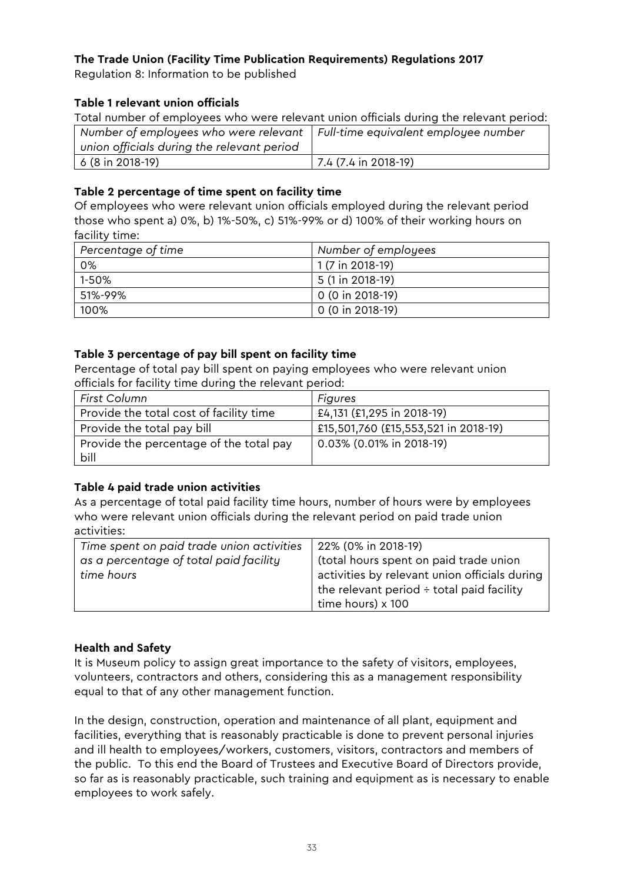**The Trade Union (Facility Time Publication Requirements) Regulations 2017**

Regulation 8: Information to be published

**Table 1 relevant union officials**

Total number of employees who were relevant union officials during the relevant period:

| *Number of employees who were relevant union officials during the relevant period* | *Full-time equivalent employee number* |
|---|---|
| 6 (8 in 2018-19) | 7.4 (7.4 in 2018-19) |

**Table 2 percentage of time spent on facility time**

Of employees who were relevant union officials employed during the relevant period those who spent a) 0%, b) 1%-50%, c) 51%-99% or d) 100% of their working hours on facility time:

| *Percentage of time* | *Number of employees* |
|---|---|
| 0% | 1 (7 in 2018-19) |
| 1-50% | 5 (1 in 2018-19) |
| 51%-99% | 0 (0 in 2018-19) |
| 100% | 0 (0 in 2018-19) |

**Table 3 percentage of pay bill spent on facility time**

Percentage of total pay bill spent on paying employees who were relevant union officials for facility time during the relevant period:

| *First Column* | *Figures* |
|---|---|
| Provide the total cost of facility time | £4,131 (£1,295 in 2018-19) |
| Provide the total pay bill | £15,501,760 (£15,553,521 in 2018-19) |
| Provide the percentage of the total pay bill | 0.03% (0.01% in 2018-19) |

**Table 4 paid trade union activities**

As a percentage of total paid facility time hours, number of hours were by employees who were relevant union officials during the relevant period on paid trade union activities:

| *Time spent on paid trade union activities as a percentage of total paid facility time hours* | 22% (0% in 2018-19) (total hours spent on paid trade union activities by relevant union officials during the relevant period ÷ total paid facility time hours) x 100 |
|---|---|

**Health and Safety**

It is Museum policy to assign great importance to the safety of visitors, employees, volunteers, contractors and others, considering this as a management responsibility equal to that of any other management function.

In the design, construction, operation and maintenance of all plant, equipment and facilities, everything that is reasonably practicable is done to prevent personal injuries and ill health to employees/workers, customers, visitors, contractors and members of the public. To this end the Board of Trustees and Executive Board of Directors provide, so far as is reasonably practicable, such training and equipment as is necessary to enable employees to work safely.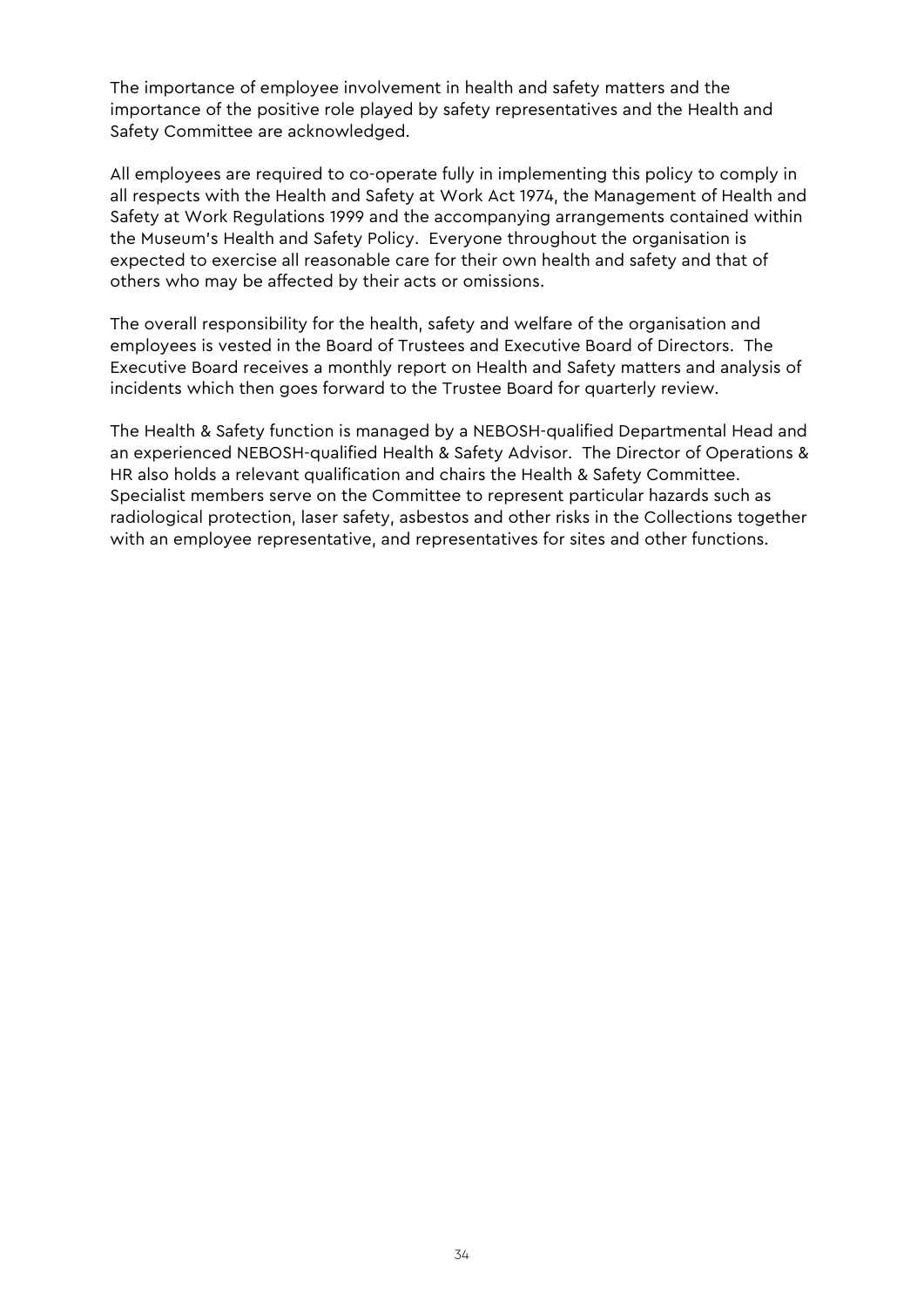The importance of employee involvement in health and safety matters and the importance of the positive role played by safety representatives and the Health and Safety Committee are acknowledged.

All employees are required to co-operate fully in implementing this policy to comply in all respects with the Health and Safety at Work Act 1974, the Management of Health and Safety at Work Regulations 1999 and the accompanying arrangements contained within the Museum's Health and Safety Policy. Everyone throughout the organisation is expected to exercise all reasonable care for their own health and safety and that of others who may be affected by their acts or omissions.

The overall responsibility for the health, safety and welfare of the organisation and employees is vested in the Board of Trustees and Executive Board of Directors. The Executive Board receives a monthly report on Health and Safety matters and analysis of incidents which then goes forward to the Trustee Board for quarterly review.

The Health & Safety function is managed by a NEBOSH-qualified Departmental Head and an experienced NEBOSH-qualified Health & Safety Advisor. The Director of Operations & HR also holds a relevant qualification and chairs the Health & Safety Committee. Specialist members serve on the Committee to represent particular hazards such as radiological protection, laser safety, asbestos and other risks in the Collections together with an employee representative, and representatives for sites and other functions.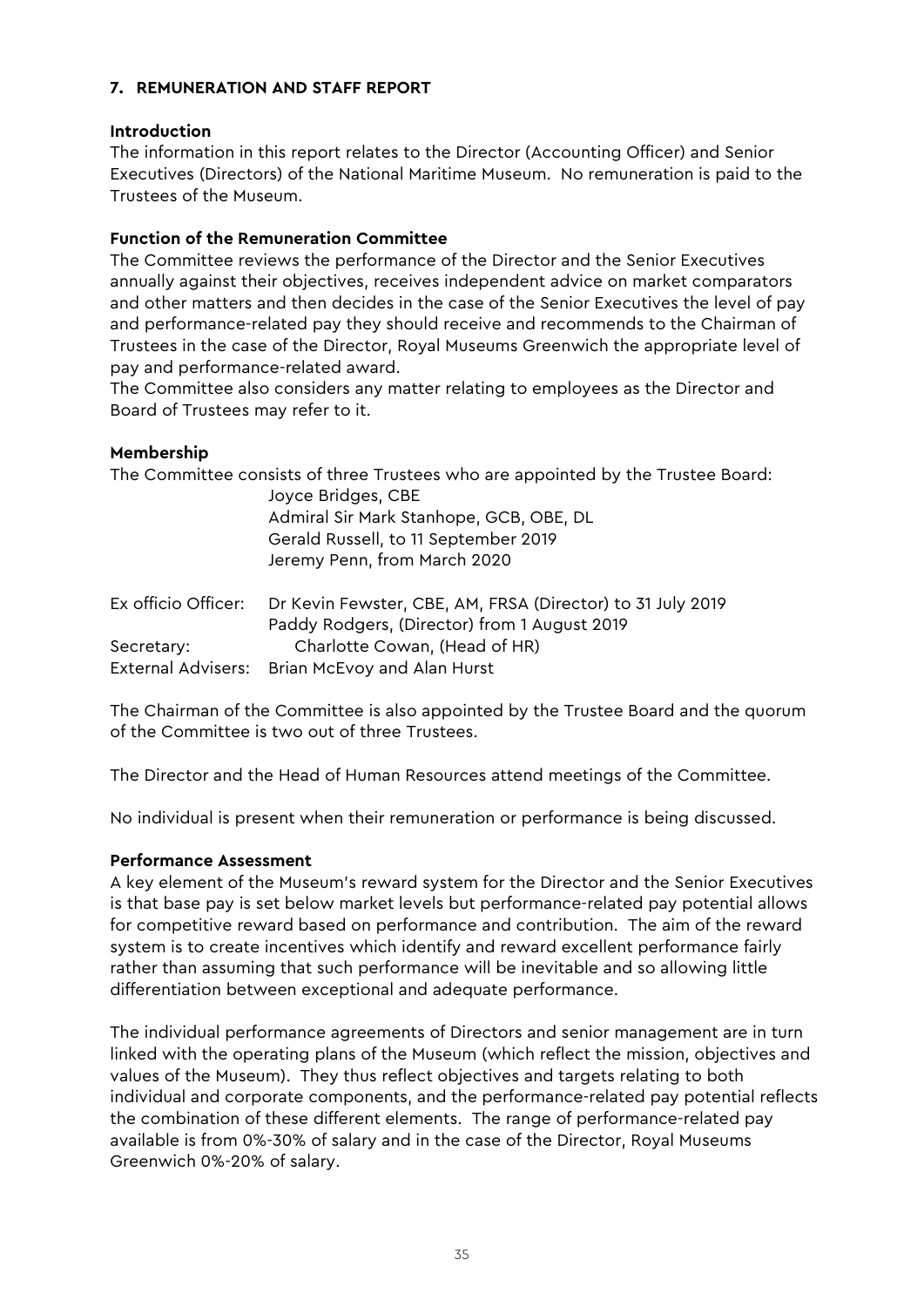## 7. REMUNERATION AND STAFF REPORT

### Introduction

The information in this report relates to the Director (Accounting Officer) and Senior Executives (Directors) of the National Maritime Museum. No remuneration is paid to the Trustees of the Museum.

### Function of the Remuneration Committee

The Committee reviews the performance of the Director and the Senior Executives annually against their objectives, receives independent advice on market comparators and other matters and then decides in the case of the Senior Executives the level of pay and performance-related pay they should receive and recommends to the Chairman of Trustees in the case of the Director, Royal Museums Greenwich the appropriate level of pay and performance-related award.

The Committee also considers any matter relating to employees as the Director and Board of Trustees may refer to it.

### Membership

The Committee consists of three Trustees who are appointed by the Trustee Board:

Joyce Bridges, CBE
Admiral Sir Mark Stanhope, GCB, OBE, DL
Gerald Russell, to 11 September 2019
Jeremy Penn, from March 2020

Ex officio Officer: Dr Kevin Fewster, CBE, AM, FRSA (Director) to 31 July 2019
Paddy Rodgers, (Director) from 1 August 2019

Secretary: Charlotte Cowan, (Head of HR)

External Advisers: Brian McEvoy and Alan Hurst

The Chairman of the Committee is also appointed by the Trustee Board and the quorum of the Committee is two out of three Trustees.

The Director and the Head of Human Resources attend meetings of the Committee.

No individual is present when their remuneration or performance is being discussed.

### Performance Assessment

A key element of the Museum's reward system for the Director and the Senior Executives is that base pay is set below market levels but performance-related pay potential allows for competitive reward based on performance and contribution. The aim of the reward system is to create incentives which identify and reward excellent performance fairly rather than assuming that such performance will be inevitable and so allowing little differentiation between exceptional and adequate performance.

The individual performance agreements of Directors and senior management are in turn linked with the operating plans of the Museum (which reflect the mission, objectives and values of the Museum). They thus reflect objectives and targets relating to both individual and corporate components, and the performance-related pay potential reflects the combination of these different elements. The range of performance-related pay available is from 0%-30% of salary and in the case of the Director, Royal Museums Greenwich 0%-20% of salary.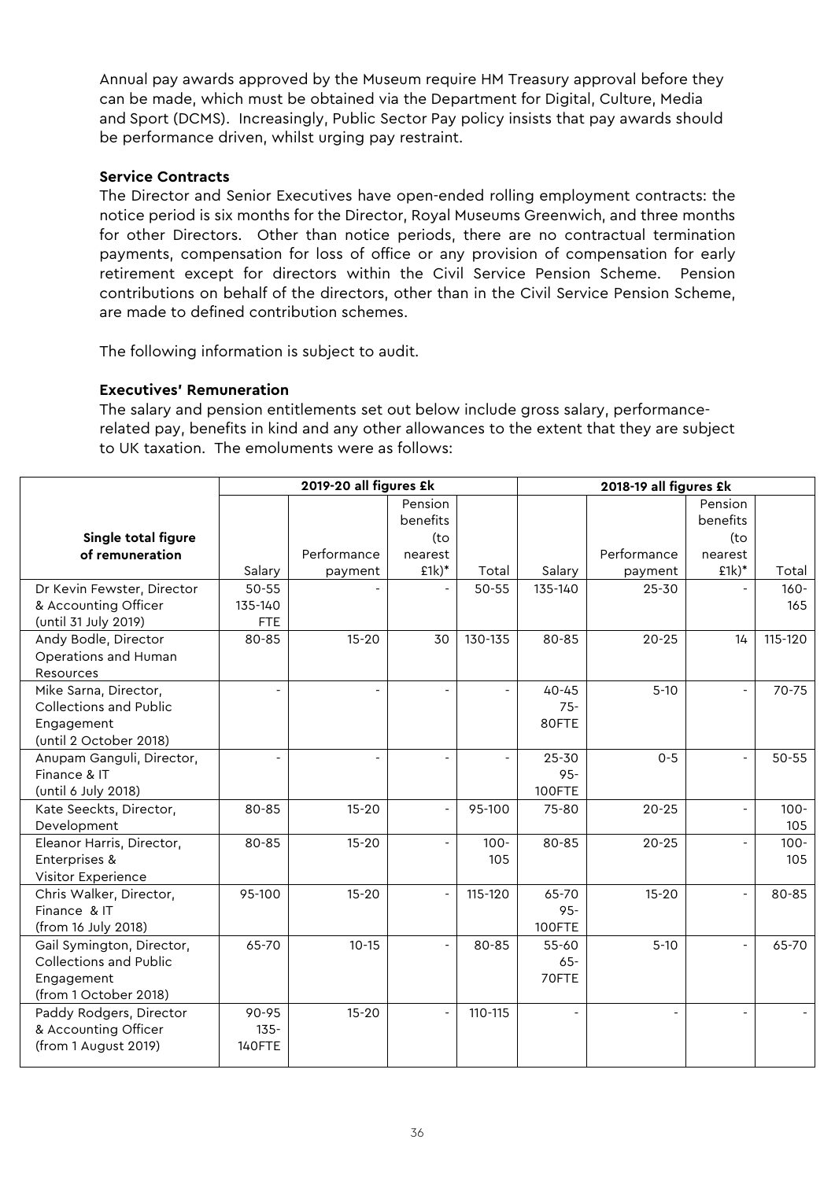Annual pay awards approved by the Museum require HM Treasury approval before they can be made, which must be obtained via the Department for Digital, Culture, Media and Sport (DCMS). Increasingly, Public Sector Pay policy insists that pay awards should be performance driven, whilst urging pay restraint.

**Service Contracts**

The Director and Senior Executives have open-ended rolling employment contracts: the notice period is six months for the Director, Royal Museums Greenwich, and three months for other Directors. Other than notice periods, there are no contractual termination payments, compensation for loss of office or any provision of compensation for early retirement except for directors within the Civil Service Pension Scheme. Pension contributions on behalf of the directors, other than in the Civil Service Pension Scheme, are made to defined contribution schemes.

The following information is subject to audit.

**Executives' Remuneration**

The salary and pension entitlements set out below include gross salary, performance-related pay, benefits in kind and any other allowances to the extent that they are subject to UK taxation. The emoluments were as follows:

| Single total figure of remuneration | 2019-20 all figures £k | | | | 2018-19 all figures £k | | | |
|---|---|---|---|---|---|---|---|---|
| | Salary | Performance payment | Pension benefits (to nearest £1k)* | Total | Salary | Performance payment | Pension benefits (to nearest £1k)* | Total |
| Dr Kevin Fewster, Director & Accounting Officer (until 31 July 2019) | 50-55 135-140 FTE | - | - | 50-55 | 135-140 | 25-30 | - | 160-165 |
| Andy Bodle, Director Operations and Human Resources | 80-85 | 15-20 | 30 | 130-135 | 80-85 | 20-25 | 14 | 115-120 |
| Mike Sarna, Director, Collections and Public Engagement (until 2 October 2018) | - | - | - | - | 40-45 75-80FTE | 5-10 | - | 70-75 |
| Anupam Ganguli, Director, Finance & IT (until 6 July 2018) | - | - | - | - | 25-30 95-100FTE | 0-5 | - | 50-55 |
| Kate Seeckts, Director, Development | 80-85 | 15-20 | - | 95-100 | 75-80 | 20-25 | - | 100-105 |
| Eleanor Harris, Director, Enterprises & Visitor Experience | 80-85 | 15-20 | - | 100-105 | 80-85 | 20-25 | - | 100-105 |
| Chris Walker, Director, Finance & IT (from 16 July 2018) | 95-100 | 15-20 | - | 115-120 | 65-70 95-100FTE | 15-20 | - | 80-85 |
| Gail Symington, Director, Collections and Public Engagement (from 1 October 2018) | 65-70 | 10-15 | - | 80-85 | 55-60 65-70FTE | 5-10 | - | 65-70 |
| Paddy Rodgers, Director & Accounting Officer (from 1 August 2019) | 90-95 135-140FTE | 15-20 | - | 110-115 | - | - | - | - |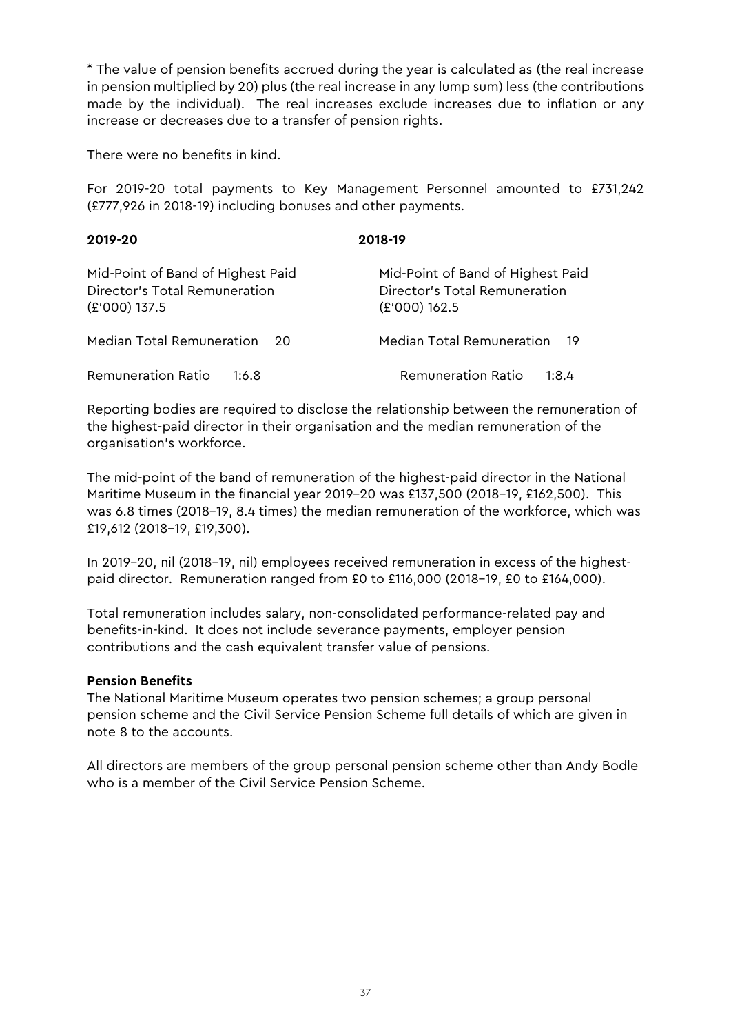* The value of pension benefits accrued during the year is calculated as (the real increase in pension multiplied by 20) plus (the real increase in any lump sum) less (the contributions made by the individual). The real increases exclude increases due to inflation or any increase or decreases due to a transfer of pension rights.

There were no benefits in kind.

For 2019-20 total payments to Key Management Personnel amounted to £731,242 (£777,926 in 2018-19) including bonuses and other payments.

| **2019-20** | | **2018-19** | |
|---|---|---|---|
| Mid-Point of Band of Highest Paid Director's Total Remuneration (£'000) | 137.5 | Mid-Point of Band of Highest Paid Director's Total Remuneration (£'000) | 162.5 |
| Median Total Remuneration | 20 | Median Total Remuneration | 19 |
| Remuneration Ratio | 1:6.8 | Remuneration Ratio | 1:8.4 |

Reporting bodies are required to disclose the relationship between the remuneration of the highest-paid director in their organisation and the median remuneration of the organisation's workforce.

The mid-point of the band of remuneration of the highest-paid director in the National Maritime Museum in the financial year 2019–20 was £137,500 (2018–19, £162,500). This was 6.8 times (2018–19, 8.4 times) the median remuneration of the workforce, which was £19,612 (2018–19, £19,300).

In 2019–20, nil (2018–19, nil) employees received remuneration in excess of the highest-paid director. Remuneration ranged from £0 to £116,000 (2018–19, £0 to £164,000).

Total remuneration includes salary, non-consolidated performance-related pay and benefits-in-kind. It does not include severance payments, employer pension contributions and the cash equivalent transfer value of pensions.

**Pension Benefits**

The National Maritime Museum operates two pension schemes; a group personal pension scheme and the Civil Service Pension Scheme full details of which are given in note 8 to the accounts.

All directors are members of the group personal pension scheme other than Andy Bodle who is a member of the Civil Service Pension Scheme.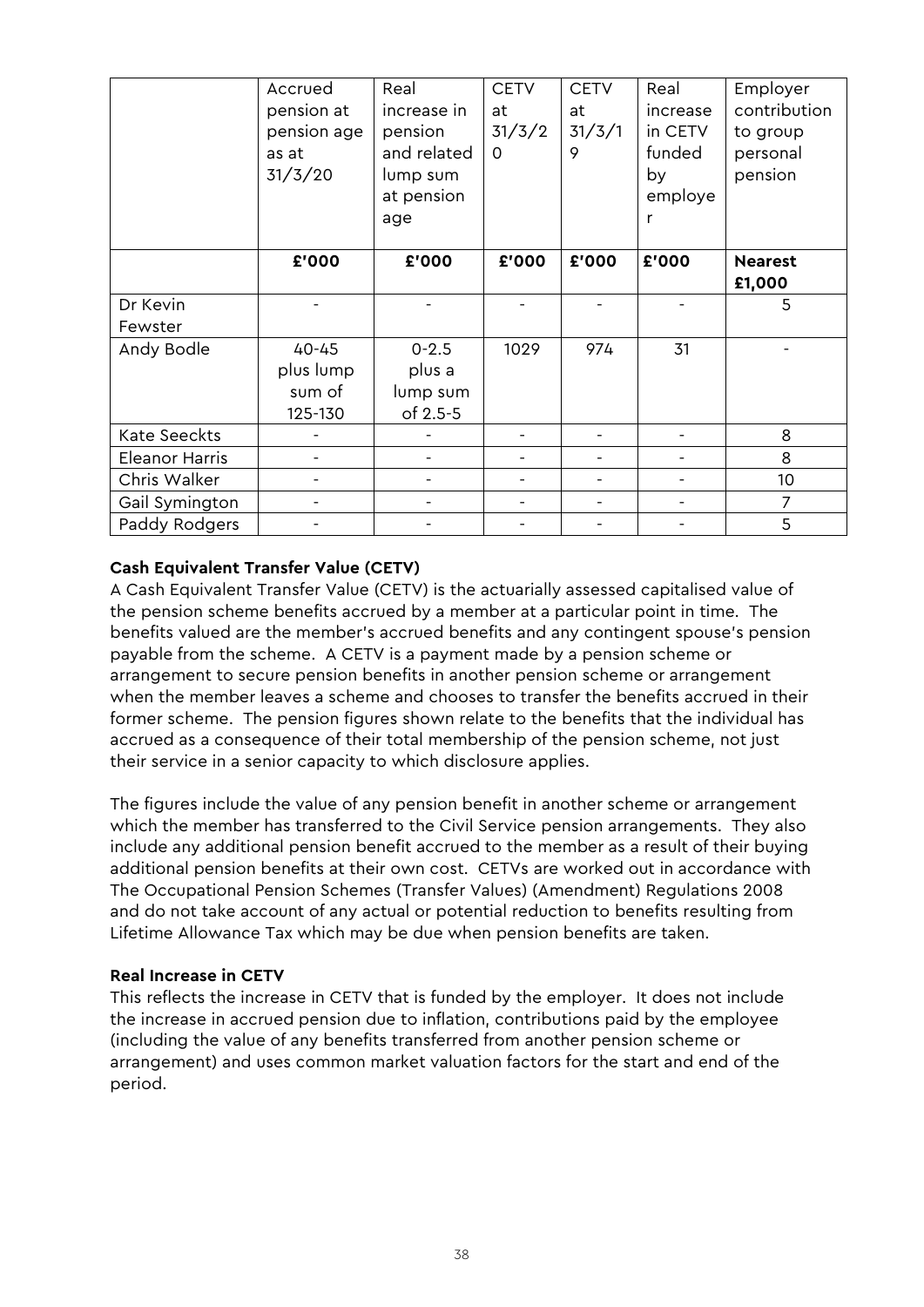| | Accrued pension at pension age as at 31/3/20 | Real increase in pension and related lump sum at pension age | CETV at 31/3/20 | CETV at 31/3/19 | Real increase in CETV funded by employer | Employer contribution to group personal pension |
|---|---|---|---|---|---|---|
| | **£'000** | **£'000** | **£'000** | **£'000** | **£'000** | **Nearest £1,000** |
| Dr Kevin Fewster | - | - | - | - | - | 5 |
| Andy Bodle | 40-45 plus lump sum of 125-130 | 0-2.5 plus a lump sum of 2.5-5 | 1029 | 974 | 31 | - |
| Kate Seeckts | - | - | - | - | - | 8 |
| Eleanor Harris | - | - | - | - | - | 8 |
| Chris Walker | - | - | - | - | - | 10 |
| Gail Symington | - | - | - | - | - | 7 |
| Paddy Rodgers | - | - | - | - | - | 5 |

**Cash Equivalent Transfer Value (CETV)**

A Cash Equivalent Transfer Value (CETV) is the actuarially assessed capitalised value of the pension scheme benefits accrued by a member at a particular point in time. The benefits valued are the member's accrued benefits and any contingent spouse's pension payable from the scheme. A CETV is a payment made by a pension scheme or arrangement to secure pension benefits in another pension scheme or arrangement when the member leaves a scheme and chooses to transfer the benefits accrued in their former scheme. The pension figures shown relate to the benefits that the individual has accrued as a consequence of their total membership of the pension scheme, not just their service in a senior capacity to which disclosure applies.

The figures include the value of any pension benefit in another scheme or arrangement which the member has transferred to the Civil Service pension arrangements. They also include any additional pension benefit accrued to the member as a result of their buying additional pension benefits at their own cost. CETVs are worked out in accordance with The Occupational Pension Schemes (Transfer Values) (Amendment) Regulations 2008 and do not take account of any actual or potential reduction to benefits resulting from Lifetime Allowance Tax which may be due when pension benefits are taken.

**Real Increase in CETV**

This reflects the increase in CETV that is funded by the employer. It does not include the increase in accrued pension due to inflation, contributions paid by the employee (including the value of any benefits transferred from another pension scheme or arrangement) and uses common market valuation factors for the start and end of the period.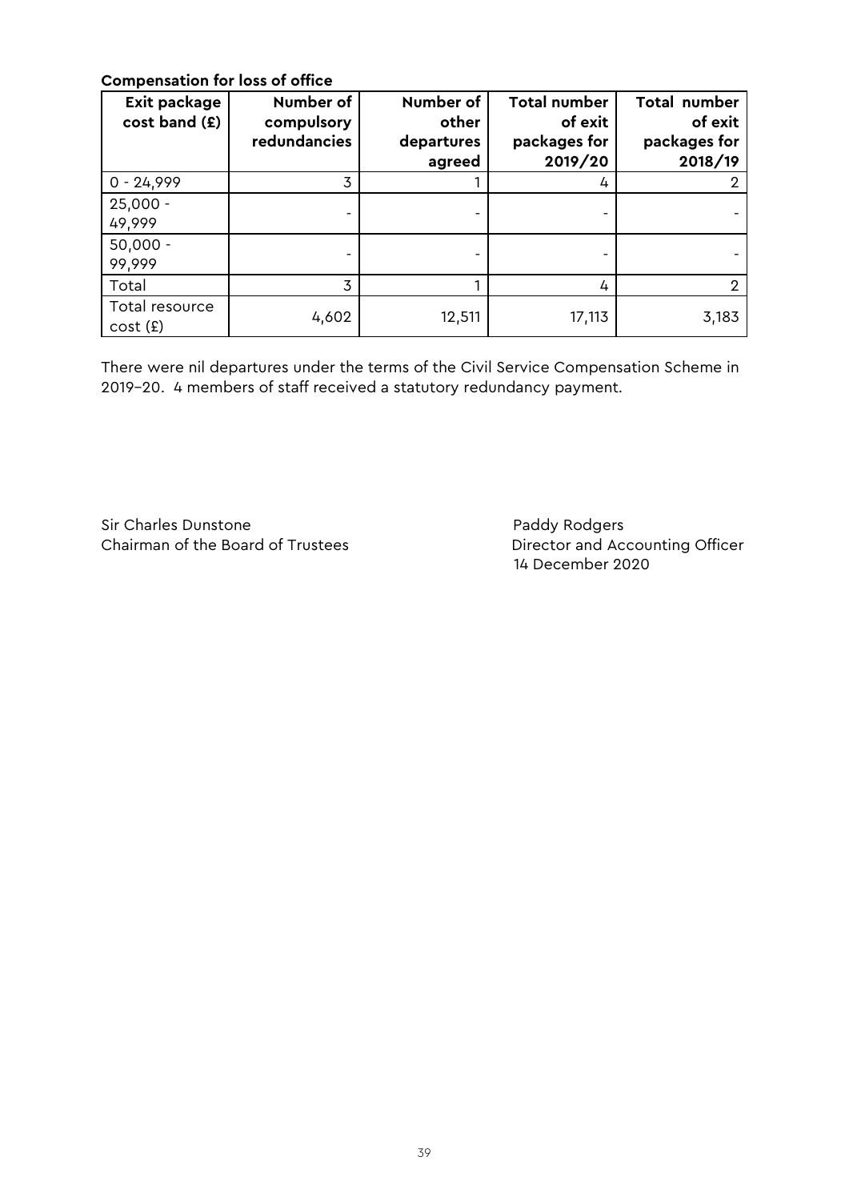**Compensation for loss of office**

| Exit package cost band (£) | Number of compulsory redundancies | Number of other departures agreed | Total number of exit packages for 2019/20 | Total number of exit packages for 2018/19 |
|---|---|---|---|---|
| 0 - 24,999 | 3 | 1 | 4 | 2 |
| 25,000 - 49,999 | - | - | - | - |
| 50,000 - 99,999 | - | - | - | - |
| Total | 3 | 1 | 4 | 2 |
| Total resource cost (£) | 4,602 | 12,511 | 17,113 | 3,183 |

There were nil departures under the terms of the Civil Service Compensation Scheme in 2019–20. 4 members of staff received a statutory redundancy payment.

Sir Charles Dunstone
Chairman of the Board of Trustees

Paddy Rodgers
Director and Accounting Officer
14 December 2020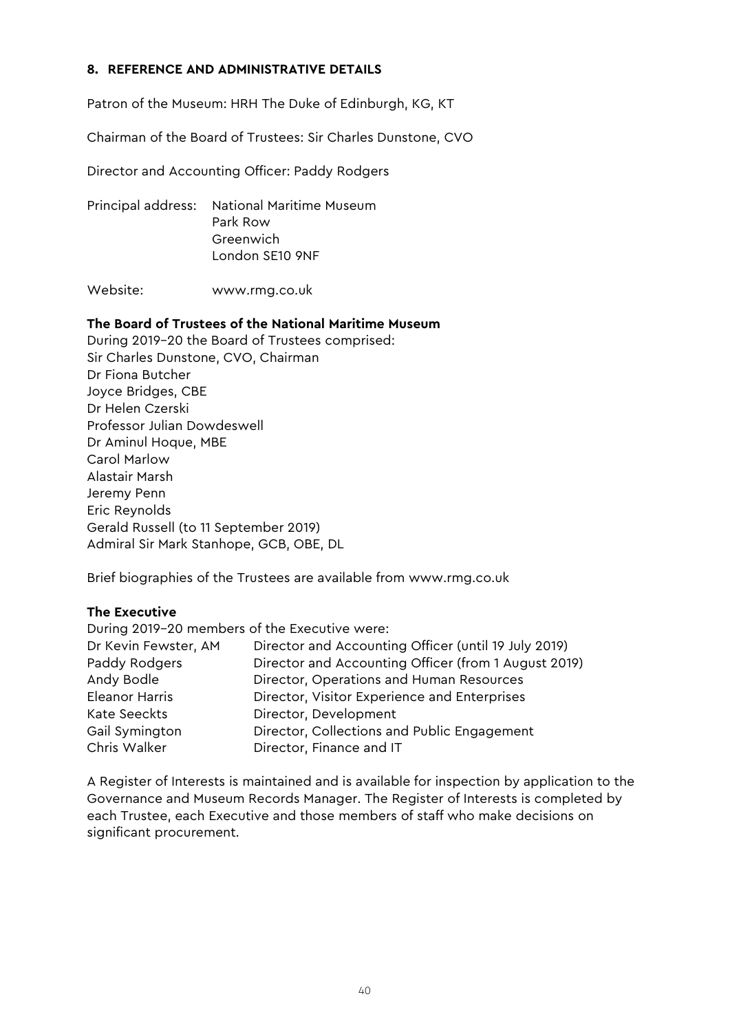## 8. REFERENCE AND ADMINISTRATIVE DETAILS

Patron of the Museum: HRH The Duke of Edinburgh, KG, KT

Chairman of the Board of Trustees: Sir Charles Dunstone, CVO

Director and Accounting Officer: Paddy Rodgers

Principal address: National Maritime Museum
Park Row
Greenwich
London SE10 9NF

Website: www.rmg.co.uk

**The Board of Trustees of the National Maritime Museum**

During 2019–20 the Board of Trustees comprised:
Sir Charles Dunstone, CVO, Chairman
Dr Fiona Butcher
Joyce Bridges, CBE
Dr Helen Czerski
Professor Julian Dowdeswell
Dr Aminul Hoque, MBE
Carol Marlow
Alastair Marsh
Jeremy Penn
Eric Reynolds
Gerald Russell (to 11 September 2019)
Admiral Sir Mark Stanhope, GCB, OBE, DL

Brief biographies of the Trustees are available from www.rmg.co.uk

**The Executive**

During 2019–20 members of the Executive were:

| | |
|---|---|
| Dr Kevin Fewster, AM | Director and Accounting Officer (until 19 July 2019) |
| Paddy Rodgers | Director and Accounting Officer (from 1 August 2019) |
| Andy Bodle | Director, Operations and Human Resources |
| Eleanor Harris | Director, Visitor Experience and Enterprises |
| Kate Seeckts | Director, Development |
| Gail Symington | Director, Collections and Public Engagement |
| Chris Walker | Director, Finance and IT |

A Register of Interests is maintained and is available for inspection by application to the Governance and Museum Records Manager. The Register of Interests is completed by each Trustee, each Executive and those members of staff who make decisions on significant procurement.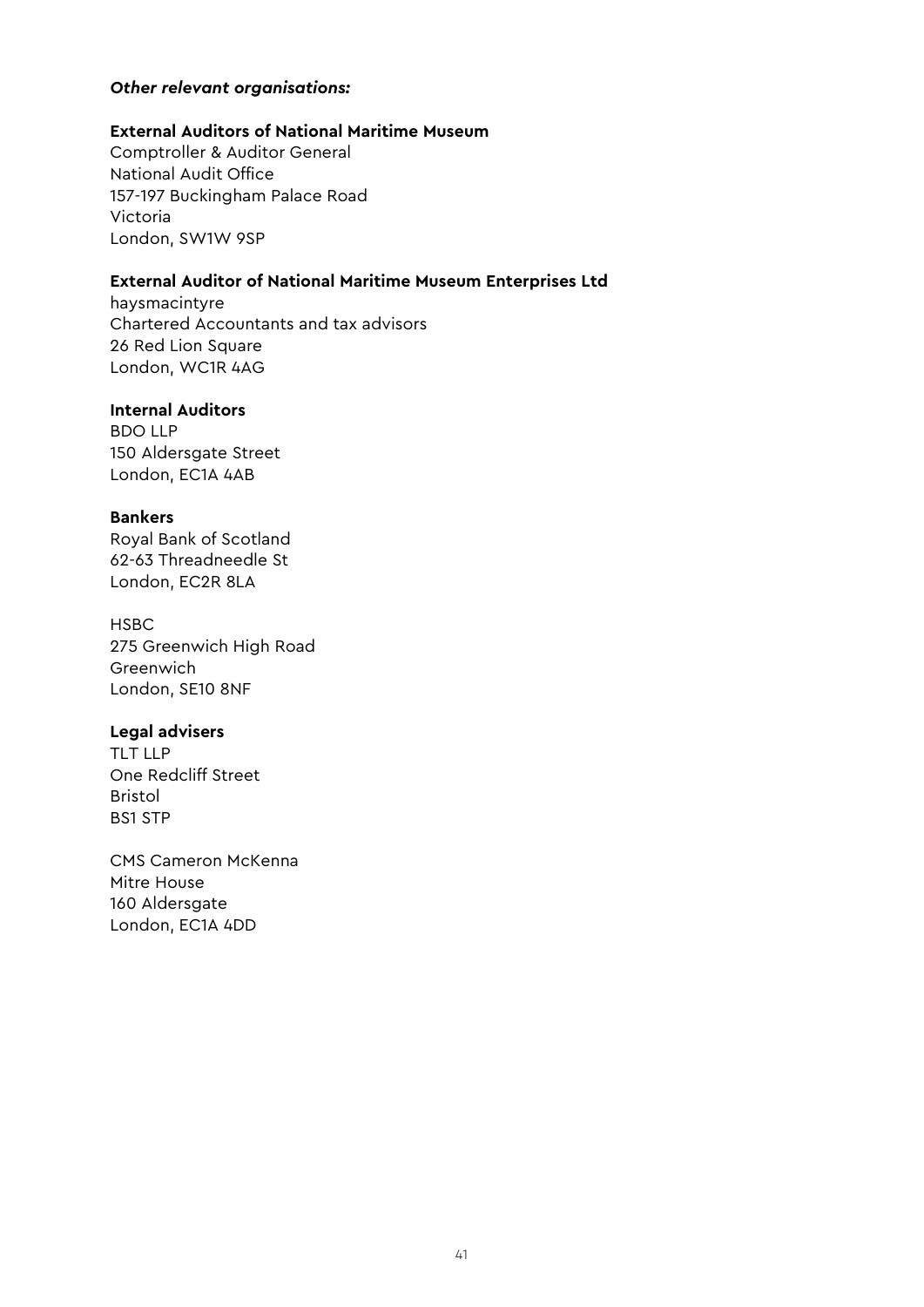***Other relevant organisations:***

**External Auditors of National Maritime Museum**

Comptroller & Auditor General
National Audit Office
157-197 Buckingham Palace Road
Victoria
London, SW1W 9SP

**External Auditor of National Maritime Museum Enterprises Ltd**

haysmacintyre
Chartered Accountants and tax advisors
26 Red Lion Square
London, WC1R 4AG

**Internal Auditors**

BDO LLP
150 Aldersgate Street
London, EC1A 4AB

**Bankers**

Royal Bank of Scotland
62-63 Threadneedle St
London, EC2R 8LA

HSBC
275 Greenwich High Road
Greenwich
London, SE10 8NF

**Legal advisers**

TLT LLP
One Redcliff Street
Bristol
BS1 STP

CMS Cameron McKenna
Mitre House
160 Aldersgate
London, EC1A 4DD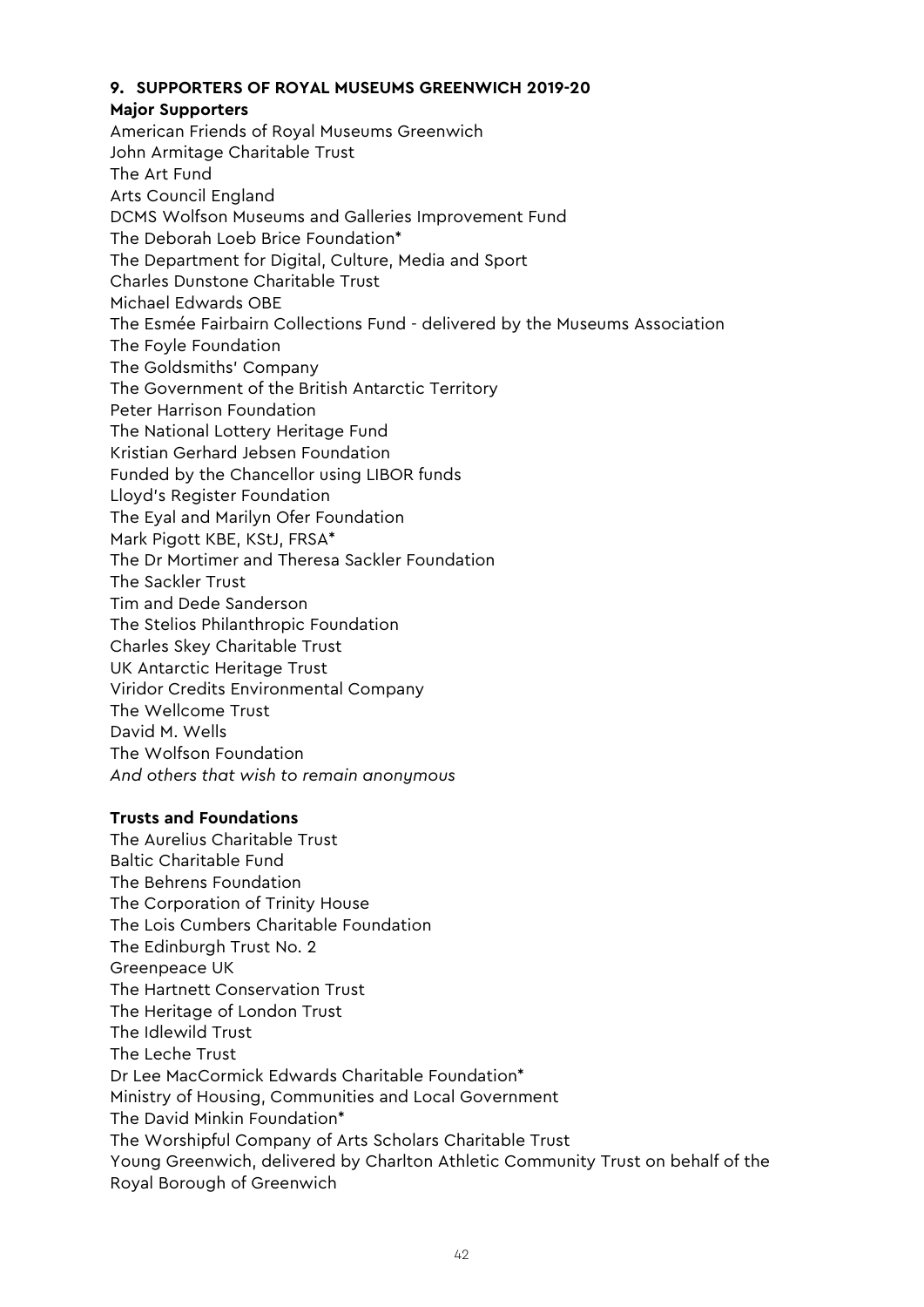## 9. SUPPORTERS OF ROYAL MUSEUMS GREENWICH 2019-20

**Major Supporters**

American Friends of Royal Museums Greenwich
John Armitage Charitable Trust
The Art Fund
Arts Council England
DCMS Wolfson Museums and Galleries Improvement Fund
The Deborah Loeb Brice Foundation*
The Department for Digital, Culture, Media and Sport
Charles Dunstone Charitable Trust
Michael Edwards OBE
The Esmée Fairbairn Collections Fund - delivered by the Museums Association
The Foyle Foundation
The Goldsmiths' Company
The Government of the British Antarctic Territory
Peter Harrison Foundation
The National Lottery Heritage Fund
Kristian Gerhard Jebsen Foundation
Funded by the Chancellor using LIBOR funds
Lloyd's Register Foundation
The Eyal and Marilyn Ofer Foundation
Mark Pigott KBE, KStJ, FRSA*
The Dr Mortimer and Theresa Sackler Foundation
The Sackler Trust
Tim and Dede Sanderson
The Stelios Philanthropic Foundation
Charles Skey Charitable Trust
UK Antarctic Heritage Trust
Viridor Credits Environmental Company
The Wellcome Trust
David M. Wells
The Wolfson Foundation
*And others that wish to remain anonymous*

**Trusts and Foundations**

The Aurelius Charitable Trust
Baltic Charitable Fund
The Behrens Foundation
The Corporation of Trinity House
The Lois Cumbers Charitable Foundation
The Edinburgh Trust No. 2
Greenpeace UK
The Hartnett Conservation Trust
The Heritage of London Trust
The Idlewild Trust
The Leche Trust
Dr Lee MacCormick Edwards Charitable Foundation*
Ministry of Housing, Communities and Local Government
The David Minkin Foundation*
The Worshipful Company of Arts Scholars Charitable Trust
Young Greenwich, delivered by Charlton Athletic Community Trust on behalf of the Royal Borough of Greenwich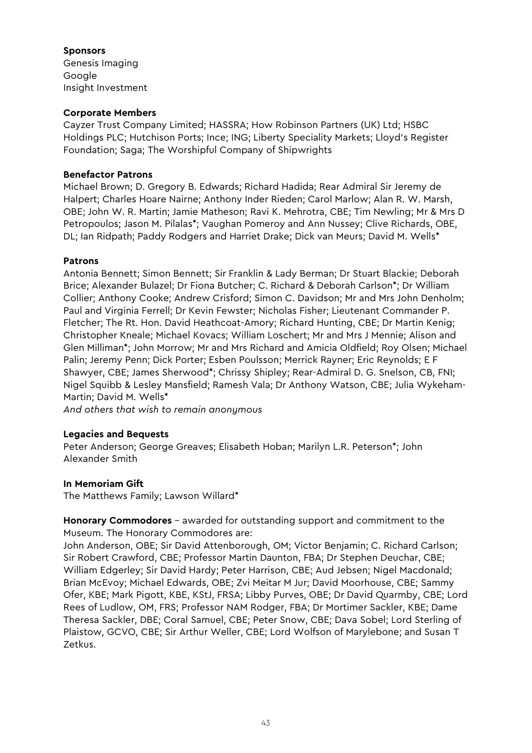**Sponsors**

Genesis Imaging
Google
Insight Investment

**Corporate Members**

Cayzer Trust Company Limited; HASSRA; How Robinson Partners (UK) Ltd; HSBC Holdings PLC; Hutchison Ports; Ince; ING; Liberty Speciality Markets; Lloyd's Register Foundation; Saga; The Worshipful Company of Shipwrights

**Benefactor Patrons**

Michael Brown; D. Gregory B. Edwards; Richard Hadida; Rear Admiral Sir Jeremy de Halpert; Charles Hoare Nairne; Anthony Inder Rieden; Carol Marlow; Alan R. W. Marsh, OBE; John W. R. Martin; Jamie Matheson; Ravi K. Mehrotra, CBE; Tim Newling; Mr & Mrs D Petropoulos; Jason M. Pilalas*; Vaughan Pomeroy and Ann Nussey; Clive Richards, OBE, DL; Ian Ridpath; Paddy Rodgers and Harriet Drake; Dick van Meurs; David M. Wells*

**Patrons**

Antonia Bennett; Simon Bennett; Sir Franklin & Lady Berman; Dr Stuart Blackie; Deborah Brice; Alexander Bulazel; Dr Fiona Butcher; C. Richard & Deborah Carlson*; Dr William Collier; Anthony Cooke; Andrew Crisford; Simon C. Davidson; Mr and Mrs John Denholm; Paul and Virginia Ferrell; Dr Kevin Fewster; Nicholas Fisher; Lieutenant Commander P. Fletcher; The Rt. Hon. David Heathcoat-Amory; Richard Hunting, CBE; Dr Martin Kenig; Christopher Kneale; Michael Kovacs; William Loschert; Mr and Mrs J Mennie; Alison and Glen Milliman*; John Morrow; Mr and Mrs Richard and Amicia Oldfield; Roy Olsen; Michael Palin; Jeremy Penn; Dick Porter; Esben Poulsson; Merrick Rayner; Eric Reynolds; E F Shawyer, CBE; James Sherwood*; Chrissy Shipley; Rear-Admiral D. G. Snelson, CB, FNI; Nigel Squibb & Lesley Mansfield; Ramesh Vala; Dr Anthony Watson, CBE; Julia Wykeham-Martin; David M. Wells*

*And others that wish to remain anonymous*

**Legacies and Bequests**

Peter Anderson; George Greaves; Elisabeth Hoban; Marilyn L.R. Peterson*; John Alexander Smith

**In Memoriam Gift**

The Matthews Family; Lawson Willard*

**Honorary Commodores** – awarded for outstanding support and commitment to the Museum. The Honorary Commodores are:

John Anderson, OBE; Sir David Attenborough, OM; Victor Benjamin; C. Richard Carlson; Sir Robert Crawford, CBE; Professor Martin Daunton, FBA; Dr Stephen Deuchar, CBE; William Edgerley; Sir David Hardy; Peter Harrison, CBE; Aud Jebsen; Nigel Macdonald; Brian McEvoy; Michael Edwards, OBE; Zvi Meitar M Jur; David Moorhouse, CBE; Sammy Ofer, KBE; Mark Pigott, KBE, KStJ, FRSA; Libby Purves, OBE; Dr David Quarmby, CBE; Lord Rees of Ludlow, OM, FRS; Professor NAM Rodger, FBA; Dr Mortimer Sackler, KBE; Dame Theresa Sackler, DBE; Coral Samuel, CBE; Peter Snow, CBE; Dava Sobel; Lord Sterling of Plaistow, GCVO, CBE; Sir Arthur Weller, CBE; Lord Wolfson of Marylebone; and Susan T Zetkus.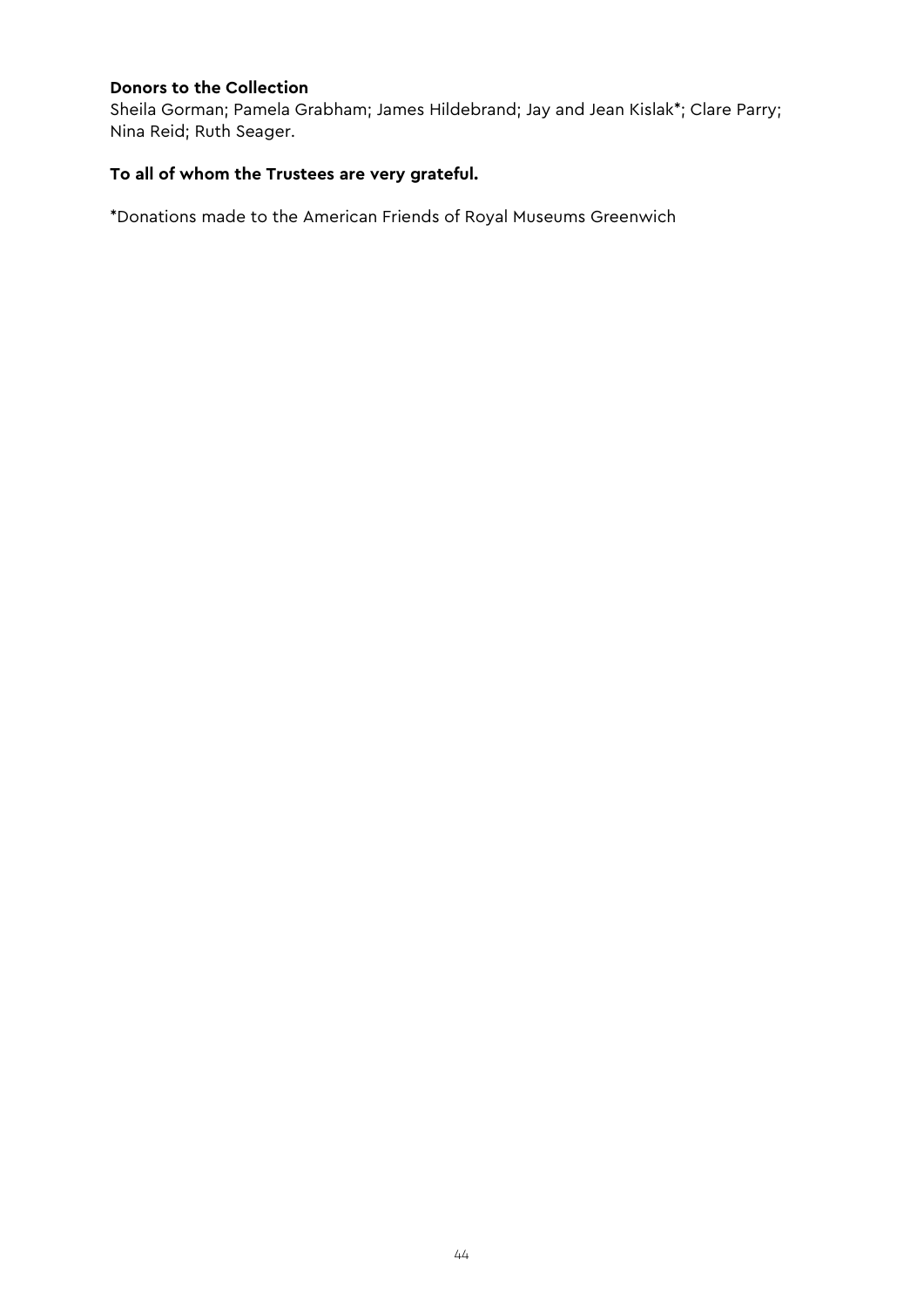**Donors to the Collection**
Sheila Gorman; Pamela Grabham; James Hildebrand; Jay and Jean Kislak*; Clare Parry; Nina Reid; Ruth Seager.

**To all of whom the Trustees are very grateful.**

*Donations made to the American Friends of Royal Museums Greenwich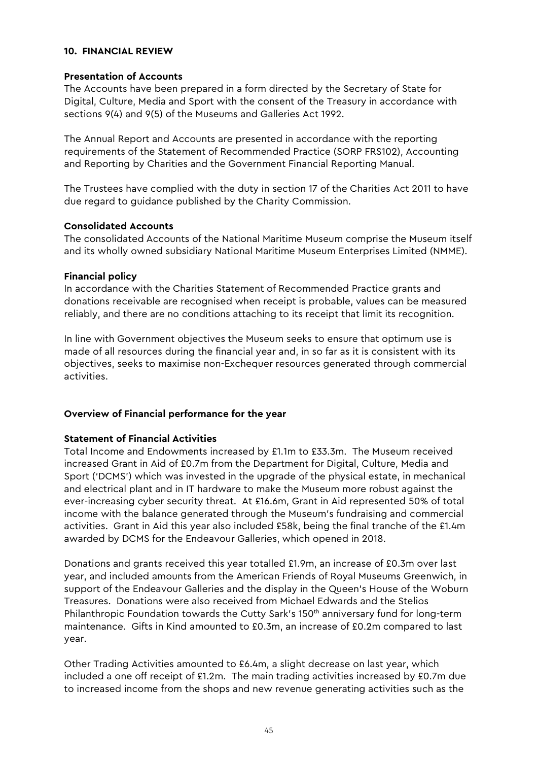## 10. FINANCIAL REVIEW

### Presentation of Accounts

The Accounts have been prepared in a form directed by the Secretary of State for Digital, Culture, Media and Sport with the consent of the Treasury in accordance with sections 9(4) and 9(5) of the Museums and Galleries Act 1992.

The Annual Report and Accounts are presented in accordance with the reporting requirements of the Statement of Recommended Practice (SORP FRS102), Accounting and Reporting by Charities and the Government Financial Reporting Manual.

The Trustees have complied with the duty in section 17 of the Charities Act 2011 to have due regard to guidance published by the Charity Commission.

### Consolidated Accounts

The consolidated Accounts of the National Maritime Museum comprise the Museum itself and its wholly owned subsidiary National Maritime Museum Enterprises Limited (NMME).

### Financial policy

In accordance with the Charities Statement of Recommended Practice grants and donations receivable are recognised when receipt is probable, values can be measured reliably, and there are no conditions attaching to its receipt that limit its recognition.

In line with Government objectives the Museum seeks to ensure that optimum use is made of all resources during the financial year and, in so far as it is consistent with its objectives, seeks to maximise non-Exchequer resources generated through commercial activities.

### Overview of Financial performance for the year

### Statement of Financial Activities

Total Income and Endowments increased by £1.1m to £33.3m. The Museum received increased Grant in Aid of £0.7m from the Department for Digital, Culture, Media and Sport ('DCMS') which was invested in the upgrade of the physical estate, in mechanical and electrical plant and in IT hardware to make the Museum more robust against the ever-increasing cyber security threat. At £16.6m, Grant in Aid represented 50% of total income with the balance generated through the Museum's fundraising and commercial activities. Grant in Aid this year also included £58k, being the final tranche of the £1.4m awarded by DCMS for the Endeavour Galleries, which opened in 2018.

Donations and grants received this year totalled £1.9m, an increase of £0.3m over last year, and included amounts from the American Friends of Royal Museums Greenwich, in support of the Endeavour Galleries and the display in the Queen's House of the Woburn Treasures. Donations were also received from Michael Edwards and the Stelios Philanthropic Foundation towards the Cutty Sark's 150th anniversary fund for long-term maintenance. Gifts in Kind amounted to £0.3m, an increase of £0.2m compared to last year.

Other Trading Activities amounted to £6.4m, a slight decrease on last year, which included a one off receipt of £1.2m. The main trading activities increased by £0.7m due to increased income from the shops and new revenue generating activities such as the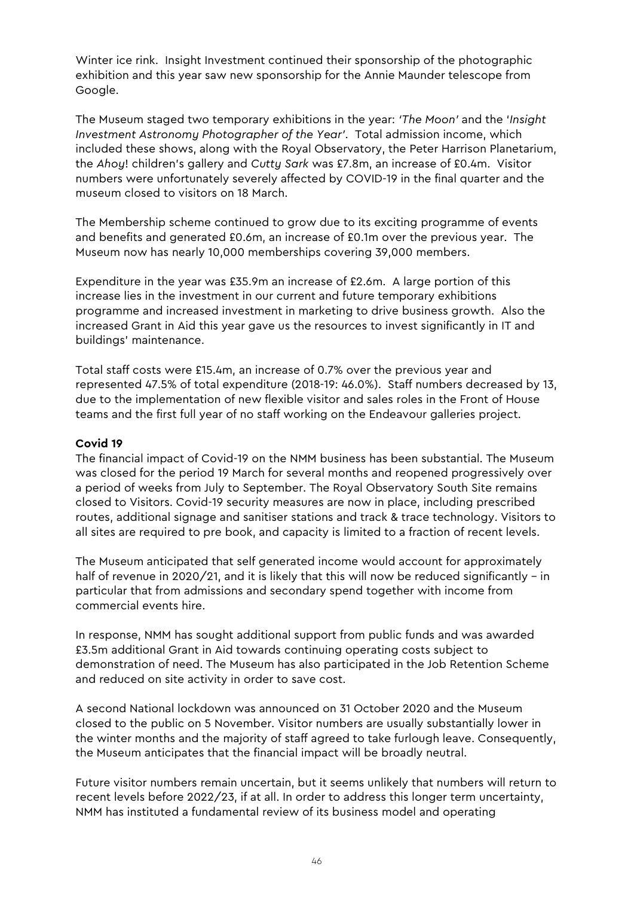Winter ice rink. Insight Investment continued their sponsorship of the photographic exhibition and this year saw new sponsorship for the Annie Maunder telescope from Google.

The Museum staged two temporary exhibitions in the year: *'The Moon'* and the *'Insight Investment Astronomy Photographer of the Year'*. Total admission income, which included these shows, along with the Royal Observatory, the Peter Harrison Planetarium, the *Ahoy*! children's gallery and *Cutty Sark* was £7.8m, an increase of £0.4m. Visitor numbers were unfortunately severely affected by COVID-19 in the final quarter and the museum closed to visitors on 18 March.

The Membership scheme continued to grow due to its exciting programme of events and benefits and generated £0.6m, an increase of £0.1m over the previous year. The Museum now has nearly 10,000 memberships covering 39,000 members.

Expenditure in the year was £35.9m an increase of £2.6m. A large portion of this increase lies in the investment in our current and future temporary exhibitions programme and increased investment in marketing to drive business growth. Also the increased Grant in Aid this year gave us the resources to invest significantly in IT and buildings' maintenance.

Total staff costs were £15.4m, an increase of 0.7% over the previous year and represented 47.5% of total expenditure (2018-19: 46.0%). Staff numbers decreased by 13, due to the implementation of new flexible visitor and sales roles in the Front of House teams and the first full year of no staff working on the Endeavour galleries project.

**Covid 19**

The financial impact of Covid-19 on the NMM business has been substantial. The Museum was closed for the period 19 March for several months and reopened progressively over a period of weeks from July to September. The Royal Observatory South Site remains closed to Visitors. Covid-19 security measures are now in place, including prescribed routes, additional signage and sanitiser stations and track & trace technology. Visitors to all sites are required to pre book, and capacity is limited to a fraction of recent levels.

The Museum anticipated that self generated income would account for approximately half of revenue in 2020/21, and it is likely that this will now be reduced significantly – in particular that from admissions and secondary spend together with income from commercial events hire.

In response, NMM has sought additional support from public funds and was awarded £3.5m additional Grant in Aid towards continuing operating costs subject to demonstration of need. The Museum has also participated in the Job Retention Scheme and reduced on site activity in order to save cost.

A second National lockdown was announced on 31 October 2020 and the Museum closed to the public on 5 November. Visitor numbers are usually substantially lower in the winter months and the majority of staff agreed to take furlough leave. Consequently, the Museum anticipates that the financial impact will be broadly neutral.

Future visitor numbers remain uncertain, but it seems unlikely that numbers will return to recent levels before 2022/23, if at all. In order to address this longer term uncertainty, NMM has instituted a fundamental review of its business model and operating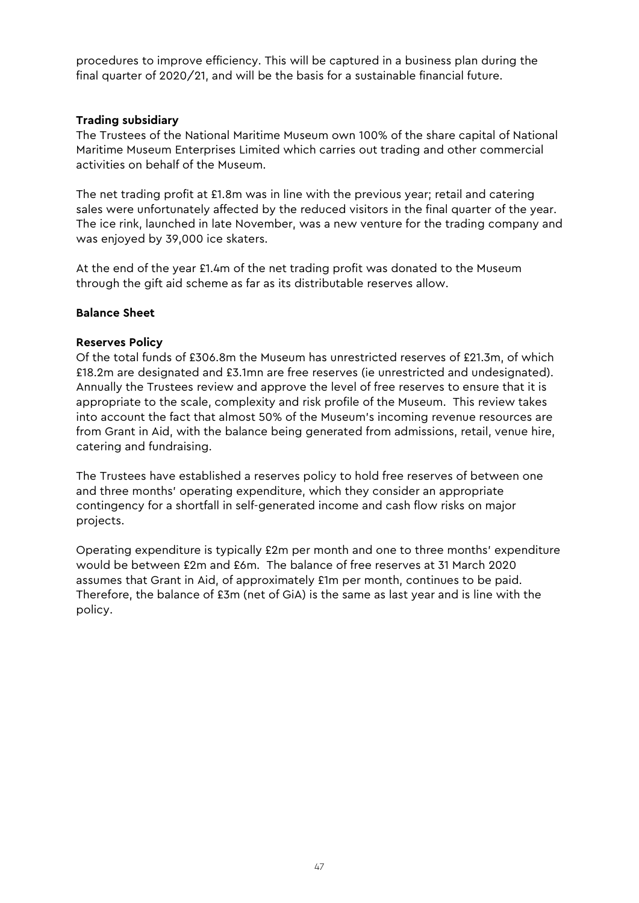procedures to improve efficiency. This will be captured in a business plan during the final quarter of 2020/21, and will be the basis for a sustainable financial future.

**Trading subsidiary**

The Trustees of the National Maritime Museum own 100% of the share capital of National Maritime Museum Enterprises Limited which carries out trading and other commercial activities on behalf of the Museum.

The net trading profit at £1.8m was in line with the previous year; retail and catering sales were unfortunately affected by the reduced visitors in the final quarter of the year. The ice rink, launched in late November, was a new venture for the trading company and was enjoyed by 39,000 ice skaters.

At the end of the year £1.4m of the net trading profit was donated to the Museum through the gift aid scheme as far as its distributable reserves allow.

**Balance Sheet**

**Reserves Policy**

Of the total funds of £306.8m the Museum has unrestricted reserves of £21.3m, of which £18.2m are designated and £3.1mn are free reserves (ie unrestricted and undesignated). Annually the Trustees review and approve the level of free reserves to ensure that it is appropriate to the scale, complexity and risk profile of the Museum. This review takes into account the fact that almost 50% of the Museum's incoming revenue resources are from Grant in Aid, with the balance being generated from admissions, retail, venue hire, catering and fundraising.

The Trustees have established a reserves policy to hold free reserves of between one and three months' operating expenditure, which they consider an appropriate contingency for a shortfall in self-generated income and cash flow risks on major projects.

Operating expenditure is typically £2m per month and one to three months' expenditure would be between £2m and £6m. The balance of free reserves at 31 March 2020 assumes that Grant in Aid, of approximately £1m per month, continues to be paid. Therefore, the balance of £3m (net of GiA) is the same as last year and is line with the policy.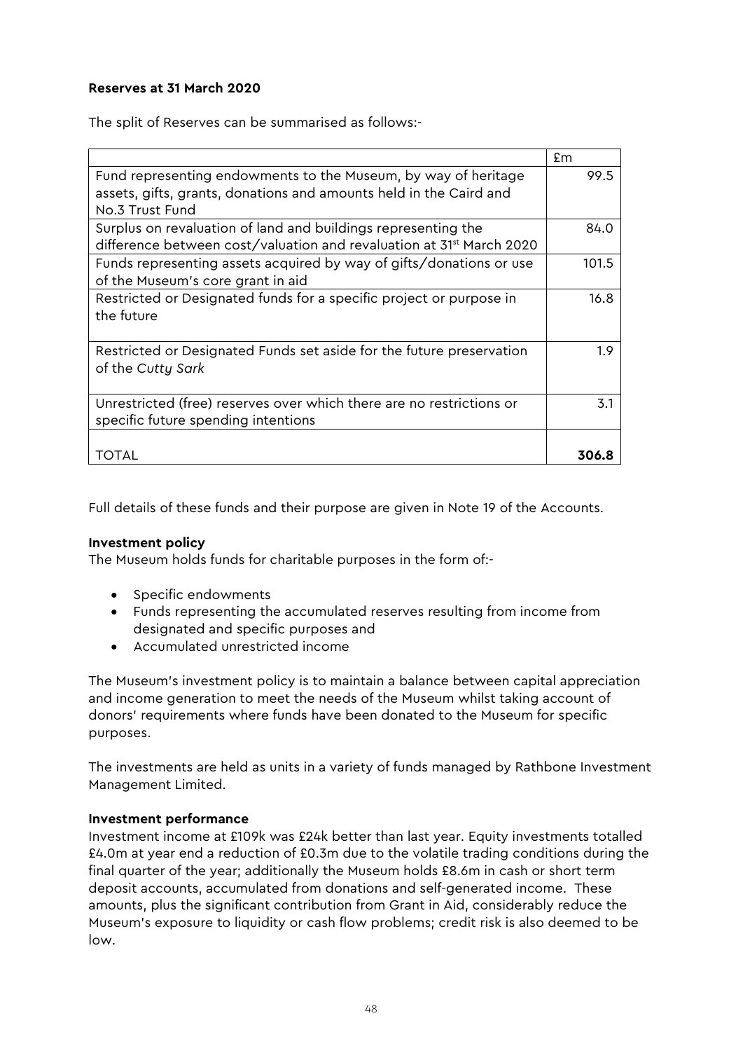**Reserves at 31 March 2020**

The split of Reserves can be summarised as follows:-

| | £m |
|---|---|
| Fund representing endowments to the Museum, by way of heritage assets, gifts, grants, donations and amounts held in the Caird and No.3 Trust Fund | 99.5 |
| Surplus on revaluation of land and buildings representing the difference between cost/valuation and revaluation at 31st March 2020 | 84.0 |
| Funds representing assets acquired by way of gifts/donations or use of the Museum's core grant in aid | 101.5 |
| Restricted or Designated funds for a specific project or purpose in the future | 16.8 |
| Restricted or Designated Funds set aside for the future preservation of the *Cutty Sark* | 1.9 |
| Unrestricted (free) reserves over which there are no restrictions or specific future spending intentions | 3.1 |
| TOTAL | **306.8** |

Full details of these funds and their purpose are given in Note 19 of the Accounts.

**Investment policy**

The Museum holds funds for charitable purposes in the form of:-

- Specific endowments
- Funds representing the accumulated reserves resulting from income from designated and specific purposes and
- Accumulated unrestricted income

The Museum's investment policy is to maintain a balance between capital appreciation and income generation to meet the needs of the Museum whilst taking account of donors' requirements where funds have been donated to the Museum for specific purposes.

The investments are held as units in a variety of funds managed by Rathbone Investment Management Limited.

**Investment performance**

Investment income at £109k was £24k better than last year. Equity investments totalled £4.0m at year end a reduction of £0.3m due to the volatile trading conditions during the final quarter of the year; additionally the Museum holds £8.6m in cash or short term deposit accounts, accumulated from donations and self-generated income. These amounts, plus the significant contribution from Grant in Aid, considerably reduce the Museum's exposure to liquidity or cash flow problems; credit risk is also deemed to be low.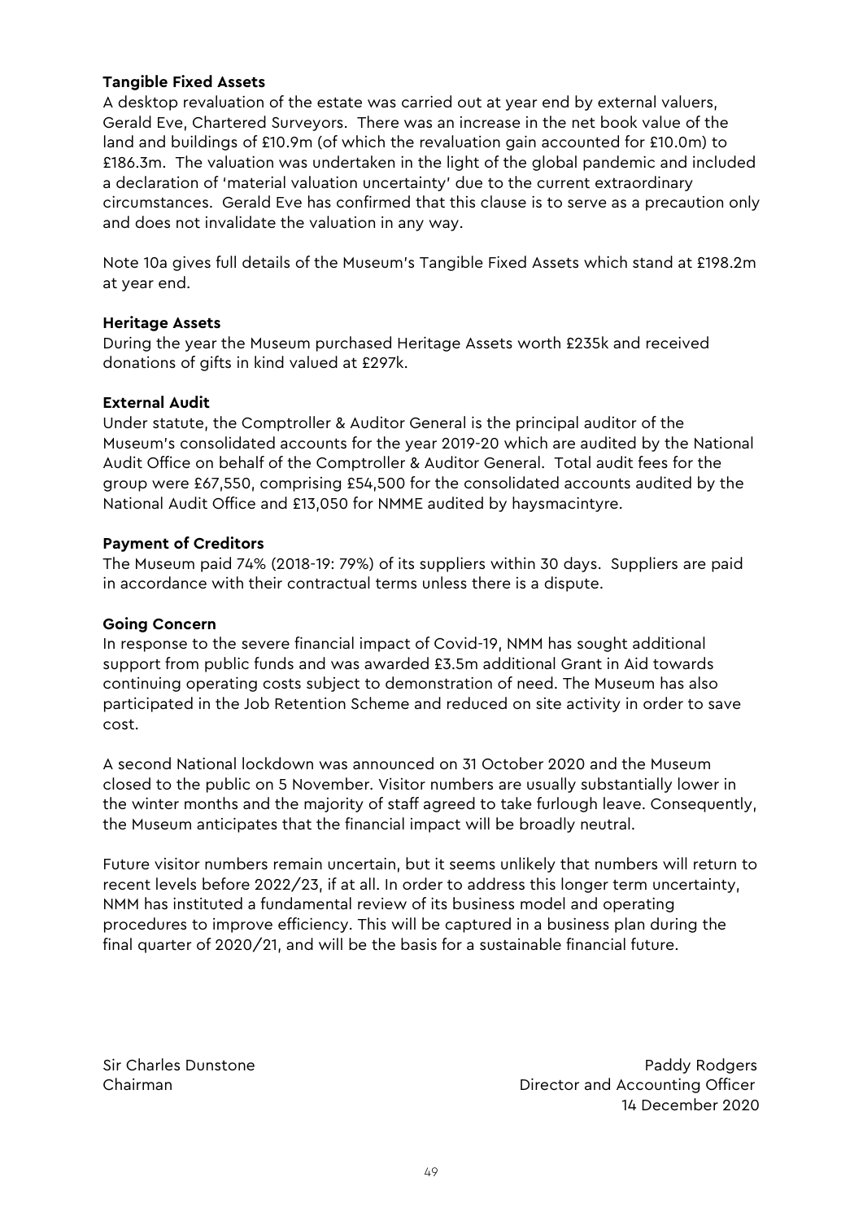**Tangible Fixed Assets**

A desktop revaluation of the estate was carried out at year end by external valuers, Gerald Eve, Chartered Surveyors. There was an increase in the net book value of the land and buildings of £10.9m (of which the revaluation gain accounted for £10.0m) to £186.3m. The valuation was undertaken in the light of the global pandemic and included a declaration of 'material valuation uncertainty' due to the current extraordinary circumstances. Gerald Eve has confirmed that this clause is to serve as a precaution only and does not invalidate the valuation in any way.

Note 10a gives full details of the Museum's Tangible Fixed Assets which stand at £198.2m at year end.

**Heritage Assets**

During the year the Museum purchased Heritage Assets worth £235k and received donations of gifts in kind valued at £297k.

**External Audit**

Under statute, the Comptroller & Auditor General is the principal auditor of the Museum's consolidated accounts for the year 2019-20 which are audited by the National Audit Office on behalf of the Comptroller & Auditor General. Total audit fees for the group were £67,550, comprising £54,500 for the consolidated accounts audited by the National Audit Office and £13,050 for NMME audited by haysmacintyre.

**Payment of Creditors**

The Museum paid 74% (2018-19: 79%) of its suppliers within 30 days. Suppliers are paid in accordance with their contractual terms unless there is a dispute.

**Going Concern**

In response to the severe financial impact of Covid-19, NMM has sought additional support from public funds and was awarded £3.5m additional Grant in Aid towards continuing operating costs subject to demonstration of need. The Museum has also participated in the Job Retention Scheme and reduced on site activity in order to save cost.

A second National lockdown was announced on 31 October 2020 and the Museum closed to the public on 5 November. Visitor numbers are usually substantially lower in the winter months and the majority of staff agreed to take furlough leave. Consequently, the Museum anticipates that the financial impact will be broadly neutral.

Future visitor numbers remain uncertain, but it seems unlikely that numbers will return to recent levels before 2022/23, if at all. In order to address this longer term uncertainty, NMM has instituted a fundamental review of its business model and operating procedures to improve efficiency. This will be captured in a business plan during the final quarter of 2020/21, and will be the basis for a sustainable financial future.

Sir Charles Dunstone
Chairman

Paddy Rodgers
Director and Accounting Officer
14 December 2020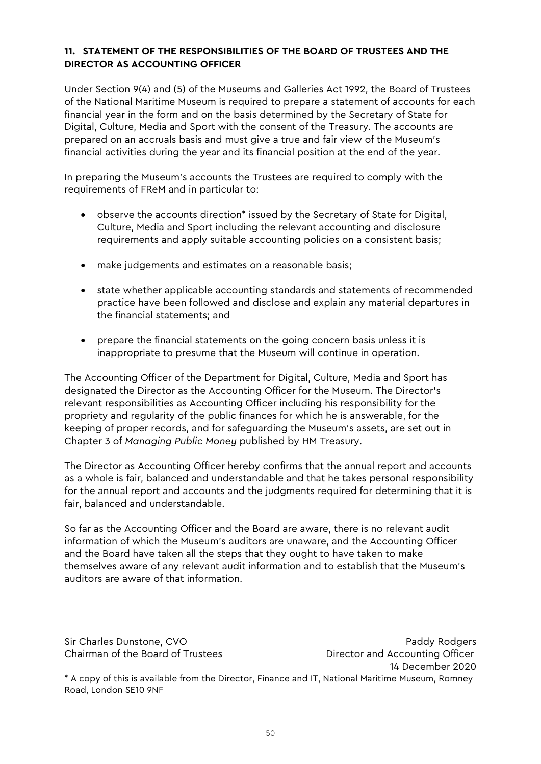### 11. STATEMENT OF THE RESPONSIBILITIES OF THE BOARD OF TRUSTEES AND THE DIRECTOR AS ACCOUNTING OFFICER

Under Section 9(4) and (5) of the Museums and Galleries Act 1992, the Board of Trustees of the National Maritime Museum is required to prepare a statement of accounts for each financial year in the form and on the basis determined by the Secretary of State for Digital, Culture, Media and Sport with the consent of the Treasury. The accounts are prepared on an accruals basis and must give a true and fair view of the Museum's financial activities during the year and its financial position at the end of the year.

In preparing the Museum's accounts the Trustees are required to comply with the requirements of FReM and in particular to:

- observe the accounts direction* issued by the Secretary of State for Digital, Culture, Media and Sport including the relevant accounting and disclosure requirements and apply suitable accounting policies on a consistent basis;
- make judgements and estimates on a reasonable basis;
- state whether applicable accounting standards and statements of recommended practice have been followed and disclose and explain any material departures in the financial statements; and
- prepare the financial statements on the going concern basis unless it is inappropriate to presume that the Museum will continue in operation.

The Accounting Officer of the Department for Digital, Culture, Media and Sport has designated the Director as the Accounting Officer for the Museum. The Director's relevant responsibilities as Accounting Officer including his responsibility for the propriety and regularity of the public finances for which he is answerable, for the keeping of proper records, and for safeguarding the Museum's assets, are set out in Chapter 3 of *Managing Public Money* published by HM Treasury.

The Director as Accounting Officer hereby confirms that the annual report and accounts as a whole is fair, balanced and understandable and that he takes personal responsibility for the annual report and accounts and the judgments required for determining that it is fair, balanced and understandable.

So far as the Accounting Officer and the Board are aware, there is no relevant audit information of which the Museum's auditors are unaware, and the Accounting Officer and the Board have taken all the steps that they ought to have taken to make themselves aware of any relevant audit information and to establish that the Museum's auditors are aware of that information.

Sir Charles Dunstone, CVO
Chairman of the Board of Trustees

Paddy Rodgers
Director and Accounting Officer
14 December 2020

\* A copy of this is available from the Director, Finance and IT, National Maritime Museum, Romney Road, London SE10 9NF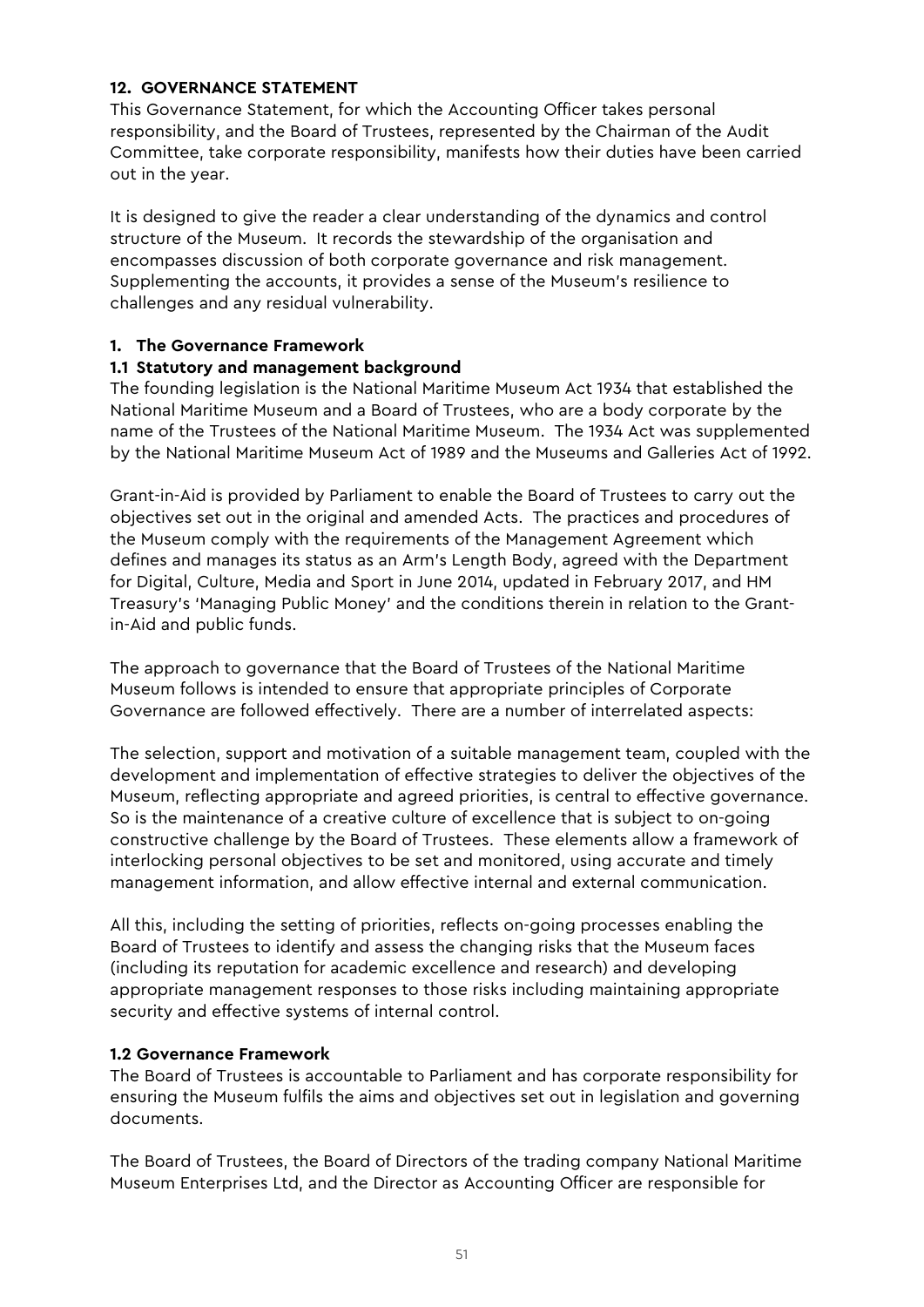## 12. GOVERNANCE STATEMENT

This Governance Statement, for which the Accounting Officer takes personal responsibility, and the Board of Trustees, represented by the Chairman of the Audit Committee, take corporate responsibility, manifests how their duties have been carried out in the year.

It is designed to give the reader a clear understanding of the dynamics and control structure of the Museum. It records the stewardship of the organisation and encompasses discussion of both corporate governance and risk management. Supplementing the accounts, it provides a sense of the Museum's resilience to challenges and any residual vulnerability.

### 1. The Governance Framework

#### 1.1 Statutory and management background

The founding legislation is the National Maritime Museum Act 1934 that established the National Maritime Museum and a Board of Trustees, who are a body corporate by the name of the Trustees of the National Maritime Museum. The 1934 Act was supplemented by the National Maritime Museum Act of 1989 and the Museums and Galleries Act of 1992.

Grant-in-Aid is provided by Parliament to enable the Board of Trustees to carry out the objectives set out in the original and amended Acts. The practices and procedures of the Museum comply with the requirements of the Management Agreement which defines and manages its status as an Arm's Length Body, agreed with the Department for Digital, Culture, Media and Sport in June 2014, updated in February 2017, and HM Treasury's 'Managing Public Money' and the conditions therein in relation to the Grant-in-Aid and public funds.

The approach to governance that the Board of Trustees of the National Maritime Museum follows is intended to ensure that appropriate principles of Corporate Governance are followed effectively. There are a number of interrelated aspects:

The selection, support and motivation of a suitable management team, coupled with the development and implementation of effective strategies to deliver the objectives of the Museum, reflecting appropriate and agreed priorities, is central to effective governance. So is the maintenance of a creative culture of excellence that is subject to on-going constructive challenge by the Board of Trustees. These elements allow a framework of interlocking personal objectives to be set and monitored, using accurate and timely management information, and allow effective internal and external communication.

All this, including the setting of priorities, reflects on-going processes enabling the Board of Trustees to identify and assess the changing risks that the Museum faces (including its reputation for academic excellence and research) and developing appropriate management responses to those risks including maintaining appropriate security and effective systems of internal control.

#### 1.2 Governance Framework

The Board of Trustees is accountable to Parliament and has corporate responsibility for ensuring the Museum fulfils the aims and objectives set out in legislation and governing documents.

The Board of Trustees, the Board of Directors of the trading company National Maritime Museum Enterprises Ltd, and the Director as Accounting Officer are responsible for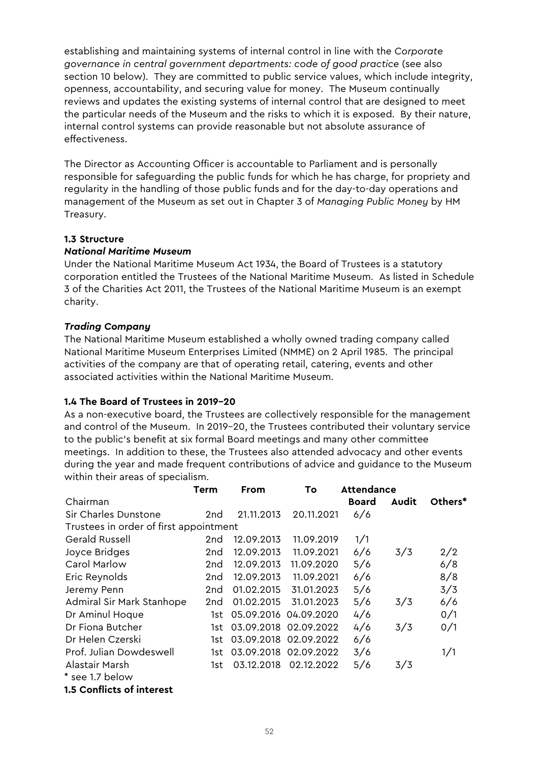establishing and maintaining systems of internal control in line with the *Corporate governance in central government departments: code of good practice* (see also section 10 below). They are committed to public service values, which include integrity, openness, accountability, and securing value for money. The Museum continually reviews and updates the existing systems of internal control that are designed to meet the particular needs of the Museum and the risks to which it is exposed. By their nature, internal control systems can provide reasonable but not absolute assurance of effectiveness.

The Director as Accounting Officer is accountable to Parliament and is personally responsible for safeguarding the public funds for which he has charge, for propriety and regularity in the handling of those public funds and for the day-to-day operations and management of the Museum as set out in Chapter 3 of *Managing Public Money* by HM Treasury.

### 1.3 Structure

***National Maritime Museum***

Under the National Maritime Museum Act 1934, the Board of Trustees is a statutory corporation entitled the Trustees of the National Maritime Museum. As listed in Schedule 3 of the Charities Act 2011, the Trustees of the National Maritime Museum is an exempt charity.

***Trading Company***

The National Maritime Museum established a wholly owned trading company called National Maritime Museum Enterprises Limited (NMME) on 2 April 1985. The principal activities of the company are that of operating retail, catering, events and other associated activities within the National Maritime Museum.

### 1.4 The Board of Trustees in 2019–20

As a non-executive board, the Trustees are collectively responsible for the management and control of the Museum. In 2019–20, the Trustees contributed their voluntary service to the public's benefit at six formal Board meetings and many other committee meetings. In addition to these, the Trustees also attended advocacy and other events during the year and made frequent contributions of advice and guidance to the Museum within their areas of specialism.

| | **Term** | **From** | **To** | **Attendance** | | |
|---|---|---|---|---|---|---|
| Chairman | | | | **Board** | **Audit** | **Others*** |
| Sir Charles Dunstone | 2nd | 21.11.2013 | 20.11.2021 | 6/6 | | |
| Trustees in order of first appointment | | | | | | |
| Gerald Russell | 2nd | 12.09.2013 | 11.09.2019 | 1/1 | | |
| Joyce Bridges | 2nd | 12.09.2013 | 11.09.2021 | 6/6 | 3/3 | 2/2 |
| Carol Marlow | 2nd | 12.09.2013 | 11.09.2020 | 5/6 | | 6/8 |
| Eric Reynolds | 2nd | 12.09.2013 | 11.09.2021 | 6/6 | | 8/8 |
| Jeremy Penn | 2nd | 01.02.2015 | 31.01.2023 | 5/6 | | 3/3 |
| Admiral Sir Mark Stanhope | 2nd | 01.02.2015 | 31.01.2023 | 5/6 | 3/3 | 6/6 |
| Dr Aminul Hoque | 1st | 05.09.2016 | 04.09.2020 | 4/6 | | 0/1 |
| Dr Fiona Butcher | 1st | 03.09.2018 | 02.09.2022 | 4/6 | 3/3 | 0/1 |
| Dr Helen Czerski | 1st | 03.09.2018 | 02.09.2022 | 6/6 | | |
| Prof. Julian Dowdeswell | 1st | 03.09.2018 | 02.09.2022 | 3/6 | | 1/1 |
| Alastair Marsh | 1st | 03.12.2018 | 02.12.2022 | 5/6 | 3/3 | |

* see 1.7 below

### 1.5 Conflicts of interest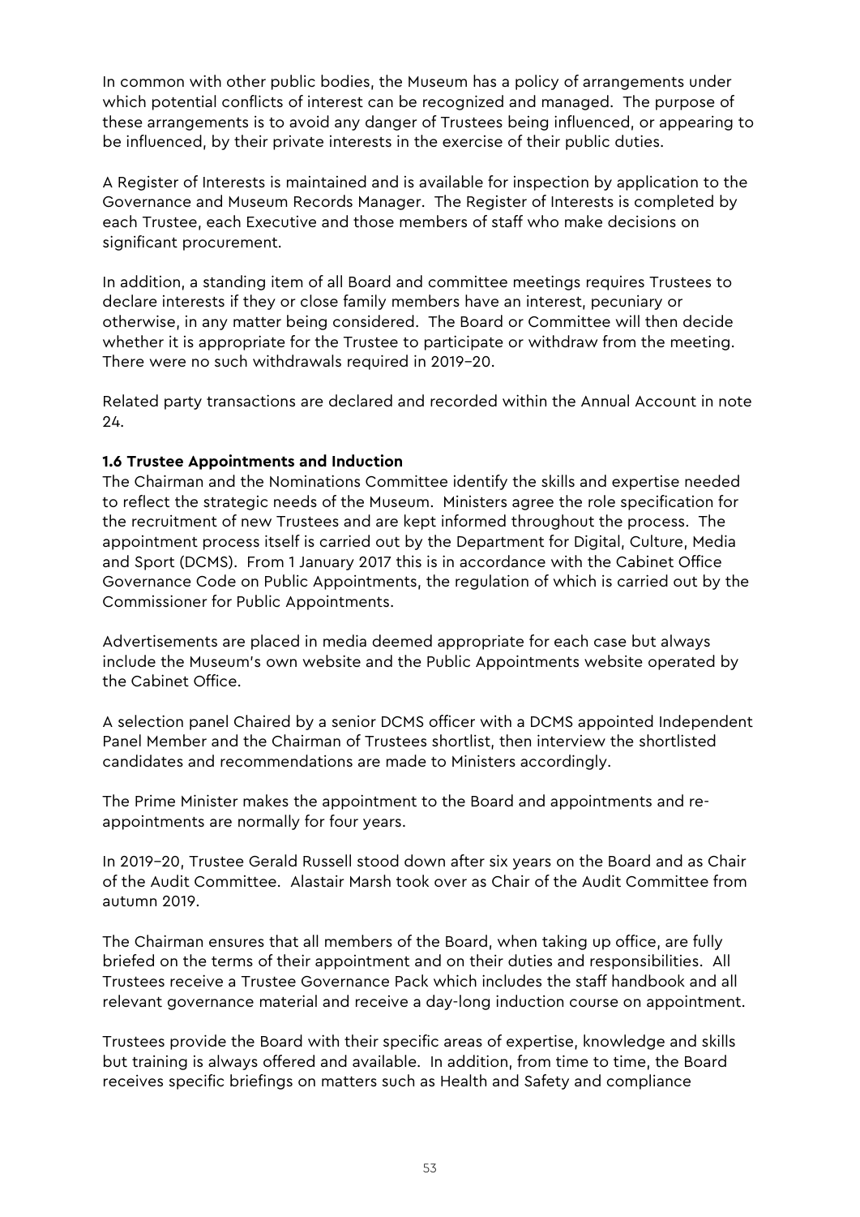In common with other public bodies, the Museum has a policy of arrangements under which potential conflicts of interest can be recognized and managed. The purpose of these arrangements is to avoid any danger of Trustees being influenced, or appearing to be influenced, by their private interests in the exercise of their public duties.

A Register of Interests is maintained and is available for inspection by application to the Governance and Museum Records Manager. The Register of Interests is completed by each Trustee, each Executive and those members of staff who make decisions on significant procurement.

In addition, a standing item of all Board and committee meetings requires Trustees to declare interests if they or close family members have an interest, pecuniary or otherwise, in any matter being considered. The Board or Committee will then decide whether it is appropriate for the Trustee to participate or withdraw from the meeting. There were no such withdrawals required in 2019–20.

Related party transactions are declared and recorded within the Annual Account in note 24.

**1.6 Trustee Appointments and Induction**

The Chairman and the Nominations Committee identify the skills and expertise needed to reflect the strategic needs of the Museum. Ministers agree the role specification for the recruitment of new Trustees and are kept informed throughout the process. The appointment process itself is carried out by the Department for Digital, Culture, Media and Sport (DCMS). From 1 January 2017 this is in accordance with the Cabinet Office Governance Code on Public Appointments, the regulation of which is carried out by the Commissioner for Public Appointments.

Advertisements are placed in media deemed appropriate for each case but always include the Museum's own website and the Public Appointments website operated by the Cabinet Office.

A selection panel Chaired by a senior DCMS officer with a DCMS appointed Independent Panel Member and the Chairman of Trustees shortlist, then interview the shortlisted candidates and recommendations are made to Ministers accordingly.

The Prime Minister makes the appointment to the Board and appointments and re-appointments are normally for four years.

In 2019–20, Trustee Gerald Russell stood down after six years on the Board and as Chair of the Audit Committee. Alastair Marsh took over as Chair of the Audit Committee from autumn 2019.

The Chairman ensures that all members of the Board, when taking up office, are fully briefed on the terms of their appointment and on their duties and responsibilities. All Trustees receive a Trustee Governance Pack which includes the staff handbook and all relevant governance material and receive a day-long induction course on appointment.

Trustees provide the Board with their specific areas of expertise, knowledge and skills but training is always offered and available. In addition, from time to time, the Board receives specific briefings on matters such as Health and Safety and compliance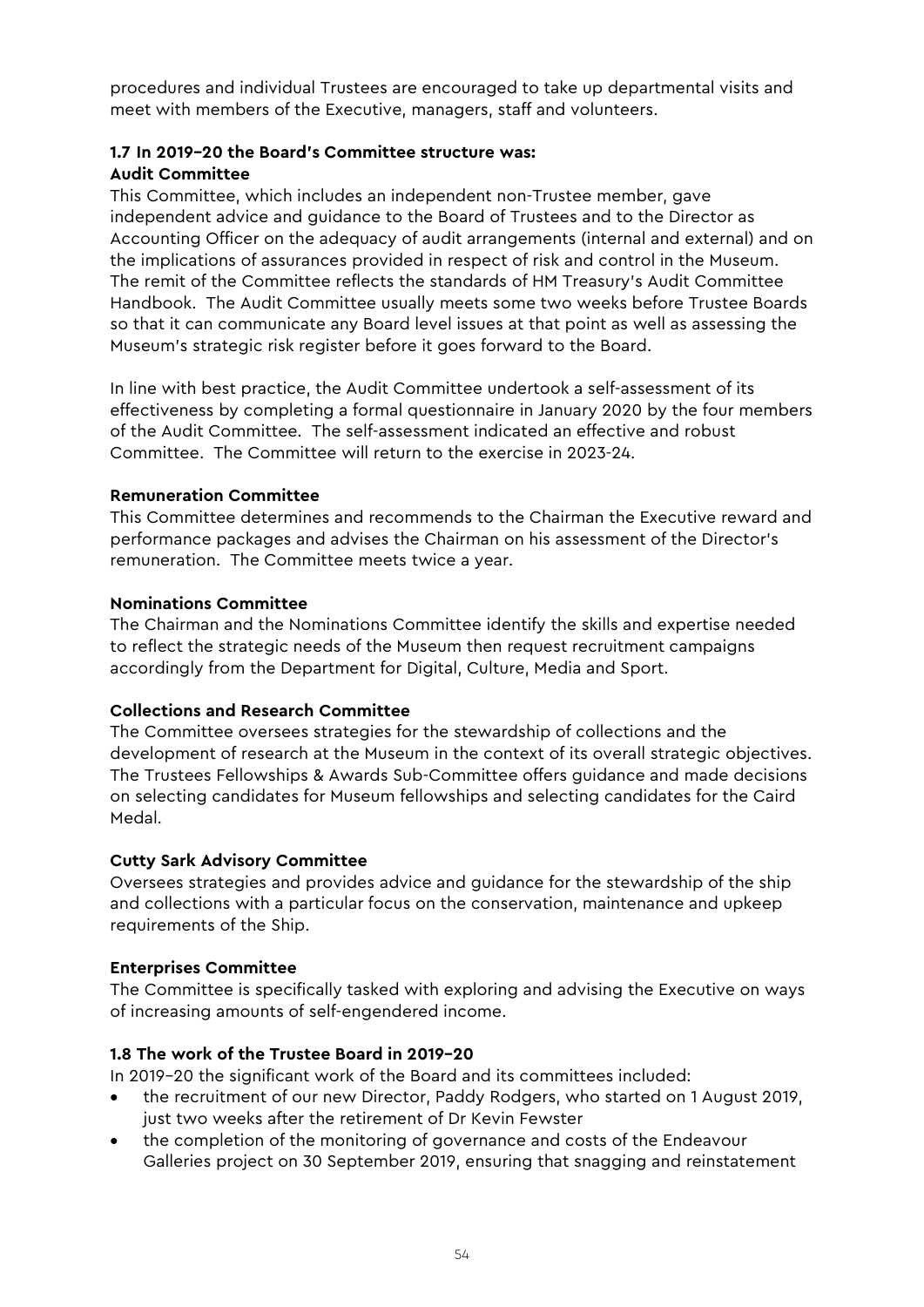procedures and individual Trustees are encouraged to take up departmental visits and meet with members of the Executive, managers, staff and volunteers.

### 1.7 In 2019–20 the Board's Committee structure was:

**Audit Committee**

This Committee, which includes an independent non-Trustee member, gave independent advice and guidance to the Board of Trustees and to the Director as Accounting Officer on the adequacy of audit arrangements (internal and external) and on the implications of assurances provided in respect of risk and control in the Museum. The remit of the Committee reflects the standards of HM Treasury's Audit Committee Handbook. The Audit Committee usually meets some two weeks before Trustee Boards so that it can communicate any Board level issues at that point as well as assessing the Museum's strategic risk register before it goes forward to the Board.

In line with best practice, the Audit Committee undertook a self-assessment of its effectiveness by completing a formal questionnaire in January 2020 by the four members of the Audit Committee. The self-assessment indicated an effective and robust Committee. The Committee will return to the exercise in 2023-24.

**Remuneration Committee**

This Committee determines and recommends to the Chairman the Executive reward and performance packages and advises the Chairman on his assessment of the Director's remuneration. The Committee meets twice a year.

**Nominations Committee**

The Chairman and the Nominations Committee identify the skills and expertise needed to reflect the strategic needs of the Museum then request recruitment campaigns accordingly from the Department for Digital, Culture, Media and Sport.

**Collections and Research Committee**

The Committee oversees strategies for the stewardship of collections and the development of research at the Museum in the context of its overall strategic objectives. The Trustees Fellowships & Awards Sub-Committee offers guidance and made decisions on selecting candidates for Museum fellowships and selecting candidates for the Caird Medal.

**Cutty Sark Advisory Committee**

Oversees strategies and provides advice and guidance for the stewardship of the ship and collections with a particular focus on the conservation, maintenance and upkeep requirements of the Ship.

**Enterprises Committee**

The Committee is specifically tasked with exploring and advising the Executive on ways of increasing amounts of self-engendered income.

### 1.8 The work of the Trustee Board in 2019–20

In 2019–20 the significant work of the Board and its committees included:

- the recruitment of our new Director, Paddy Rodgers, who started on 1 August 2019, just two weeks after the retirement of Dr Kevin Fewster
- the completion of the monitoring of governance and costs of the Endeavour Galleries project on 30 September 2019, ensuring that snagging and reinstatement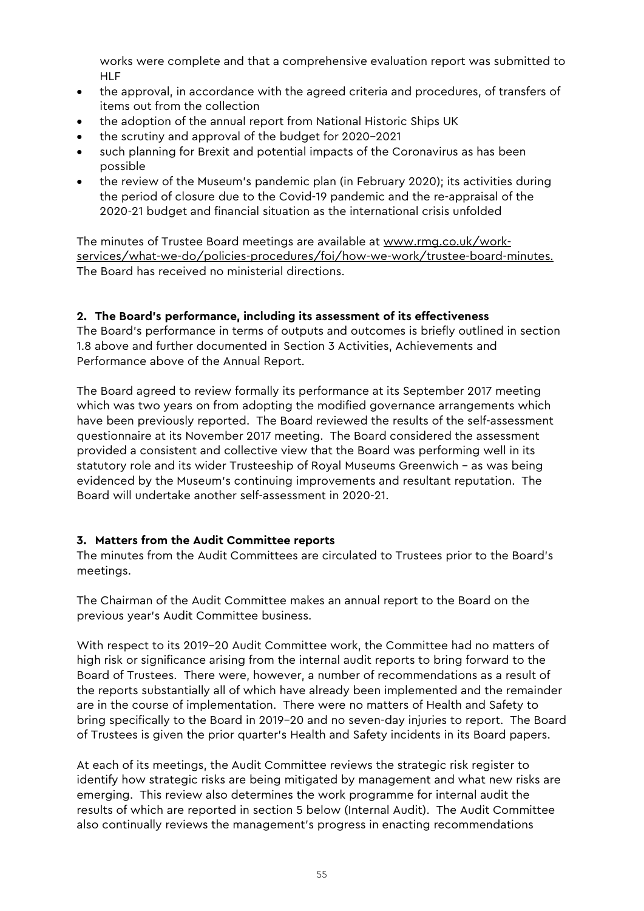works were complete and that a comprehensive evaluation report was submitted to HLF

- the approval, in accordance with the agreed criteria and procedures, of transfers of items out from the collection
- the adoption of the annual report from National Historic Ships UK
- the scrutiny and approval of the budget for 2020–2021
- such planning for Brexit and potential impacts of the Coronavirus as has been possible
- the review of the Museum's pandemic plan (in February 2020); its activities during the period of closure due to the Covid-19 pandemic and the re-appraisal of the 2020-21 budget and financial situation as the international crisis unfolded

The minutes of Trustee Board meetings are available at www.rmg.co.uk/work-services/what-we-do/policies-procedures/foi/how-we-work/trustee-board-minutes. The Board has received no ministerial directions.

## 2. The Board's performance, including its assessment of its effectiveness

The Board's performance in terms of outputs and outcomes is briefly outlined in section 1.8 above and further documented in Section 3 Activities, Achievements and Performance above of the Annual Report.

The Board agreed to review formally its performance at its September 2017 meeting which was two years on from adopting the modified governance arrangements which have been previously reported. The Board reviewed the results of the self-assessment questionnaire at its November 2017 meeting. The Board considered the assessment provided a consistent and collective view that the Board was performing well in its statutory role and its wider Trusteeship of Royal Museums Greenwich – as was being evidenced by the Museum's continuing improvements and resultant reputation. The Board will undertake another self-assessment in 2020-21.

## 3. Matters from the Audit Committee reports

The minutes from the Audit Committees are circulated to Trustees prior to the Board's meetings.

The Chairman of the Audit Committee makes an annual report to the Board on the previous year's Audit Committee business.

With respect to its 2019–20 Audit Committee work, the Committee had no matters of high risk or significance arising from the internal audit reports to bring forward to the Board of Trustees. There were, however, a number of recommendations as a result of the reports substantially all of which have already been implemented and the remainder are in the course of implementation. There were no matters of Health and Safety to bring specifically to the Board in 2019–20 and no seven-day injuries to report. The Board of Trustees is given the prior quarter's Health and Safety incidents in its Board papers.

At each of its meetings, the Audit Committee reviews the strategic risk register to identify how strategic risks are being mitigated by management and what new risks are emerging. This review also determines the work programme for internal audit the results of which are reported in section 5 below (Internal Audit). The Audit Committee also continually reviews the management's progress in enacting recommendations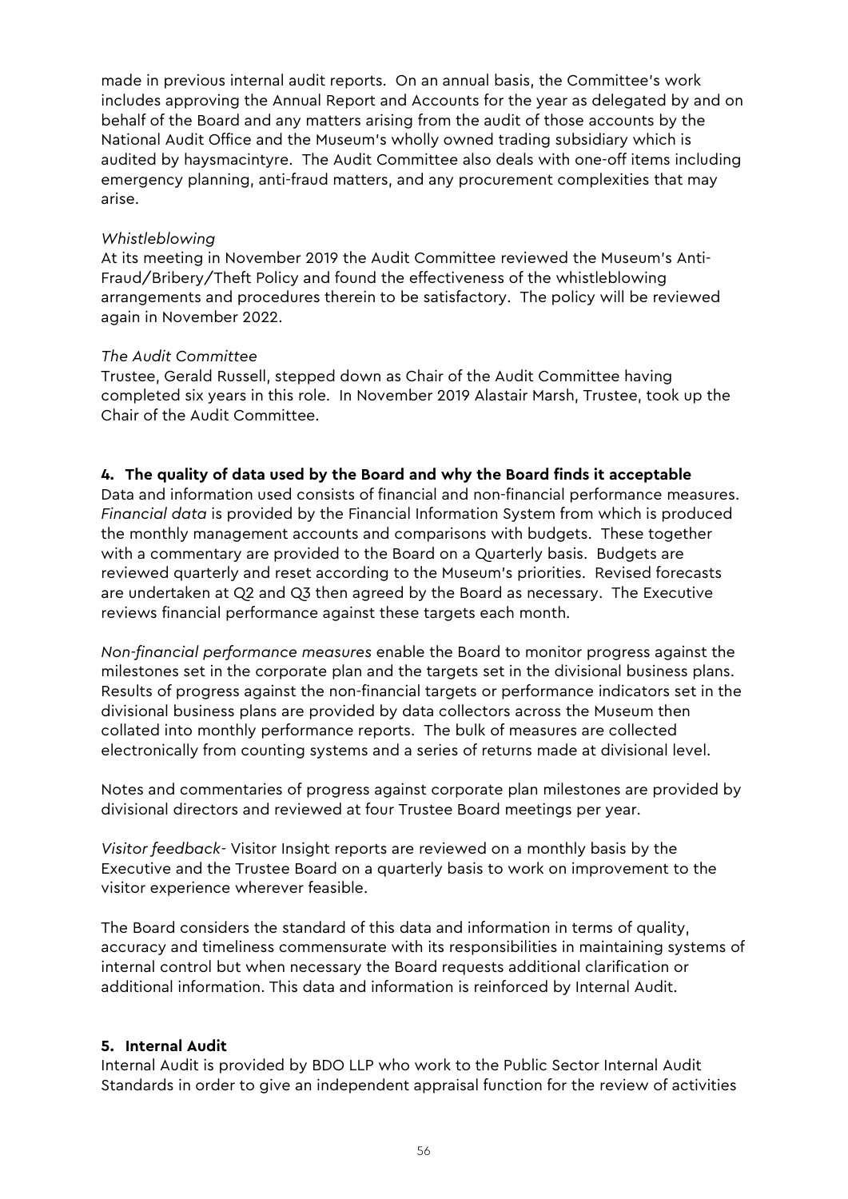made in previous internal audit reports. On an annual basis, the Committee's work includes approving the Annual Report and Accounts for the year as delegated by and on behalf of the Board and any matters arising from the audit of those accounts by the National Audit Office and the Museum's wholly owned trading subsidiary which is audited by haysmacintyre. The Audit Committee also deals with one-off items including emergency planning, anti-fraud matters, and any procurement complexities that may arise.

*Whistleblowing*
At its meeting in November 2019 the Audit Committee reviewed the Museum's Anti-Fraud/Bribery/Theft Policy and found the effectiveness of the whistleblowing arrangements and procedures therein to be satisfactory. The policy will be reviewed again in November 2022.

*The Audit Committee*
Trustee, Gerald Russell, stepped down as Chair of the Audit Committee having completed six years in this role. In November 2019 Alastair Marsh, Trustee, took up the Chair of the Audit Committee.

**4. The quality of data used by the Board and why the Board finds it acceptable**
Data and information used consists of financial and non-financial performance measures. *Financial data* is provided by the Financial Information System from which is produced the monthly management accounts and comparisons with budgets. These together with a commentary are provided to the Board on a Quarterly basis. Budgets are reviewed quarterly and reset according to the Museum's priorities. Revised forecasts are undertaken at Q2 and Q3 then agreed by the Board as necessary. The Executive reviews financial performance against these targets each month.

*Non-financial performance measures* enable the Board to monitor progress against the milestones set in the corporate plan and the targets set in the divisional business plans. Results of progress against the non-financial targets or performance indicators set in the divisional business plans are provided by data collectors across the Museum then collated into monthly performance reports. The bulk of measures are collected electronically from counting systems and a series of returns made at divisional level.

Notes and commentaries of progress against corporate plan milestones are provided by divisional directors and reviewed at four Trustee Board meetings per year.

*Visitor feedback*- Visitor Insight reports are reviewed on a monthly basis by the Executive and the Trustee Board on a quarterly basis to work on improvement to the visitor experience wherever feasible.

The Board considers the standard of this data and information in terms of quality, accuracy and timeliness commensurate with its responsibilities in maintaining systems of internal control but when necessary the Board requests additional clarification or additional information. This data and information is reinforced by Internal Audit.

**5. Internal Audit**
Internal Audit is provided by BDO LLP who work to the Public Sector Internal Audit Standards in order to give an independent appraisal function for the review of activities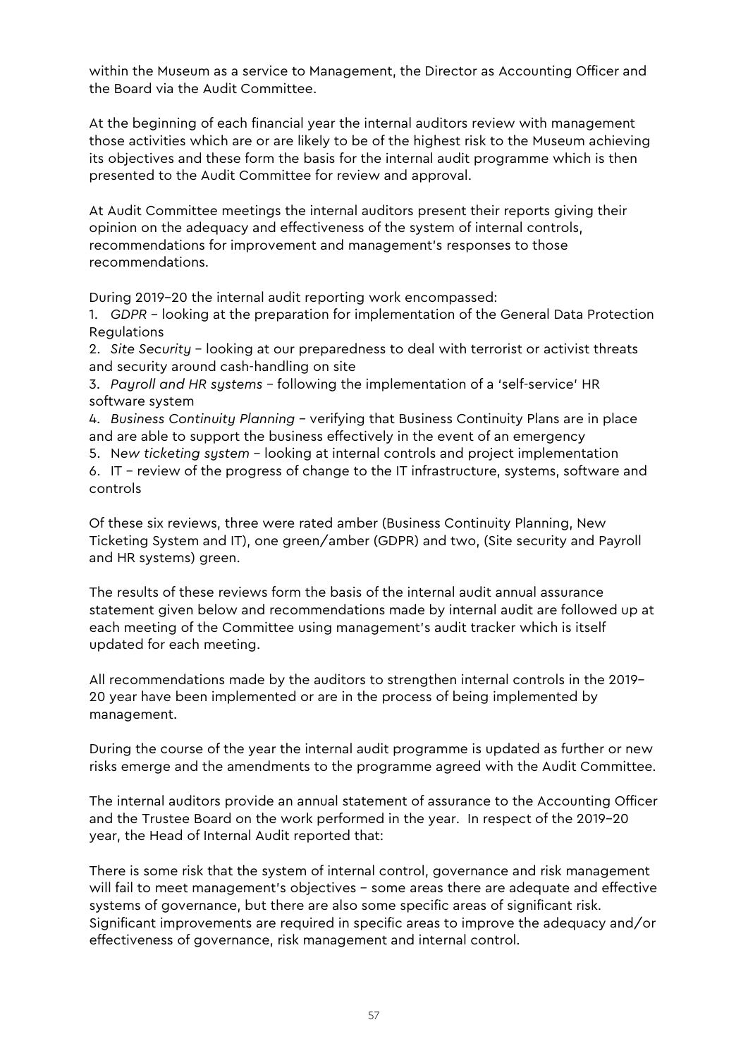within the Museum as a service to Management, the Director as Accounting Officer and the Board via the Audit Committee.

At the beginning of each financial year the internal auditors review with management those activities which are or are likely to be of the highest risk to the Museum achieving its objectives and these form the basis for the internal audit programme which is then presented to the Audit Committee for review and approval.

At Audit Committee meetings the internal auditors present their reports giving their opinion on the adequacy and effectiveness of the system of internal controls, recommendations for improvement and management's responses to those recommendations.

During 2019–20 the internal audit reporting work encompassed:

1. *GDPR* – looking at the preparation for implementation of the General Data Protection Regulations
2. *Site Security* – looking at our preparedness to deal with terrorist or activist threats and security around cash-handling on site
3. *Payroll and HR systems* – following the implementation of a 'self-service' HR software system
4. *Business Continuity Planning* – verifying that Business Continuity Plans are in place and are able to support the business effectively in the event of an emergency
5. N*ew ticketing system* – looking at internal controls and project implementation
6. IT – review of the progress of change to the IT infrastructure, systems, software and controls

Of these six reviews, three were rated amber (Business Continuity Planning, New Ticketing System and IT), one green/amber (GDPR) and two, (Site security and Payroll and HR systems) green.

The results of these reviews form the basis of the internal audit annual assurance statement given below and recommendations made by internal audit are followed up at each meeting of the Committee using management's audit tracker which is itself updated for each meeting.

All recommendations made by the auditors to strengthen internal controls in the 2019–20 year have been implemented or are in the process of being implemented by management.

During the course of the year the internal audit programme is updated as further or new risks emerge and the amendments to the programme agreed with the Audit Committee.

The internal auditors provide an annual statement of assurance to the Accounting Officer and the Trustee Board on the work performed in the year. In respect of the 2019–20 year, the Head of Internal Audit reported that:

There is some risk that the system of internal control, governance and risk management will fail to meet management's objectives – some areas there are adequate and effective systems of governance, but there are also some specific areas of significant risk. Significant improvements are required in specific areas to improve the adequacy and/or effectiveness of governance, risk management and internal control.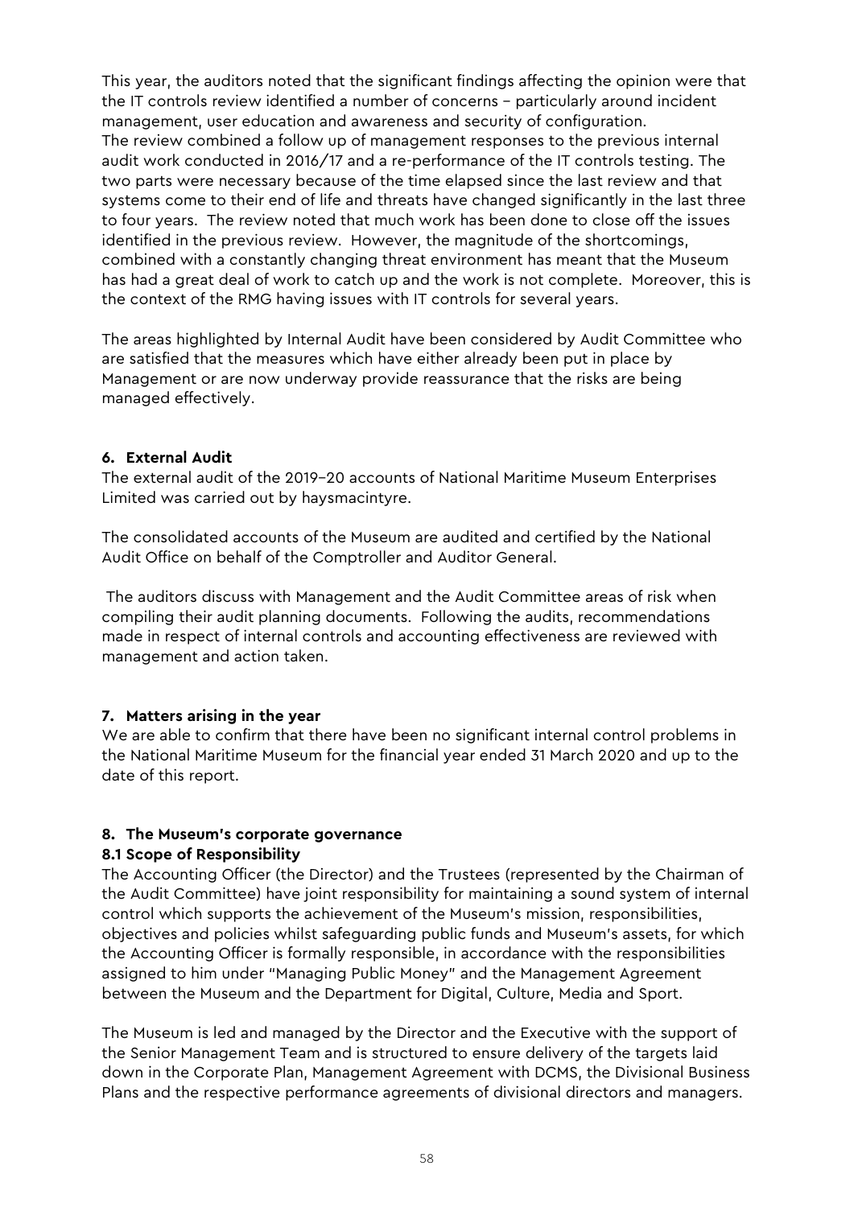This year, the auditors noted that the significant findings affecting the opinion were that the IT controls review identified a number of concerns – particularly around incident management, user education and awareness and security of configuration.
The review combined a follow up of management responses to the previous internal audit work conducted in 2016/17 and a re-performance of the IT controls testing. The two parts were necessary because of the time elapsed since the last review and that systems come to their end of life and threats have changed significantly in the last three to four years. The review noted that much work has been done to close off the issues identified in the previous review. However, the magnitude of the shortcomings, combined with a constantly changing threat environment has meant that the Museum has had a great deal of work to catch up and the work is not complete. Moreover, this is the context of the RMG having issues with IT controls for several years.

The areas highlighted by Internal Audit have been considered by Audit Committee who are satisfied that the measures which have either already been put in place by Management or are now underway provide reassurance that the risks are being managed effectively.

**6. External Audit**

The external audit of the 2019–20 accounts of National Maritime Museum Enterprises Limited was carried out by haysmacintyre.

The consolidated accounts of the Museum are audited and certified by the National Audit Office on behalf of the Comptroller and Auditor General.

The auditors discuss with Management and the Audit Committee areas of risk when compiling their audit planning documents. Following the audits, recommendations made in respect of internal controls and accounting effectiveness are reviewed with management and action taken.

**7. Matters arising in the year**

We are able to confirm that there have been no significant internal control problems in the National Maritime Museum for the financial year ended 31 March 2020 and up to the date of this report.

**8. The Museum's corporate governance**

**8.1 Scope of Responsibility**

The Accounting Officer (the Director) and the Trustees (represented by the Chairman of the Audit Committee) have joint responsibility for maintaining a sound system of internal control which supports the achievement of the Museum's mission, responsibilities, objectives and policies whilst safeguarding public funds and Museum's assets, for which the Accounting Officer is formally responsible, in accordance with the responsibilities assigned to him under "Managing Public Money" and the Management Agreement between the Museum and the Department for Digital, Culture, Media and Sport.

The Museum is led and managed by the Director and the Executive with the support of the Senior Management Team and is structured to ensure delivery of the targets laid down in the Corporate Plan, Management Agreement with DCMS, the Divisional Business Plans and the respective performance agreements of divisional directors and managers.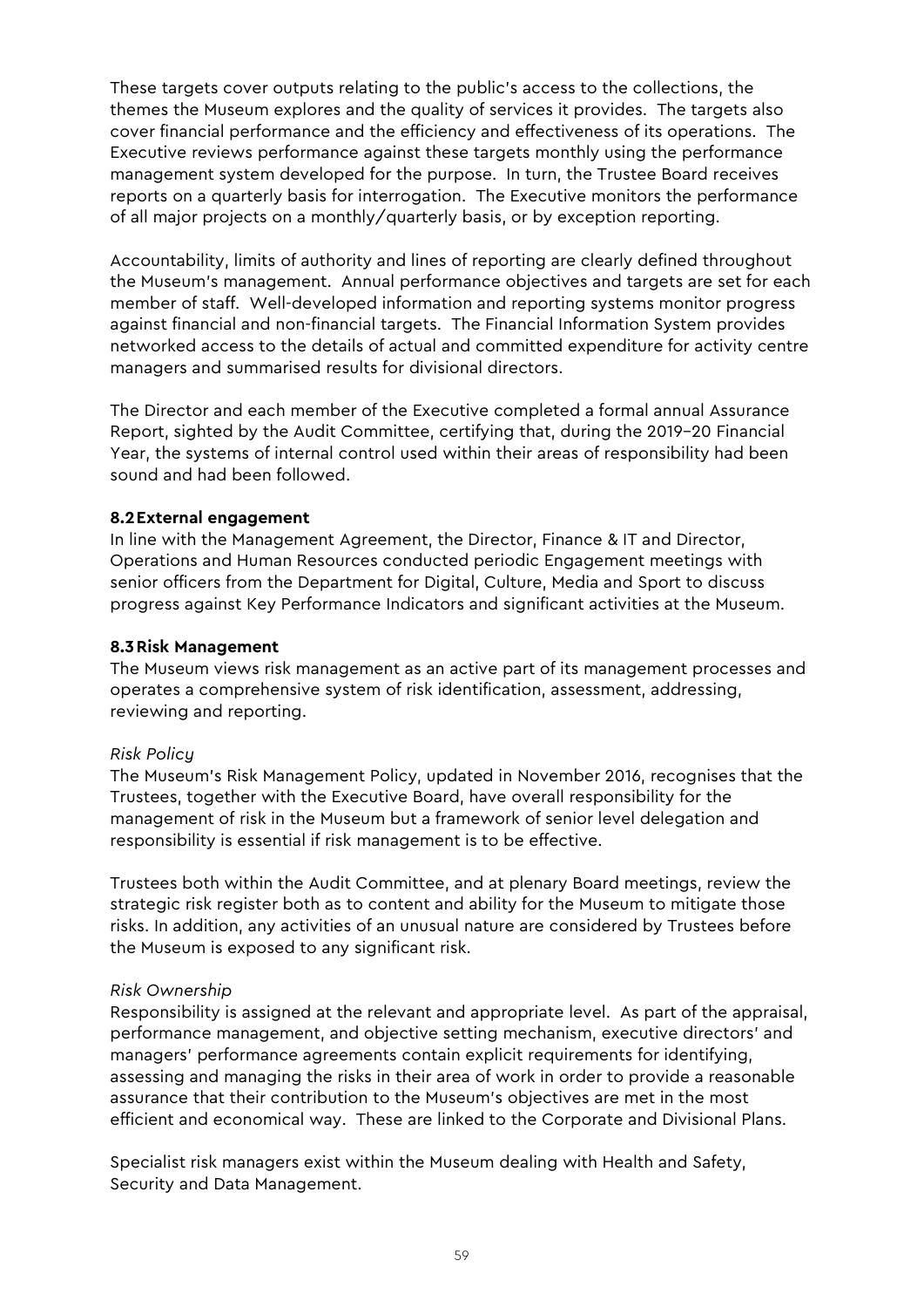These targets cover outputs relating to the public's access to the collections, the themes the Museum explores and the quality of services it provides. The targets also cover financial performance and the efficiency and effectiveness of its operations. The Executive reviews performance against these targets monthly using the performance management system developed for the purpose. In turn, the Trustee Board receives reports on a quarterly basis for interrogation. The Executive monitors the performance of all major projects on a monthly/quarterly basis, or by exception reporting.

Accountability, limits of authority and lines of reporting are clearly defined throughout the Museum's management. Annual performance objectives and targets are set for each member of staff. Well-developed information and reporting systems monitor progress against financial and non-financial targets. The Financial Information System provides networked access to the details of actual and committed expenditure for activity centre managers and summarised results for divisional directors.

The Director and each member of the Executive completed a formal annual Assurance Report, sighted by the Audit Committee, certifying that, during the 2019–20 Financial Year, the systems of internal control used within their areas of responsibility had been sound and had been followed.

### 8.2 External engagement

In line with the Management Agreement, the Director, Finance & IT and Director, Operations and Human Resources conducted periodic Engagement meetings with senior officers from the Department for Digital, Culture, Media and Sport to discuss progress against Key Performance Indicators and significant activities at the Museum.

### 8.3 Risk Management

The Museum views risk management as an active part of its management processes and operates a comprehensive system of risk identification, assessment, addressing, reviewing and reporting.

*Risk Policy*

The Museum's Risk Management Policy, updated in November 2016, recognises that the Trustees, together with the Executive Board, have overall responsibility for the management of risk in the Museum but a framework of senior level delegation and responsibility is essential if risk management is to be effective.

Trustees both within the Audit Committee, and at plenary Board meetings, review the strategic risk register both as to content and ability for the Museum to mitigate those risks. In addition, any activities of an unusual nature are considered by Trustees before the Museum is exposed to any significant risk.

*Risk Ownership*

Responsibility is assigned at the relevant and appropriate level. As part of the appraisal, performance management, and objective setting mechanism, executive directors' and managers' performance agreements contain explicit requirements for identifying, assessing and managing the risks in their area of work in order to provide a reasonable assurance that their contribution to the Museum's objectives are met in the most efficient and economical way. These are linked to the Corporate and Divisional Plans.

Specialist risk managers exist within the Museum dealing with Health and Safety, Security and Data Management.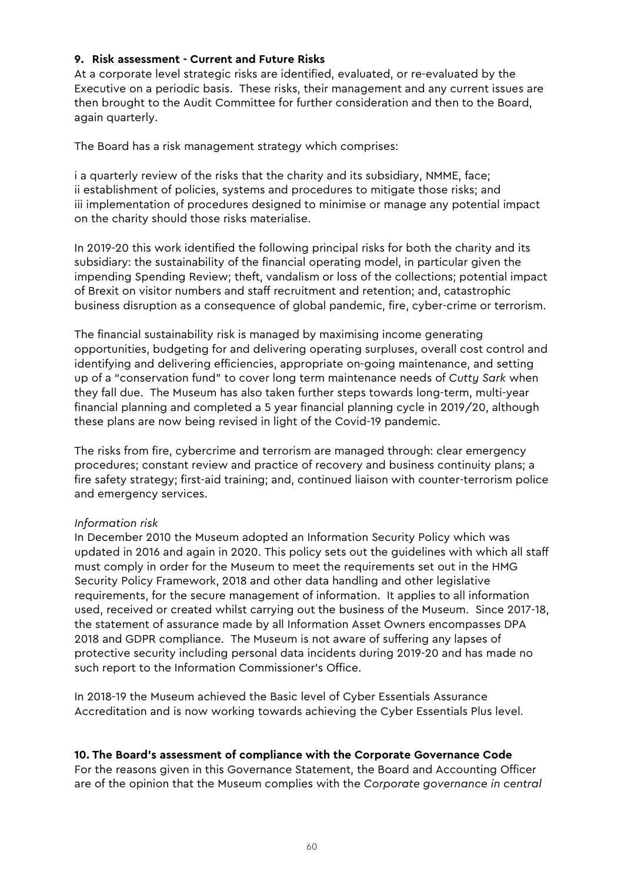### 9. Risk assessment - Current and Future Risks

At a corporate level strategic risks are identified, evaluated, or re-evaluated by the Executive on a periodic basis. These risks, their management and any current issues are then brought to the Audit Committee for further consideration and then to the Board, again quarterly.

The Board has a risk management strategy which comprises:

i a quarterly review of the risks that the charity and its subsidiary, NMME, face;
ii establishment of policies, systems and procedures to mitigate those risks; and
iii implementation of procedures designed to minimise or manage any potential impact on the charity should those risks materialise.

In 2019-20 this work identified the following principal risks for both the charity and its subsidiary: the sustainability of the financial operating model, in particular given the impending Spending Review; theft, vandalism or loss of the collections; potential impact of Brexit on visitor numbers and staff recruitment and retention; and, catastrophic business disruption as a consequence of global pandemic, fire, cyber-crime or terrorism.

The financial sustainability risk is managed by maximising income generating opportunities, budgeting for and delivering operating surpluses, overall cost control and identifying and delivering efficiencies, appropriate on-going maintenance, and setting up of a "conservation fund" to cover long term maintenance needs of *Cutty Sark* when they fall due. The Museum has also taken further steps towards long-term, multi-year financial planning and completed a 5 year financial planning cycle in 2019/20, although these plans are now being revised in light of the Covid-19 pandemic.

The risks from fire, cybercrime and terrorism are managed through: clear emergency procedures; constant review and practice of recovery and business continuity plans; a fire safety strategy; first-aid training; and, continued liaison with counter-terrorism police and emergency services.

*Information risk*

In December 2010 the Museum adopted an Information Security Policy which was updated in 2016 and again in 2020. This policy sets out the guidelines with which all staff must comply in order for the Museum to meet the requirements set out in the HMG Security Policy Framework, 2018 and other data handling and other legislative requirements, for the secure management of information. It applies to all information used, received or created whilst carrying out the business of the Museum. Since 2017-18, the statement of assurance made by all Information Asset Owners encompasses DPA 2018 and GDPR compliance. The Museum is not aware of suffering any lapses of protective security including personal data incidents during 2019-20 and has made no such report to the Information Commissioner's Office.

In 2018-19 the Museum achieved the Basic level of Cyber Essentials Assurance Accreditation and is now working towards achieving the Cyber Essentials Plus level.

### 10. The Board's assessment of compliance with the Corporate Governance Code

For the reasons given in this Governance Statement, the Board and Accounting Officer are of the opinion that the Museum complies with the *Corporate governance in central*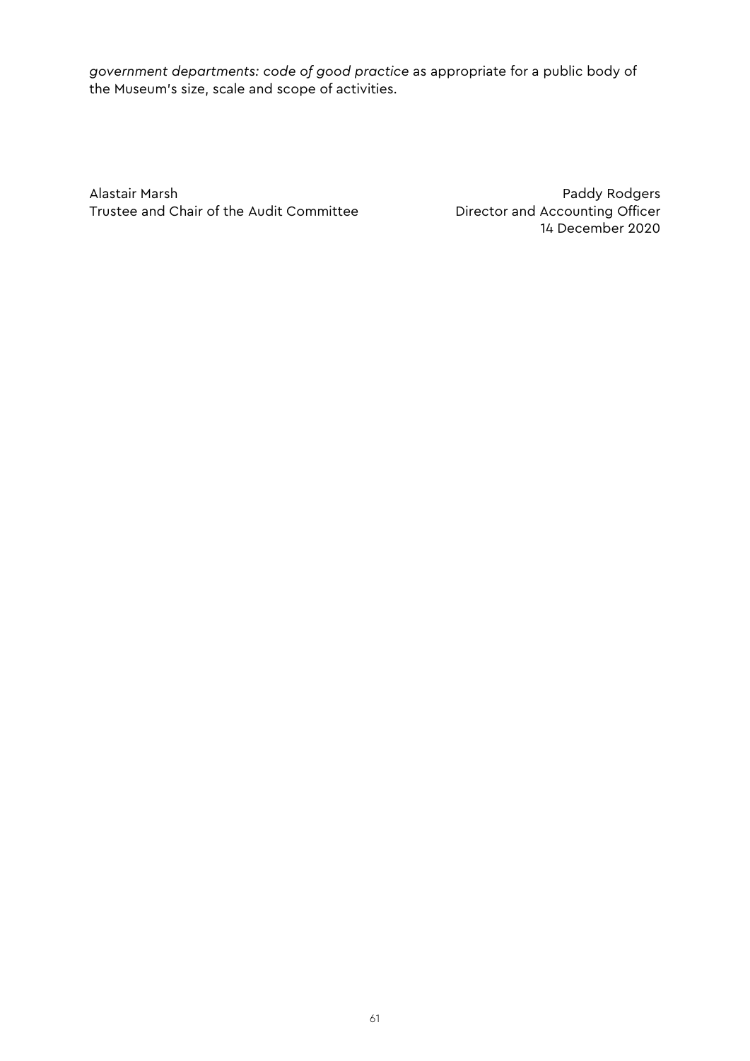*government departments: code of good practice* as appropriate for a public body of the Museum's size, scale and scope of activities.

Alastair Marsh
Trustee and Chair of the Audit Committee

Paddy Rodgers
Director and Accounting Officer
14 December 2020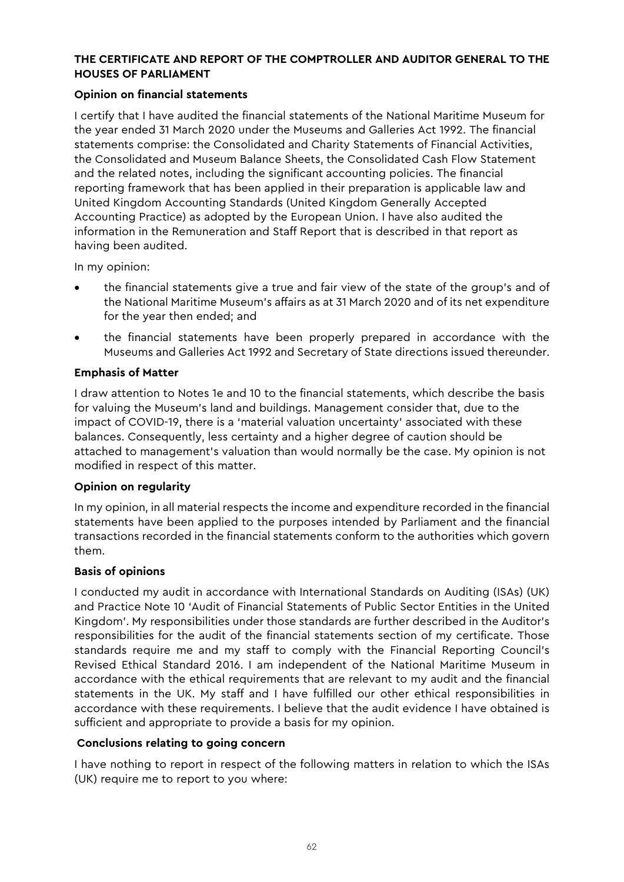## THE CERTIFICATE AND REPORT OF THE COMPTROLLER AND AUDITOR GENERAL TO THE HOUSES OF PARLIAMENT

### Opinion on financial statements

I certify that I have audited the financial statements of the National Maritime Museum for the year ended 31 March 2020 under the Museums and Galleries Act 1992. The financial statements comprise: the Consolidated and Charity Statements of Financial Activities, the Consolidated and Museum Balance Sheets, the Consolidated Cash Flow Statement and the related notes, including the significant accounting policies. The financial reporting framework that has been applied in their preparation is applicable law and United Kingdom Accounting Standards (United Kingdom Generally Accepted Accounting Practice) as adopted by the European Union. I have also audited the information in the Remuneration and Staff Report that is described in that report as having been audited.

In my opinion:

- the financial statements give a true and fair view of the state of the group's and of the National Maritime Museum's affairs as at 31 March 2020 and of its net expenditure for the year then ended; and
- the financial statements have been properly prepared in accordance with the Museums and Galleries Act 1992 and Secretary of State directions issued thereunder.

### Emphasis of Matter

I draw attention to Notes 1e and 10 to the financial statements, which describe the basis for valuing the Museum's land and buildings. Management consider that, due to the impact of COVID-19, there is a 'material valuation uncertainty' associated with these balances. Consequently, less certainty and a higher degree of caution should be attached to management's valuation than would normally be the case. My opinion is not modified in respect of this matter.

### Opinion on regularity

In my opinion, in all material respects the income and expenditure recorded in the financial statements have been applied to the purposes intended by Parliament and the financial transactions recorded in the financial statements conform to the authorities which govern them.

### Basis of opinions

I conducted my audit in accordance with International Standards on Auditing (ISAs) (UK) and Practice Note 10 'Audit of Financial Statements of Public Sector Entities in the United Kingdom'. My responsibilities under those standards are further described in the Auditor's responsibilities for the audit of the financial statements section of my certificate. Those standards require me and my staff to comply with the Financial Reporting Council's Revised Ethical Standard 2016. I am independent of the National Maritime Museum in accordance with the ethical requirements that are relevant to my audit and the financial statements in the UK. My staff and I have fulfilled our other ethical responsibilities in accordance with these requirements. I believe that the audit evidence I have obtained is sufficient and appropriate to provide a basis for my opinion.

### Conclusions relating to going concern

I have nothing to report in respect of the following matters in relation to which the ISAs (UK) require me to report to you where: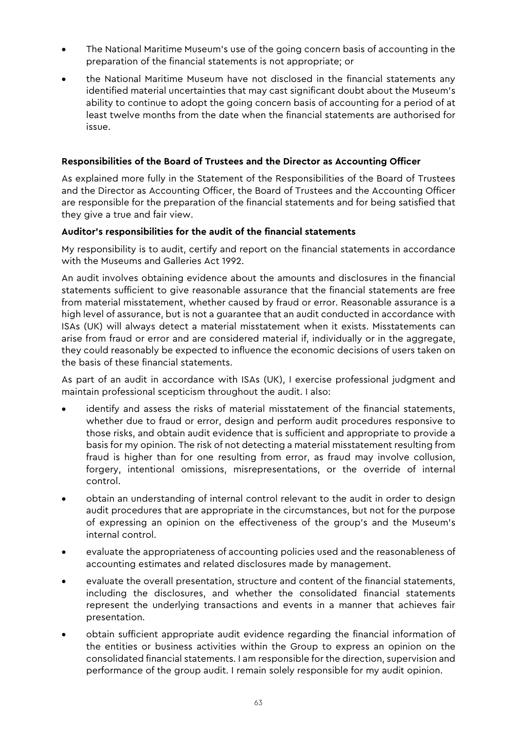- The National Maritime Museum's use of the going concern basis of accounting in the preparation of the financial statements is not appropriate; or
- the National Maritime Museum have not disclosed in the financial statements any identified material uncertainties that may cast significant doubt about the Museum's ability to continue to adopt the going concern basis of accounting for a period of at least twelve months from the date when the financial statements are authorised for issue.

**Responsibilities of the Board of Trustees and the Director as Accounting Officer**

As explained more fully in the Statement of the Responsibilities of the Board of Trustees and the Director as Accounting Officer, the Board of Trustees and the Accounting Officer are responsible for the preparation of the financial statements and for being satisfied that they give a true and fair view.

**Auditor's responsibilities for the audit of the financial statements**

My responsibility is to audit, certify and report on the financial statements in accordance with the Museums and Galleries Act 1992.

An audit involves obtaining evidence about the amounts and disclosures in the financial statements sufficient to give reasonable assurance that the financial statements are free from material misstatement, whether caused by fraud or error. Reasonable assurance is a high level of assurance, but is not a guarantee that an audit conducted in accordance with ISAs (UK) will always detect a material misstatement when it exists. Misstatements can arise from fraud or error and are considered material if, individually or in the aggregate, they could reasonably be expected to influence the economic decisions of users taken on the basis of these financial statements.

As part of an audit in accordance with ISAs (UK), I exercise professional judgment and maintain professional scepticism throughout the audit. I also:

- identify and assess the risks of material misstatement of the financial statements, whether due to fraud or error, design and perform audit procedures responsive to those risks, and obtain audit evidence that is sufficient and appropriate to provide a basis for my opinion. The risk of not detecting a material misstatement resulting from fraud is higher than for one resulting from error, as fraud may involve collusion, forgery, intentional omissions, misrepresentations, or the override of internal control.
- obtain an understanding of internal control relevant to the audit in order to design audit procedures that are appropriate in the circumstances, but not for the purpose of expressing an opinion on the effectiveness of the group's and the Museum's internal control.
- evaluate the appropriateness of accounting policies used and the reasonableness of accounting estimates and related disclosures made by management.
- evaluate the overall presentation, structure and content of the financial statements, including the disclosures, and whether the consolidated financial statements represent the underlying transactions and events in a manner that achieves fair presentation.
- obtain sufficient appropriate audit evidence regarding the financial information of the entities or business activities within the Group to express an opinion on the consolidated financial statements. I am responsible for the direction, supervision and performance of the group audit. I remain solely responsible for my audit opinion.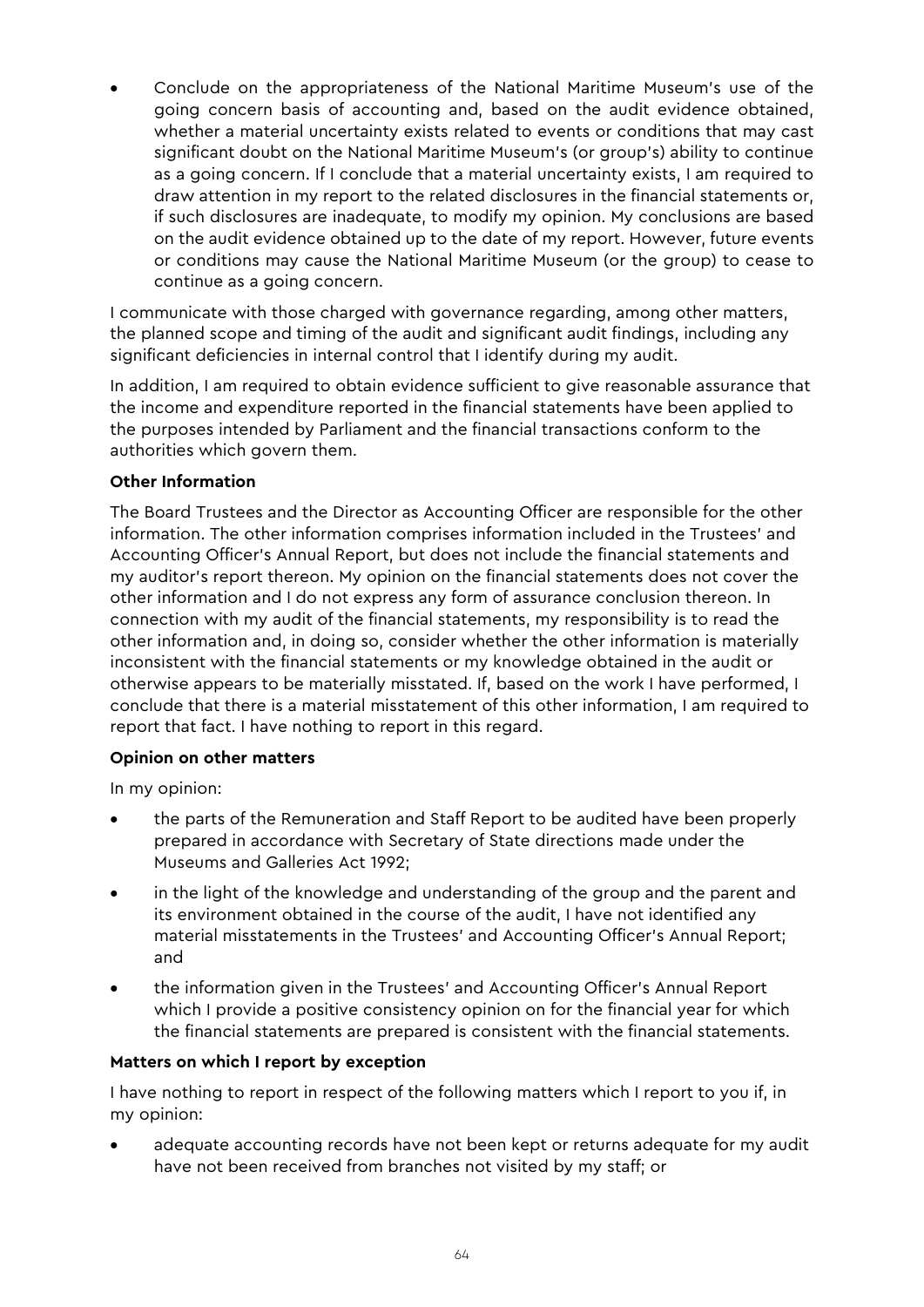- Conclude on the appropriateness of the National Maritime Museum's use of the going concern basis of accounting and, based on the audit evidence obtained, whether a material uncertainty exists related to events or conditions that may cast significant doubt on the National Maritime Museum's (or group's) ability to continue as a going concern. If I conclude that a material uncertainty exists, I am required to draw attention in my report to the related disclosures in the financial statements or, if such disclosures are inadequate, to modify my opinion. My conclusions are based on the audit evidence obtained up to the date of my report. However, future events or conditions may cause the National Maritime Museum (or the group) to cease to continue as a going concern.

I communicate with those charged with governance regarding, among other matters, the planned scope and timing of the audit and significant audit findings, including any significant deficiencies in internal control that I identify during my audit.

In addition, I am required to obtain evidence sufficient to give reasonable assurance that the income and expenditure reported in the financial statements have been applied to the purposes intended by Parliament and the financial transactions conform to the authorities which govern them.

**Other Information**

The Board Trustees and the Director as Accounting Officer are responsible for the other information. The other information comprises information included in the Trustees' and Accounting Officer's Annual Report, but does not include the financial statements and my auditor's report thereon. My opinion on the financial statements does not cover the other information and I do not express any form of assurance conclusion thereon. In connection with my audit of the financial statements, my responsibility is to read the other information and, in doing so, consider whether the other information is materially inconsistent with the financial statements or my knowledge obtained in the audit or otherwise appears to be materially misstated. If, based on the work I have performed, I conclude that there is a material misstatement of this other information, I am required to report that fact. I have nothing to report in this regard.

**Opinion on other matters**

In my opinion:

- the parts of the Remuneration and Staff Report to be audited have been properly prepared in accordance with Secretary of State directions made under the Museums and Galleries Act 1992;
- in the light of the knowledge and understanding of the group and the parent and its environment obtained in the course of the audit, I have not identified any material misstatements in the Trustees' and Accounting Officer's Annual Report; and
- the information given in the Trustees' and Accounting Officer's Annual Report which I provide a positive consistency opinion on for the financial year for which the financial statements are prepared is consistent with the financial statements.

**Matters on which I report by exception**

I have nothing to report in respect of the following matters which I report to you if, in my opinion:

- adequate accounting records have not been kept or returns adequate for my audit have not been received from branches not visited by my staff; or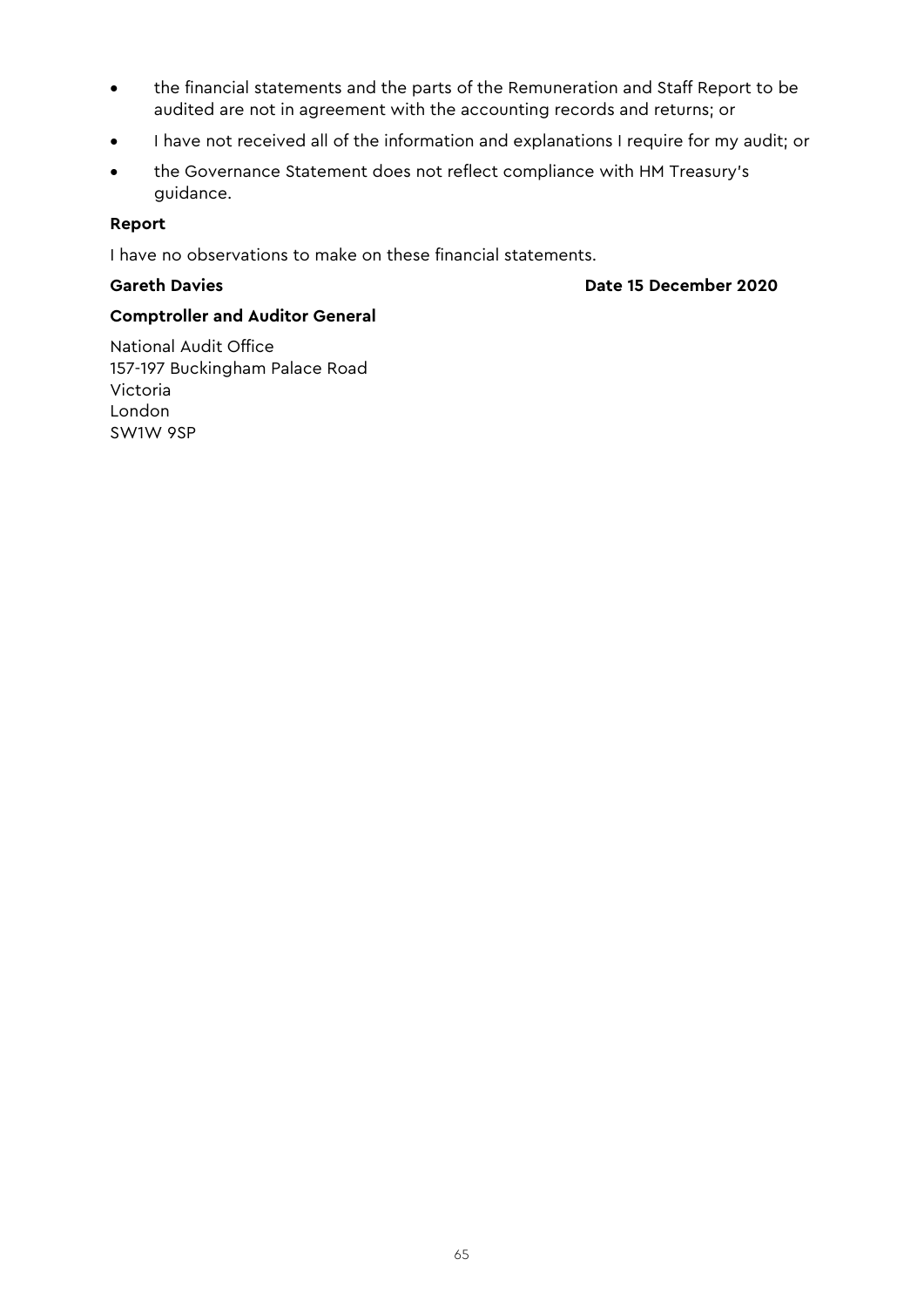- the financial statements and the parts of the Remuneration and Staff Report to be audited are not in agreement with the accounting records and returns; or
- I have not received all of the information and explanations I require for my audit; or
- the Governance Statement does not reflect compliance with HM Treasury's guidance.

**Report**

I have no observations to make on these financial statements.

**Gareth Davies** **Date 15 December 2020**

**Comptroller and Auditor General**

National Audit Office
157-197 Buckingham Palace Road
Victoria
London
SW1W 9SP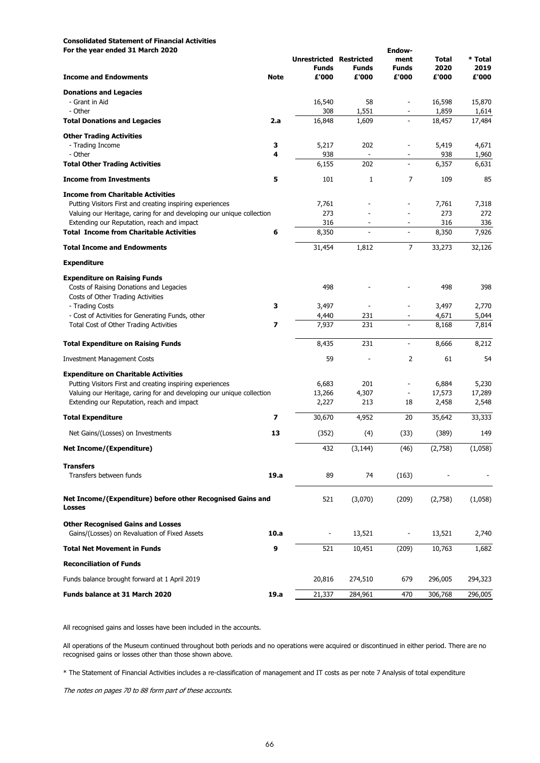**Consolidated Statement of Financial Activities**
**For the year ended 31 March 2020**

| Income and Endowments | Note | Unrestricted Funds £'000 | Restricted Funds £'000 | Endowment Funds £'000 | Total 2020 £'000 | * Total 2019 £'000 |
|---|---|---|---|---|---|---|
| **Donations and Legacies** | | | | | | |
| - Grant in Aid | | 16,540 | 58 | - | 16,598 | 15,870 |
| - Other | | 308 | 1,551 | - | 1,859 | 1,614 |
| **Total Donations and Legacies** | **2.a** | 16,848 | 1,609 | - | 18,457 | 17,484 |
| **Other Trading Activities** | | | | | | |
| - Trading Income | **3** | 5,217 | 202 | - | 5,419 | 4,671 |
| - Other | **4** | 938 | - | - | 938 | 1,960 |
| **Total Other Trading Activities** | | 6,155 | 202 | - | 6,357 | 6,631 |
| **Income from Investments** | **5** | 101 | 1 | 7 | 109 | 85 |
| **Income from Charitable Activities** | | | | | | |
| Putting Visitors First and creating inspiring experiences | | 7,761 | - | - | 7,761 | 7,318 |
| Valuing our Heritage, caring for and developing our unique collection | | 273 | - | - | 273 | 272 |
| Extending our Reputation, reach and impact | | 316 | - | - | 316 | 336 |
| **Total Income from Charitable Activities** | **6** | 8,350 | - | - | 8,350 | 7,926 |
| **Total Income and Endowments** | | 31,454 | 1,812 | 7 | 33,273 | 32,126 |
| **Expenditure** | | | | | | |
| **Expenditure on Raising Funds** | | | | | | |
| Costs of Raising Donations and Legacies | | 498 | - | - | 498 | 398 |
| Costs of Other Trading Activities | | | | | | |
| - Trading Costs | **3** | 3,497 | - | - | 3,497 | 2,770 |
| - Cost of Activities for Generating Funds, other | | 4,440 | 231 | - | 4,671 | 5,044 |
| Total Cost of Other Trading Activities | **7** | 7,937 | 231 | - | 8,168 | 7,814 |
| **Total Expenditure on Raising Funds** | | 8,435 | 231 | - | 8,666 | 8,212 |
| Investment Management Costs | | 59 | - | 2 | 61 | 54 |
| **Expenditure on Charitable Activities** | | | | | | |
| Putting Visitors First and creating inspiring experiences | | 6,683 | 201 | - | 6,884 | 5,230 |
| Valuing our Heritage, caring for and developing our unique collection | | 13,266 | 4,307 | - | 17,573 | 17,289 |
| Extending our Reputation, reach and impact | | 2,227 | 213 | 18 | 2,458 | 2,548 |
| **Total Expenditure** | **7** | 30,670 | 4,952 | 20 | 35,642 | 33,333 |
| Net Gains/(Losses) on Investments | **13** | (352) | (4) | (33) | (389) | 149 |
| **Net Income/(Expenditure)** | | 432 | (3,144) | (46) | (2,758) | (1,058) |
| **Transfers** | | | | | | |
| Transfers between funds | **19.a** | 89 | 74 | (163) | - | - |
| **Net Income/(Expenditure) before other Recognised Gains and Losses** | | 521 | (3,070) | (209) | (2,758) | (1,058) |
| **Other Recognised Gains and Losses** | | | | | | |
| Gains/(Losses) on Revaluation of Fixed Assets | **10.a** | - | 13,521 | - | 13,521 | 2,740 |
| **Total Net Movement in Funds** | **9** | 521 | 10,451 | (209) | 10,763 | 1,682 |
| **Reconciliation of Funds** | | | | | | |
| Funds balance brought forward at 1 April 2019 | | 20,816 | 274,510 | 679 | 296,005 | 294,323 |
| **Funds balance at 31 March 2020** | **19.a** | 21,337 | 284,961 | 470 | 306,768 | 296,005 |

All recognised gains and losses have been included in the accounts.

All operations of the Museum continued throughout both periods and no operations were acquired or discontinued in either period. There are no recognised gains or losses other than those shown above.

* The Statement of Financial Activities includes a re-classification of management and IT costs as per note 7 Analysis of total expenditure

*The notes on pages 70 to 88 form part of these accounts.*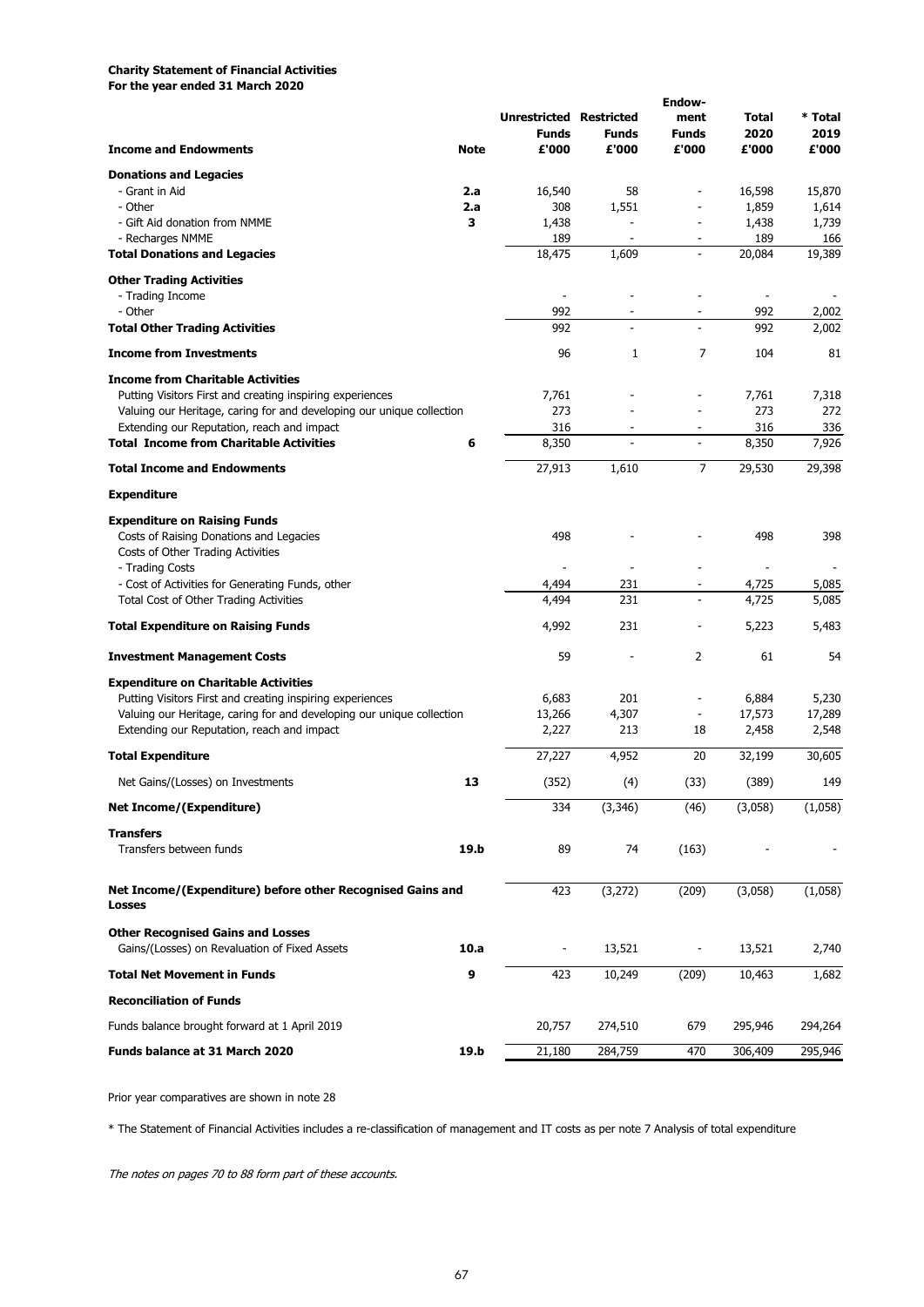**Charity Statement of Financial Activities**
**For the year ended 31 March 2020**

| Income and Endowments | Note | Unrestricted Funds £'000 | Restricted Funds £'000 | Endowment Funds £'000 | Total 2020 £'000 | * Total 2019 £'000 |
|---|---|---|---|---|---|---|
| **Donations and Legacies** | | | | | | |
| - Grant in Aid | 2.a | 16,540 | 58 | - | 16,598 | 15,870 |
| - Other | 2.a | 308 | 1,551 | - | 1,859 | 1,614 |
| - Gift Aid donation from NMME | 3 | 1,438 | - | - | 1,438 | 1,739 |
| - Recharges NMME | | 189 | - | - | 189 | 166 |
| **Total Donations and Legacies** | | 18,475 | 1,609 | - | 20,084 | 19,389 |
| **Other Trading Activities** | | | | | | |
| - Trading Income | | - | - | - | - | - |
| - Other | | 992 | - | - | 992 | 2,002 |
| **Total Other Trading Activities** | | 992 | - | - | 992 | 2,002 |
| **Income from Investments** | | 96 | 1 | 7 | 104 | 81 |
| **Income from Charitable Activities** | | | | | | |
| Putting Visitors First and creating inspiring experiences | | 7,761 | - | - | 7,761 | 7,318 |
| Valuing our Heritage, caring for and developing our unique collection | | 273 | - | - | 273 | 272 |
| Extending our Reputation, reach and impact | | 316 | - | - | 316 | 336 |
| **Total Income from Charitable Activities** | 6 | 8,350 | - | - | 8,350 | 7,926 |
| **Total Income and Endowments** | | 27,913 | 1,610 | 7 | 29,530 | 29,398 |
| **Expenditure** | | | | | | |
| **Expenditure on Raising Funds** | | | | | | |
| Costs of Raising Donations and Legacies | | 498 | - | - | 498 | 398 |
| Costs of Other Trading Activities | | | | | | |
| - Trading Costs | | - | - | - | - | - |
| - Cost of Activities for Generating Funds, other | | 4,494 | 231 | - | 4,725 | 5,085 |
| Total Cost of Other Trading Activities | | 4,494 | 231 | - | 4,725 | 5,085 |
| **Total Expenditure on Raising Funds** | | 4,992 | 231 | - | 5,223 | 5,483 |
| **Investment Management Costs** | | 59 | - | 2 | 61 | 54 |
| **Expenditure on Charitable Activities** | | | | | | |
| Putting Visitors First and creating inspiring experiences | | 6,683 | 201 | - | 6,884 | 5,230 |
| Valuing our Heritage, caring for and developing our unique collection | | 13,266 | 4,307 | - | 17,573 | 17,289 |
| Extending our Reputation, reach and impact | | 2,227 | 213 | 18 | 2,458 | 2,548 |
| **Total Expenditure** | | 27,227 | 4,952 | 20 | 32,199 | 30,605 |
| Net Gains/(Losses) on Investments | 13 | (352) | (4) | (33) | (389) | 149 |
| **Net Income/(Expenditure)** | | 334 | (3,346) | (46) | (3,058) | (1,058) |
| **Transfers** | | | | | | |
| Transfers between funds | 19.b | 89 | 74 | (163) | - | - |
| **Net Income/(Expenditure) before other Recognised Gains and Losses** | | 423 | (3,272) | (209) | (3,058) | (1,058) |
| **Other Recognised Gains and Losses** | | | | | | |
| Gains/(Losses) on Revaluation of Fixed Assets | 10.a | - | 13,521 | - | 13,521 | 2,740 |
| **Total Net Movement in Funds** | 9 | 423 | 10,249 | (209) | 10,463 | 1,682 |
| **Reconciliation of Funds** | | | | | | |
| Funds balance brought forward at 1 April 2019 | | 20,757 | 274,510 | 679 | 295,946 | 294,264 |
| **Funds balance at 31 March 2020** | 19.b | 21,180 | 284,759 | 470 | 306,409 | 295,946 |

Prior year comparatives are shown in note 28

* The Statement of Financial Activities includes a re-classification of management and IT costs as per note 7 Analysis of total expenditure

*The notes on pages 70 to 88 form part of these accounts.*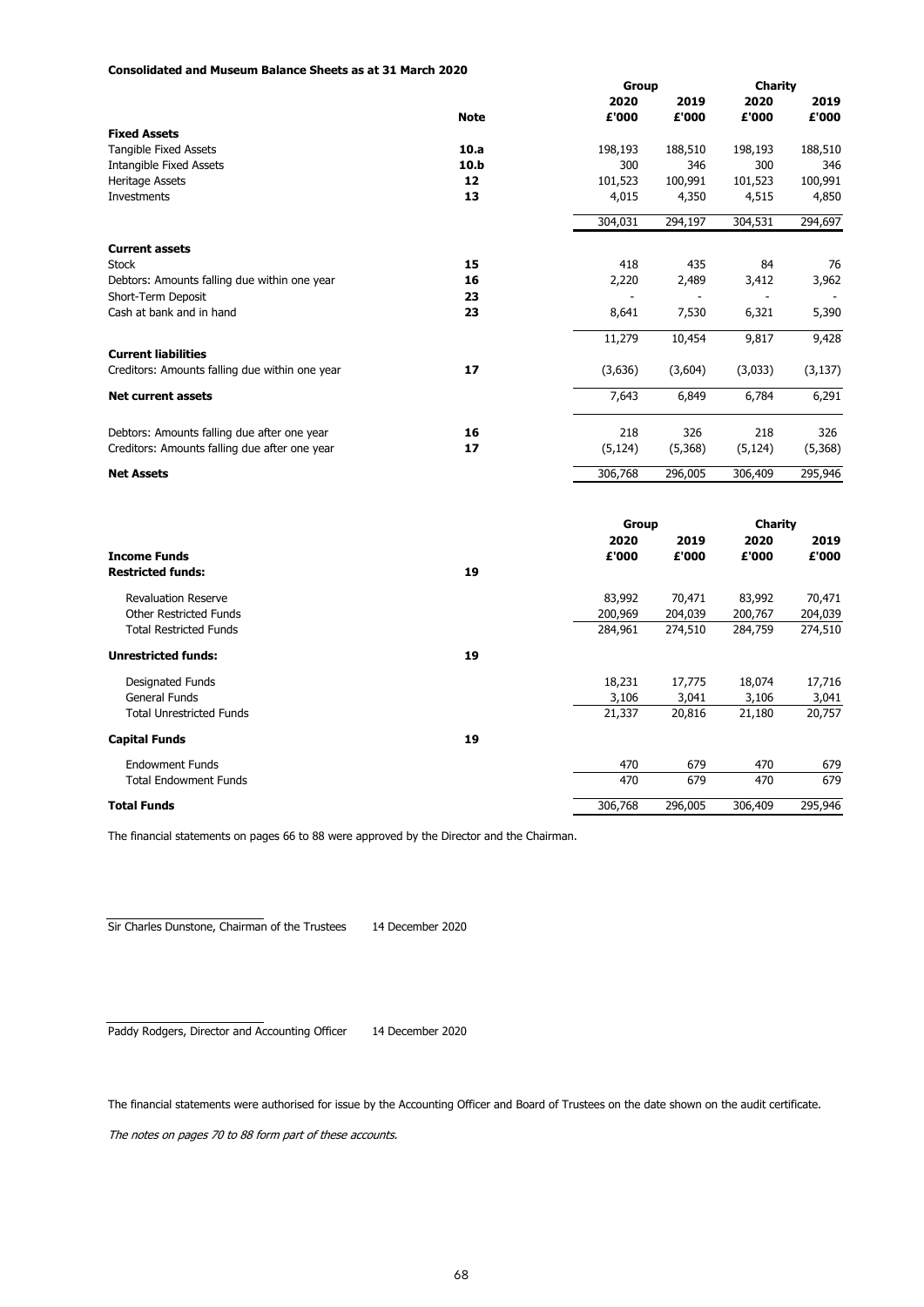**Consolidated and Museum Balance Sheets as at 31 March 2020**

| | | Group | | Charity | |
|---|---|---|---|---|---|
| | | 2020 | 2019 | 2020 | 2019 |
| | **Note** | **£'000** | **£'000** | **£'000** | **£'000** |
| **Fixed Assets** | | | | | |
| Tangible Fixed Assets | **10.a** | 198,193 | 188,510 | 198,193 | 188,510 |
| Intangible Fixed Assets | **10.b** | 300 | 346 | 300 | 346 |
| Heritage Assets | **12** | 101,523 | 100,991 | 101,523 | 100,991 |
| Investments | **13** | 4,015 | 4,350 | 4,515 | 4,850 |
| | | 304,031 | 294,197 | 304,531 | 294,697 |
| **Current assets** | | | | | |
| Stock | **15** | 418 | 435 | 84 | 76 |
| Debtors: Amounts falling due within one year | **16** | 2,220 | 2,489 | 3,412 | 3,962 |
| Short-Term Deposit | **23** | - | - | - | - |
| Cash at bank and in hand | **23** | 8,641 | 7,530 | 6,321 | 5,390 |
| | | 11,279 | 10,454 | 9,817 | 9,428 |
| **Current liabilities** | | | | | |
| Creditors: Amounts falling due within one year | **17** | (3,636) | (3,604) | (3,033) | (3,137) |
| **Net current assets** | | 7,643 | 6,849 | 6,784 | 6,291 |
| Debtors: Amounts falling due after one year | **16** | 218 | 326 | 218 | 326 |
| Creditors: Amounts falling due after one year | **17** | (5,124) | (5,368) | (5,124) | (5,368) |
| **Net Assets** | | 306,768 | 296,005 | 306,409 | 295,946 |

| | | Group | | Charity | |
|---|---|---|---|---|---|
| | | 2020 | 2019 | 2020 | 2019 |
| **Income Funds** | | **£'000** | **£'000** | **£'000** | **£'000** |
| **Restricted funds:** | **19** | | | | |
| Revaluation Reserve | | 83,992 | 70,471 | 83,992 | 70,471 |
| Other Restricted Funds | | 200,969 | 204,039 | 200,767 | 204,039 |
| Total Restricted Funds | | 284,961 | 274,510 | 284,759 | 274,510 |
| **Unrestricted funds:** | **19** | | | | |
| Designated Funds | | 18,231 | 17,775 | 18,074 | 17,716 |
| General Funds | | 3,106 | 3,041 | 3,106 | 3,041 |
| Total Unrestricted Funds | | 21,337 | 20,816 | 21,180 | 20,757 |
| **Capital Funds** | **19** | | | | |
| Endowment Funds | | 470 | 679 | 470 | 679 |
| Total Endowment Funds | | 470 | 679 | 470 | 679 |
| **Total Funds** | | 306,768 | 296,005 | 306,409 | 295,946 |

The financial statements on pages 66 to 88 were approved by the Director and the Chairman.

Sir Charles Dunstone, Chairman of the Trustees 14 December 2020

Paddy Rodgers, Director and Accounting Officer 14 December 2020

The financial statements were authorised for issue by the Accounting Officer and Board of Trustees on the date shown on the audit certificate.

*The notes on pages 70 to 88 form part of these accounts.*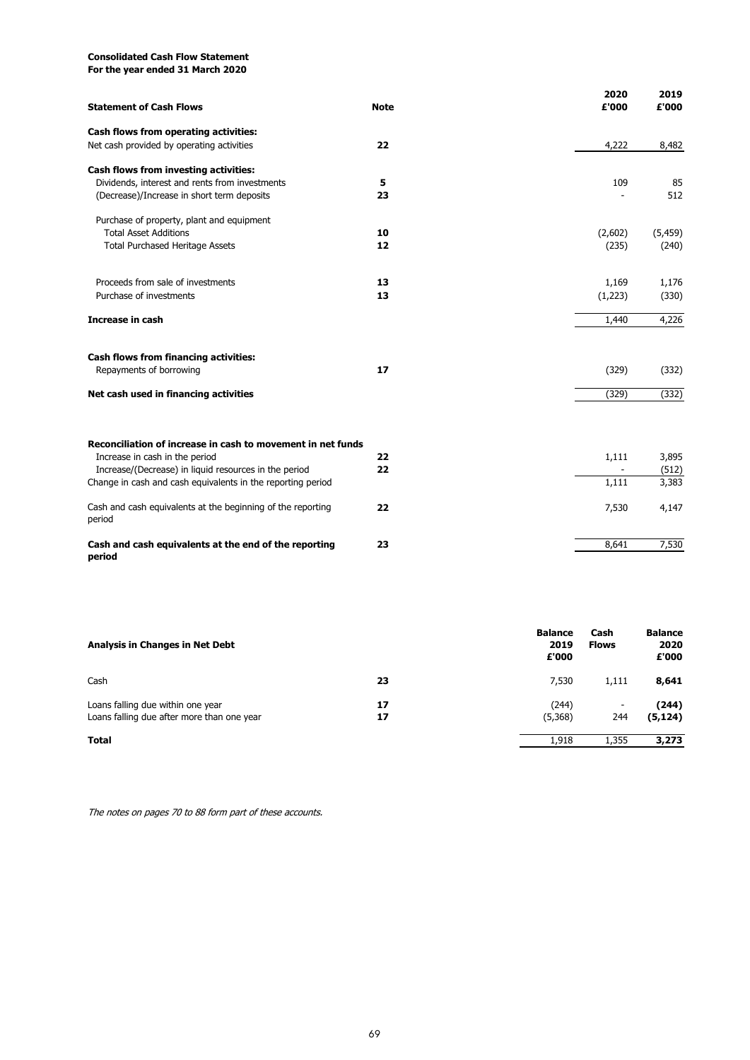**Consolidated Cash Flow Statement**
**For the year ended 31 March 2020**

| **Statement of Cash Flows** | **Note** | **2020 £'000** | **2019 £'000** |
|---|---|---|---|
| **Cash flows from operating activities:** | | | |
| Net cash provided by operating activities | 22 | 4,222 | 8,482 |
| **Cash flows from investing activities:** | | | |
| Dividends, interest and rents from investments | 5 | 109 | 85 |
| (Decrease)/Increase in short term deposits | 23 | - | 512 |
| Purchase of property, plant and equipment | | | |
| Total Asset Additions | 10 | (2,602) | (5,459) |
| Total Purchased Heritage Assets | 12 | (235) | (240) |
| Proceeds from sale of investments | 13 | 1,169 | 1,176 |
| Purchase of investments | 13 | (1,223) | (330) |
| **Increase in cash** | | 1,440 | 4,226 |
| **Cash flows from financing activities:** | | | |
| Repayments of borrowing | 17 | (329) | (332) |
| **Net cash used in financing activities** | | (329) | (332) |
| **Reconciliation of increase in cash to movement in net funds** | | | |
| Increase in cash in the period | 22 | 1,111 | 3,895 |
| Increase/(Decrease) in liquid resources in the period | 22 | - | (512) |
| Change in cash and cash equivalents in the reporting period | | 1,111 | 3,383 |
| Cash and cash equivalents at the beginning of the reporting period | 22 | 7,530 | 4,147 |
| **Cash and cash equivalents at the end of the reporting period** | 23 | 8,641 | 7,530 |

| **Analysis in Changes in Net Debt** | | **Balance 2019 £'000** | **Cash Flows** | **Balance 2020 £'000** |
|---|---|---|---|---|
| Cash | 23 | 7,530 | 1,111 | **8,641** |
| Loans falling due within one year | 17 | (244) | - | **(244)** |
| Loans falling due after more than one year | 17 | (5,368) | 244 | **(5,124)** |
| **Total** | | 1,918 | 1,355 | **3,273** |

*The notes on pages 70 to 88 form part of these accounts.*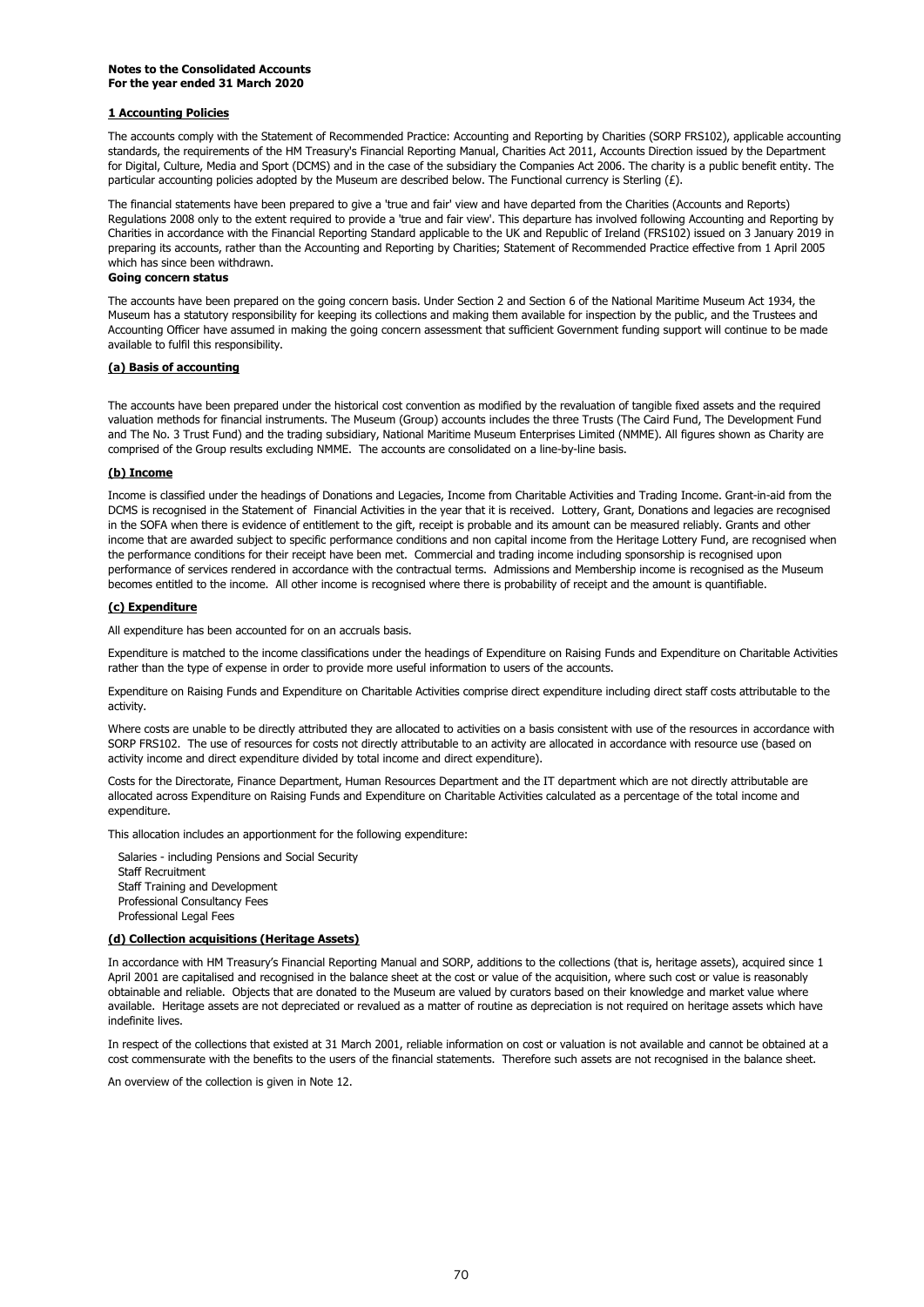**Notes to the Consolidated Accounts**
**For the year ended 31 March 2020**

## 1 Accounting Policies

The accounts comply with the Statement of Recommended Practice: Accounting and Reporting by Charities (SORP FRS102), applicable accounting standards, the requirements of the HM Treasury's Financial Reporting Manual, Charities Act 2011, Accounts Direction issued by the Department for Digital, Culture, Media and Sport (DCMS) and in the case of the subsidiary the Companies Act 2006. The charity is a public benefit entity. The particular accounting policies adopted by the Museum are described below. The Functional currency is Sterling (£).

The financial statements have been prepared to give a 'true and fair' view and have departed from the Charities (Accounts and Reports) Regulations 2008 only to the extent required to provide a 'true and fair view'. This departure has involved following Accounting and Reporting by Charities in accordance with the Financial Reporting Standard applicable to the UK and Republic of Ireland (FRS102) issued on 3 January 2019 in preparing its accounts, rather than the Accounting and Reporting by Charities; Statement of Recommended Practice effective from 1 April 2005 which has since been withdrawn.

**Going concern status**

The accounts have been prepared on the going concern basis. Under Section 2 and Section 6 of the National Maritime Museum Act 1934, the Museum has a statutory responsibility for keeping its collections and making them available for inspection by the public, and the Trustees and Accounting Officer have assumed in making the going concern assessment that sufficient Government funding support will continue to be made available to fulfil this responsibility.

### (a) Basis of accounting

The accounts have been prepared under the historical cost convention as modified by the revaluation of tangible fixed assets and the required valuation methods for financial instruments. The Museum (Group) accounts includes the three Trusts (The Caird Fund, The Development Fund and The No. 3 Trust Fund) and the trading subsidiary, National Maritime Museum Enterprises Limited (NMME). All figures shown as Charity are comprised of the Group results excluding NMME. The accounts are consolidated on a line-by-line basis.

### (b) Income

Income is classified under the headings of Donations and Legacies, Income from Charitable Activities and Trading Income. Grant-in-aid from the DCMS is recognised in the Statement of Financial Activities in the year that it is received. Lottery, Grant, Donations and legacies are recognised in the SOFA when there is evidence of entitlement to the gift, receipt is probable and its amount can be measured reliably. Grants and other income that are awarded subject to specific performance conditions and non capital income from the Heritage Lottery Fund, are recognised when the performance conditions for their receipt have been met. Commercial and trading income including sponsorship is recognised upon performance of services rendered in accordance with the contractual terms. Admissions and Membership income is recognised as the Museum becomes entitled to the income. All other income is recognised where there is probability of receipt and the amount is quantifiable.

### (c) Expenditure

All expenditure has been accounted for on an accruals basis.

Expenditure is matched to the income classifications under the headings of Expenditure on Raising Funds and Expenditure on Charitable Activities rather than the type of expense in order to provide more useful information to users of the accounts.

Expenditure on Raising Funds and Expenditure on Charitable Activities comprise direct expenditure including direct staff costs attributable to the activity.

Where costs are unable to be directly attributed they are allocated to activities on a basis consistent with use of the resources in accordance with SORP FRS102. The use of resources for costs not directly attributable to an activity are allocated in accordance with resource use (based on activity income and direct expenditure divided by total income and direct expenditure).

Costs for the Directorate, Finance Department, Human Resources Department and the IT department which are not directly attributable are allocated across Expenditure on Raising Funds and Expenditure on Charitable Activities calculated as a percentage of the total income and expenditure.

This allocation includes an apportionment for the following expenditure:

- Salaries - including Pensions and Social Security
- Staff Recruitment
- Staff Training and Development
- Professional Consultancy Fees
- Professional Legal Fees

### (d) Collection acquisitions (Heritage Assets)

In accordance with HM Treasury's Financial Reporting Manual and SORP, additions to the collections (that is, heritage assets), acquired since 1 April 2001 are capitalised and recognised in the balance sheet at the cost or value of the acquisition, where such cost or value is reasonably obtainable and reliable. Objects that are donated to the Museum are valued by curators based on their knowledge and market value where available. Heritage assets are not depreciated or revalued as a matter of routine as depreciation is not required on heritage assets which have indefinite lives.

In respect of the collections that existed at 31 March 2001, reliable information on cost or valuation is not available and cannot be obtained at a cost commensurate with the benefits to the users of the financial statements. Therefore such assets are not recognised in the balance sheet.

An overview of the collection is given in Note 12.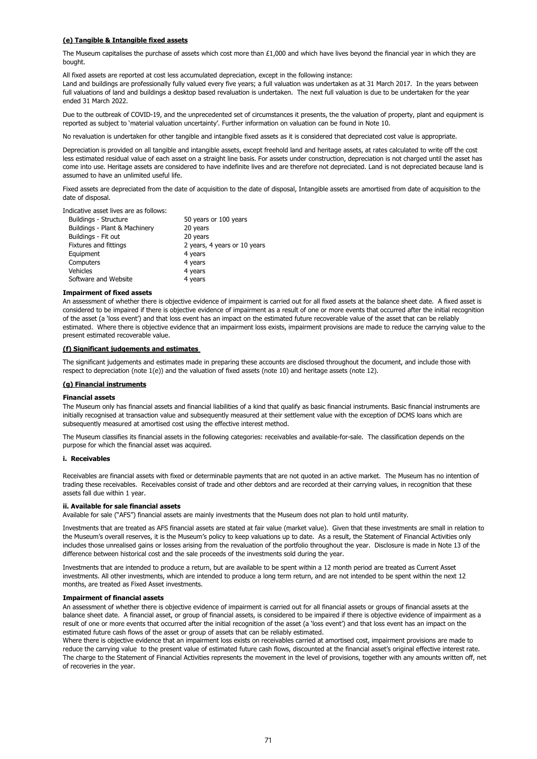#### (e) Tangible & Intangible fixed assets

The Museum capitalises the purchase of assets which cost more than £1,000 and which have lives beyond the financial year in which they are bought.

All fixed assets are reported at cost less accumulated depreciation, except in the following instance:
Land and buildings are professionally fully valued every five years; a full valuation was undertaken as at 31 March 2017. In the years between full valuations of land and buildings a desktop based revaluation is undertaken. The next full valuation is due to be undertaken for the year ended 31 March 2022.

Due to the outbreak of COVID-19, and the unprecedented set of circumstances it presents, the the valuation of property, plant and equipment is reported as subject to 'material valuation uncertainty'. Further information on valuation can be found in Note 10.

No revaluation is undertaken for other tangible and intangible fixed assets as it is considered that depreciated cost value is appropriate.

Depreciation is provided on all tangible and intangible assets, except freehold land and heritage assets, at rates calculated to write off the cost less estimated residual value of each asset on a straight line basis. For assets under construction, depreciation is not charged until the asset has come into use. Heritage assets are considered to have indefinite lives and are therefore not depreciated. Land is not depreciated because land is assumed to have an unlimited useful life.

Fixed assets are depreciated from the date of acquisition to the date of disposal, Intangible assets are amortised from date of acquisition to the date of disposal.

Indicative asset lives are as follows:

| | |
|---|---|
| Buildings - Structure | 50 years or 100 years |
| Buildings - Plant & Machinery | 20 years |
| Buildings - Fit out | 20 years |
| Fixtures and fittings | 2 years, 4 years or 10 years |
| Equipment | 4 years |
| Computers | 4 years |
| Vehicles | 4 years |
| Software and Website | 4 years |

**Impairment of fixed assets**

An assessment of whether there is objective evidence of impairment is carried out for all fixed assets at the balance sheet date. A fixed asset is considered to be impaired if there is objective evidence of impairment as a result of one or more events that occurred after the initial recognition of the asset (a 'loss event') and that loss event has an impact on the estimated future recoverable value of the asset that can be reliably estimated. Where there is objective evidence that an impairment loss exists, impairment provisions are made to reduce the carrying value to the present estimated recoverable value.

#### (f) Significant judgements and estimates

The significant judgements and estimates made in preparing these accounts are disclosed throughout the document, and include those with respect to depreciation (note 1(e)) and the valuation of fixed assets (note 10) and heritage assets (note 12).

#### (g) Financial instruments

**Financial assets**

The Museum only has financial assets and financial liabilities of a kind that qualify as basic financial instruments. Basic financial instruments are initially recognised at transaction value and subsequently measured at their settlement value with the exception of DCMS loans which are subsequently measured at amortised cost using the effective interest method.

The Museum classifies its financial assets in the following categories: receivables and available-for-sale. The classification depends on the purpose for which the financial asset was acquired.

**i. Receivables**

Receivables are financial assets with fixed or determinable payments that are not quoted in an active market. The Museum has no intention of trading these receivables. Receivables consist of trade and other debtors and are recorded at their carrying values, in recognition that these assets fall due within 1 year.

**ii. Available for sale financial assets**

Available for sale ("AFS") financial assets are mainly investments that the Museum does not plan to hold until maturity.

Investments that are treated as AFS financial assets are stated at fair value (market value). Given that these investments are small in relation to the Museum's overall reserves, it is the Museum's policy to keep valuations up to date. As a result, the Statement of Financial Activities only includes those unrealised gains or losses arising from the revaluation of the portfolio throughout the year. Disclosure is made in Note 13 of the difference between historical cost and the sale proceeds of the investments sold during the year.

Investments that are intended to produce a return, but are available to be spent within a 12 month period are treated as Current Asset investments. All other investments, which are intended to produce a long term return, and are not intended to be spent within the next 12 months, are treated as Fixed Asset investments.

**Impairment of financial assets**

An assessment of whether there is objective evidence of impairment is carried out for all financial assets or groups of financial assets at the balance sheet date. A financial asset, or group of financial assets, is considered to be impaired if there is objective evidence of impairment as a result of one or more events that occurred after the initial recognition of the asset (a 'loss event') and that loss event has an impact on the estimated future cash flows of the asset or group of assets that can be reliably estimated.
Where there is objective evidence that an impairment loss exists on receivables carried at amortised cost, impairment provisions are made to reduce the carrying value to the present value of estimated future cash flows, discounted at the financial asset's original effective interest rate. The charge to the Statement of Financial Activities represents the movement in the level of provisions, together with any amounts written off, net of recoveries in the year.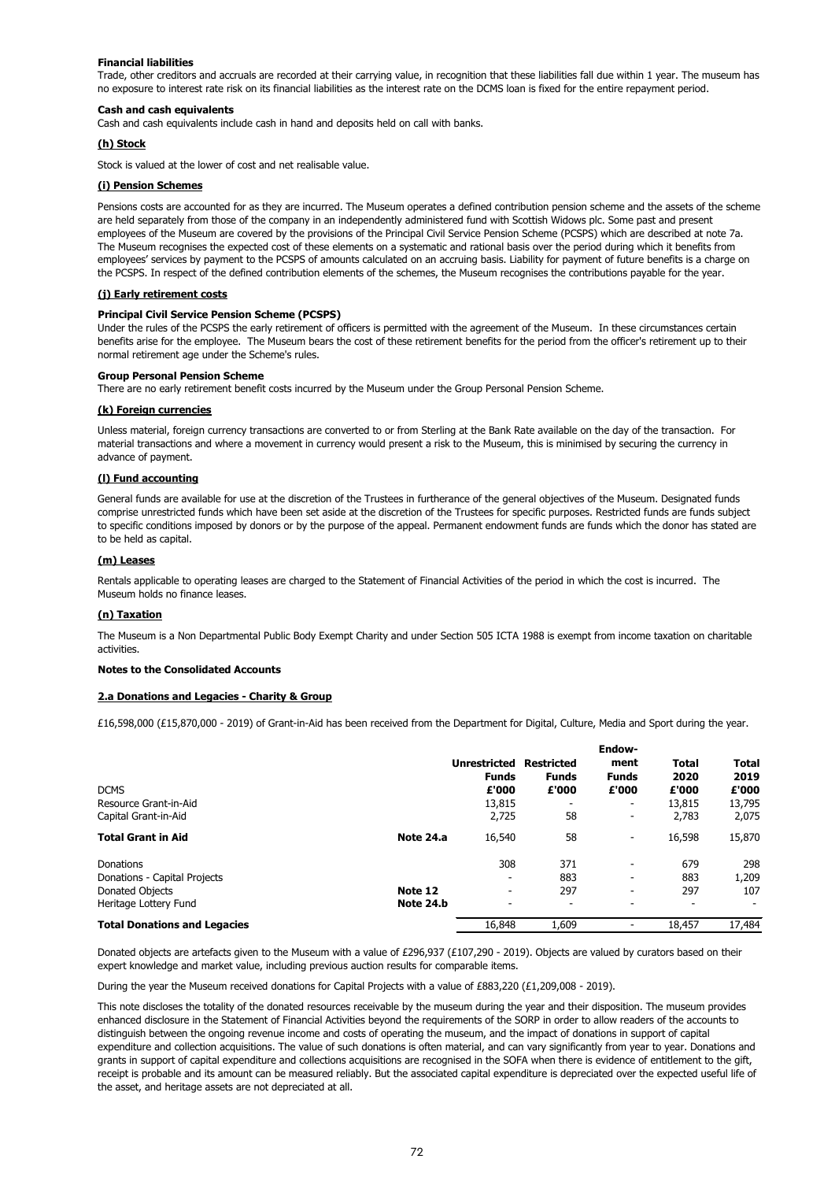**Financial liabilities**

Trade, other creditors and accruals are recorded at their carrying value, in recognition that these liabilities fall due within 1 year. The museum has no exposure to interest rate risk on its financial liabilities as the interest rate on the DCMS loan is fixed for the entire repayment period.

**Cash and cash equivalents**

Cash and cash equivalents include cash in hand and deposits held on call with banks.

**(h) Stock**

Stock is valued at the lower of cost and net realisable value.

**(i) Pension Schemes**

Pensions costs are accounted for as they are incurred. The Museum operates a defined contribution pension scheme and the assets of the scheme are held separately from those of the company in an independently administered fund with Scottish Widows plc. Some past and present employees of the Museum are covered by the provisions of the Principal Civil Service Pension Scheme (PCSPS) which are described at note 7a. The Museum recognises the expected cost of these elements on a systematic and rational basis over the period during which it benefits from employees' services by payment to the PCSPS of amounts calculated on an accruing basis. Liability for payment of future benefits is a charge on the PCSPS. In respect of the defined contribution elements of the schemes, the Museum recognises the contributions payable for the year.

**(j) Early retirement costs**

**Principal Civil Service Pension Scheme (PCSPS)**

Under the rules of the PCSPS the early retirement of officers is permitted with the agreement of the Museum. In these circumstances certain benefits arise for the employee. The Museum bears the cost of these retirement benefits for the period from the officer's retirement up to their normal retirement age under the Scheme's rules.

**Group Personal Pension Scheme**

There are no early retirement benefit costs incurred by the Museum under the Group Personal Pension Scheme.

**(k) Foreign currencies**

Unless material, foreign currency transactions are converted to or from Sterling at the Bank Rate available on the day of the transaction. For material transactions and where a movement in currency would present a risk to the Museum, this is minimised by securing the currency in advance of payment.

**(l) Fund accounting**

General funds are available for use at the discretion of the Trustees in furtherance of the general objectives of the Museum. Designated funds comprise unrestricted funds which have been set aside at the discretion of the Trustees for specific purposes. Restricted funds are funds subject to specific conditions imposed by donors or by the purpose of the appeal. Permanent endowment funds are funds which the donor has stated are to be held as capital.

**(m) Leases**

Rentals applicable to operating leases are charged to the Statement of Financial Activities of the period in which the cost is incurred. The Museum holds no finance leases.

**(n) Taxation**

The Museum is a Non Departmental Public Body Exempt Charity and under Section 505 ICTA 1988 is exempt from income taxation on charitable activities.

**Notes to the Consolidated Accounts**

**2.a Donations and Legacies - Charity & Group**

£16,598,000 (£15,870,000 - 2019) of Grant-in-Aid has been received from the Department for Digital, Culture, Media and Sport during the year.

| | | Unrestricted Funds | Restricted Funds | Endow-ment Funds | Total 2020 | Total 2019 |
|---|---|---|---|---|---|---|
| DCMS | | £'000 | £'000 | £'000 | £'000 | £'000 |
| Resource Grant-in-Aid | | 13,815 | - | - | 13,815 | 13,795 |
| Capital Grant-in-Aid | | 2,725 | 58 | - | 2,783 | 2,075 |
| **Total Grant in Aid** | **Note 24.a** | 16,540 | 58 | - | 16,598 | 15,870 |
| Donations | | 308 | 371 | - | 679 | 298 |
| Donations - Capital Projects | | - | 883 | - | 883 | 1,209 |
| Donated Objects | Note 12 | - | 297 | - | 297 | 107 |
| Heritage Lottery Fund | Note 24.b | - | - | - | - | - |
| **Total Donations and Legacies** | | 16,848 | 1,609 | - | 18,457 | 17,484 |

Donated objects are artefacts given to the Museum with a value of £296,937 (£107,290 - 2019). Objects are valued by curators based on their expert knowledge and market value, including previous auction results for comparable items.

During the year the Museum received donations for Capital Projects with a value of £883,220 (£1,209,008 - 2019).

This note discloses the totality of the donated resources receivable by the museum during the year and their disposition. The museum provides enhanced disclosure in the Statement of Financial Activities beyond the requirements of the SORP in order to allow readers of the accounts to distinguish between the ongoing revenue income and costs of operating the museum, and the impact of donations in support of capital expenditure and collection acquisitions. The value of such donations is often material, and can vary significantly from year to year. Donations and grants in support of capital expenditure and collections acquisitions are recognised in the SOFA when there is evidence of entitlement to the gift, receipt is probable and its amount can be measured reliably. But the associated capital expenditure is depreciated over the expected useful life of the asset, and heritage assets are not depreciated at all.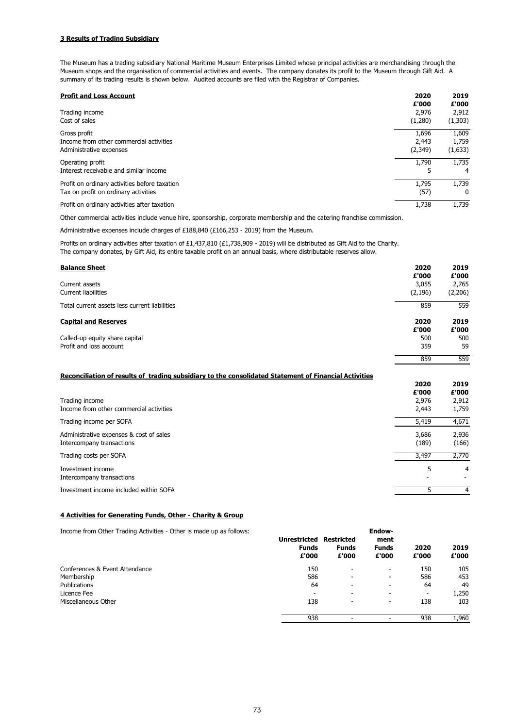**3 Results of Trading Subsidiary**

The Museum has a trading subsidiary National Maritime Museum Enterprises Limited whose principal activities are merchandising through the Museum shops and the organisation of commercial activities and events. The company donates its profit to the Museum through Gift Aid. A summary of its trading results is shown below. Audited accounts are filed with the Registrar of Companies.

| **Profit and Loss Account** | **2020** | **2019** |
|---|---|---|
| | **£'000** | **£'000** |
| Trading income | 2,976 | 2,912 |
| Cost of sales | (1,280) | (1,303) |
| Gross profit | 1,696 | 1,609 |
| Income from other commercial activities | 2,443 | 1,759 |
| Administrative expenses | (2,349) | (1,633) |
| Operating profit | 1,790 | 1,735 |
| Interest receivable and similar income | 5 | 4 |
| Profit on ordinary activities before taxation | 1,795 | 1,739 |
| Tax on profit on ordinary activities | (57) | 0 |
| Profit on ordinary activities after taxation | 1,738 | 1,739 |

Other commercial activities include venue hire, sponsorship, corporate membership and the catering franchise commission.

Administrative expenses include charges of £188,840 (£166,253 - 2019) from the Museum.

Profits on ordinary activities after taxation of £1,437,810 (£1,738,909 - 2019) will be distributed as Gift Aid to the Charity.
The company donates, by Gift Aid, its entire taxable profit on an annual basis, where distributable reserves allow.

| **Balance Sheet** | **2020** | **2019** |
|---|---|---|
| | **£'000** | **£'000** |
| Current assets | 3,055 | 2,765 |
| Current liabilities | (2,196) | (2,206) |
| Total current assets less current liabilities | 859 | 559 |

| **Capital and Reserves** | **2020** | **2019** |
|---|---|---|
| | **£'000** | **£'000** |
| Called-up equity share capital | 500 | 500 |
| Profit and loss account | 359 | 59 |
| | 859 | 559 |

**Reconciliation of results of trading subsidiary to the consolidated Statement of Financial Activities**

| | **2020** | **2019** |
|---|---|---|
| | **£'000** | **£'000** |
| Trading income | 2,976 | 2,912 |
| Income from other commercial activities | 2,443 | 1,759 |
| Trading income per SOFA | 5,419 | 4,671 |
| Administrative expenses & cost of sales | 3,686 | 2,936 |
| Intercompany transactions | (189) | (166) |
| Trading costs per SOFA | 3,497 | 2,770 |
| Investment income | 5 | 4 |
| Intercompany transactions | - | - |
| Investment income included within SOFA | 5 | 4 |

**4 Activities for Generating Funds, Other - Charity & Group**

Income from Other Trading Activities - Other is made up as follows:

| | **Unrestricted Funds £'000** | **Restricted Funds £'000** | **Endow-ment Funds £'000** | **2020 £'000** | **2019 £'000** |
|---|---|---|---|---|---|
| Conferences & Event Attendance | 150 | - | - | 150 | 105 |
| Membership | 586 | - | - | 586 | 453 |
| Publications | 64 | - | - | 64 | 49 |
| Licence Fee | - | - | - | - | 1,250 |
| Miscellaneous Other | 138 | - | - | 138 | 103 |
| | 938 | - | - | 938 | 1,960 |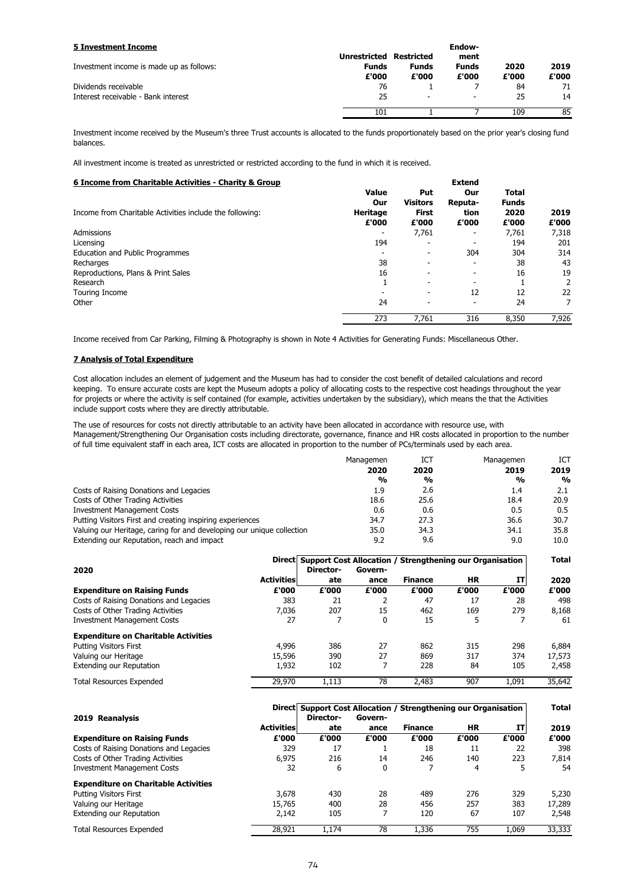## 5 Investment Income

| Investment income is made up as follows: | Unrestricted Funds £'000 | Restricted Funds £'000 | Endow-ment Funds £'000 | 2020 £'000 | 2019 £'000 |
|---|---|---|---|---|---|
| Dividends receivable | 76 | 1 | 7 | 84 | 71 |
| Interest receivable - Bank interest | 25 | - | - | 25 | 14 |
| | 101 | 1 | 7 | 109 | 85 |

Investment income received by the Museum's three Trust accounts is allocated to the funds proportionately based on the prior year's closing fund balances.

All investment income is treated as unrestricted or restricted according to the fund in which it is received.

## 6 Income from Charitable Activities - Charity & Group

| Income from Charitable Activities include the following: | Value Our Heritage £'000 | Put Visitors First £'000 | Extend Our Reputa-tion £'000 | Total Funds 2020 £'000 | 2019 £'000 |
|---|---|---|---|---|---|
| Admissions | - | 7,761 | - | 7,761 | 7,318 |
| Licensing | 194 | - | - | 194 | 201 |
| Education and Public Programmes | - | - | 304 | 304 | 314 |
| Recharges | 38 | - | - | 38 | 43 |
| Reproductions, Plans & Print Sales | 16 | - | - | 16 | 19 |
| Research | 1 | - | - | 1 | 2 |
| Touring Income | - | - | 12 | 12 | 22 |
| Other | 24 | - | - | 24 | 7 |
| | 273 | 7,761 | 316 | 8,350 | 7,926 |

Income received from Car Parking, Filming & Photography is shown in Note 4 Activities for Generating Funds: Miscellaneous Other.

## 7 Analysis of Total Expenditure

Cost allocation includes an element of judgement and the Museum has had to consider the cost benefit of detailed calculations and record keeping. To ensure accurate costs are kept the Museum adopts a policy of allocating costs to the respective cost headings throughout the year for projects or where the activity is self contained (for example, activities undertaken by the subsidiary), which means the that the Activities include support costs where they are directly attributable.

The use of resources for costs not directly attributable to an activity have been allocated in accordance with resource use, with Management/Strengthening Our Organisation costs including directorate, governance, finance and HR costs allocated in proportion to the number of full time equivalent staff in each area, ICT costs are allocated in proportion to the number of PCs/terminals used by each area.

| | Managemen 2020 % | ICT 2020 % | Managemen 2019 % | ICT 2019 % |
|---|---|---|---|---|
| Costs of Raising Donations and Legacies | 1.9 | 2.6 | 1.4 | 2.1 |
| Costs of Other Trading Activities | 18.6 | 25.6 | 18.4 | 20.9 |
| Investment Management Costs | 0.6 | 0.6 | 0.5 | 0.5 |
| Putting Visitors First and creating inspiring experiences | 34.7 | 27.3 | 36.6 | 30.7 |
| Valuing our Heritage, caring for and developing our unique collection | 35.0 | 34.3 | 34.1 | 35.8 |
| Extending our Reputation, reach and impact | 9.2 | 9.6 | 9.0 | 10.0 |

| 2020 | Direct | Support Cost Allocation / Strengthening our Organisation | | | | | Total |
|---|---|---|---|---|---|---|---|
| | Activities | Director-ate | Govern-ance | Finance | HR | IT | 2020 |
| **Expenditure on Raising Funds** | £'000 | £'000 | £'000 | £'000 | £'000 | £'000 | £'000 |
| Costs of Raising Donations and Legacies | 383 | 21 | 2 | 47 | 17 | 28 | 498 |
| Costs of Other Trading Activities | 7,036 | 207 | 15 | 462 | 169 | 279 | 8,168 |
| Investment Management Costs | 27 | 7 | 0 | 15 | 5 | 7 | 61 |
| **Expenditure on Charitable Activities** | | | | | | | |
| Putting Visitors First | 4,996 | 386 | 27 | 862 | 315 | 298 | 6,884 |
| Valuing our Heritage | 15,596 | 390 | 27 | 869 | 317 | 374 | 17,573 |
| Extending our Reputation | 1,932 | 102 | 7 | 228 | 84 | 105 | 2,458 |
| Total Resources Expended | 29,970 | 1,113 | 78 | 2,483 | 907 | 1,091 | 35,642 |

| 2019 Reanalysis | Direct | Support Cost Allocation / Strengthening our Organisation | | | | | Total |
|---|---|---|---|---|---|---|---|
| | Activities | Director-ate | Govern-ance | Finance | HR | IT | 2019 |
| **Expenditure on Raising Funds** | £'000 | £'000 | £'000 | £'000 | £'000 | £'000 | £'000 |
| Costs of Raising Donations and Legacies | 329 | 17 | 1 | 18 | 11 | 22 | 398 |
| Costs of Other Trading Activities | 6,975 | 216 | 14 | 246 | 140 | 223 | 7,814 |
| Investment Management Costs | 32 | 6 | 0 | 7 | 4 | 5 | 54 |
| **Expenditure on Charitable Activities** | | | | | | | |
| Putting Visitors First | 3,678 | 430 | 28 | 489 | 276 | 329 | 5,230 |
| Valuing our Heritage | 15,765 | 400 | 28 | 456 | 257 | 383 | 17,289 |
| Extending our Reputation | 2,142 | 105 | 7 | 120 | 67 | 107 | 2,548 |
| Total Resources Expended | 28,921 | 1,174 | 78 | 1,336 | 755 | 1,069 | 33,333 |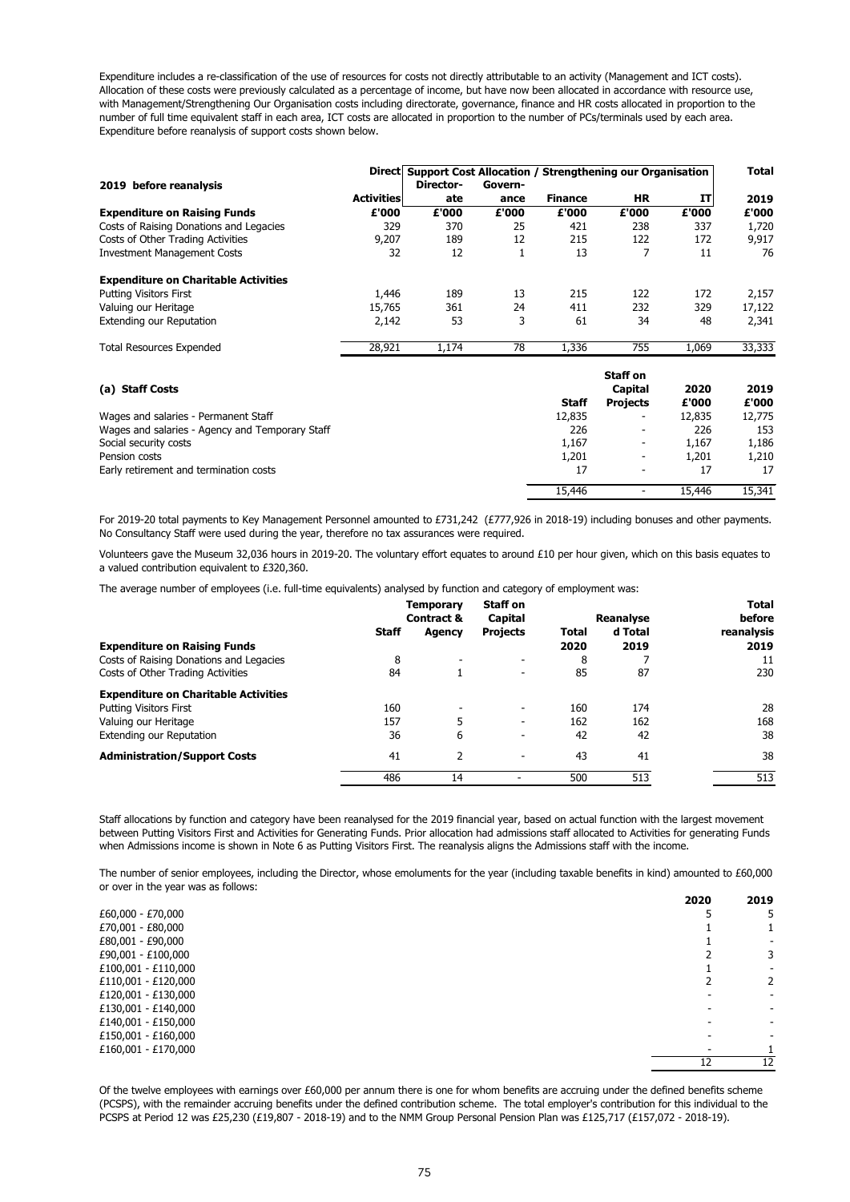Expenditure includes a re-classification of the use of resources for costs not directly attributable to an activity (Management and ICT costs). Allocation of these costs were previously calculated as a percentage of income, but have now been allocated in accordance with resource use, with Management/Strengthening Our Organisation costs including directorate, governance, finance and HR costs allocated in proportion to the number of full time equivalent staff in each area, ICT costs are allocated in proportion to the number of PCs/terminals used by each area. Expenditure before reanalysis of support costs shown below.

| 2019 before reanalysis | Direct | Support Cost Allocation / Strengthening our Organisation | | | | | Total |
|---|---|---|---|---|---|---|---|
| | Activities | Directorate | Governance | Finance | HR | IT | 2019 |
| **Expenditure on Raising Funds** | £'000 | £'000 | £'000 | £'000 | £'000 | £'000 | £'000 |
| Costs of Raising Donations and Legacies | 329 | 370 | 25 | 421 | 238 | 337 | 1,720 |
| Costs of Other Trading Activities | 9,207 | 189 | 12 | 215 | 122 | 172 | 9,917 |
| Investment Management Costs | 32 | 12 | 1 | 13 | 7 | 11 | 76 |
| **Expenditure on Charitable Activities** | | | | | | | |
| Putting Visitors First | 1,446 | 189 | 13 | 215 | 122 | 172 | 2,157 |
| Valuing our Heritage | 15,765 | 361 | 24 | 411 | 232 | 329 | 17,122 |
| Extending our Reputation | 2,142 | 53 | 3 | 61 | 34 | 48 | 2,341 |
| Total Resources Expended | 28,921 | 1,174 | 78 | 1,336 | 755 | 1,069 | 33,333 |

**(a) Staff Costs**

| | Staff | Staff on Capital Projects | 2020 £'000 | 2019 £'000 |
|---|---|---|---|---|
| Wages and salaries - Permanent Staff | 12,835 | - | 12,835 | 12,775 |
| Wages and salaries - Agency and Temporary Staff | 226 | - | 226 | 153 |
| Social security costs | 1,167 | - | 1,167 | 1,186 |
| Pension costs | 1,201 | - | 1,201 | 1,210 |
| Early retirement and termination costs | 17 | - | 17 | 17 |
| | 15,446 | - | 15,446 | 15,341 |

For 2019-20 total payments to Key Management Personnel amounted to £731,242 (£777,926 in 2018-19) including bonuses and other payments. No Consultancy Staff were used during the year, therefore no tax assurances were required.

Volunteers gave the Museum 32,036 hours in 2019-20. The voluntary effort equates to around £10 per hour given, which on this basis equates to a valued contribution equivalent to £320,360.

The average number of employees (i.e. full-time equivalents) analysed by function and category of employment was:

| | Staff | Temporary Contract & Agency | Staff on Capital Projects | Total 2020 | Reanalysed Total 2019 | Total before reanalysis 2019 |
|---|---|---|---|---|---|---|
| **Expenditure on Raising Funds** | | | | | | |
| Costs of Raising Donations and Legacies | 8 | - | - | 8 | 7 | 11 |
| Costs of Other Trading Activities | 84 | 1 | - | 85 | 87 | 230 |
| **Expenditure on Charitable Activities** | | | | | | |
| Putting Visitors First | 160 | - | - | 160 | 174 | 28 |
| Valuing our Heritage | 157 | 5 | - | 162 | 162 | 168 |
| Extending our Reputation | 36 | 6 | - | 42 | 42 | 38 |
| **Administration/Support Costs** | 41 | 2 | - | 43 | 41 | 38 |
| | 486 | 14 | - | 500 | 513 | 513 |

Staff allocations by function and category have been reanalysed for the 2019 financial year, based on actual function with the largest movement between Putting Visitors First and Activities for Generating Funds. Prior allocation had admissions staff allocated to Activities for generating Funds when Admissions income is shown in Note 6 as Putting Visitors First. The reanalysis aligns the Admissions staff with the income.

The number of senior employees, including the Director, whose emoluments for the year (including taxable benefits in kind) amounted to £60,000 or over in the year was as follows:

| | 2020 | 2019 |
|---|---|---|
| £60,000 - £70,000 | 5 | 5 |
| £70,001 - £80,000 | 1 | 1 |
| £80,001 - £90,000 | 1 | - |
| £90,001 - £100,000 | 2 | 3 |
| £100,001 - £110,000 | 1 | - |
| £110,001 - £120,000 | 2 | 2 |
| £120,001 - £130,000 | - | - |
| £130,001 - £140,000 | - | - |
| £140,001 - £150,000 | - | - |
| £150,001 - £160,000 | - | - |
| £160,001 - £170,000 | - | 1 |
| | 12 | 12 |

Of the twelve employees with earnings over £60,000 per annum there is one for whom benefits are accruing under the defined benefits scheme (PCSPS), with the remainder accruing benefits under the defined contribution scheme. The total employer's contribution for this individual to the PCSPS at Period 12 was £25,230 (£19,807 - 2018-19) and to the NMM Group Personal Pension Plan was £125,717 (£157,072 - 2018-19).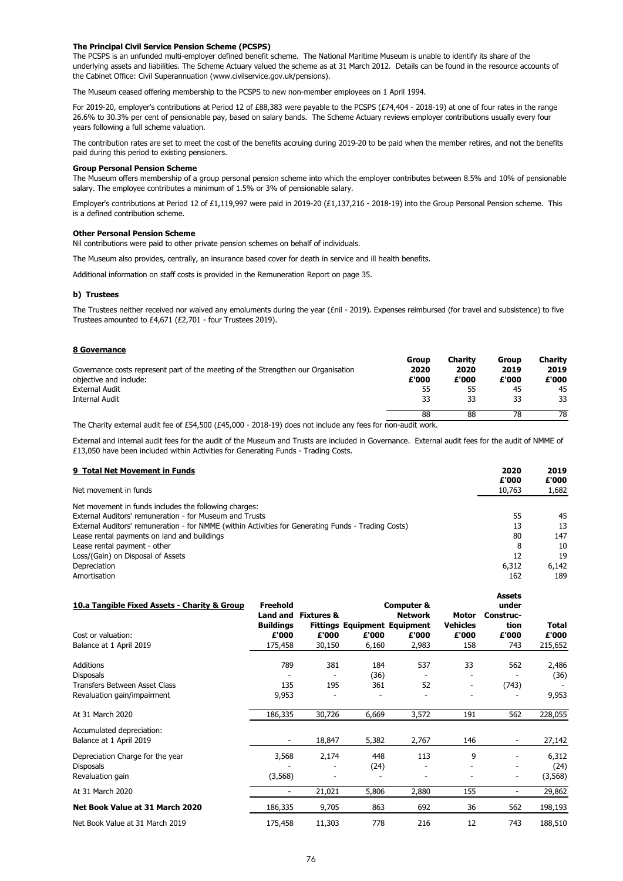**The Principal Civil Service Pension Scheme (PCSPS)**

The PCSPS is an unfunded multi-employer defined benefit scheme. The National Maritime Museum is unable to identify its share of the underlying assets and liabilities. The Scheme Actuary valued the scheme as at 31 March 2012. Details can be found in the resource accounts of the Cabinet Office: Civil Superannuation (www.civilservice.gov.uk/pensions).

The Museum ceased offering membership to the PCSPS to new non-member employees on 1 April 1994.

For 2019-20, employer's contributions at Period 12 of £88,383 were payable to the PCSPS (£74,404 - 2018-19) at one of four rates in the range 26.6% to 30.3% per cent of pensionable pay, based on salary bands. The Scheme Actuary reviews employer contributions usually every four years following a full scheme valuation.

The contribution rates are set to meet the cost of the benefits accruing during 2019-20 to be paid when the member retires, and not the benefits paid during this period to existing pensioners.

**Group Personal Pension Scheme**

The Museum offers membership of a group personal pension scheme into which the employer contributes between 8.5% and 10% of pensionable salary. The employee contributes a minimum of 1.5% or 3% of pensionable salary.

Employer's contributions at Period 12 of £1,119,997 were paid in 2019-20 (£1,137,216 - 2018-19) into the Group Personal Pension scheme. This is a defined contribution scheme.

**Other Personal Pension Scheme**

Nil contributions were paid to other private pension schemes on behalf of individuals.

The Museum also provides, centrally, an insurance based cover for death in service and ill health benefits.

Additional information on staff costs is provided in the Remuneration Report on page 35.

**b) Trustees**

The Trustees neither received nor waived any emoluments during the year (£nil - 2019). Expenses reimbursed (for travel and subsistence) to five Trustees amounted to £4,671 (£2,701 - four Trustees 2019).

**8 Governance**

| Governance costs represent part of the meeting of the Strengthen our Organisation objective and include: | Group 2020 £'000 | Charity 2020 £'000 | Group 2019 £'000 | Charity 2019 £'000 |
|---|---|---|---|---|
| External Audit | 55 | 55 | 45 | 45 |
| Internal Audit | 33 | 33 | 33 | 33 |
| | 88 | 88 | 78 | 78 |

The Charity external audit fee of £54,500 (£45,000 - 2018-19) does not include any fees for non-audit work.

External and internal audit fees for the audit of the Museum and Trusts are included in Governance. External audit fees for the audit of NMME of £13,050 have been included within Activities for Generating Funds - Trading Costs.

**9 Total Net Movement in Funds**

| | 2020 £'000 | 2019 £'000 |
|---|---|---|
| Net movement in funds | 10,763 | 1,682 |
| Net movement in funds includes the following charges: | | |
| External Auditors' remuneration - for Museum and Trusts | 55 | 45 |
| External Auditors' remuneration - for NMME (within Activities for Generating Funds - Trading Costs) | 13 | 13 |
| Lease rental payments on land and buildings | 80 | 147 |
| Lease rental payment - other | 8 | 10 |
| Loss/(Gain) on Disposal of Assets | 12 | 19 |
| Depreciation | 6,312 | 6,142 |
| Amortisation | 162 | 189 |

**10.a Tangible Fixed Assets - Charity & Group**

| | Freehold Land and Buildings £'000 | Fixtures & Fittings £'000 | Equipment £'000 | Computer & Network Equipment £'000 | Motor Vehicles £'000 | Assets under Construction £'000 | Total £'000 |
|---|---|---|---|---|---|---|---|
| Cost or valuation: | | | | | | | |
| Balance at 1 April 2019 | 175,458 | 30,150 | 6,160 | 2,983 | 158 | 743 | 215,652 |
| Additions | 789 | 381 | 184 | 537 | 33 | 562 | 2,486 |
| Disposals | - | - | (36) | - | - | - | (36) |
| Transfers Between Asset Class | 135 | 195 | 361 | 52 | - | (743) | - |
| Revaluation gain/impairment | 9,953 | - | - | - | - | - | 9,953 |
| At 31 March 2020 | 186,335 | 30,726 | 6,669 | 3,572 | 191 | 562 | 228,055 |
| Accumulated depreciation: | | | | | | | |
| Balance at 1 April 2019 | - | 18,847 | 5,382 | 2,767 | 146 | - | 27,142 |
| Depreciation Charge for the year | 3,568 | 2,174 | 448 | 113 | 9 | - | 6,312 |
| Disposals | - | - | (24) | - | - | - | (24) |
| Revaluation gain | (3,568) | - | - | - | - | - | (3,568) |
| At 31 March 2020 | - | 21,021 | 5,806 | 2,880 | 155 | - | 29,862 |
| **Net Book Value at 31 March 2020** | 186,335 | 9,705 | 863 | 692 | 36 | 562 | 198,193 |
| Net Book Value at 31 March 2019 | 175,458 | 11,303 | 778 | 216 | 12 | 743 | 188,510 |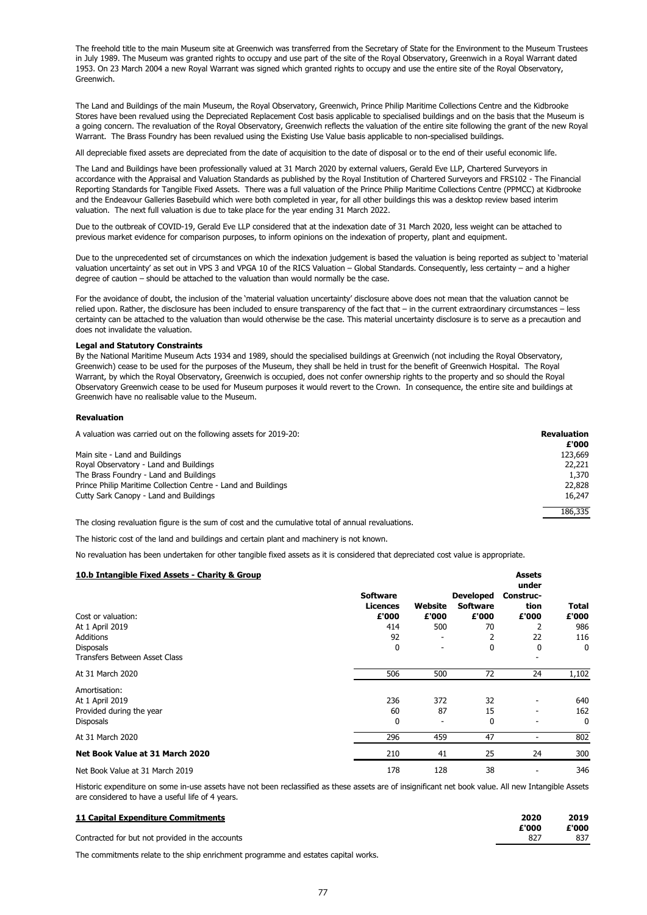The freehold title to the main Museum site at Greenwich was transferred from the Secretary of State for the Environment to the Museum Trustees in July 1989. The Museum was granted rights to occupy and use part of the site of the Royal Observatory, Greenwich in a Royal Warrant dated 1953. On 23 March 2004 a new Royal Warrant was signed which granted rights to occupy and use the entire site of the Royal Observatory, Greenwich.

The Land and Buildings of the main Museum, the Royal Observatory, Greenwich, Prince Philip Maritime Collections Centre and the Kidbrooke Stores have been revalued using the Depreciated Replacement Cost basis applicable to specialised buildings and on the basis that the Museum is a going concern. The revaluation of the Royal Observatory, Greenwich reflects the valuation of the entire site following the grant of the new Royal Warrant. The Brass Foundry has been revalued using the Existing Use Value basis applicable to non-specialised buildings.

All depreciable fixed assets are depreciated from the date of acquisition to the date of disposal or to the end of their useful economic life.

The Land and Buildings have been professionally valued at 31 March 2020 by external valuers, Gerald Eve LLP, Chartered Surveyors in accordance with the Appraisal and Valuation Standards as published by the Royal Institution of Chartered Surveyors and FRS102 - The Financial Reporting Standards for Tangible Fixed Assets. There was a full valuation of the Prince Philip Maritime Collections Centre (PPMCC) at Kidbrooke and the Endeavour Galleries Basebuild which were both completed in year, for all other buildings this was a desktop review based interim valuation. The next full valuation is due to take place for the year ending 31 March 2022.

Due to the outbreak of COVID-19, Gerald Eve LLP considered that at the indexation date of 31 March 2020, less weight can be attached to previous market evidence for comparison purposes, to inform opinions on the indexation of property, plant and equipment.

Due to the unprecedented set of circumstances on which the indexation judgement is based the valuation is being reported as subject to 'material valuation uncertainty' as set out in VPS 3 and VPGA 10 of the RICS Valuation – Global Standards. Consequently, less certainty – and a higher degree of caution – should be attached to the valuation than would normally be the case.

For the avoidance of doubt, the inclusion of the 'material valuation uncertainty' disclosure above does not mean that the valuation cannot be relied upon. Rather, the disclosure has been included to ensure transparency of the fact that – in the current extraordinary circumstances – less certainty can be attached to the valuation than would otherwise be the case. This material uncertainty disclosure is to serve as a precaution and does not invalidate the valuation.

**Legal and Statutory Constraints**

By the National Maritime Museum Acts 1934 and 1989, should the specialised buildings at Greenwich (not including the Royal Observatory, Greenwich) cease to be used for the purposes of the Museum, they shall be held in trust for the benefit of Greenwich Hospital. The Royal Warrant, by which the Royal Observatory, Greenwich is occupied, does not confer ownership rights to the property and so should the Royal Observatory Greenwich cease to be used for Museum purposes it would revert to the Crown. In consequence, the entire site and buildings at Greenwich have no realisable value to the Museum.

**Revaluation**

| A valuation was carried out on the following assets for 2019-20: | **Revaluation £'000** |
|---|---|
| Main site - Land and Buildings | 123,669 |
| Royal Observatory - Land and Buildings | 22,221 |
| The Brass Foundry - Land and Buildings | 1,370 |
| Prince Philip Maritime Collection Centre - Land and Buildings | 22,828 |
| Cutty Sark Canopy - Land and Buildings | 16,247 |
| | 186,335 |

The closing revaluation figure is the sum of cost and the cumulative total of annual revaluations.

The historic cost of the land and buildings and certain plant and machinery is not known.

No revaluation has been undertaken for other tangible fixed assets as it is considered that depreciated cost value is appropriate.

**10.b Intangible Fixed Assets - Charity & Group**

| | **Software Licences £'000** | **Website £'000** | **Developed Software £'000** | **Assets under Construc-tion £'000** | **Total £'000** |
|---|---|---|---|---|---|
| Cost or valuation: | | | | | |
| At 1 April 2019 | 414 | 500 | 70 | 2 | 986 |
| Additions | 92 | - | 2 | 22 | 116 |
| Disposals | 0 | - | 0 | 0 | 0 |
| Transfers Between Asset Class | | | | - | |
| At 31 March 2020 | 506 | 500 | 72 | 24 | 1,102 |
| Amortisation: | | | | | |
| At 1 April 2019 | 236 | 372 | 32 | - | 640 |
| Provided during the year | 60 | 87 | 15 | - | 162 |
| Disposals | 0 | - | 0 | - | 0 |
| At 31 March 2020 | 296 | 459 | 47 | - | 802 |
| **Net Book Value at 31 March 2020** | 210 | 41 | 25 | 24 | 300 |
| Net Book Value at 31 March 2019 | 178 | 128 | 38 | - | 346 |

Historic expenditure on some in-use assets have not been reclassified as these assets are of insignificant net book value. All new Intangible Assets are considered to have a useful life of 4 years.

**11 Capital Expenditure Commitments**

| | **2020 £'000** | **2019 £'000** |
|---|---|---|
| Contracted for but not provided in the accounts | 827 | 837 |

The commitments relate to the ship enrichment programme and estates capital works.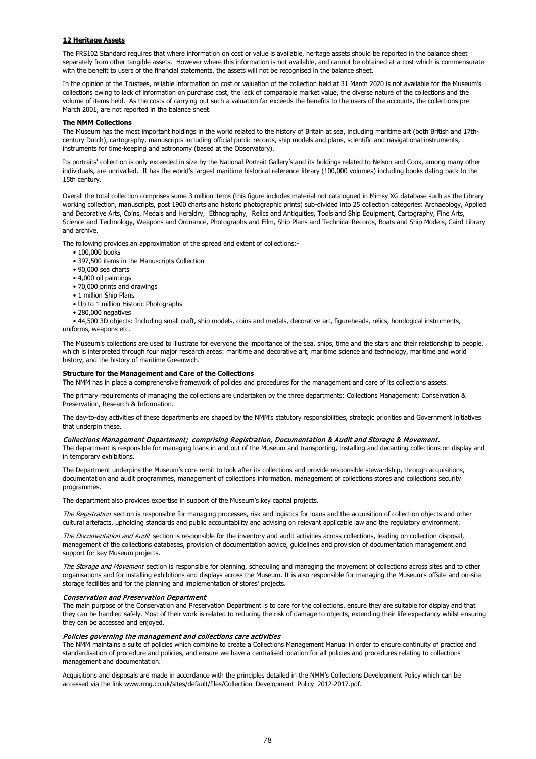## 12 Heritage Assets

The FRS102 Standard requires that where information on cost or value is available, heritage assets should be reported in the balance sheet separately from other tangible assets. However where this information is not available, and cannot be obtained at a cost which is commensurate with the benefit to users of the financial statements, the assets will not be recognised in the balance sheet.

In the opinion of the Trustees, reliable information on cost or valuation of the collection held at 31 March 2020 is not available for the Museum's collections owing to lack of information on purchase cost, the lack of comparable market value, the diverse nature of the collections and the volume of items held. As the costs of carrying out such a valuation far exceeds the benefits to the users of the accounts, the collections pre March 2001, are not reported in the balance sheet.

### The NMM Collections

The Museum has the most important holdings in the world related to the history of Britain at sea, including maritime art (both British and 17th-century Dutch), cartography, manuscripts including official public records, ship models and plans, scientific and navigational instruments, instruments for time-keeping and astronomy (based at the Observatory).

Its portraits' collection is only exceeded in size by the National Portrait Gallery's and its holdings related to Nelson and Cook, among many other individuals, are unrivalled. It has the world's largest maritime historical reference library (100,000 volumes) including books dating back to the 15th century.

Overall the total collection comprises some 3 million items (this figure includes material not catalogued in Mimsy XG database such as the Library working collection, manuscripts, post 1900 charts and historic photographic prints) sub-divided into 25 collection categories: Archaeology, Applied and Decorative Arts, Coins, Medals and Heraldry, Ethnography, Relics and Antiquities, Tools and Ship Equipment, Cartography, Fine Arts, Science and Technology, Weapons and Ordnance, Photographs and Film, Ship Plans and Technical Records, Boats and Ship Models, Caird Library and archive.

The following provides an approximation of the spread and extent of collections:-

- 100,000 books
- 397,500 items in the Manuscripts Collection
- 90,000 sea charts
- 4,000 oil paintings
- 70,000 prints and drawings
- 1 million Ship Plans
- Up to 1 million Historic Photographs
- 280,000 negatives
- 44,500 3D objects: Including small craft, ship models, coins and medals, decorative art, figureheads, relics, horological instruments, uniforms, weapons etc.

The Museum's collections are used to illustrate for everyone the importance of the sea, ships, time and the stars and their relationship to people, which is interpreted through four major research areas: maritime and decorative art; maritime science and technology, maritime and world history, and the history of maritime Greenwich.

### Structure for the Management and Care of the Collections

The NMM has in place a comprehensive framework of policies and procedures for the management and care of its collections assets.

The primary requirements of managing the collections are undertaken by the three departments: Collections Management; Conservation & Preservation, Research & Information.

The day-to-day activities of these departments are shaped by the NMM's statutory responsibilities, strategic priorities and Government initiatives that underpin these.

#### *Collections Management Department; comprising Registration, Documentation & Audit and Storage & Movement.*

The department is responsible for managing loans in and out of the Museum and transporting, installing and decanting collections on display and in temporary exhibitions.

The Department underpins the Museum's core remit to look after its collections and provide responsible stewardship, through acquisitions, documentation and audit programmes, management of collections information, management of collections stores and collections security programmes.

The department also provides expertise in support of the Museum's key capital projects.

*The Registration* section is responsible for managing processes, risk and logistics for loans and the acquisition of collection objects and other cultural artefacts, upholding standards and public accountability and advising on relevant applicable law and the regulatory environment.

*The Documentation and Audit* section is responsible for the inventory and audit activities across collections, leading on collection disposal, management of the collections databases, provision of documentation advice, guidelines and provision of documentation management and support for key Museum projects.

*The Storage and Movement* section is responsible for planning, scheduling and managing the movement of collections across sites and to other organisations and for installing exhibitions and displays across the Museum. It is also responsible for managing the Museum's offsite and on-site storage facilities and for the planning and implementation of stores' projects.

#### *Conservation and Preservation Department*

The main purpose of the Conservation and Preservation Department is to care for the collections, ensure they are suitable for display and that they can be handled safely. Most of their work is related to reducing the risk of damage to objects, extending their life expectancy whilst ensuring they can be accessed and enjoyed.

#### *Policies governing the management and collections care activities*

The NMM maintains a suite of policies which combine to create a Collections Management Manual in order to ensure continuity of practice and standardisation of procedure and policies, and ensure we have a centralised location for all policies and procedures relating to collections management and documentation.

Acquisitions and disposals are made in accordance with the principles detailed in the NMM's Collections Development Policy which can be accessed via the link www.rmg.co.uk/sites/default/files/Collection_Development_Policy_2012-2017.pdf.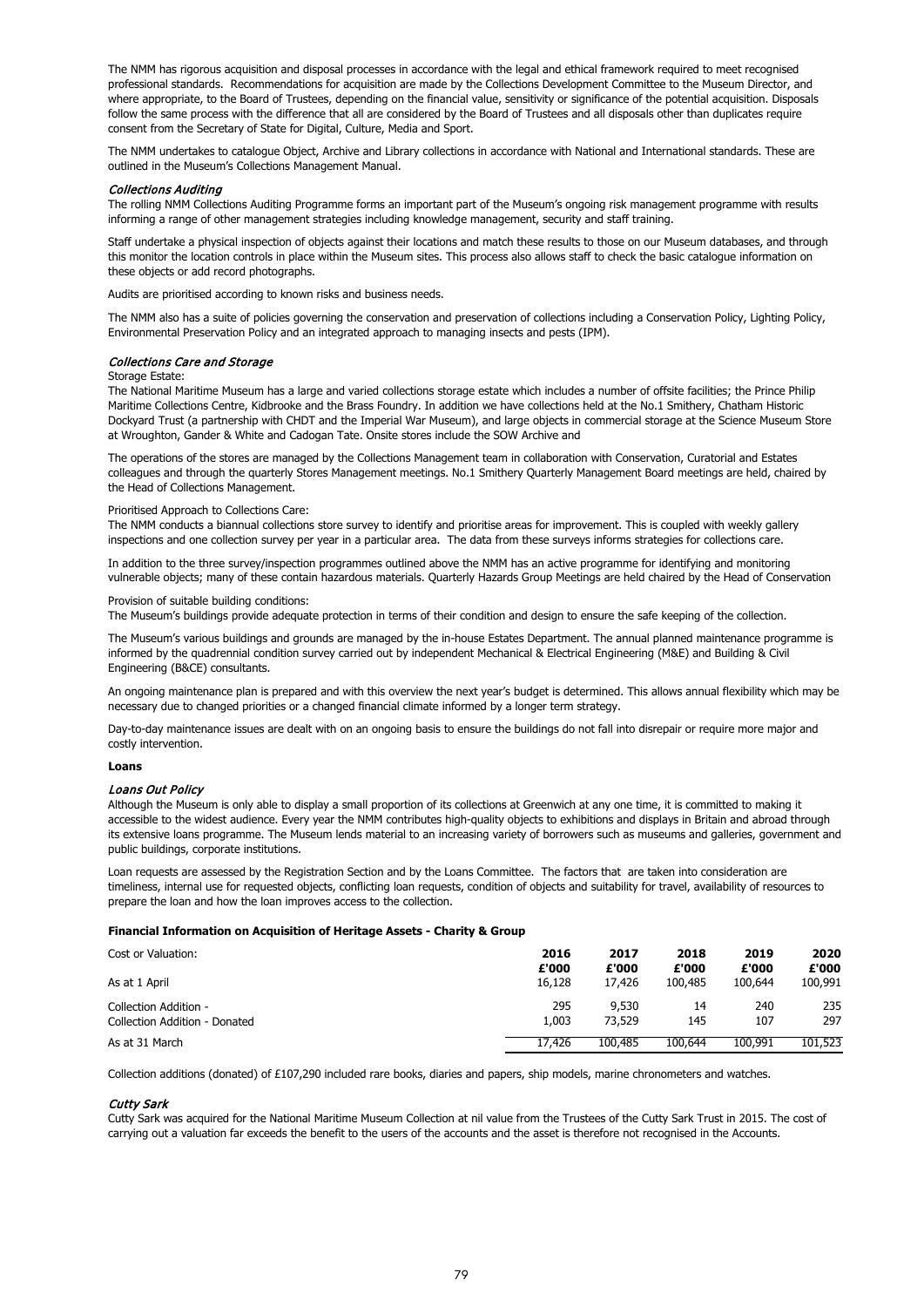The NMM has rigorous acquisition and disposal processes in accordance with the legal and ethical framework required to meet recognised professional standards. Recommendations for acquisition are made by the Collections Development Committee to the Museum Director, and where appropriate, to the Board of Trustees, depending on the financial value, sensitivity or significance of the potential acquisition. Disposals follow the same process with the difference that all are considered by the Board of Trustees and all disposals other than duplicates require consent from the Secretary of State for Digital, Culture, Media and Sport.

The NMM undertakes to catalogue Object, Archive and Library collections in accordance with National and International standards. These are outlined in the Museum's Collections Management Manual.

*Collections Auditing*

The rolling NMM Collections Auditing Programme forms an important part of the Museum's ongoing risk management programme with results informing a range of other management strategies including knowledge management, security and staff training.

Staff undertake a physical inspection of objects against their locations and match these results to those on our Museum databases, and through this monitor the location controls in place within the Museum sites. This process also allows staff to check the basic catalogue information on these objects or add record photographs.

Audits are prioritised according to known risks and business needs.

The NMM also has a suite of policies governing the conservation and preservation of collections including a Conservation Policy, Lighting Policy, Environmental Preservation Policy and an integrated approach to managing insects and pests (IPM).

*Collections Care and Storage*

Storage Estate:

The National Maritime Museum has a large and varied collections storage estate which includes a number of offsite facilities; the Prince Philip Maritime Collections Centre, Kidbrooke and the Brass Foundry. In addition we have collections held at the No.1 Smithery, Chatham Historic Dockyard Trust (a partnership with CHDT and the Imperial War Museum), and large objects in commercial storage at the Science Museum Store at Wroughton, Gander & White and Cadogan Tate. Onsite stores include the SOW Archive and

The operations of the stores are managed by the Collections Management team in collaboration with Conservation, Curatorial and Estates colleagues and through the quarterly Stores Management meetings. No.1 Smithery Quarterly Management Board meetings are held, chaired by the Head of Collections Management.

Prioritised Approach to Collections Care:

The NMM conducts a biannual collections store survey to identify and prioritise areas for improvement. This is coupled with weekly gallery inspections and one collection survey per year in a particular area. The data from these surveys informs strategies for collections care.

In addition to the three survey/inspection programmes outlined above the NMM has an active programme for identifying and monitoring vulnerable objects; many of these contain hazardous materials. Quarterly Hazards Group Meetings are held chaired by the Head of Conservation

Provision of suitable building conditions:

The Museum's buildings provide adequate protection in terms of their condition and design to ensure the safe keeping of the collection.

The Museum's various buildings and grounds are managed by the in-house Estates Department. The annual planned maintenance programme is informed by the quadrennial condition survey carried out by independent Mechanical & Electrical Engineering (M&E) and Building & Civil Engineering (B&CE) consultants.

An ongoing maintenance plan is prepared and with this overview the next year's budget is determined. This allows annual flexibility which may be necessary due to changed priorities or a changed financial climate informed by a longer term strategy.

Day-to-day maintenance issues are dealt with on an ongoing basis to ensure the buildings do not fall into disrepair or require more major and costly intervention.

**Loans**

*Loans Out Policy*

Although the Museum is only able to display a small proportion of its collections at Greenwich at any one time, it is committed to making it accessible to the widest audience. Every year the NMM contributes high-quality objects to exhibitions and displays in Britain and abroad through its extensive loans programme. The Museum lends material to an increasing variety of borrowers such as museums and galleries, government and public buildings, corporate institutions.

Loan requests are assessed by the Registration Section and by the Loans Committee. The factors that are taken into consideration are timeliness, internal use for requested objects, conflicting loan requests, condition of objects and suitability for travel, availability of resources to prepare the loan and how the loan improves access to the collection.

**Financial Information on Acquisition of Heritage Assets - Charity & Group**

| Cost or Valuation: | 2016<br>£'000 | 2017<br>£'000 | 2018<br>£'000 | 2019<br>£'000 | 2020<br>£'000 |
|---|---|---|---|---|---|
| As at 1 April | 16,128 | 17,426 | 100,485 | 100,644 | 100,991 |
| Collection Addition - | 295 | 9,530 | 14 | 240 | 235 |
| Collection Addition - Donated | 1,003 | 73,529 | 145 | 107 | 297 |
| As at 31 March | 17,426 | 100,485 | 100,644 | 100,991 | 101,523 |

Collection additions (donated) of £107,290 included rare books, diaries and papers, ship models, marine chronometers and watches.

*Cutty Sark*

Cutty Sark was acquired for the National Maritime Museum Collection at nil value from the Trustees of the Cutty Sark Trust in 2015. The cost of carrying out a valuation far exceeds the benefit to the users of the accounts and the asset is therefore not recognised in the Accounts.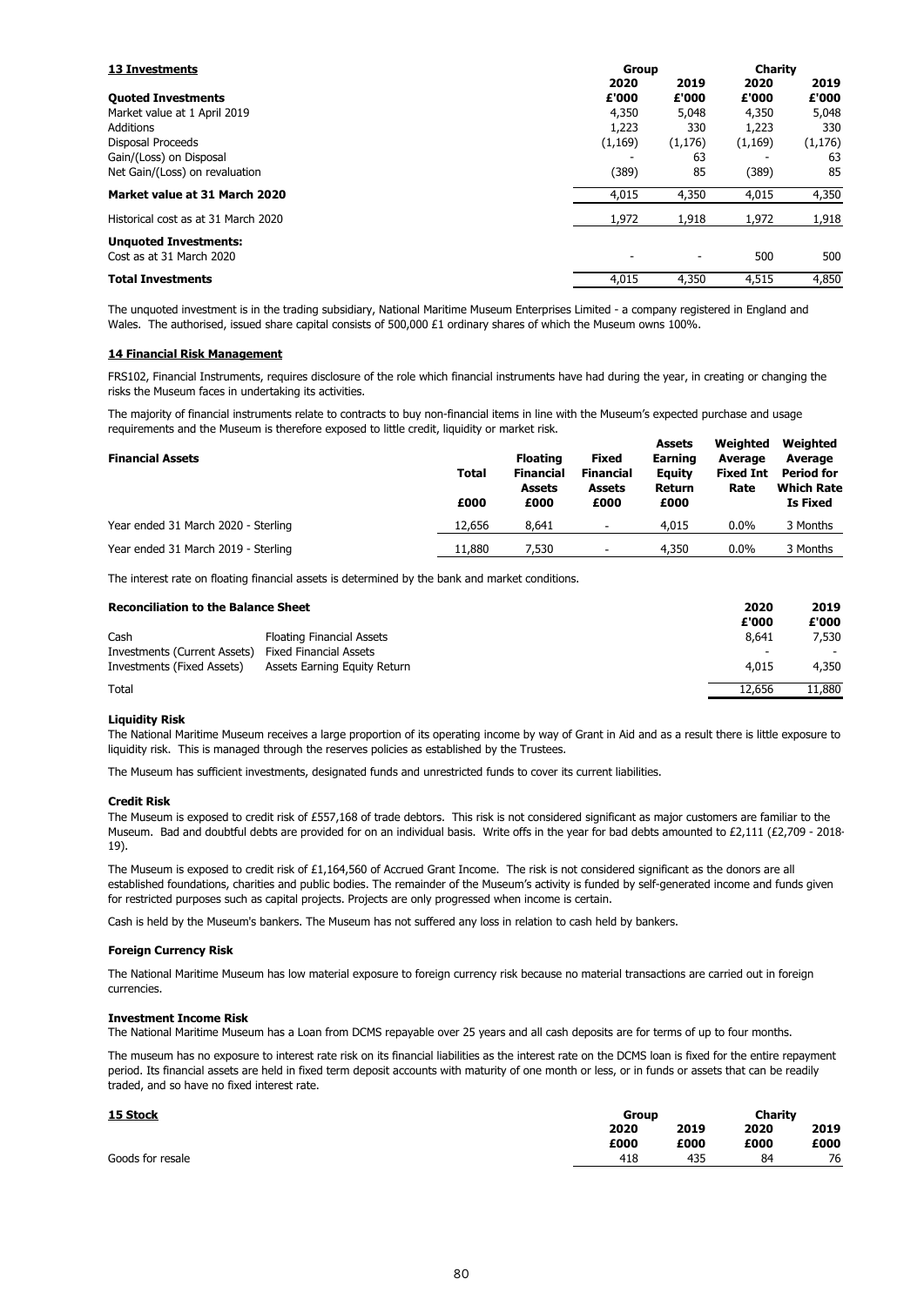## 13 Investments

| | Group | | Charity | |
|---|---|---|---|---|
| | 2020 | 2019 | 2020 | 2019 |
| **Quoted Investments** | £'000 | £'000 | £'000 | £'000 |
| Market value at 1 April 2019 | 4,350 | 5,048 | 4,350 | 5,048 |
| Additions | 1,223 | 330 | 1,223 | 330 |
| Disposal Proceeds | (1,169) | (1,176) | (1,169) | (1,176) |
| Gain/(Loss) on Disposal | - | 63 | - | 63 |
| Net Gain/(Loss) on revaluation | (389) | 85 | (389) | 85 |
| **Market value at 31 March 2020** | 4,015 | 4,350 | 4,015 | 4,350 |
| Historical cost as at 31 March 2020 | 1,972 | 1,918 | 1,972 | 1,918 |
| **Unquoted Investments:** | | | | |
| Cost as at 31 March 2020 | - | - | 500 | 500 |
| **Total Investments** | 4,015 | 4,350 | 4,515 | 4,850 |

The unquoted investment is in the trading subsidiary, National Maritime Museum Enterprises Limited - a company registered in England and Wales. The authorised, issued share capital consists of 500,000 £1 ordinary shares of which the Museum owns 100%.

## 14 Financial Risk Management

FRS102, Financial Instruments, requires disclosure of the role which financial instruments have had during the year, in creating or changing the risks the Museum faces in undertaking its activities.

The majority of financial instruments relate to contracts to buy non-financial items in line with the Museum's expected purchase and usage requirements and the Museum is therefore exposed to little credit, liquidity or market risk.

| **Financial Assets** | Total | Floating Financial Assets | Fixed Financial Assets | Assets Earning Equity Return | Weighted Average Fixed Int Rate | Weighted Average Period for Which Rate Is Fixed |
|---|---|---|---|---|---|---|
| | £000 | £000 | £000 | £000 | | |
| Year ended 31 March 2020 - Sterling | 12,656 | 8,641 | - | 4,015 | 0.0% | 3 Months |
| Year ended 31 March 2019 - Sterling | 11,880 | 7,530 | - | 4,350 | 0.0% | 3 Months |

The interest rate on floating financial assets is determined by the bank and market conditions.

| **Reconciliation to the Balance Sheet** | | 2020 | 2019 |
|---|---|---|---|
| | | £'000 | £'000 |
| Cash | Floating Financial Assets | 8,641 | 7,530 |
| Investments (Current Assets) | Fixed Financial Assets | - | - |
| Investments (Fixed Assets) | Assets Earning Equity Return | 4,015 | 4,350 |
| Total | | 12,656 | 11,880 |

### Liquidity Risk

The National Maritime Museum receives a large proportion of its operating income by way of Grant in Aid and as a result there is little exposure to liquidity risk. This is managed through the reserves policies as established by the Trustees.

The Museum has sufficient investments, designated funds and unrestricted funds to cover its current liabilities.

### Credit Risk

The Museum is exposed to credit risk of £557,168 of trade debtors. This risk is not considered significant as major customers are familiar to the Museum. Bad and doubtful debts are provided for on an individual basis. Write offs in the year for bad debts amounted to £2,111 (£2,709 - 2018-19).

The Museum is exposed to credit risk of £1,164,560 of Accrued Grant Income. The risk is not considered significant as the donors are all established foundations, charities and public bodies. The remainder of the Museum's activity is funded by self-generated income and funds given for restricted purposes such as capital projects. Projects are only progressed when income is certain.

Cash is held by the Museum's bankers. The Museum has not suffered any loss in relation to cash held by bankers.

### Foreign Currency Risk

The National Maritime Museum has low material exposure to foreign currency risk because no material transactions are carried out in foreign currencies.

### Investment Income Risk

The National Maritime Museum has a Loan from DCMS repayable over 25 years and all cash deposits are for terms of up to four months.

The museum has no exposure to interest rate risk on its financial liabilities as the interest rate on the DCMS loan is fixed for the entire repayment period. Its financial assets are held in fixed term deposit accounts with maturity of one month or less, or in funds or assets that can be readily traded, and so have no fixed interest rate.

## 15 Stock

| | Group | | Charity | |
|---|---|---|---|---|
| | 2020 | 2019 | 2020 | 2019 |
| | £000 | £000 | £000 | £000 |
| Goods for resale | 418 | 435 | 84 | 76 |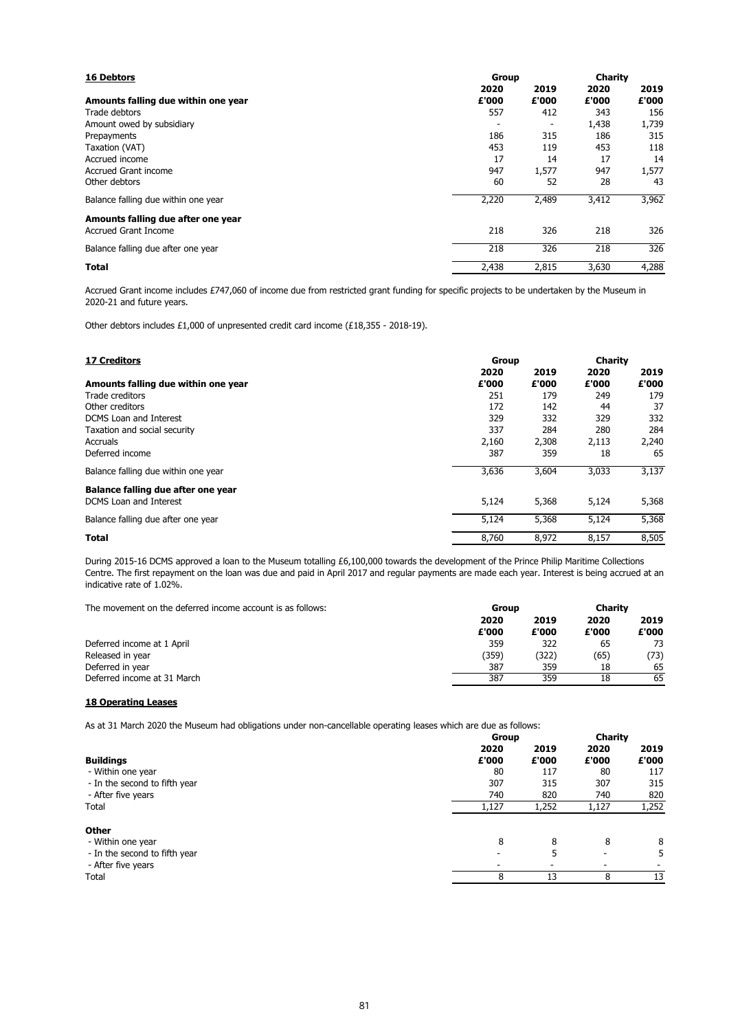## 16 Debtors

| | Group | | Charity | |
|---|---|---|---|---|
| | 2020 | 2019 | 2020 | 2019 |
| **Amounts falling due within one year** | **£'000** | **£'000** | **£'000** | **£'000** |
| Trade debtors | 557 | 412 | 343 | 156 |
| Amount owed by subsidiary | - | - | 1,438 | 1,739 |
| Prepayments | 186 | 315 | 186 | 315 |
| Taxation (VAT) | 453 | 119 | 453 | 118 |
| Accrued income | 17 | 14 | 17 | 14 |
| Accrued Grant income | 947 | 1,577 | 947 | 1,577 |
| Other debtors | 60 | 52 | 28 | 43 |
| Balance falling due within one year | 2,220 | 2,489 | 3,412 | 3,962 |
| **Amounts falling due after one year** | | | | |
| Accrued Grant Income | 218 | 326 | 218 | 326 |
| Balance falling due after one year | 218 | 326 | 218 | 326 |
| **Total** | 2,438 | 2,815 | 3,630 | 4,288 |

Accrued Grant income includes £747,060 of income due from restricted grant funding for specific projects to be undertaken by the Museum in 2020-21 and future years.

Other debtors includes £1,000 of unpresented credit card income (£18,355 - 2018-19).

## 17 Creditors

| | Group | | Charity | |
|---|---|---|---|---|
| | 2020 | 2019 | 2020 | 2019 |
| **Amounts falling due within one year** | **£'000** | **£'000** | **£'000** | **£'000** |
| Trade creditors | 251 | 179 | 249 | 179 |
| Other creditors | 172 | 142 | 44 | 37 |
| DCMS Loan and Interest | 329 | 332 | 329 | 332 |
| Taxation and social security | 337 | 284 | 280 | 284 |
| Accruals | 2,160 | 2,308 | 2,113 | 2,240 |
| Deferred income | 387 | 359 | 18 | 65 |
| Balance falling due within one year | 3,636 | 3,604 | 3,033 | 3,137 |
| **Balance falling due after one year** | | | | |
| DCMS Loan and Interest | 5,124 | 5,368 | 5,124 | 5,368 |
| Balance falling due after one year | 5,124 | 5,368 | 5,124 | 5,368 |
| **Total** | 8,760 | 8,972 | 8,157 | 8,505 |

During 2015-16 DCMS approved a loan to the Museum totalling £6,100,000 towards the development of the Prince Philip Maritime Collections Centre. The first repayment on the loan was due and paid in April 2017 and regular payments are made each year. Interest is being accrued at an indicative rate of 1.02%.

| The movement on the deferred income account is as follows: | Group | | Charity | |
|---|---|---|---|---|
| | 2020 | 2019 | 2020 | 2019 |
| | £'000 | £'000 | £'000 | £'000 |
| Deferred income at 1 April | 359 | 322 | 65 | 73 |
| Released in year | (359) | (322) | (65) | (73) |
| Deferred in year | 387 | 359 | 18 | 65 |
| Deferred income at 31 March | 387 | 359 | 18 | 65 |

## 18 Operating Leases

As at 31 March 2020 the Museum had obligations under non-cancellable operating leases which are due as follows:

| | Group | | Charity | |
|---|---|---|---|---|
| | 2020 | 2019 | 2020 | 2019 |
| **Buildings** | **£'000** | **£'000** | **£'000** | **£'000** |
| - Within one year | 80 | 117 | 80 | 117 |
| - In the second to fifth year | 307 | 315 | 307 | 315 |
| - After five years | 740 | 820 | 740 | 820 |
| Total | 1,127 | 1,252 | 1,127 | 1,252 |
| **Other** | | | | |
| - Within one year | 8 | 8 | 8 | 8 |
| - In the second to fifth year | - | 5 | - | 5 |
| - After five years | - | - | - | - |
| Total | 8 | 13 | 8 | 13 |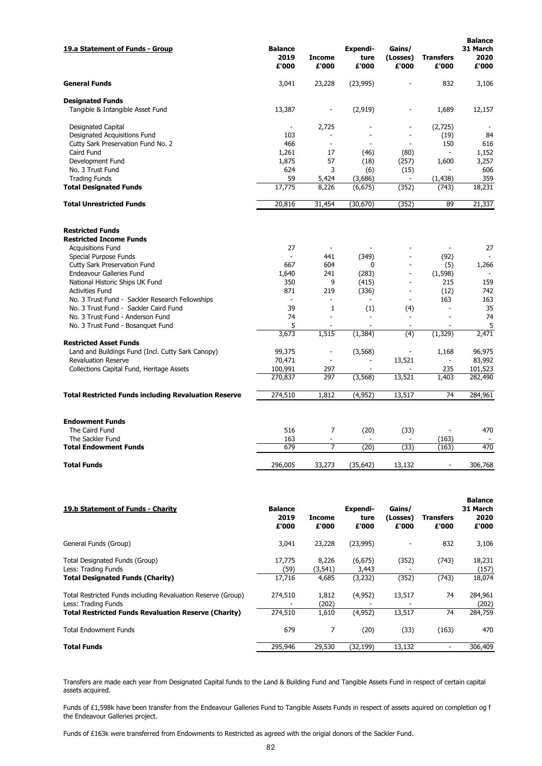| 19.a Statement of Funds - Group | Balance 2019 £'000 | Income £'000 | Expendi-ture £'000 | Gains/ (Losses) £'000 | Transfers £'000 | Balance 31 March 2020 £'000 |
|---|---|---|---|---|---|---|
| **General Funds** | 3,041 | 23,228 | (23,995) | - | 832 | 3,106 |
| **Designated Funds** | | | | | | |
| Tangible & Intangible Asset Fund | 13,387 | - | (2,919) | - | 1,689 | 12,157 |
| Designated Capital | - | 2,725 | - | - | (2,725) | - |
| Designated Acquisitions Fund | 103 | - | - | - | (19) | 84 |
| Cutty Sark Preservation Fund No. 2 | 466 | - | - | - | 150 | 616 |
| Caird Fund | 1,261 | 17 | (46) | (80) | - | 1,152 |
| Development Fund | 1,875 | 57 | (18) | (257) | 1,600 | 3,257 |
| No. 3 Trust Fund | 624 | 3 | (6) | (15) | - | 606 |
| Trading Funds | 59 | 5,424 | (3,686) | - | (1,438) | 359 |
| **Total Designated Funds** | 17,775 | 8,226 | (6,675) | (352) | (743) | 18,231 |
| **Total Unrestricted Funds** | 20,816 | 31,454 | (30,670) | (352) | 89 | 21,337 |
| **Restricted Funds** | | | | | | |
| **Restricted Income Funds** | | | | | | |
| Acquisitions Fund | 27 | - | - | - | - | 27 |
| Special Purpose Funds | - | 441 | (349) | - | (92) | - |
| Cutty Sark Preservation Fund | 667 | 604 | 0 | - | (5) | 1,266 |
| Endeavour Galleries Fund | 1,640 | 241 | (283) | - | (1,598) | - |
| National Historic Ships UK Fund | 350 | 9 | (415) | - | 215 | 159 |
| Activities Fund | 871 | 219 | (336) | - | (12) | 742 |
| No. 3 Trust Fund - Sackler Research Fellowships | - | - | - | - | 163 | 163 |
| No. 3 Trust Fund - Sackler Caird Fund | 39 | 1 | (1) | (4) | - | 35 |
| No. 3 Trust Fund - Anderson Fund | 74 | - | - | - | - | 74 |
| No. 3 Trust Fund - Bosanquet Fund | 5 | - | - | - | - | 5 |
| | 3,673 | 1,515 | (1,384) | (4) | (1,329) | 2,471 |
| **Restricted Asset Funds** | | | | | | |
| Land and Buildings Fund (Incl. Cutty Sark Canopy) | 99,375 | - | (3,568) | - | 1,168 | 96,975 |
| Revaluation Reserve | 70,471 | - | - | 13,521 | - | 83,992 |
| Collections Capital Fund, Heritage Assets | 100,991 | 297 | - | - | 235 | 101,523 |
| | 270,837 | 297 | (3,568) | 13,521 | 1,403 | 282,490 |
| **Total Restricted Funds including Revaluation Reserve** | 274,510 | 1,812 | (4,952) | 13,517 | 74 | 284,961 |
| **Endowment Funds** | | | | | | |
| The Caird Fund | 516 | 7 | (20) | (33) | - | 470 |
| The Sackler Fund | 163 | - | - | - | (163) | - |
| **Total Endowment Funds** | 679 | 7 | (20) | (33) | (163) | 470 |
| **Total Funds** | 296,005 | 33,273 | (35,642) | 13,132 | - | 306,768 |

| 19.b Statement of Funds - Charity | Balance 2019 £'000 | Income £'000 | Expendi-ture £'000 | Gains/ (Losses) £'000 | Transfers £'000 | Balance 31 March 2020 £'000 |
|---|---|---|---|---|---|---|
| General Funds (Group) | 3,041 | 23,228 | (23,995) | - | 832 | 3,106 |
| Total Designated Funds (Group) | 17,775 | 8,226 | (6,675) | (352) | (743) | 18,231 |
| Less: Trading Funds | (59) | (3,541) | 3,443 | - | | (157) |
| **Total Designated Funds (Charity)** | 17,716 | 4,685 | (3,232) | (352) | (743) | 18,074 |
| Total Restricted Funds including Revaluation Reserve (Group) | 274,510 | 1,812 | (4,952) | 13,517 | 74 | 284,961 |
| Less: Trading Funds | - | (202) | - | - | | (202) |
| **Total Restricted Funds Revaluation Reserve (Charity)** | 274,510 | 1,610 | (4,952) | 13,517 | 74 | 284,759 |
| Total Endowment Funds | 679 | 7 | (20) | (33) | (163) | 470 |
| **Total Funds** | 295,946 | 29,530 | (32,199) | 13,132 | - | 306,409 |

Transfers are made each year from Designated Capital funds to the Land & Building Fund and Tangible Assets Fund in respect of certain capital assets acquired.

Funds of £1,598k have been transfer from the Endeavour Galleries Fund to Tangible Assets Funds in respect of assets aquired on completion og f the Endeavour Galleries project.

Funds of £163k were transferred from Endowments to Restricted as agreed with the origial donors of the Sackler Fund.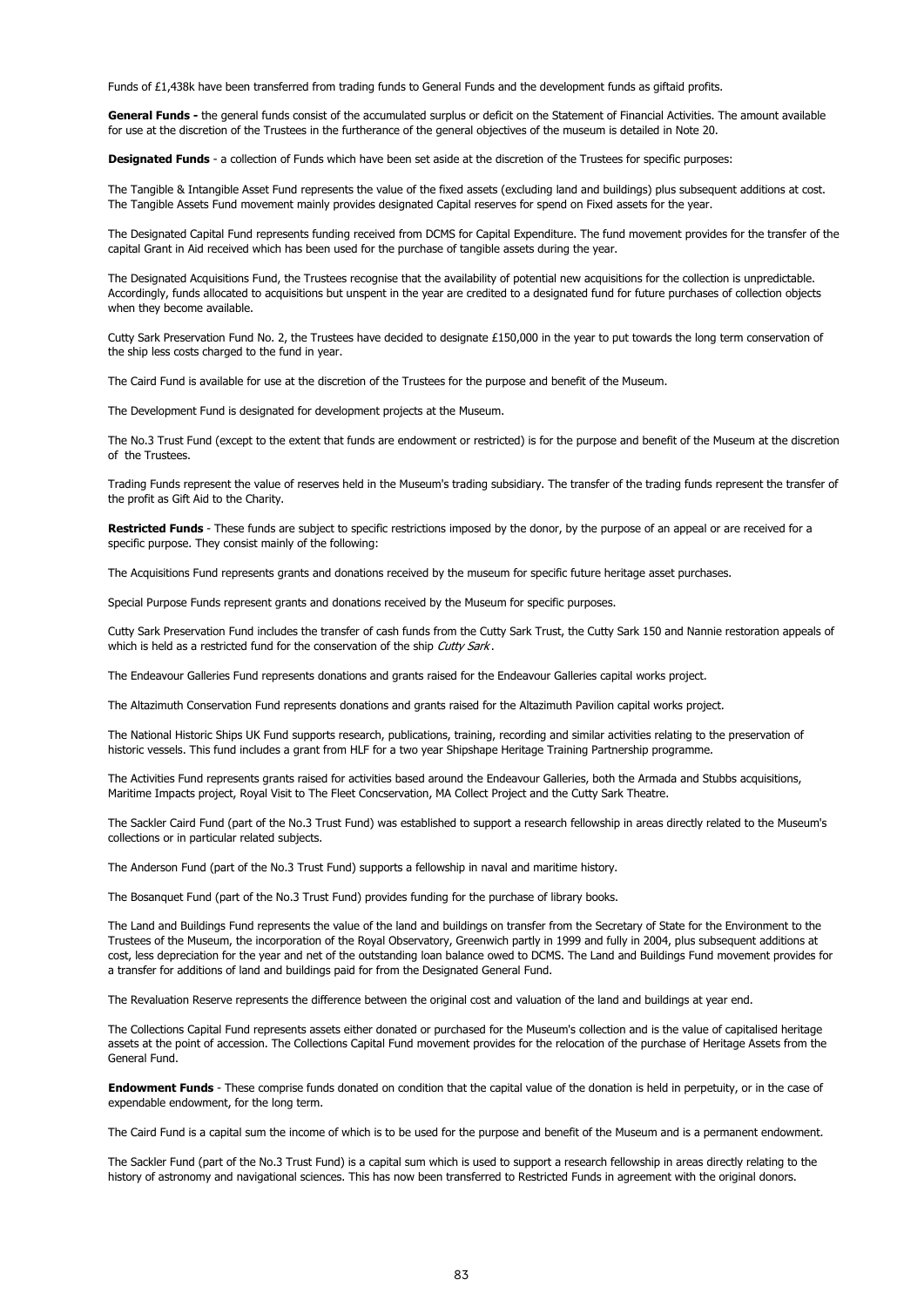Funds of £1,438k have been transferred from trading funds to General Funds and the development funds as giftaid profits.

**General Funds -** the general funds consist of the accumulated surplus or deficit on the Statement of Financial Activities. The amount available for use at the discretion of the Trustees in the furtherance of the general objectives of the museum is detailed in Note 20.

**Designated Funds** - a collection of Funds which have been set aside at the discretion of the Trustees for specific purposes:

The Tangible & Intangible Asset Fund represents the value of the fixed assets (excluding land and buildings) plus subsequent additions at cost. The Tangible Assets Fund movement mainly provides designated Capital reserves for spend on Fixed assets for the year.

The Designated Capital Fund represents funding received from DCMS for Capital Expenditure. The fund movement provides for the transfer of the capital Grant in Aid received which has been used for the purchase of tangible assets during the year.

The Designated Acquisitions Fund, the Trustees recognise that the availability of potential new acquisitions for the collection is unpredictable. Accordingly, funds allocated to acquisitions but unspent in the year are credited to a designated fund for future purchases of collection objects when they become available.

Cutty Sark Preservation Fund No. 2, the Trustees have decided to designate £150,000 in the year to put towards the long term conservation of the ship less costs charged to the fund in year.

The Caird Fund is available for use at the discretion of the Trustees for the purpose and benefit of the Museum.

The Development Fund is designated for development projects at the Museum.

The No.3 Trust Fund (except to the extent that funds are endowment or restricted) is for the purpose and benefit of the Museum at the discretion of the Trustees.

Trading Funds represent the value of reserves held in the Museum's trading subsidiary. The transfer of the trading funds represent the transfer of the profit as Gift Aid to the Charity.

**Restricted Funds** - These funds are subject to specific restrictions imposed by the donor, by the purpose of an appeal or are received for a specific purpose. They consist mainly of the following:

The Acquisitions Fund represents grants and donations received by the museum for specific future heritage asset purchases.

Special Purpose Funds represent grants and donations received by the Museum for specific purposes.

Cutty Sark Preservation Fund includes the transfer of cash funds from the Cutty Sark Trust, the Cutty Sark 150 and Nannie restoration appeals of which is held as a restricted fund for the conservation of the ship *Cutty Sark*.

The Endeavour Galleries Fund represents donations and grants raised for the Endeavour Galleries capital works project.

The Altazimuth Conservation Fund represents donations and grants raised for the Altazimuth Pavilion capital works project.

The National Historic Ships UK Fund supports research, publications, training, recording and similar activities relating to the preservation of historic vessels. This fund includes a grant from HLF for a two year Shipshape Heritage Training Partnership programme.

The Activities Fund represents grants raised for activities based around the Endeavour Galleries, both the Armada and Stubbs acquisitions, Maritime Impacts project, Royal Visit to The Fleet Concservation, MA Collect Project and the Cutty Sark Theatre.

The Sackler Caird Fund (part of the No.3 Trust Fund) was established to support a research fellowship in areas directly related to the Museum's collections or in particular related subjects.

The Anderson Fund (part of the No.3 Trust Fund) supports a fellowship in naval and maritime history.

The Bosanquet Fund (part of the No.3 Trust Fund) provides funding for the purchase of library books.

The Land and Buildings Fund represents the value of the land and buildings on transfer from the Secretary of State for the Environment to the Trustees of the Museum, the incorporation of the Royal Observatory, Greenwich partly in 1999 and fully in 2004, plus subsequent additions at cost, less depreciation for the year and net of the outstanding loan balance owed to DCMS. The Land and Buildings Fund movement provides for a transfer for additions of land and buildings paid for from the Designated General Fund.

The Revaluation Reserve represents the difference between the original cost and valuation of the land and buildings at year end.

The Collections Capital Fund represents assets either donated or purchased for the Museum's collection and is the value of capitalised heritage assets at the point of accession. The Collections Capital Fund movement provides for the relocation of the purchase of Heritage Assets from the General Fund.

**Endowment Funds** - These comprise funds donated on condition that the capital value of the donation is held in perpetuity, or in the case of expendable endowment, for the long term.

The Caird Fund is a capital sum the income of which is to be used for the purpose and benefit of the Museum and is a permanent endowment.

The Sackler Fund (part of the No.3 Trust Fund) is a capital sum which is used to support a research fellowship in areas directly relating to the history of astronomy and navigational sciences. This has now been transferred to Restricted Funds in agreement with the original donors.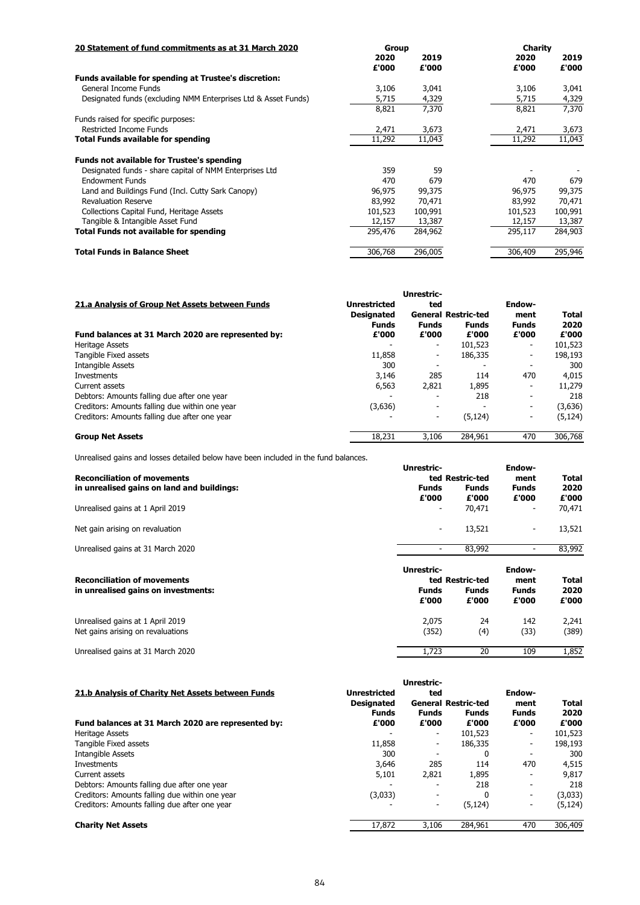## 20 Statement of fund commitments as at 31 March 2020

| | Group 2020 £'000 | Group 2019 £'000 | Charity 2020 £'000 | Charity 2019 £'000 |
|---|---|---|---|---|
| **Funds available for spending at Trustee's discretion:** | | | | |
| General Income Funds | 3,106 | 3,041 | 3,106 | 3,041 |
| Designated funds (excluding NMM Enterprises Ltd & Asset Funds) | 5,715 | 4,329 | 5,715 | 4,329 |
| | 8,821 | 7,370 | 8,821 | 7,370 |
| Funds raised for specific purposes: | | | | |
| Restricted Income Funds | 2,471 | 3,673 | 2,471 | 3,673 |
| **Total Funds available for spending** | 11,292 | 11,043 | 11,292 | 11,043 |
| **Funds not available for Trustee's spending** | | | | |
| Designated funds - share capital of NMM Enterprises Ltd | 359 | 59 | - | - |
| Endowment Funds | 470 | 679 | 470 | 679 |
| Land and Buildings Fund (Incl. Cutty Sark Canopy) | 96,975 | 99,375 | 96,975 | 99,375 |
| Revaluation Reserve | 83,992 | 70,471 | 83,992 | 70,471 |
| Collections Capital Fund, Heritage Assets | 101,523 | 100,991 | 101,523 | 100,991 |
| Tangible & Intangible Asset Fund | 12,157 | 13,387 | 12,157 | 13,387 |
| **Total Funds not available for spending** | 295,476 | 284,962 | 295,117 | 284,903 |
| **Total Funds in Balance Sheet** | 306,768 | 296,005 | 306,409 | 295,946 |

## 21.a Analysis of Group Net Assets between Funds

| Fund balances at 31 March 2020 are represented by: | Unrestricted Designated Funds £'000 | Unrestricted General Funds £'000 | Restricted Funds £'000 | Endowment Funds £'000 | Total 2020 £'000 |
|---|---|---|---|---|---|
| Heritage Assets | - | - | 101,523 | - | 101,523 |
| Tangible Fixed assets | 11,858 | - | 186,335 | - | 198,193 |
| Intangible Assets | 300 | - | - | - | 300 |
| Investments | 3,146 | 285 | 114 | 470 | 4,015 |
| Current assets | 6,563 | 2,821 | 1,895 | - | 11,279 |
| Debtors: Amounts falling due after one year | - | - | 218 | - | 218 |
| Creditors: Amounts falling due within one year | (3,636) | - | - | - | (3,636) |
| Creditors: Amounts falling due after one year | - | - | (5,124) | - | (5,124) |
| **Group Net Assets** | 18,231 | 3,106 | 284,961 | 470 | 306,768 |

Unrealised gains and losses detailed below have been included in the fund balances.

| Reconciliation of movements in unrealised gains on land and buildings: | Unrestricted Funds £'000 | Restricted Funds £'000 | Endowment Funds £'000 | Total 2020 £'000 |
|---|---|---|---|---|
| Unrealised gains at 1 April 2019 | - | 70,471 | - | 70,471 |
| Net gain arising on revaluation | - | 13,521 | - | 13,521 |
| Unrealised gains at 31 March 2020 | - | 83,992 | - | 83,992 |

| Reconciliation of movements in unrealised gains on investments: | Unrestricted Funds £'000 | Restricted Funds £'000 | Endowment Funds £'000 | Total 2020 £'000 |
|---|---|---|---|---|
| Unrealised gains at 1 April 2019 | 2,075 | 24 | 142 | 2,241 |
| Net gains arising on revaluations | (352) | (4) | (33) | (389) |
| Unrealised gains at 31 March 2020 | 1,723 | 20 | 109 | 1,852 |

## 21.b Analysis of Charity Net Assets between Funds

| Fund balances at 31 March 2020 are represented by: | Unrestricted Designated Funds £'000 | Unrestricted General Funds £'000 | Restricted Funds £'000 | Endowment Funds £'000 | Total 2020 £'000 |
|---|---|---|---|---|---|
| Heritage Assets | - | - | 101,523 | - | 101,523 |
| Tangible Fixed assets | 11,858 | - | 186,335 | - | 198,193 |
| Intangible Assets | 300 | - | 0 | - | 300 |
| Investments | 3,646 | 285 | 114 | 470 | 4,515 |
| Current assets | 5,101 | 2,821 | 1,895 | - | 9,817 |
| Debtors: Amounts falling due after one year | - | - | 218 | - | 218 |
| Creditors: Amounts falling due within one year | (3,033) | - | 0 | - | (3,033) |
| Creditors: Amounts falling due after one year | - | - | (5,124) | - | (5,124) |
| **Charity Net Assets** | 17,872 | 3,106 | 284,961 | 470 | 306,409 |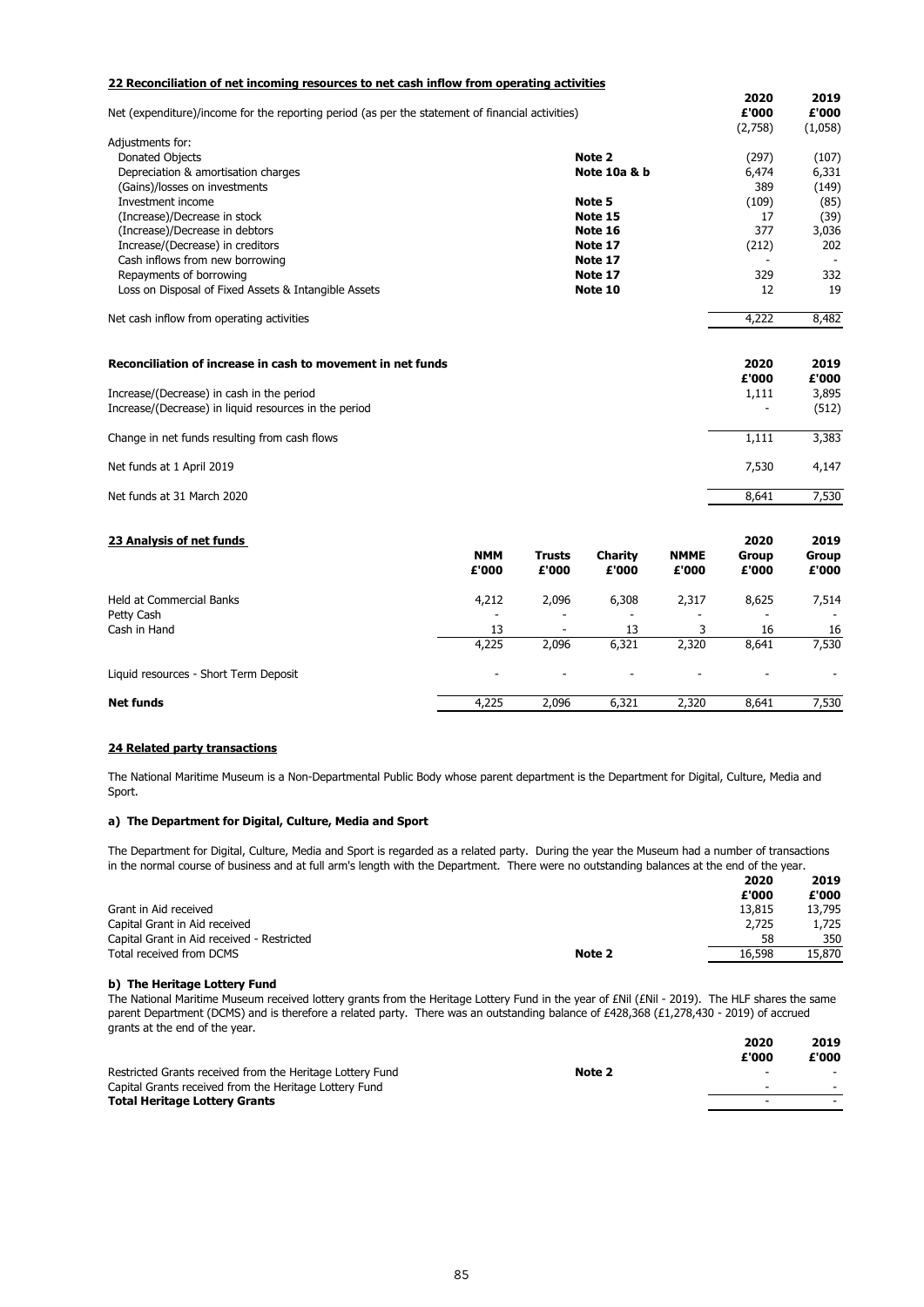## 22 Reconciliation of net incoming resources to net cash inflow from operating activities

| | | 2020 £'000 | 2019 £'000 |
|---|---|---|---|
| Net (expenditure)/income for the reporting period (as per the statement of financial activities) | | (2,758) | (1,058) |
| Adjustments for: | | | |
| Donated Objects | Note 2 | (297) | (107) |
| Depreciation & amortisation charges | Note 10a & b | 6,474 | 6,331 |
| (Gains)/losses on investments | | 389 | (149) |
| Investment income | Note 5 | (109) | (85) |
| (Increase)/Decrease in stock | Note 15 | 17 | (39) |
| (Increase)/Decrease in debtors | Note 16 | 377 | 3,036 |
| Increase/(Decrease) in creditors | Note 17 | (212) | 202 |
| Cash inflows from new borrowing | Note 17 | - | - |
| Repayments of borrowing | Note 17 | 329 | 332 |
| Loss on Disposal of Fixed Assets & Intangible Assets | Note 10 | 12 | 19 |
| Net cash inflow from operating activities | | 4,222 | 8,482 |

| Reconciliation of increase in cash to movement in net funds | 2020 £'000 | 2019 £'000 |
|---|---|---|
| Increase/(Decrease) in cash in the period | 1,111 | 3,895 |
| Increase/(Decrease) in liquid resources in the period | - | (512) |
| Change in net funds resulting from cash flows | 1,111 | 3,383 |
| Net funds at 1 April 2019 | 7,530 | 4,147 |
| Net funds at 31 March 2020 | 8,641 | 7,530 |

## 23 Analysis of net funds

| | NMM £'000 | Trusts £'000 | Charity £'000 | NMME £'000 | 2020 Group £'000 | 2019 Group £'000 |
|---|---|---|---|---|---|---|
| Held at Commercial Banks | 4,212 | 2,096 | 6,308 | 2,317 | 8,625 | 7,514 |
| Petty Cash | - | - | - | - | - | - |
| Cash in Hand | 13 | - | 13 | 3 | 16 | 16 |
| | 4,225 | 2,096 | 6,321 | 2,320 | 8,641 | 7,530 |
| Liquid resources - Short Term Deposit | - | - | - | - | - | - |
| **Net funds** | 4,225 | 2,096 | 6,321 | 2,320 | 8,641 | 7,530 |

## 24 Related party transactions

The National Maritime Museum is a Non-Departmental Public Body whose parent department is the Department for Digital, Culture, Media and Sport.

### a) The Department for Digital, Culture, Media and Sport

The Department for Digital, Culture, Media and Sport is regarded as a related party. During the year the Museum had a number of transactions in the normal course of business and at full arm's length with the Department. There were no outstanding balances at the end of the year.

| | | 2020 £'000 | 2019 £'000 |
|---|---|---|---|
| Grant in Aid received | | 13,815 | 13,795 |
| Capital Grant in Aid received | | 2,725 | 1,725 |
| Capital Grant in Aid received - Restricted | | 58 | 350 |
| Total received from DCMS | Note 2 | 16,598 | 15,870 |

### b) The Heritage Lottery Fund

The National Maritime Museum received lottery grants from the Heritage Lottery Fund in the year of £Nil (£Nil - 2019). The HLF shares the same parent Department (DCMS) and is therefore a related party. There was an outstanding balance of £428,368 (£1,278,430 - 2019) of accrued grants at the end of the year.

| | | 2020 £'000 | 2019 £'000 |
|---|---|---|---|
| Restricted Grants received from the Heritage Lottery Fund | Note 2 | - | - |
| Capital Grants received from the Heritage Lottery Fund | | - | - |
| **Total Heritage Lottery Grants** | | - | - |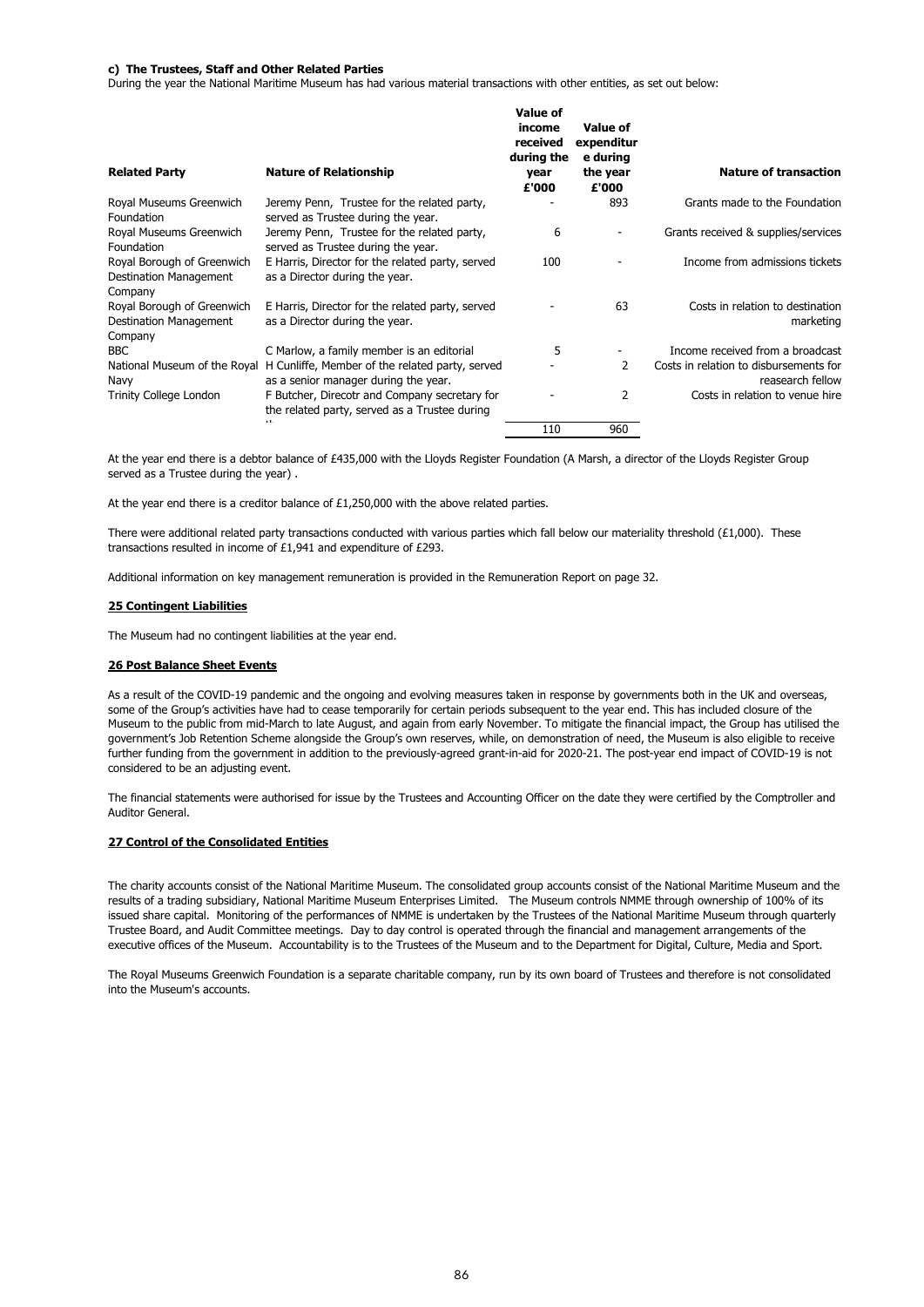**c) The Trustees, Staff and Other Related Parties**

During the year the National Maritime Museum has had various material transactions with other entities, as set out below:

| Related Party | Nature of Relationship | Value of income received during the year £'000 | Value of expenditure during the year £'000 | Nature of transaction |
|---|---|---|---|---|
| Royal Museums Greenwich Foundation | Jeremy Penn, Trustee for the related party, served as Trustee during the year. | - | 893 | Grants made to the Foundation |
| Royal Museums Greenwich Foundation | Jeremy Penn, Trustee for the related party, served as Trustee during the year. | 6 | - | Grants received & supplies/services |
| Royal Borough of Greenwich Destination Management Company | E Harris, Director for the related party, served as a Director during the year. | 100 | - | Income from admissions tickets |
| Royal Borough of Greenwich Destination Management Company | E Harris, Director for the related party, served as a Director during the year. | - | 63 | Costs in relation to destination marketing |
| BBC | C Marlow, a family member is an editorial | 5 | - | Income received from a broadcast |
| National Museum of the Royal Navy | H Cunliffe, Member of the related party, served as a senior manager during the year. | - | 2 | Costs in relation to disbursements for reasearch fellow |
| Trinity College London | F Butcher, Direcotr and Company secretary for the related party, served as a Trustee during the | - | 2 | Costs in relation to venue hire |
| | | 110 | 960 | |

At the year end there is a debtor balance of £435,000 with the Lloyds Register Foundation (A Marsh, a director of the Lloyds Register Group served as a Trustee during the year) .

At the year end there is a creditor balance of £1,250,000 with the above related parties.

There were additional related party transactions conducted with various parties which fall below our materiality threshold (£1,000). These transactions resulted in income of £1,941 and expenditure of £293.

Additional information on key management remuneration is provided in the Remuneration Report on page 32.

## 25 Contingent Liabilities

The Museum had no contingent liabilities at the year end.

## 26 Post Balance Sheet Events

As a result of the COVID-19 pandemic and the ongoing and evolving measures taken in response by governments both in the UK and overseas, some of the Group's activities have had to cease temporarily for certain periods subsequent to the year end. This has included closure of the Museum to the public from mid-March to late August, and again from early November. To mitigate the financial impact, the Group has utilised the government's Job Retention Scheme alongside the Group's own reserves, while, on demonstration of need, the Museum is also eligible to receive further funding from the government in addition to the previously-agreed grant-in-aid for 2020-21. The post-year end impact of COVID-19 is not considered to be an adjusting event.

The financial statements were authorised for issue by the Trustees and Accounting Officer on the date they were certified by the Comptroller and Auditor General.

## 27 Control of the Consolidated Entities

The charity accounts consist of the National Maritime Museum. The consolidated group accounts consist of the National Maritime Museum and the results of a trading subsidiary, National Maritime Museum Enterprises Limited. The Museum controls NMME through ownership of 100% of its issued share capital. Monitoring of the performances of NMME is undertaken by the Trustees of the National Maritime Museum through quarterly Trustee Board, and Audit Committee meetings. Day to day control is operated through the financial and management arrangements of the executive offices of the Museum. Accountability is to the Trustees of the Museum and to the Department for Digital, Culture, Media and Sport.

The Royal Museums Greenwich Foundation is a separate charitable company, run by its own board of Trustees and therefore is not consolidated into the Museum's accounts.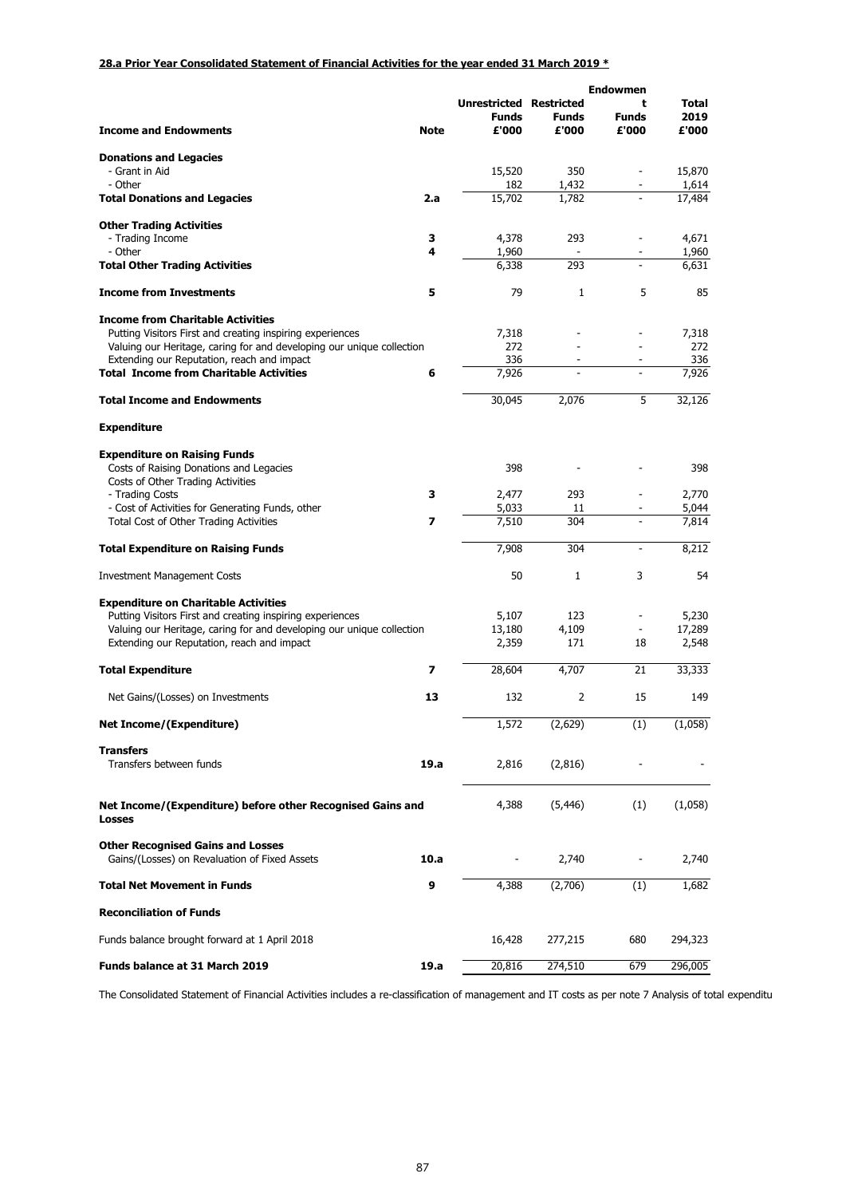**28.a Prior Year Consolidated Statement of Financial Activities for the year ended 31 March 2019 ***

| Income and Endowments | Note | Unrestricted Funds £'000 | Restricted Funds £'000 | Endowment Funds £'000 | Total 2019 £'000 |
|---|---|---|---|---|---|
| **Donations and Legacies** | | | | | |
| - Grant in Aid | | 15,520 | 350 | - | 15,870 |
| - Other | | 182 | 1,432 | - | 1,614 |
| **Total Donations and Legacies** | **2.a** | 15,702 | 1,782 | - | 17,484 |
| **Other Trading Activities** | | | | | |
| - Trading Income | **3** | 4,378 | 293 | - | 4,671 |
| - Other | **4** | 1,960 | - | - | 1,960 |
| **Total Other Trading Activities** | | 6,338 | 293 | - | 6,631 |
| **Income from Investments** | **5** | 79 | 1 | 5 | 85 |
| **Income from Charitable Activities** | | | | | |
| Putting Visitors First and creating inspiring experiences | | 7,318 | - | - | 7,318 |
| Valuing our Heritage, caring for and developing our unique collection | | 272 | - | - | 272 |
| Extending our Reputation, reach and impact | | 336 | - | - | 336 |
| **Total Income from Charitable Activities** | **6** | 7,926 | - | - | 7,926 |
| **Total Income and Endowments** | | 30,045 | 2,076 | 5 | 32,126 |
| **Expenditure** | | | | | |
| **Expenditure on Raising Funds** | | | | | |
| Costs of Raising Donations and Legacies | | 398 | - | - | 398 |
| Costs of Other Trading Activities | | | | | |
| - Trading Costs | **3** | 2,477 | 293 | - | 2,770 |
| - Cost of Activities for Generating Funds, other | | 5,033 | 11 | - | 5,044 |
| Total Cost of Other Trading Activities | **7** | 7,510 | 304 | - | 7,814 |
| **Total Expenditure on Raising Funds** | | 7,908 | 304 | - | 8,212 |
| Investment Management Costs | | 50 | 1 | 3 | 54 |
| **Expenditure on Charitable Activities** | | | | | |
| Putting Visitors First and creating inspiring experiences | | 5,107 | 123 | - | 5,230 |
| Valuing our Heritage, caring for and developing our unique collection | | 13,180 | 4,109 | - | 17,289 |
| Extending our Reputation, reach and impact | | 2,359 | 171 | 18 | 2,548 |
| **Total Expenditure** | **7** | 28,604 | 4,707 | 21 | 33,333 |
| Net Gains/(Losses) on Investments | **13** | 132 | 2 | 15 | 149 |
| **Net Income/(Expenditure)** | | 1,572 | (2,629) | (1) | (1,058) |
| **Transfers** | | | | | |
| Transfers between funds | **19.a** | 2,816 | (2,816) | - | - |
| **Net Income/(Expenditure) before other Recognised Gains and Losses** | | 4,388 | (5,446) | (1) | (1,058) |
| **Other Recognised Gains and Losses** | | | | | |
| Gains/(Losses) on Revaluation of Fixed Assets | **10.a** | - | 2,740 | - | 2,740 |
| **Total Net Movement in Funds** | **9** | 4,388 | (2,706) | (1) | 1,682 |
| **Reconciliation of Funds** | | | | | |
| Funds balance brought forward at 1 April 2018 | | 16,428 | 277,215 | 680 | 294,323 |
| **Funds balance at 31 March 2019** | **19.a** | 20,816 | 274,510 | 679 | 296,005 |

The Consolidated Statement of Financial Activities includes a re-classification of management and IT costs as per note 7 Analysis of total expenditu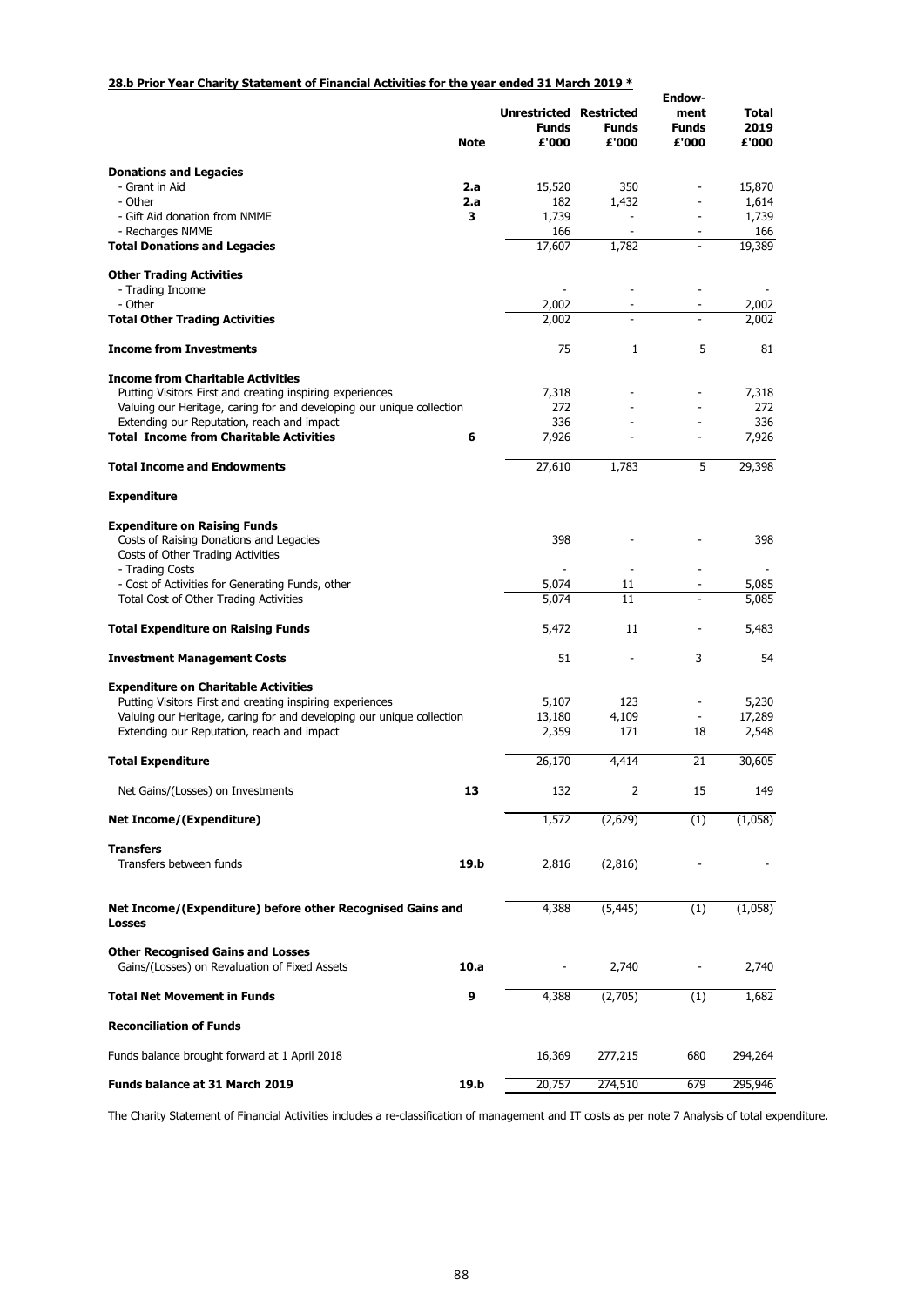**28.b Prior Year Charity Statement of Financial Activities for the year ended 31 March 2019 ***

| | Note | Unrestricted Funds £'000 | Restricted Funds £'000 | Endow-ment Funds £'000 | Total 2019 £'000 |
|---|---|---|---|---|---|
| **Donations and Legacies** | | | | | |
| - Grant in Aid | 2.a | 15,520 | 350 | - | 15,870 |
| - Other | 2.a | 182 | 1,432 | - | 1,614 |
| - Gift Aid donation from NMME | 3 | 1,739 | - | - | 1,739 |
| - Recharges NMME | | 166 | - | - | 166 |
| **Total Donations and Legacies** | | 17,607 | 1,782 | - | 19,389 |
| **Other Trading Activities** | | | | | |
| - Trading Income | | - | - | - | - |
| - Other | | 2,002 | - | - | 2,002 |
| **Total Other Trading Activities** | | 2,002 | - | - | 2,002 |
| **Income from Investments** | | 75 | 1 | 5 | 81 |
| **Income from Charitable Activities** | | | | | |
| Putting Visitors First and creating inspiring experiences | | 7,318 | - | - | 7,318 |
| Valuing our Heritage, caring for and developing our unique collection | | 272 | - | - | 272 |
| Extending our Reputation, reach and impact | | 336 | - | - | 336 |
| **Total Income from Charitable Activities** | 6 | 7,926 | - | - | 7,926 |
| **Total Income and Endowments** | | 27,610 | 1,783 | 5 | 29,398 |
| **Expenditure** | | | | | |
| **Expenditure on Raising Funds** | | | | | |
| Costs of Raising Donations and Legacies | | 398 | - | - | 398 |
| Costs of Other Trading Activities | | | | | |
| - Trading Costs | | - | - | - | - |
| - Cost of Activities for Generating Funds, other | | 5,074 | 11 | - | 5,085 |
| Total Cost of Other Trading Activities | | 5,074 | 11 | - | 5,085 |
| **Total Expenditure on Raising Funds** | | 5,472 | 11 | - | 5,483 |
| **Investment Management Costs** | | 51 | - | 3 | 54 |
| **Expenditure on Charitable Activities** | | | | | |
| Putting Visitors First and creating inspiring experiences | | 5,107 | 123 | - | 5,230 |
| Valuing our Heritage, caring for and developing our unique collection | | 13,180 | 4,109 | - | 17,289 |
| Extending our Reputation, reach and impact | | 2,359 | 171 | 18 | 2,548 |
| **Total Expenditure** | | 26,170 | 4,414 | 21 | 30,605 |
| Net Gains/(Losses) on Investments | 13 | 132 | 2 | 15 | 149 |
| **Net Income/(Expenditure)** | | 1,572 | (2,629) | (1) | (1,058) |
| **Transfers** | | | | | |
| Transfers between funds | 19.b | 2,816 | (2,816) | - | - |
| **Net Income/(Expenditure) before other Recognised Gains and Losses** | | 4,388 | (5,445) | (1) | (1,058) |
| **Other Recognised Gains and Losses** | | | | | |
| Gains/(Losses) on Revaluation of Fixed Assets | 10.a | - | 2,740 | - | 2,740 |
| **Total Net Movement in Funds** | 9 | 4,388 | (2,705) | (1) | 1,682 |
| **Reconciliation of Funds** | | | | | |
| Funds balance brought forward at 1 April 2018 | | 16,369 | 277,215 | 680 | 294,264 |
| **Funds balance at 31 March 2019** | 19.b | 20,757 | 274,510 | 679 | 295,946 |

The Charity Statement of Financial Activities includes a re-classification of management and IT costs as per note 7 Analysis of total expenditure.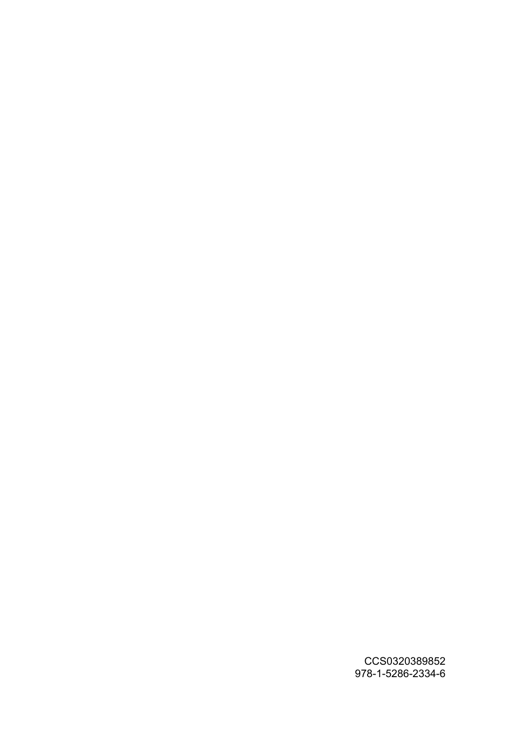CCS0320389852
978-1-5286-2334-6